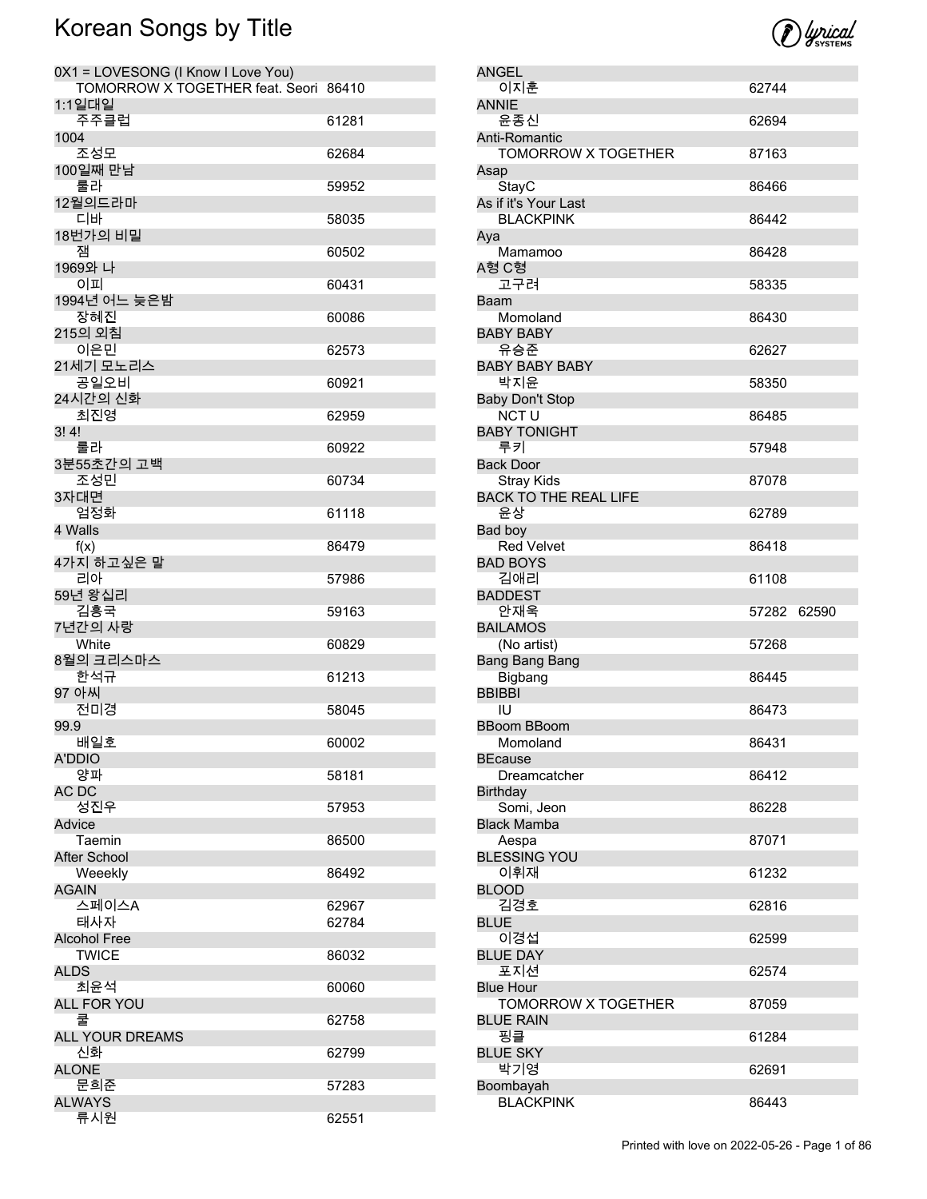# Korean Songs by Title

| Title / Artist | Number |
|---|---|
| **0X1 = LOVESONG (I Know I Love You)** | |
| TOMORROW X TOGETHER feat. Seori | 86410 |
| **1:1일대일** | |
| 주주클럽 | 61281 |
| **1004** | |
| 조성모 | 62684 |
| **100일째 만남** | |
| 룰라 | 59952 |
| **12월의드라마** | |
| 디바 | 58035 |
| **18번가의 비밀** | |
| 잼 | 60502 |
| **1969와 나** | |
| 이피 | 60431 |
| **1994년 어느 늦은밤** | |
| 장혜진 | 60086 |
| **215의 외침** | |
| 이은민 | 62573 |
| **21세기 모노리스** | |
| 공일오비 | 60921 |
| **24시간의 신화** | |
| 최진영 | 62959 |
| **3! 4!** | |
| 룰라 | 60922 |
| **3분55초간의 고백** | |
| 조성민 | 60734 |
| **3자대면** | |
| 엄정화 | 61118 |
| **4 Walls** | |
| f(x) | 86479 |
| **4가지 하고싶은 말** | |
| 리아 | 57986 |
| **59년 왕십리** | |
| 김흥국 | 59163 |
| **7년간의 사랑** | |
| White | 60829 |
| **8월의 크리스마스** | |
| 한석규 | 61213 |
| **97 아씨** | |
| 전미경 | 58045 |
| **99.9** | |
| 배일호 | 60002 |
| **A'DDIO** | |
| 양파 | 58181 |
| **AC DC** | |
| 성진우 | 57953 |
| **Advice** | |
| Taemin | 86500 |
| **After School** | |
| Weeekly | 86492 |
| **AGAIN** | |
| 스페이스A | 62967 |
| 태사자 | 62784 |
| **Alcohol Free** | |
| TWICE | 86032 |
| **ALDS** | |
| 최윤석 | 60060 |
| **ALL FOR YOU** | |
| 쿨 | 62758 |
| **ALL YOUR DREAMS** | |
| 신화 | 62799 |
| **ALONE** | |
| 문희준 | 57283 |
| **ALWAYS** | |
| 류시원 | 62551 |
| **ANGEL** | |
| 이지훈 | 62744 |
| **ANNIE** | |
| 윤종신 | 62694 |
| **Anti-Romantic** | |
| TOMORROW X TOGETHER | 87163 |
| **Asap** | |
| StayC | 86466 |
| **As if it's Your Last** | |
| BLACKPINK | 86442 |
| **Aya** | |
| Mamamoo | 86428 |
| **A형 C형** | |
| 고구려 | 58335 |
| **Baam** | |
| Momoland | 86430 |
| **BABY BABY** | |
| 유승준 | 62627 |
| **BABY BABY BABY** | |
| 박지윤 | 58350 |
| **Baby Don't Stop** | |
| NCT U | 86485 |
| **BABY TONIGHT** | |
| 루키 | 57948 |
| **Back Door** | |
| Stray Kids | 87078 |
| **BACK TO THE REAL LIFE** | |
| 윤상 | 62789 |
| **Bad boy** | |
| Red Velvet | 86418 |
| **BAD BOYS** | |
| 김애리 | 61108 |
| **BADDEST** | |
| 안재욱 | 57282 62590 |
| **BAILAMOS** | |
| (No artist) | 57268 |
| **Bang Bang Bang** | |
| Bigbang | 86445 |
| **BBIBBI** | |
| IU | 86473 |
| **BBoom BBoom** | |
| Momoland | 86431 |
| **BEcause** | |
| Dreamcatcher | 86412 |
| **Birthday** | |
| Somi, Jeon | 86228 |
| **Black Mamba** | |
| Aespa | 87071 |
| **BLESSING YOU** | |
| 이휘재 | 61232 |
| **BLOOD** | |
| 김경호 | 62816 |
| **BLUE** | |
| 이경섭 | 62599 |
| **BLUE DAY** | |
| 포지션 | 62574 |
| **Blue Hour** | |
| TOMORROW X TOGETHER | 87059 |
| **BLUE RAIN** | |
| 핑클 | 61284 |
| **BLUE SKY** | |
| 박기영 | 62691 |
| **Boombayah** | |
| BLACKPINK | 86443 |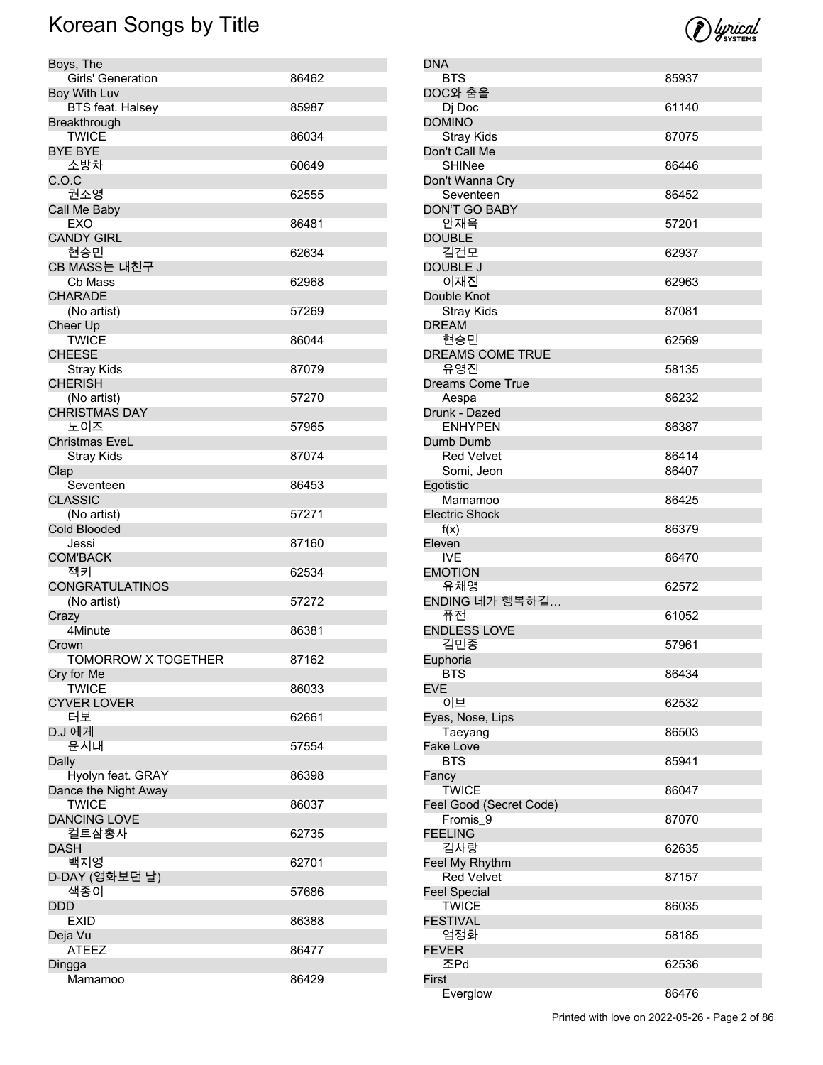# Korean Songs by Title

| Title / Artist | Number |
| --- | --- |
| **Boys, The** | |
| Girls' Generation | 86462 |
| **Boy With Luv** | |
| BTS feat. Halsey | 85987 |
| **Breakthrough** | |
| TWICE | 86034 |
| **BYE BYE** | |
| 소방차 | 60649 |
| **C.O.C** | |
| 권소영 | 62555 |
| **Call Me Baby** | |
| EXO | 86481 |
| **CANDY GIRL** | |
| 현승민 | 62634 |
| **CB MASS는 내친구** | |
| Cb Mass | 62968 |
| **CHARADE** | |
| (No artist) | 57269 |
| **Cheer Up** | |
| TWICE | 86044 |
| **CHEESE** | |
| Stray Kids | 87079 |
| **CHERISH** | |
| (No artist) | 57270 |
| **CHRISTMAS DAY** | |
| 노이즈 | 57965 |
| **Christmas EveL** | |
| Stray Kids | 87074 |
| **Clap** | |
| Seventeen | 86453 |
| **CLASSIC** | |
| (No artist) | 57271 |
| **Cold Blooded** | |
| Jessi | 87160 |
| **COM'BACK** | |
| 젝키 | 62534 |
| **CONGRATULATINOS** | |
| (No artist) | 57272 |
| **Crazy** | |
| 4Minute | 86381 |
| **Crown** | |
| TOMORROW X TOGETHER | 87162 |
| **Cry for Me** | |
| TWICE | 86033 |
| **CYVER LOVER** | |
| 터보 | 62661 |
| **D.J 에게** | |
| 윤시내 | 57554 |
| **Dally** | |
| Hyolyn feat. GRAY | 86398 |
| **Dance the Night Away** | |
| TWICE | 86037 |
| **DANCING LOVE** | |
| 컬트삼총사 | 62735 |
| **DASH** | |
| 백지영 | 62701 |
| **D-DAY (영화보던 날)** | |
| 색종이 | 57686 |
| **DDD** | |
| EXID | 86388 |
| **Deja Vu** | |
| ATEEZ | 86477 |
| **Dingga** | |
| Mamamoo | 86429 |
| **DNA** | |
| BTS | 85937 |
| **DOC와 춤을** | |
| Dj Doc | 61140 |
| **DOMINO** | |
| Stray Kids | 87075 |
| **Don't Call Me** | |
| SHINee | 86446 |
| **Don't Wanna Cry** | |
| Seventeen | 86452 |
| **DON'T GO BABY** | |
| 안재욱 | 57201 |
| **DOUBLE** | |
| 김건모 | 62937 |
| **DOUBLE J** | |
| 이재진 | 62963 |
| **Double Knot** | |
| Stray Kids | 87081 |
| **DREAM** | |
| 현승민 | 62569 |
| **DREAMS COME TRUE** | |
| 유영진 | 58135 |
| **Dreams Come True** | |
| Aespa | 86232 |
| **Drunk - Dazed** | |
| ENHYPEN | 86387 |
| **Dumb Dumb** | |
| Red Velvet | 86414 |
| Somi, Jeon | 86407 |
| **Egotistic** | |
| Mamamoo | 86425 |
| **Electric Shock** | |
| f(x) | 86379 |
| **Eleven** | |
| IVE | 86470 |
| **EMOTION** | |
| 유채영 | 62572 |
| **ENDING 네가 행복하길…** | |
| 퓨전 | 61052 |
| **ENDLESS LOVE** | |
| 김민종 | 57961 |
| **Euphoria** | |
| BTS | 86434 |
| **EVE** | |
| 이브 | 62532 |
| **Eyes, Nose, Lips** | |
| Taeyang | 86503 |
| **Fake Love** | |
| BTS | 85941 |
| **Fancy** | |
| TWICE | 86047 |
| **Feel Good (Secret Code)** | |
| Fromis_9 | 87070 |
| **FEELING** | |
| 김사랑 | 62635 |
| **Feel My Rhythm** | |
| Red Velvet | 87157 |
| **Feel Special** | |
| TWICE | 86035 |
| **FESTIVAL** | |
| 엄정화 | 58185 |
| **FEVER** | |
| 조Pd | 62536 |
| **First** | |
| Everglow | 86476 |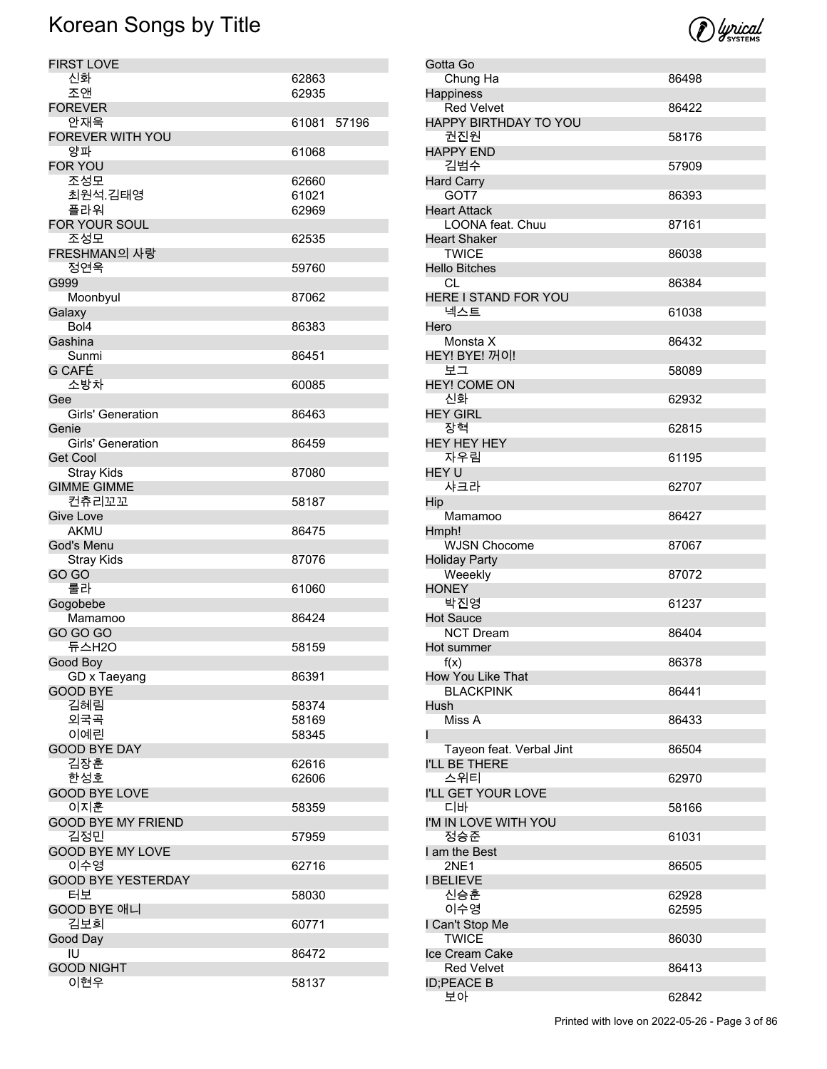# Korean Songs by Title

| Title / Artist | Number | |
|---|---|---|
| **FIRST LOVE** | | |
| 신화 | 62863 | |
| 조앤 | 62935 | |
| **FOREVER** | | |
| 안재욱 | 61081 | 57196 |
| **FOREVER WITH YOU** | | |
| 양파 | 61068 | |
| **FOR YOU** | | |
| 조성모 | 62660 | |
| 최원석.김태영 | 61021 | |
| 플라워 | 62969 | |
| **FOR YOUR SOUL** | | |
| 조성모 | 62535 | |
| **FRESHMAN의 사랑** | | |
| 정연욱 | 59760 | |
| **G999** | | |
| Moonbyul | 87062 | |
| **Galaxy** | | |
| Bol4 | 86383 | |
| **Gashina** | | |
| Sunmi | 86451 | |
| **G CAFÉ** | | |
| 소방차 | 60085 | |
| **Gee** | | |
| Girls' Generation | 86463 | |
| **Genie** | | |
| Girls' Generation | 86459 | |
| **Get Cool** | | |
| Stray Kids | 87080 | |
| **GIMME GIMME** | | |
| 컨츄리꼬꼬 | 58187 | |
| **Give Love** | | |
| AKMU | 86475 | |
| **God's Menu** | | |
| Stray Kids | 87076 | |
| **GO GO** | | |
| 룰라 | 61060 | |
| **Gogobebe** | | |
| Mamamoo | 86424 | |
| **GO GO GO** | | |
| 듀스H2O | 58159 | |
| **Good Boy** | | |
| GD x Taeyang | 86391 | |
| **GOOD BYE** | | |
| 김혜림 | 58374 | |
| 외국곡 | 58169 | |
| 이예린 | 58345 | |
| **GOOD BYE DAY** | | |
| 김장훈 | 62616 | |
| 한성호 | 62606 | |
| **GOOD BYE LOVE** | | |
| 이지훈 | 58359 | |
| **GOOD BYE MY FRIEND** | | |
| 김정민 | 57959 | |
| **GOOD BYE MY LOVE** | | |
| 이수영 | 62716 | |
| **GOOD BYE YESTERDAY** | | |
| 터보 | 58030 | |
| **GOOD BYE 애니** | | |
| 김보희 | 60771 | |
| **Good Day** | | |
| IU | 86472 | |
| **GOOD NIGHT** | | |
| 이현우 | 58137 | |
| **Gotta Go** | | |
| Chung Ha | 86498 | |
| **Happiness** | | |
| Red Velvet | 86422 | |
| **HAPPY BIRTHDAY TO YOU** | | |
| 권진원 | 58176 | |
| **HAPPY END** | | |
| 김범수 | 57909 | |
| **Hard Carry** | | |
| GOT7 | 86393 | |
| **Heart Attack** | | |
| LOONA feat. Chuu | 87161 | |
| **Heart Shaker** | | |
| TWICE | 86038 | |
| **Hello Bitches** | | |
| CL | 86384 | |
| **HERE I STAND FOR YOU** | | |
| 넥스트 | 61038 | |
| **Hero** | | |
| Monsta X | 86432 | |
| **HEY! BYE! 꺼이!** | | |
| 보그 | 58089 | |
| **HEY! COME ON** | | |
| 신화 | 62932 | |
| **HEY GIRL** | | |
| 장혁 | 62815 | |
| **HEY HEY HEY** | | |
| 자우림 | 61195 | |
| **HEY U** | | |
| 샤크라 | 62707 | |
| **Hip** | | |
| Mamamoo | 86427 | |
| **Hmph!** | | |
| WJSN Chocome | 87067 | |
| **Holiday Party** | | |
| Weeekly | 87072 | |
| **HONEY** | | |
| 박진영 | 61237 | |
| **Hot Sauce** | | |
| NCT Dream | 86404 | |
| **Hot summer** | | |
| f(x) | 86378 | |
| **How You Like That** | | |
| BLACKPINK | 86441 | |
| **Hush** | | |
| Miss A | 86433 | |
| **I** | | |
| Tayeon feat. Verbal Jint | 86504 | |
| **I'LL BE THERE** | | |
| 스위티 | 62970 | |
| **I'LL GET YOUR LOVE** | | |
| 디바 | 58166 | |
| **I'M IN LOVE WITH YOU** | | |
| 정승준 | 61031 | |
| **I am the Best** | | |
| 2NE1 | 86505 | |
| **I BELIEVE** | | |
| 신승훈 | 62928 | |
| 이수영 | 62595 | |
| **I Can't Stop Me** | | |
| TWICE | 86030 | |
| **Ice Cream Cake** | | |
| Red Velvet | 86413 | |
| **ID;PEACE B** | | |
| 보아 | 62842 | |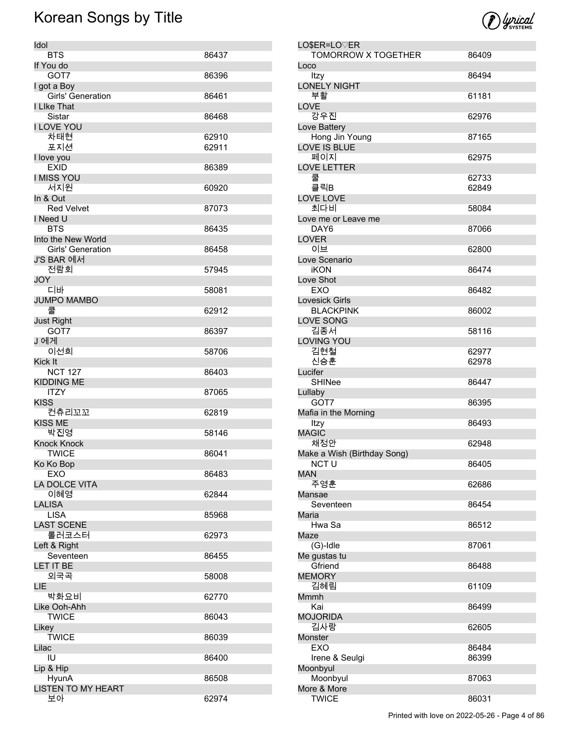# Korean Songs by Title

| Title / Artist | Number |
|---|---|
| **Idol** | |
| BTS | 86437 |
| **If You do** | |
| GOT7 | 86396 |
| **I got a Boy** | |
| Girls' Generation | 86461 |
| **I LIke That** | |
| Sistar | 86468 |
| **I LOVE YOU** | |
| 차태현 | 62910 |
| 포지션 | 62911 |
| **I love you** | |
| EXID | 86389 |
| **I MISS YOU** | |
| 서지원 | 60920 |
| **In & Out** | |
| Red Velvet | 87073 |
| **I Need U** | |
| BTS | 86435 |
| **Into the New World** | |
| Girls' Generation | 86458 |
| **J'S BAR 에서** | |
| 전람회 | 57945 |
| **JOY** | |
| 디바 | 58081 |
| **JUMPO MAMBO** | |
| 쿨 | 62912 |
| **Just Right** | |
| GOT7 | 86397 |
| **J 에게** | |
| 이선희 | 58706 |
| **Kick It** | |
| NCT 127 | 86403 |
| **KIDDING ME** | |
| ITZY | 87065 |
| **KISS** | |
| 컨츄리꼬꼬 | 62819 |
| **KISS ME** | |
| 박진영 | 58146 |
| **Knock Knock** | |
| TWICE | 86041 |
| **Ko Ko Bop** | |
| EXO | 86483 |
| **LA DOLCE VITA** | |
| 이혜영 | 62844 |
| **LALISA** | |
| LISA | 85968 |
| **LAST SCENE** | |
| 롤러코스터 | 62973 |
| **Left & Right** | |
| Seventeen | 86455 |
| **LET IT BE** | |
| 외국곡 | 58008 |
| **LIE** | |
| 박화요비 | 62770 |
| **Like Ooh-Ahh** | |
| TWICE | 86043 |
| **Likey** | |
| TWICE | 86039 |
| **Lilac** | |
| IU | 86400 |
| **Lip & Hip** | |
| HyunA | 86508 |
| **LISTEN TO MY HEART** | |
| 보아 | 62974 |
| **LO$ER=LO♡ER** | |
| TOMORROW X TOGETHER | 86409 |
| **Loco** | |
| Itzy | 86494 |
| **LONELY NIGHT** | |
| 부활 | 61181 |
| **LOVE** | |
| 강우진 | 62976 |
| **Love Battery** | |
| Hong Jin Young | 87165 |
| **LOVE IS BLUE** | |
| 페이지 | 62975 |
| **LOVE LETTER** | |
| 쿨 | 62733 |
| 클릭B | 62849 |
| **LOVE LOVE** | |
| 최다비 | 58084 |
| **Love me or Leave me** | |
| DAY6 | 87066 |
| **LOVER** | |
| 이브 | 62800 |
| **Love Scenario** | |
| iKON | 86474 |
| **Love Shot** | |
| EXO | 86482 |
| **Lovesick Girls** | |
| BLACKPINK | 86002 |
| **LOVE SONG** | |
| 김종서 | 58116 |
| **LOVING YOU** | |
| 김현철 | 62977 |
| 신승훈 | 62978 |
| **Lucifer** | |
| SHINee | 86447 |
| **Lullaby** | |
| GOT7 | 86395 |
| **Mafia in the Morning** | |
| Itzy | 86493 |
| **MAGIC** | |
| 채정안 | 62948 |
| **Make a Wish (Birthday Song)** | |
| NCT U | 86405 |
| **MAN** | |
| 주영훈 | 62686 |
| **Mansae** | |
| Seventeen | 86454 |
| **Maria** | |
| Hwa Sa | 86512 |
| **Maze** | |
| (G)-Idle | 87061 |
| **Me gustas tu** | |
| Gfriend | 86488 |
| **MEMORY** | |
| 김혜림 | 61109 |
| **Mmmh** | |
| Kai | 86499 |
| **MOJORIDA** | |
| 김사랑 | 62605 |
| **Monster** | |
| EXO | 86484 |
| Irene & Seulgi | 86399 |
| **Moonbyul** | |
| Moonbyul | 87063 |
| **More & More** | |
| TWICE | 86031 |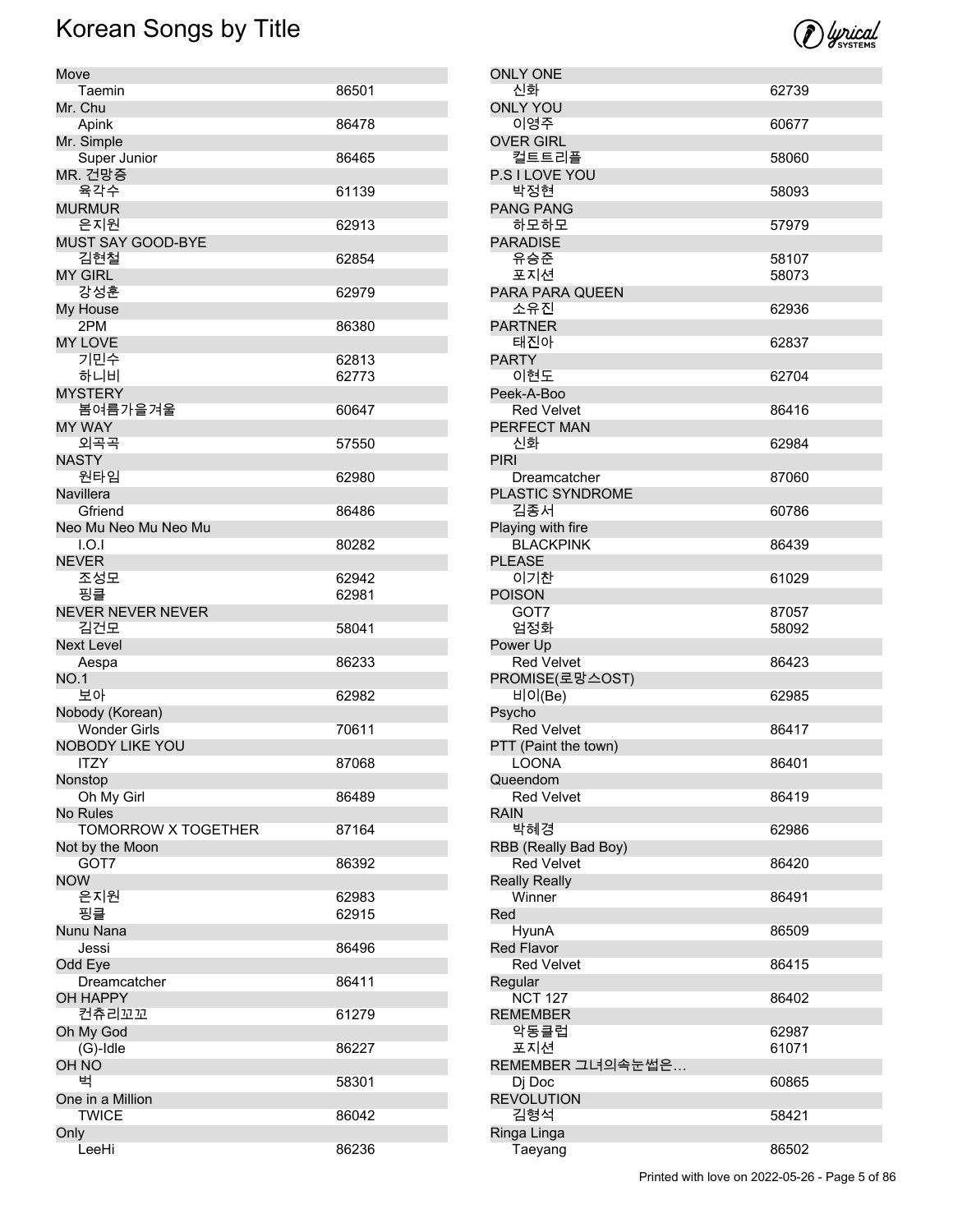# Korean Songs by Title

| Title / Artist | Number |
| --- | --- |
| **Move** | |
| Taemin | 86501 |
| **Mr. Chu** | |
| Apink | 86478 |
| **Mr. Simple** | |
| Super Junior | 86465 |
| **MR. 건망증** | |
| 육각수 | 61139 |
| **MURMUR** | |
| 은지원 | 62913 |
| **MUST SAY GOOD-BYE** | |
| 김현철 | 62854 |
| **MY GIRL** | |
| 강성훈 | 62979 |
| **My House** | |
| 2PM | 86380 |
| **MY LOVE** | |
| 기민수 | 62813 |
| 하니비 | 62773 |
| **MYSTERY** | |
| 봄여름가을겨울 | 60647 |
| **MY WAY** | |
| 외곡곡 | 57550 |
| **NASTY** | |
| 원타임 | 62980 |
| **Navillera** | |
| Gfriend | 86486 |
| **Neo Mu Neo Mu Neo Mu** | |
| I.O.I | 80282 |
| **NEVER** | |
| 조성모 | 62942 |
| 핑클 | 62981 |
| **NEVER NEVER NEVER** | |
| 김건모 | 58041 |
| **Next Level** | |
| Aespa | 86233 |
| **NO.1** | |
| 보아 | 62982 |
| **Nobody (Korean)** | |
| Wonder Girls | 70611 |
| **NOBODY LIKE YOU** | |
| ITZY | 87068 |
| **Nonstop** | |
| Oh My Girl | 86489 |
| **No Rules** | |
| TOMORROW X TOGETHER | 87164 |
| **Not by the Moon** | |
| GOT7 | 86392 |
| **NOW** | |
| 은지원 | 62983 |
| 핑클 | 62915 |
| **Nunu Nana** | |
| Jessi | 86496 |
| **Odd Eye** | |
| Dreamcatcher | 86411 |
| **OH HAPPY** | |
| 컨츄리꼬꼬 | 61279 |
| **Oh My God** | |
| (G)-Idle | 86227 |
| **OH NO** | |
| 벅 | 58301 |
| **One in a Million** | |
| TWICE | 86042 |
| **Only** | |
| LeeHi | 86236 |
| **ONLY ONE** | |
| 신화 | 62739 |
| **ONLY YOU** | |
| 이영주 | 60677 |
| **OVER GIRL** | |
| 컬트트리플 | 58060 |
| **P.S I LOVE YOU** | |
| 박정현 | 58093 |
| **PANG PANG** | |
| 하모하모 | 57979 |
| **PARADISE** | |
| 유승준 | 58107 |
| 포지션 | 58073 |
| **PARA PARA QUEEN** | |
| 소유진 | 62936 |
| **PARTNER** | |
| 태진아 | 62837 |
| **PARTY** | |
| 이현도 | 62704 |
| **Peek-A-Boo** | |
| Red Velvet | 86416 |
| **PERFECT MAN** | |
| 신화 | 62984 |
| **PIRI** | |
| Dreamcatcher | 87060 |
| **PLASTIC SYNDROME** | |
| 김종서 | 60786 |
| **Playing with fire** | |
| BLACKPINK | 86439 |
| **PLEASE** | |
| 이기찬 | 61029 |
| **POISON** | |
| GOT7 | 87057 |
| 엄정화 | 58092 |
| **Power Up** | |
| Red Velvet | 86423 |
| **PROMISE(로망스OST)** | |
| 비이(Be) | 62985 |
| **Psycho** | |
| Red Velvet | 86417 |
| **PTT (Paint the town)** | |
| LOONA | 86401 |
| **Queendom** | |
| Red Velvet | 86419 |
| **RAIN** | |
| 박혜경 | 62986 |
| **RBB (Really Bad Boy)** | |
| Red Velvet | 86420 |
| **Really Really** | |
| Winner | 86491 |
| **Red** | |
| HyunA | 86509 |
| **Red Flavor** | |
| Red Velvet | 86415 |
| **Regular** | |
| NCT 127 | 86402 |
| **REMEMBER** | |
| 악동클럽 | 62987 |
| 포지션 | 61071 |
| **REMEMBER 그녀의속눈썹은…** | |
| Dj Doc | 60865 |
| **REVOLUTION** | |
| 김형석 | 58421 |
| **Ringa Linga** | |
| Taeyang | 86502 |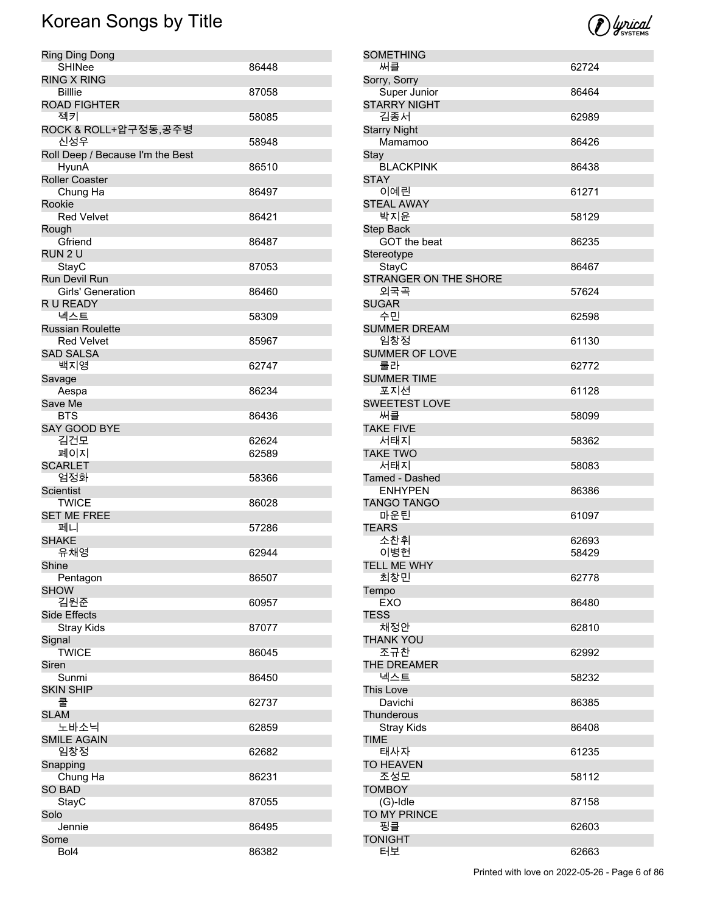# Korean Songs by Title

| Title / Artist | Number |
|---|---|
| **Ring Ding Dong** | |
| SHINee | 86448 |
| **RING X RING** | |
| Billlie | 87058 |
| **ROAD FIGHTER** | |
| 젝키 | 58085 |
| **ROCK & ROLL+압구정동,공주병** | |
| 신성우 | 58948 |
| **Roll Deep / Because I'm the Best** | |
| HyunA | 86510 |
| **Roller Coaster** | |
| Chung Ha | 86497 |
| **Rookie** | |
| Red Velvet | 86421 |
| **Rough** | |
| Gfriend | 86487 |
| **RUN 2 U** | |
| StayC | 87053 |
| **Run Devil Run** | |
| Girls' Generation | 86460 |
| **R U READY** | |
| 넥스트 | 58309 |
| **Russian Roulette** | |
| Red Velvet | 85967 |
| **SAD SALSA** | |
| 백지영 | 62747 |
| **Savage** | |
| Aespa | 86234 |
| **Save Me** | |
| BTS | 86436 |
| **SAY GOOD BYE** | |
| 김건모 | 62624 |
| 페이지 | 62589 |
| **SCARLET** | |
| 엄정화 | 58366 |
| **Scientist** | |
| TWICE | 86028 |
| **SET ME FREE** | |
| 페니 | 57286 |
| **SHAKE** | |
| 유채영 | 62944 |
| **Shine** | |
| Pentagon | 86507 |
| **SHOW** | |
| 김원준 | 60957 |
| **Side Effects** | |
| Stray Kids | 87077 |
| **Signal** | |
| TWICE | 86045 |
| **Siren** | |
| Sunmi | 86450 |
| **SKIN SHIP** | |
| 쿨 | 62737 |
| **SLAM** | |
| 노바소닉 | 62859 |
| **SMILE AGAIN** | |
| 임창정 | 62682 |
| **Snapping** | |
| Chung Ha | 86231 |
| **SO BAD** | |
| StayC | 87055 |
| **Solo** | |
| Jennie | 86495 |
| **Some** | |
| Bol4 | 86382 |
| **SOMETHING** | |
| 써클 | 62724 |
| **Sorry, Sorry** | |
| Super Junior | 86464 |
| **STARRY NIGHT** | |
| 김종서 | 62989 |
| **Starry Night** | |
| Mamamoo | 86426 |
| **Stay** | |
| BLACKPINK | 86438 |
| **STAY** | |
| 이예린 | 61271 |
| **STEAL AWAY** | |
| 박지윤 | 58129 |
| **Step Back** | |
| GOT the beat | 86235 |
| **Stereotype** | |
| StayC | 86467 |
| **STRANGER ON THE SHORE** | |
| 외국곡 | 57624 |
| **SUGAR** | |
| 수민 | 62598 |
| **SUMMER DREAM** | |
| 임창정 | 61130 |
| **SUMMER OF LOVE** | |
| 룰라 | 62772 |
| **SUMMER TIME** | |
| 포지션 | 61128 |
| **SWEETEST LOVE** | |
| 써클 | 58099 |
| **TAKE FIVE** | |
| 서태지 | 58362 |
| **TAKE TWO** | |
| 서태지 | 58083 |
| **Tamed - Dashed** | |
| ENHYPEN | 86386 |
| **TANGO TANGO** | |
| 마운틴 | 61097 |
| **TEARS** | |
| 소찬휘 | 62693 |
| 이병헌 | 58429 |
| **TELL ME WHY** | |
| 최창민 | 62778 |
| **Tempo** | |
| EXO | 86480 |
| **TESS** | |
| 채정안 | 62810 |
| **THANK YOU** | |
| 조규찬 | 62992 |
| **THE DREAMER** | |
| 넥스트 | 58232 |
| **This Love** | |
| Davichi | 86385 |
| **Thunderous** | |
| Stray Kids | 86408 |
| **TIME** | |
| 태사자 | 61235 |
| **TO HEAVEN** | |
| 조성모 | 58112 |
| **TOMBOY** | |
| (G)-Idle | 87158 |
| **TO MY PRINCE** | |
| 핑클 | 62603 |
| **TONIGHT** | |
| 터보 | 62663 |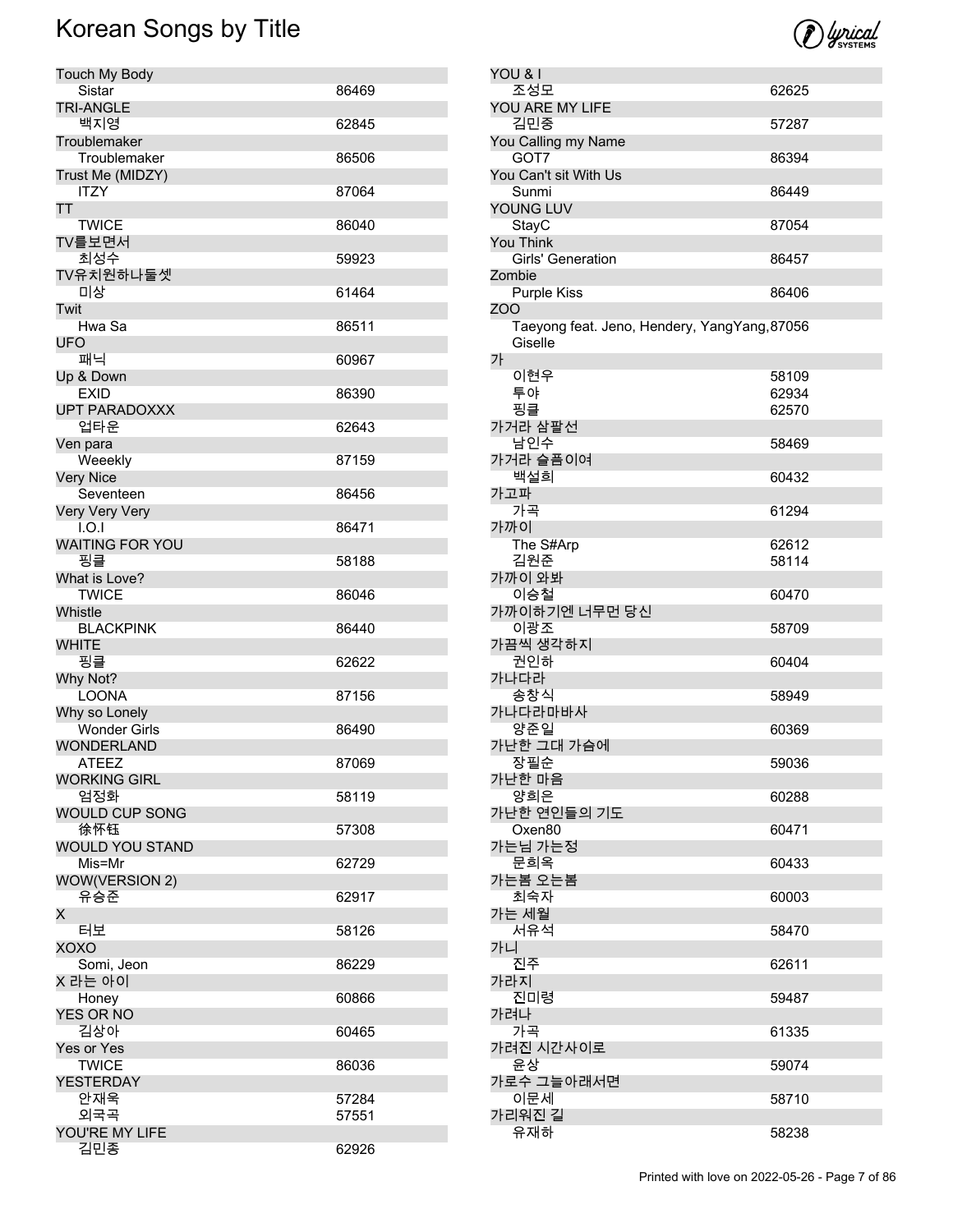# Korean Songs by Title

| Title / Artist | Number |
|---|---|
| **Touch My Body** | |
| Sistar | 86469 |
| **TRI-ANGLE** | |
| 백지영 | 62845 |
| **Troublemaker** | |
| Troublemaker | 86506 |
| **Trust Me (MIDZY)** | |
| ITZY | 87064 |
| **TT** | |
| TWICE | 86040 |
| **TV를보면서** | |
| 최성수 | 59923 |
| **TV유치원하나둘셋** | |
| 미상 | 61464 |
| **Twit** | |
| Hwa Sa | 86511 |
| **UFO** | |
| 패닉 | 60967 |
| **Up & Down** | |
| EXID | 86390 |
| **UPT PARADOXXX** | |
| 업타운 | 62643 |
| **Ven para** | |
| Weeekly | 87159 |
| **Very Nice** | |
| Seventeen | 86456 |
| **Very Very Very** | |
| I.O.I | 86471 |
| **WAITING FOR YOU** | |
| 핑클 | 58188 |
| **What is Love?** | |
| TWICE | 86046 |
| **Whistle** | |
| BLACKPINK | 86440 |
| **WHITE** | |
| 핑클 | 62622 |
| **Why Not?** | |
| LOONA | 87156 |
| **Why so Lonely** | |
| Wonder Girls | 86490 |
| **WONDERLAND** | |
| ATEEZ | 87069 |
| **WORKING GIRL** | |
| 엄정화 | 58119 |
| **WOULD CUP SONG** | |
| 徐怀钰 | 57308 |
| **WOULD YOU STAND** | |
| Mis=Mr | 62729 |
| **WOW(VERSION 2)** | |
| 유승준 | 62917 |
| **X** | |
| 터보 | 58126 |
| **XOXO** | |
| Somi, Jeon | 86229 |
| **X 라는 아이** | |
| Honey | 60866 |
| **YES OR NO** | |
| 김상아 | 60465 |
| **Yes or Yes** | |
| TWICE | 86036 |
| **YESTERDAY** | |
| 안재욱 | 57284 |
| 외국곡 | 57551 |
| **YOU'RE MY LIFE** | |
| 김민종 | 62926 |
| **YOU & I** | |
| 조성모 | 62625 |
| **YOU ARE MY LIFE** | |
| 김민종 | 57287 |
| **You Calling my Name** | |
| GOT7 | 86394 |
| **You Can't sit With Us** | |
| Sunmi | 86449 |
| **YOUNG LUV** | |
| StayC | 87054 |
| **You Think** | |
| Girls' Generation | 86457 |
| **Zombie** | |
| Purple Kiss | 86406 |
| **ZOO** | |
| Taeyong feat. Jeno, Hendery, YangYang, Giselle | 87056 |
| **가** | |
| 이현우 | 58109 |
| 투야 | 62934 |
| 핑클 | 62570 |
| **가거라 삼팔선** | |
| 남인수 | 58469 |
| **가거라 슬픔이여** | |
| 백설희 | 60432 |
| **가고파** | |
| 가곡 | 61294 |
| **가까이** | |
| The S#Arp | 62612 |
| 김원준 | 58114 |
| **가까이 와봐** | |
| 이승철 | 60470 |
| **가까이하기엔 너무먼 당신** | |
| 이광조 | 58709 |
| **가끔씩 생각하지** | |
| 권인하 | 60404 |
| **가나다라** | |
| 송창식 | 58949 |
| **가나다라마바사** | |
| 양준일 | 60369 |
| **가난한 그대 가슴에** | |
| 장필순 | 59036 |
| **가난한 마음** | |
| 양희은 | 60288 |
| **가난한 연인들의 기도** | |
| Oxen80 | 60471 |
| **가는님 가는정** | |
| 문희옥 | 60433 |
| **가는봄 오는봄** | |
| 최숙자 | 60003 |
| **가는 세월** | |
| 서유석 | 58470 |
| **가니** | |
| 진주 | 62611 |
| **가라지** | |
| 진미령 | 59487 |
| **가려나** | |
| 가곡 | 61335 |
| **가려진 시간사이로** | |
| 윤상 | 59074 |
| **가로수 그늘아래서면** | |
| 이문세 | 58710 |
| **가리워진 길** | |
| 유재하 | 58238 |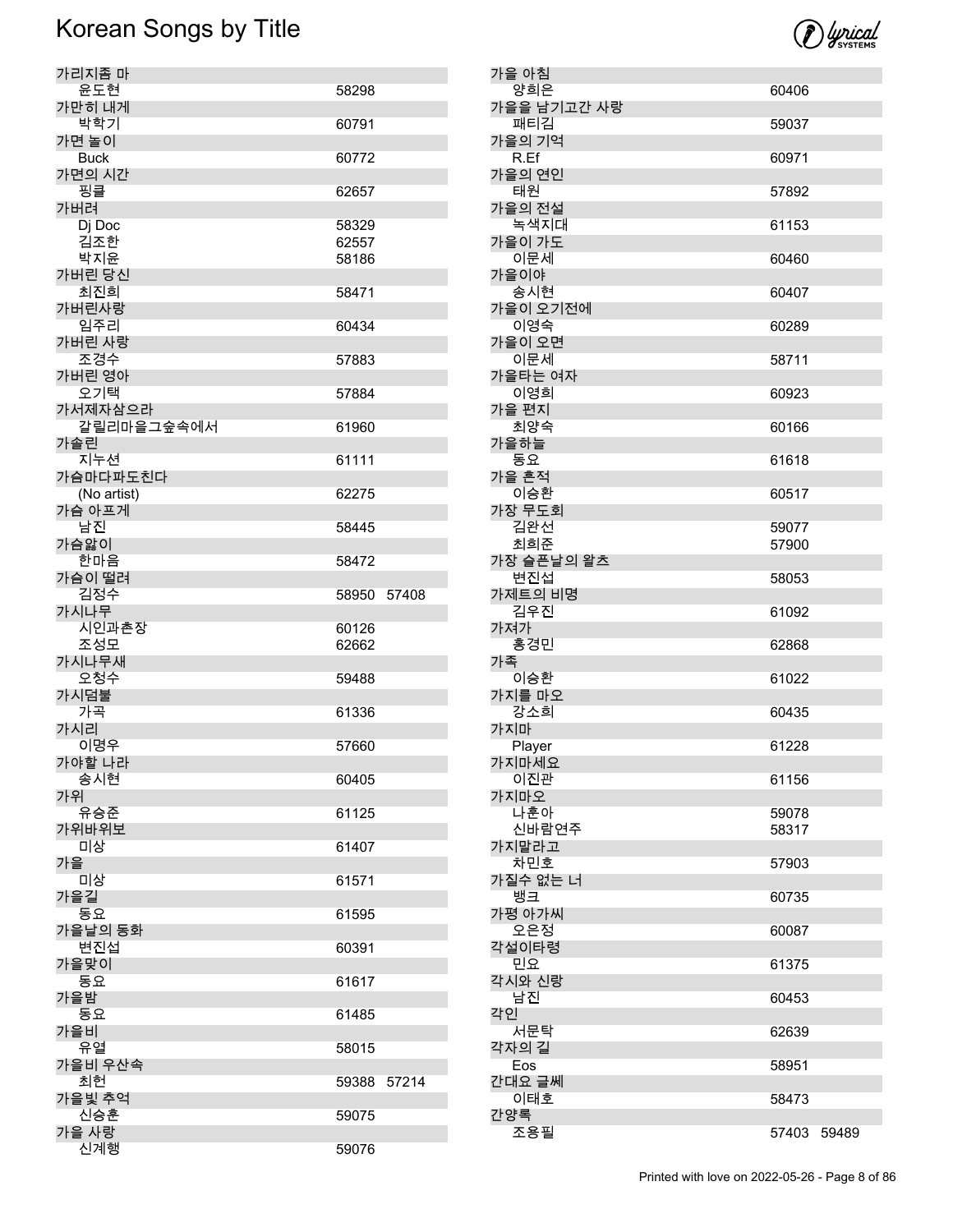# Korean Songs by Title

| Title / Artist | Number(s) |
| --- | --- |
| 가리지좀 마 | |
| 윤도현 | 58298 |
| 가만히 내게 | |
| 박학기 | 60791 |
| 가면 놀이 | |
| Buck | 60772 |
| 가면의 시간 | |
| 핑클 | 62657 |
| 가버려 | |
| Dj Doc | 58329 |
| 김조한 | 62557 |
| 박지윤 | 58186 |
| 가버린 당신 | |
| 최진희 | 58471 |
| 가버린사랑 | |
| 임주리 | 60434 |
| 가버린 사랑 | |
| 조경수 | 57883 |
| 가버린 영아 | |
| 오기택 | 57884 |
| 가서제자삼으라 | |
| 갈릴리마을그숲속에서 | 61960 |
| 가솔린 | |
| 지누션 | 61111 |
| 가슴마다파도친다 | |
| (No artist) | 62275 |
| 가슴 아프게 | |
| 남진 | 58445 |
| 가슴앓이 | |
| 한마음 | 58472 |
| 가슴이 떨려 | |
| 김정수 | 58950 57408 |
| 가시나무 | |
| 시인과촌장 | 60126 |
| 조성모 | 62662 |
| 가시나무새 | |
| 오청수 | 59488 |
| 가시덤불 | |
| 가곡 | 61336 |
| 가시리 | |
| 이명우 | 57660 |
| 가야할 나라 | |
| 송시현 | 60405 |
| 가위 | |
| 유승준 | 61125 |
| 가위바위보 | |
| 미상 | 61407 |
| 가을 | |
| 미상 | 61571 |
| 가을길 | |
| 동요 | 61595 |
| 가을날의 동화 | |
| 변진섭 | 60391 |
| 가을맞이 | |
| 동요 | 61617 |
| 가을밤 | |
| 동요 | 61485 |
| 가을비 | |
| 유열 | 58015 |
| 가을비 우산속 | |
| 최헌 | 59388 57214 |
| 가을빛 추억 | |
| 신승훈 | 59075 |
| 가을 사랑 | |
| 신계행 | 59076 |
| 가을 아침 | |
| 양희은 | 60406 |
| 가을을 남기고간 사랑 | |
| 패티김 | 59037 |
| 가을의 기억 | |
| R.Ef | 60971 |
| 가을의 연인 | |
| 태원 | 57892 |
| 가을의 전설 | |
| 녹색지대 | 61153 |
| 가을이 가도 | |
| 이문세 | 60460 |
| 가을이야 | |
| 송시현 | 60407 |
| 가을이 오기전에 | |
| 이영숙 | 60289 |
| 가을이 오면 | |
| 이문세 | 58711 |
| 가을타는 여자 | |
| 이영희 | 60923 |
| 가을 편지 | |
| 최양숙 | 60166 |
| 가을하늘 | |
| 동요 | 61618 |
| 가을 흔적 | |
| 이승환 | 60517 |
| 가장 무도회 | |
| 김완선 | 59077 |
| 최희준 | 57900 |
| 가장 슬픈날의 왈츠 | |
| 변진섭 | 58053 |
| 가제트의 비명 | |
| 김우진 | 61092 |
| 가져가 | |
| 홍경민 | 62868 |
| 가족 | |
| 이승환 | 61022 |
| 가지를 마오 | |
| 강소희 | 60435 |
| 가지마 | |
| Player | 61228 |
| 가지마세요 | |
| 이진관 | 61156 |
| 가지마오 | |
| 나훈아 | 59078 |
| 신바람연주 | 58317 |
| 가지말라고 | |
| 차민호 | 57903 |
| 가질수 없는 너 | |
| 뱅크 | 60735 |
| 가평 아가씨 | |
| 오은정 | 60087 |
| 각설이타령 | |
| 민요 | 61375 |
| 각시와 신랑 | |
| 남진 | 60453 |
| 각인 | |
| 서문탁 | 62639 |
| 각자의 길 | |
| Eos | 58951 |
| 간대요 글쎄 | |
| 이태호 | 58473 |
| 간양록 | |
| 조용필 | 57403 59489 |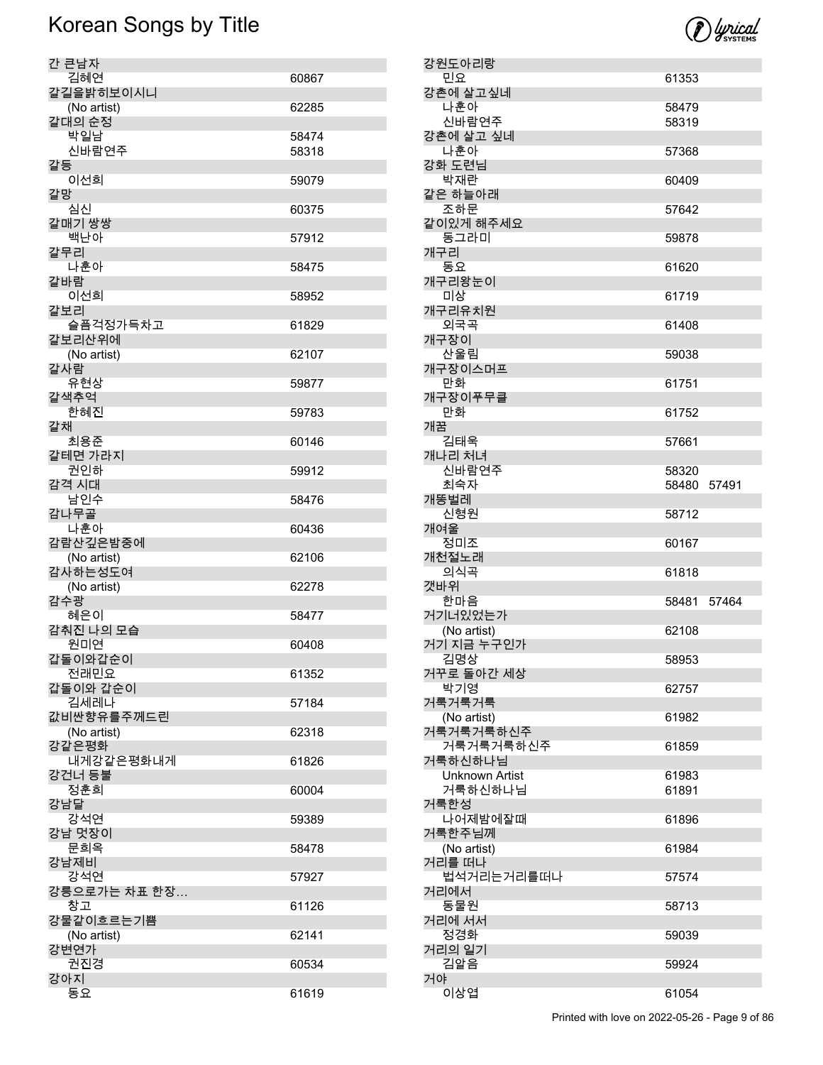# Korean Songs by Title

| Title / Artist | Number | |
|---|---|---|
| **간 큰남자** | | |
| 김혜연 | 60867 | |
| **갈길을밝히보이시니** | | |
| (No artist) | 62285 | |
| **갈대의 순정** | | |
| 박일남 | 58474 | |
| 신바람연주 | 58318 | |
| **갈등** | | |
| 이선희 | 59079 | |
| **갈망** | | |
| 심신 | 60375 | |
| **갈매기 쌍쌍** | | |
| 백난아 | 57912 | |
| **갈무리** | | |
| 나훈아 | 58475 | |
| **갈바람** | | |
| 이선희 | 58952 | |
| **갈보리** | | |
| 슬픔걱정가득차고 | 61829 | |
| **갈보리산위에** | | |
| (No artist) | 62107 | |
| **갈사람** | | |
| 유현상 | 59877 | |
| **갈색추억** | | |
| 한혜진 | 59783 | |
| **갈채** | | |
| 최용준 | 60146 | |
| **갈테면 가라지** | | |
| 권인하 | 59912 | |
| **감격 시대** | | |
| 남인수 | 58476 | |
| **감나무골** | | |
| 나훈아 | 60436 | |
| **감람산깊은밤중에** | | |
| (No artist) | 62106 | |
| **감사하는성도여** | | |
| (No artist) | 62278 | |
| **감수광** | | |
| 혜은이 | 58477 | |
| **감춰진 나의 모습** | | |
| 원미연 | 60408 | |
| **갑돌이와갑순이** | | |
| 전래민요 | 61352 | |
| **갑돌이와 갑순이** | | |
| 김세레나 | 57184 | |
| **값비싼향유를주께드린** | | |
| (No artist) | 62318 | |
| **강같은평화** | | |
| 내게강같은평화내게 | 61826 | |
| **강건너 등불** | | |
| 정훈희 | 60004 | |
| **강남달** | | |
| 강석연 | 59389 | |
| **강남 멋장이** | | |
| 문희옥 | 58478 | |
| **강남제비** | | |
| 강석연 | 57927 | |
| **강릉으로가는 차표 한장...** | | |
| 창고 | 61126 | |
| **강물같이흐르는기쁨** | | |
| (No artist) | 62141 | |
| **강변연가** | | |
| 권진경 | 60534 | |
| **강아지** | | |
| 동요 | 61619 | |
| **강원도아리랑** | | |
| 민요 | 61353 | |
| **강촌에 살고싶네** | | |
| 나훈아 | 58479 | |
| 신바람연주 | 58319 | |
| **강촌에 살고 싶네** | | |
| 나훈아 | 57368 | |
| **강화 도련님** | | |
| 박재란 | 60409 | |
| **같은 하늘아래** | | |
| 조하문 | 57642 | |
| **같이있게 해주세요** | | |
| 동그라미 | 59878 | |
| **개구리** | | |
| 동요 | 61620 | |
| **개구리왕눈이** | | |
| 미상 | 61719 | |
| **개구리유치원** | | |
| 외국곡 | 61408 | |
| **개구장이** | | |
| 산울림 | 59038 | |
| **개구장이스머프** | | |
| 만화 | 61751 | |
| **개구장이푸무클** | | |
| 만화 | 61752 | |
| **개꿈** | | |
| 김태욱 | 57661 | |
| **개나리 처녀** | | |
| 신바람연주 | 58320 | |
| 최숙자 | 58480 | 57491 |
| **개똥벌레** | | |
| 신형원 | 58712 | |
| **개여울** | | |
| 정미조 | 60167 | |
| **개천절노래** | | |
| 의식곡 | 61818 | |
| **갯바위** | | |
| 한마음 | 58481 | 57464 |
| **거기너있었는가** | | |
| (No artist) | 62108 | |
| **거기 지금 누구인가** | | |
| 김명상 | 58953 | |
| **거꾸로 돌아간 세상** | | |
| 박기영 | 62757 | |
| **거룩거룩거룩** | | |
| (No artist) | 61982 | |
| **거룩거룩거룩하신주** | | |
| 거룩거룩거룩하신주 | 61859 | |
| **거룩하신하나님** | | |
| Unknown Artist | 61983 | |
| 거룩하신하나님 | 61891 | |
| **거룩한성** | | |
| 나어제밤에잘때 | 61896 | |
| **거룩한주님께** | | |
| (No artist) | 61984 | |
| **거리를 떠나** | | |
| 법석거리는거리를떠나 | 57574 | |
| **거리에서** | | |
| 동물원 | 58713 | |
| **거리에 서서** | | |
| 정경화 | 59039 | |
| **거리의 일기** | | |
| 김알음 | 59924 | |
| **거야** | | |
| 이상엽 | 61054 | |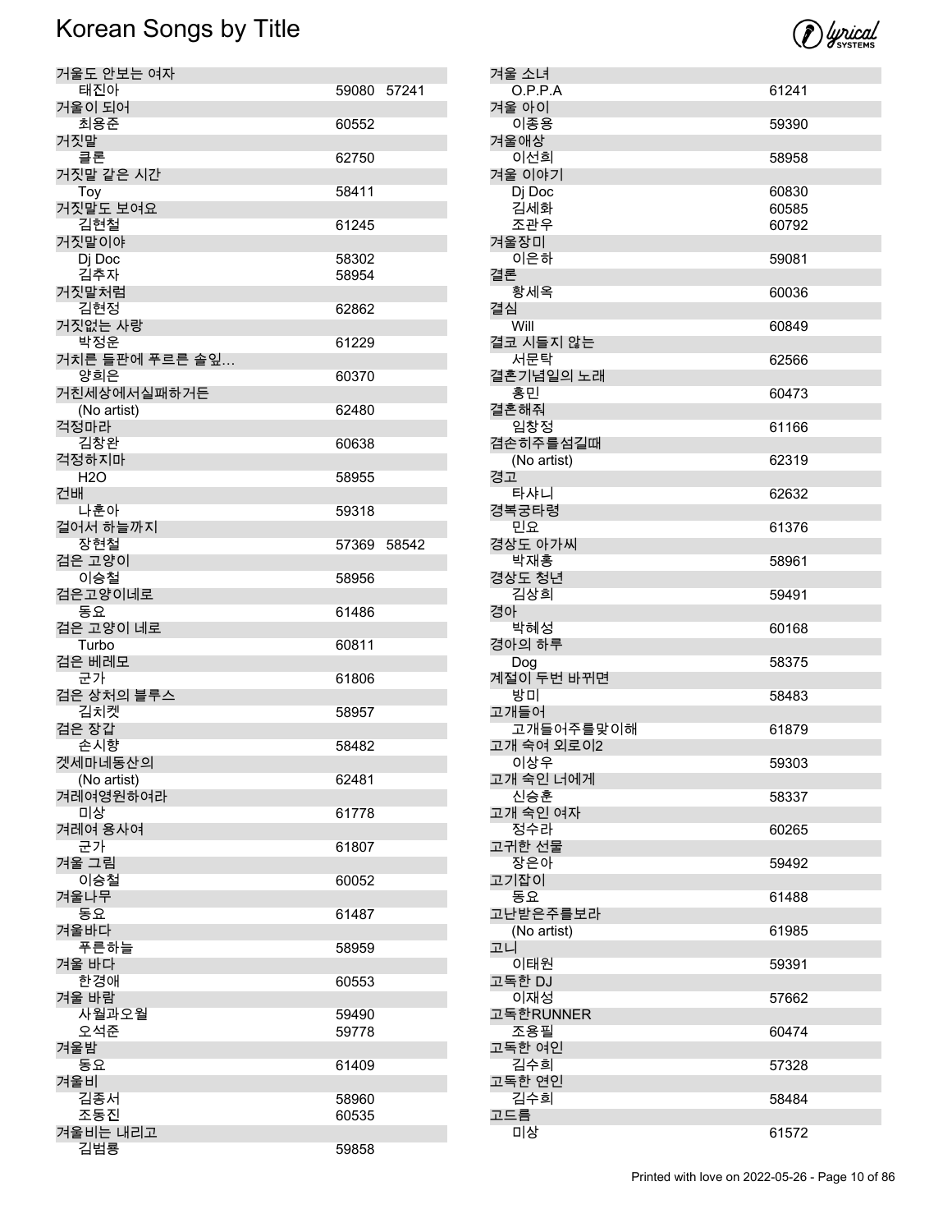# Korean Songs by Title

| Title / Artist | Numbers |
|---|---|
| **거울도 안보는 여자** | |
| 태진아 | 59080 57241 |
| **거울이 되어** | |
| 최용준 | 60552 |
| **거짓말** | |
| 클론 | 62750 |
| **거짓말 같은 시간** | |
| Toy | 58411 |
| **거짓말도 보여요** | |
| 김현철 | 61245 |
| **거짓말이야** | |
| Dj Doc | 58302 |
| 김추자 | 58954 |
| **거짓말처럼** | |
| 김현정 | 62862 |
| **거짓없는 사랑** | |
| 박정운 | 61229 |
| **거치른 들판에 푸르른 솔잎...** | |
| 양희은 | 60370 |
| **거친세상에서실패하거든** | |
| (No artist) | 62480 |
| **걱정마라** | |
| 김창완 | 60638 |
| **걱정하지마** | |
| H2O | 58955 |
| **건배** | |
| 나훈아 | 59318 |
| **걸어서 하늘까지** | |
| 장현철 | 57369 58542 |
| **검은 고양이** | |
| 이승철 | 58956 |
| **검은고양이네로** | |
| 동요 | 61486 |
| **검은 고양이 네로** | |
| Turbo | 60811 |
| **검은 베레모** | |
| 군가 | 61806 |
| **검은 상처의 블루스** | |
| 김치켓 | 58957 |
| **검은 장갑** | |
| 손시향 | 58482 |
| **겟세마네동산의** | |
| (No artist) | 62481 |
| **겨레여영원하여라** | |
| 미상 | 61778 |
| **겨레여 용사여** | |
| 군가 | 61807 |
| **겨울 그림** | |
| 이승철 | 60052 |
| **겨울나무** | |
| 동요 | 61487 |
| **겨울바다** | |
| 푸른하늘 | 58959 |
| **겨울 바다** | |
| 한경애 | 60553 |
| **겨울 바람** | |
| 사월과오월 | 59490 |
| 오석준 | 59778 |
| **겨울밤** | |
| 동요 | 61409 |
| **겨울비** | |
| 김종서 | 58960 |
| 조동진 | 60535 |
| **겨울비는 내리고** | |
| 김범룡 | 59858 |
| **겨울 소녀** | |
| O.P.P.A | 61241 |
| **겨울 아이** | |
| 이종용 | 59390 |
| **겨울애상** | |
| 이선희 | 58958 |
| **겨울 이야기** | |
| Dj Doc | 60830 |
| 김세화 | 60585 |
| 조관우 | 60792 |
| **겨울장미** | |
| 이은하 | 59081 |
| **결론** | |
| 황세옥 | 60036 |
| **결심** | |
| Will | 60849 |
| **결코 시들지 않는** | |
| 서문탁 | 62566 |
| **결혼기념일의 노래** | |
| 홍민 | 60473 |
| **결혼해줘** | |
| 임창정 | 61166 |
| **겸손히주를섬길때** | |
| (No artist) | 62319 |
| **경고** | |
| 타샤니 | 62632 |
| **경복궁타령** | |
| 민요 | 61376 |
| **경상도 아가씨** | |
| 박재홍 | 58961 |
| **경상도 청년** | |
| 김상희 | 59491 |
| **경아** | |
| 박혜성 | 60168 |
| **경아의 하루** | |
| Dog | 58375 |
| **계절이 두번 바뀌면** | |
| 방미 | 58483 |
| **고개들어** | |
| 고개들어주를맞이해 | 61879 |
| **고개 숙여 외로이2** | |
| 이상우 | 59303 |
| **고개 숙인 너에게** | |
| 신승훈 | 58337 |
| **고개 숙인 여자** | |
| 정수라 | 60265 |
| **고귀한 선물** | |
| 장은아 | 59492 |
| **고기잡이** | |
| 동요 | 61488 |
| **고난받은주를보라** | |
| (No artist) | 61985 |
| **고니** | |
| 이태원 | 59391 |
| **고독한 DJ** | |
| 이재성 | 57662 |
| **고독한RUNNER** | |
| 조용필 | 60474 |
| **고독한 여인** | |
| 김수희 | 57328 |
| **고독한 연인** | |
| 김수희 | 58484 |
| **고드름** | |
| 미상 | 61572 |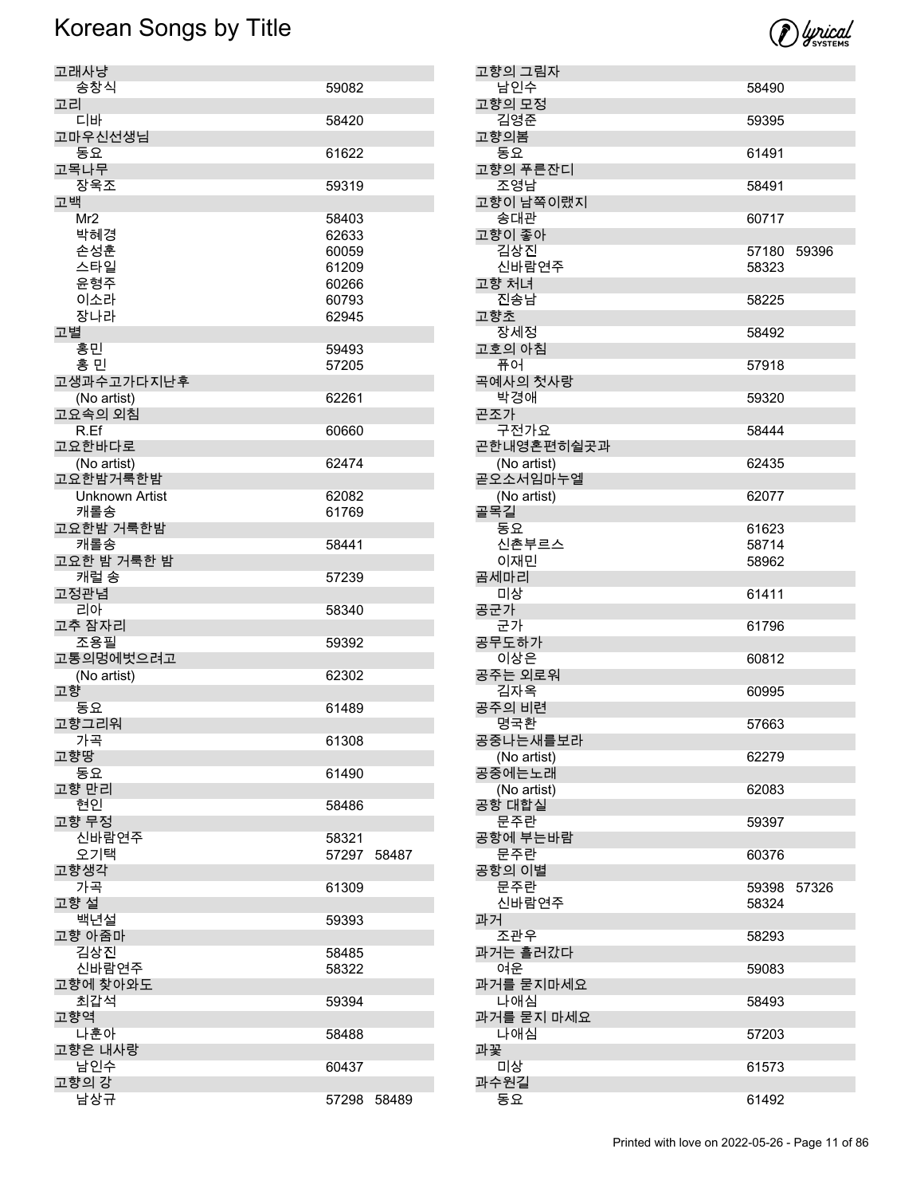| Title / Artist | Number(s) |
|---|---|
| **고래사냥** | |
| 송창식 | 59082 |
| **고리** | |
| 디바 | 58420 |
| **고마우신선생님** | |
| 동요 | 61622 |
| **고목나무** | |
| 장욱조 | 59319 |
| **고백** | |
| Mr2 | 58403 |
| 박혜경 | 62633 |
| 손성훈 | 60059 |
| 스타일 | 61209 |
| 윤형주 | 60266 |
| 이소라 | 60793 |
| 장나라 | 62945 |
| **고별** | |
| 홍민 | 59493 |
| 홍 민 | 57205 |
| **고생과수고가다지난후** | |
| (No artist) | 62261 |
| **고요속의 외침** | |
| R.Ef | 60660 |
| **고요한바다로** | |
| (No artist) | 62474 |
| **고요한밤거룩한밤** | |
| Unknown Artist | 62082 |
| 캐롤송 | 61769 |
| **고요한밤 거룩한밤** | |
| 캐롤송 | 58441 |
| **고요한 밤 거룩한 밤** | |
| 캐럴 송 | 57239 |
| **고정관념** | |
| 리아 | 58340 |
| **고추 잠자리** | |
| 조용필 | 59392 |
| **고통의멍에벗으려고** | |
| (No artist) | 62302 |
| **고향** | |
| 동요 | 61489 |
| **고향그리워** | |
| 가곡 | 61308 |
| **고향땅** | |
| 동요 | 61490 |
| **고향 만리** | |
| 현인 | 58486 |
| **고향 무정** | |
| 신바람연주 | 58321 |
| 오기택 | 57297 58487 |
| **고향생각** | |
| 가곡 | 61309 |
| **고향 설** | |
| 백년설 | 59393 |
| **고향 아줌마** | |
| 김상진 | 58485 |
| 신바람연주 | 58322 |
| **고향에 찾아와도** | |
| 최갑석 | 59394 |
| **고향역** | |
| 나훈아 | 58488 |
| **고향은 내사랑** | |
| 남인수 | 60437 |
| **고향의 강** | |
| 남상규 | 57298 58489 |
| **고향의 그림자** | |
| 남인수 | 58490 |
| **고향의 모정** | |
| 김영준 | 59395 |
| **고향의봄** | |
| 동요 | 61491 |
| **고향의 푸른잔디** | |
| 조영남 | 58491 |
| **고향이 남쪽이랬지** | |
| 송대관 | 60717 |
| **고향이 좋아** | |
| 김상진 | 57180 59396 |
| 신바람연주 | 58323 |
| **고향 처녀** | |
| 진송남 | 58225 |
| **고향초** | |
| 장세정 | 58492 |
| **고호의 아침** | |
| 퓨어 | 57918 |
| **곡예사의 첫사랑** | |
| 박경애 | 59320 |
| **곤조가** | |
| 구전가요 | 58444 |
| **곤한내영혼편히쉴곳과** | |
| (No artist) | 62435 |
| **곧오소서임마누엘** | |
| (No artist) | 62077 |
| **골목길** | |
| 동요 | 61623 |
| 신촌부르스 | 58714 |
| 이재민 | 58962 |
| **곰세마리** | |
| 미상 | 61411 |
| **공군가** | |
| 군가 | 61796 |
| **공무도하가** | |
| 이상은 | 60812 |
| **공주는 외로워** | |
| 김자옥 | 60995 |
| **공주의 비련** | |
| 명국환 | 57663 |
| **공중나는새를보라** | |
| (No artist) | 62279 |
| **공중에는노래** | |
| (No artist) | 62083 |
| **공항 대합실** | |
| 문주란 | 59397 |
| **공항에 부는바람** | |
| 문주란 | 60376 |
| **공항의 이별** | |
| 문주란 | 59398 57326 |
| 신바람연주 | 58324 |
| **과거** | |
| 조관우 | 58293 |
| **과거는 흘러갔다** | |
| 여운 | 59083 |
| **과거를 묻지마세요** | |
| 나애심 | 58493 |
| **과거를 묻지 마세요** | |
| 나애심 | 57203 |
| **과꽃** | |
| 미상 | 61573 |
| **과수원길** | |
| 동요 | 61492 |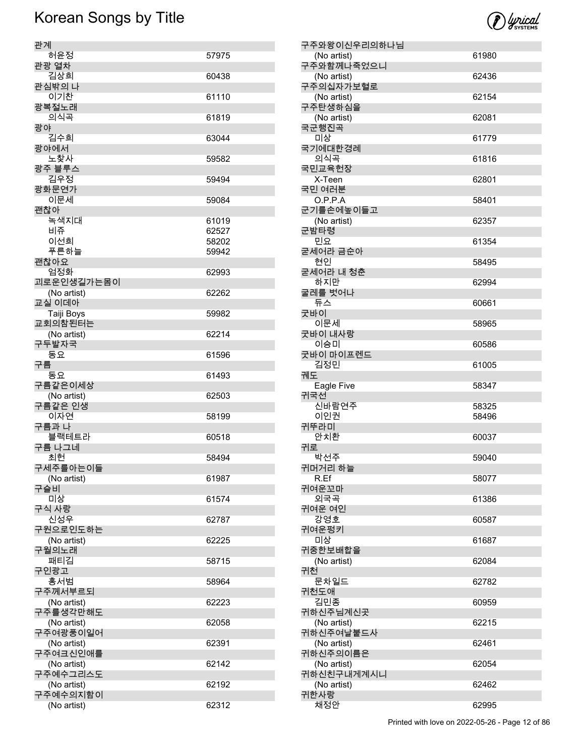# Korean Songs by Title

| Title / Artist | Number |
|---|---|
| **관계** | |
| 허윤정 | 57975 |
| **관광 열차** | |
| 김상희 | 60438 |
| **관심밖의 나** | |
| 이기찬 | 61110 |
| **광복절노래** | |
| 의식곡 | 61819 |
| **광야** | |
| 김수희 | 63044 |
| **광야에서** | |
| 노찾사 | 59582 |
| **광주 블루스** | |
| 김우정 | 59494 |
| **광화문연가** | |
| 이문세 | 59084 |
| **괜찮아** | |
| 녹색지대 | 61019 |
| 비쥬 | 62527 |
| 이선희 | 58202 |
| 푸른하늘 | 59942 |
| **괜찮아요** | |
| 엄정화 | 62993 |
| **괴로운인생길가는몸이** | |
| (No artist) | 62262 |
| **교실 이데아** | |
| Taiji Boys | 59982 |
| **교회의참된터는** | |
| (No artist) | 62214 |
| **구두발자국** | |
| 동요 | 61596 |
| **구름** | |
| 동요 | 61493 |
| **구름같은이세상** | |
| (No artist) | 62503 |
| **구름같은 인생** | |
| 이자연 | 58199 |
| **구름과 나** | |
| 블랙테트라 | 60518 |
| **구름 나그네** | |
| 최헌 | 58494 |
| **구세주를아는이들** | |
| (No artist) | 61987 |
| **구슬비** | |
| 미상 | 61574 |
| **구식 사랑** | |
| 신성우 | 62787 |
| **구원으로인도하는** | |
| (No artist) | 62225 |
| **구월의노래** | |
| 패티김 | 58715 |
| **구인광고** | |
| 홍서범 | 58964 |
| **구주께서부르되** | |
| (No artist) | 62223 |
| **구주를생각만해도** | |
| (No artist) | 62058 |
| **구주여광풍이일어** | |
| (No artist) | 62391 |
| **구주여크신인애를** | |
| (No artist) | 62142 |
| **구주예수그리스도** | |
| (No artist) | 62192 |
| **구주예수의지함이** | |
| (No artist) | 62312 |
| **구주와왕이신우리의하나님** | |
| (No artist) | 61980 |
| **구주와함께나죽었으니** | |
| (No artist) | 62436 |
| **구주의십자가보혈로** | |
| (No artist) | 62154 |
| **구주탄생하심을** | |
| (No artist) | 62081 |
| **국군행진곡** | |
| 미상 | 61779 |
| **국기에대한경례** | |
| 의식곡 | 61816 |
| **국민교육헌장** | |
| X-Teen | 62801 |
| **국민 여러분** | |
| O.P.P.A | 58401 |
| **군기를손에높이들고** | |
| (No artist) | 62357 |
| **군밤타령** | |
| 민요 | 61354 |
| **굳세어라 금순아** | |
| 현인 | 58495 |
| **굳세어라 내 청춘** | |
| 하지만 | 62994 |
| **굴레를 벗어나** | |
| 듀스 | 60661 |
| **굿바이** | |
| 이문세 | 58965 |
| **굿바이 내사랑** | |
| 이승미 | 60586 |
| **굿바이 마이프렌드** | |
| 김정민 | 61005 |
| **궤도** | |
| Eagle Five | 58347 |
| **귀국선** | |
| 신바람연주 | 58325 |
| 이인권 | 58496 |
| **귀뚜라미** | |
| 안치환 | 60037 |
| **귀로** | |
| 박선주 | 59040 |
| **귀머거리 하늘** | |
| R.Ef | 58077 |
| **귀여운꼬마** | |
| 외국곡 | 61386 |
| **귀여운 여인** | |
| 강영호 | 60587 |
| **귀여운펑키** | |
| 미상 | 61687 |
| **귀중한보배합을** | |
| (No artist) | 62084 |
| **귀천** | |
| 문차일드 | 62782 |
| **귀천도애** | |
| 김민종 | 60959 |
| **귀하신주님계신곳** | |
| (No artist) | 62215 |
| **귀하신주여날붙드사** | |
| (No artist) | 62461 |
| **귀하신주의이름은** | |
| (No artist) | 62054 |
| **귀하신친구내게계시니** | |
| (No artist) | 62462 |
| **귀한사랑** | |
| 채정안 | 62995 |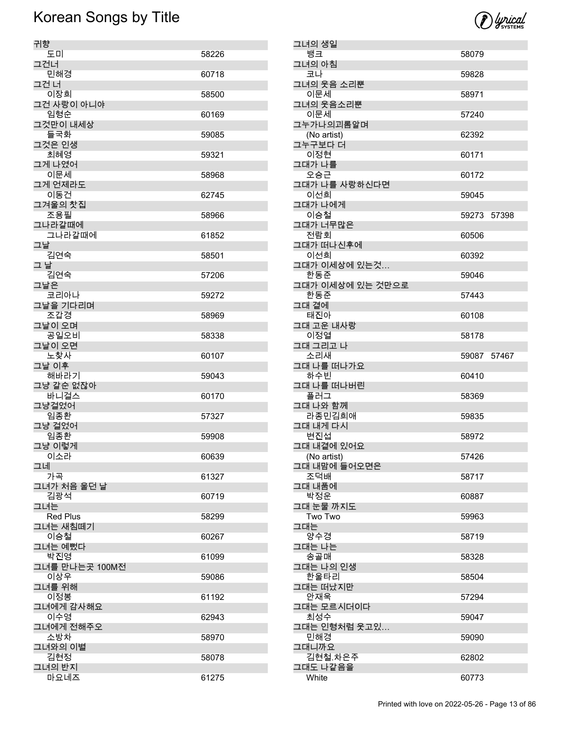# Korean Songs by Title

| Title / Artist | Number |
|---|---|
| **귀향** | |
| 도미 | 58226 |
| **그건너** | |
| 민해경 | 60718 |
| **그건 너** | |
| 이장희 | 58500 |
| **그건 사랑이 아니야** | |
| 임형순 | 60169 |
| **그것만이 내세상** | |
| 들국화 | 59085 |
| **그것은 인생** | |
| 최혜영 | 59321 |
| **그게 나였어** | |
| 이문세 | 58968 |
| **그게 언제라도** | |
| 이동건 | 62745 |
| **그겨울의 찻집** | |
| 조용필 | 58966 |
| **그나라갈때에** | |
| 그나라갈때에 | 61852 |
| **그날** | |
| 김연숙 | 58501 |
| **그 날** | |
| 김연숙 | 57206 |
| **그날은** | |
| 코리아나 | 59272 |
| **그날을 기다리며** | |
| 조갑경 | 58969 |
| **그날이 오며** | |
| 공일오비 | 58338 |
| **그날이 오면** | |
| 노찾사 | 60107 |
| **그날 이후** | |
| 해바라기 | 59043 |
| **그냥 갈순 없잖아** | |
| 바니걸스 | 60170 |
| **그냥걸었어** | |
| 임종환 | 57327 |
| **그냥 걸었어** | |
| 임종환 | 59908 |
| **그냥 이렇게** | |
| 이소라 | 60639 |
| **그네** | |
| 가곡 | 61327 |
| **그녀가 처음 울던 날** | |
| 김광석 | 60719 |
| **그녀는** | |
| Red Plus | 58299 |
| **그녀는 새침떼기** | |
| 이승철 | 60267 |
| **그녀는 예뻤다** | |
| 박진영 | 61099 |
| **그녀를 만나는곳 100M전** | |
| 이상우 | 59086 |
| **그녀를 위해** | |
| 이정봉 | 61192 |
| **그녀에게 감사해요** | |
| 이수영 | 62943 |
| **그녀에게 전해주오** | |
| 소방차 | 58970 |
| **그녀와의 이별** | |
| 김현정 | 58078 |
| **그녀의 반지** | |
| 마요네즈 | 61275 |
| **그녀의 생일** | |
| 뱅크 | 58079 |
| **그녀의 아침** | |
| 코나 | 59828 |
| **그녀의 웃음 소리뿐** | |
| 이문세 | 58971 |
| **그녀의 웃음소리뿐** | |
| 이문세 | 57240 |
| **그누가나의괴롬알며** | |
| (No artist) | 62392 |
| **그누구보다 더** | |
| 이정현 | 60171 |
| **그대가 나를** | |
| 오승근 | 60172 |
| **그대가 나를 사랑하신다면** | |
| 이선희 | 59045 |
| **그대가 나에게** | |
| 이승철 | 59273 57398 |
| **그대가 너무많은** | |
| 전람회 | 60506 |
| **그대가 떠나신후에** | |
| 이선희 | 60392 |
| **그대가 이세상에 있는것...** | |
| 한동준 | 59046 |
| **그대가 이세상에 있는 것만으로** | |
| 한동준 | 57443 |
| **그대 곁에** | |
| 태진아 | 60108 |
| **그대 고운 내사랑** | |
| 이정열 | 58178 |
| **그대 그리고 나** | |
| 소리새 | 59087 57467 |
| **그대 나를 떠나가요** | |
| 하수빈 | 60410 |
| **그대 나를 떠나버린** | |
| 플러그 | 58369 |
| **그대 나와 함께** | |
| 라종민김희애 | 59835 |
| **그대 내게 다시** | |
| 변진섭 | 58972 |
| **그대 내곁에 있어요** | |
| (No artist) | 57426 |
| **그대 내맘에 들어오면은** | |
| 조덕배 | 58717 |
| **그대 내품에** | |
| 박정운 | 60887 |
| **그대 눈물 까지도** | |
| Two Two | 59963 |
| **그대는** | |
| 양수경 | 58719 |
| **그대는 나는** | |
| 송골매 | 58328 |
| **그대는 나의 인생** | |
| 한울타리 | 58504 |
| **그대는 떠났지만** | |
| 안재욱 | 57294 |
| **그대는 모르시더이다** | |
| 최성수 | 59047 |
| **그대는 인형처럼 웃고있...** | |
| 민해경 | 59090 |
| **그대니까요** | |
| 김현철.차은주 | 62802 |
| **그대도 나같음을** | |
| White | 60773 |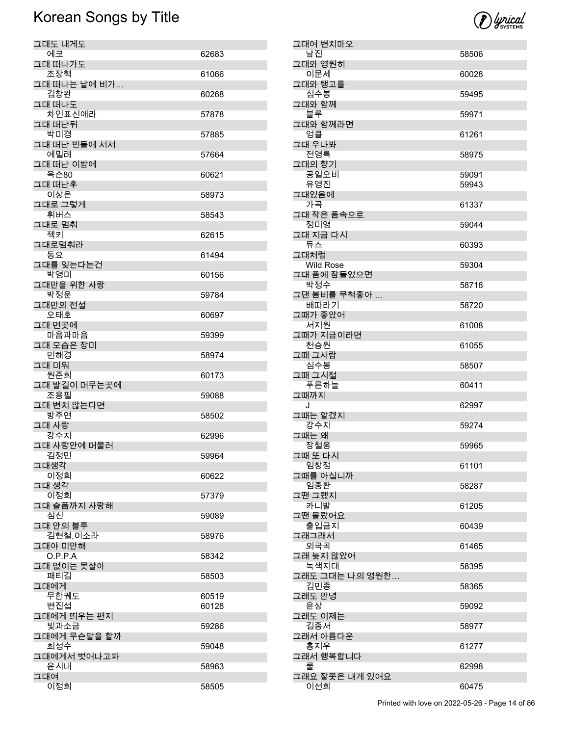# Korean Songs by Title

| Title / Artist | Number |
|---|---|
| **그대도 내게도** | |
| 에코 | 62683 |
| **그대 떠나가도** | |
| 조장혁 | 61066 |
| **그대 떠나는 날에 비가…** | |
| 김창완 | 60268 |
| **그대 떠나도** | |
| 차인표신애라 | 57878 |
| **그대 떠난뒤** | |
| 박미경 | 57885 |
| **그대 떠난 빈들에 서서** | |
| 에밀레 | 57664 |
| **그대 떠난 이밤에** | |
| 옥슨80 | 60621 |
| **그대 떠난후** | |
| 이상은 | 58973 |
| **그대로 그렇게** | |
| 휘버스 | 58543 |
| **그대로 멈춰** | |
| 젝키 | 62615 |
| **그대로멈춰라** | |
| 동요 | 61494 |
| **그대를 잊는다는건** | |
| 박영미 | 60156 |
| **그대만을 위한 사랑** | |
| 박정운 | 59784 |
| **그대만의 전설** | |
| 오태호 | 60697 |
| **그대 먼곳에** | |
| 마음과마음 | 59399 |
| **그대 모습은 장미** | |
| 민해경 | 58974 |
| **그대 미워** | |
| 원준희 | 60173 |
| **그대 발길이 머무는곳에** | |
| 조용필 | 59088 |
| **그대 변치 않는다면** | |
| 방주연 | 58502 |
| **그대 사랑** | |
| 강수지 | 62996 |
| **그대 사랑안에 머물러** | |
| 김정민 | 59964 |
| **그대생각** | |
| 이정희 | 60622 |
| **그대 생각** | |
| 이정희 | 57379 |
| **그대 슬픔까지 사랑해** | |
| 심신 | 59089 |
| **그대 안의 블루** | |
| 김현철.이소라 | 58976 |
| **그대야 미안해** | |
| O.P.P.A | 58342 |
| **그대 없이는 못살아** | |
| 패티김 | 58503 |
| **그대에게** | |
| 무한궤도 | 60519 |
| 변진섭 | 60128 |
| **그대에게 띄우는 편지** | |
| 빛과소금 | 59286 |
| **그대에게 무슨말을 할까** | |
| 최성수 | 59048 |
| **그대에게서 벗어나고파** | |
| 윤시내 | 58963 |
| **그대여** | |
| 이정희 | 58505 |
| **그대여 변치마오** | |
| 남진 | 58506 |
| **그대와 영원히** | |
| 이문세 | 60028 |
| **그대와 탱고를** | |
| 심수봉 | 59495 |
| **그대와 함께** | |
| 블루 | 59971 |
| **그대와 함께라면** | |
| 엉클 | 61261 |
| **그대 우나봐** | |
| 전영록 | 58975 |
| **그대의 향기** | |
| 공일오비 | 59091 |
| 유영진 | 59943 |
| **그대있음에** | |
| 가곡 | 61337 |
| **그대 작은 품속으로** | |
| 정미영 | 59044 |
| **그대 지금 다시** | |
| 듀스 | 60393 |
| **그대처럼** | |
| Wild Rose | 59304 |
| **그대 품에 잠들었으면** | |
| 박정수 | 58718 |
| **그댄 봄비를 무척좋아 …** | |
| 배따라기 | 58720 |
| **그때가 좋았어** | |
| 서지원 | 61008 |
| **그때가 지금이라면** | |
| 천승원 | 61055 |
| **그때 그사람** | |
| 심수봉 | 58507 |
| **그때 그시절** | |
| 푸른하늘 | 60411 |
| **그때까지** | |
| J | 62997 |
| **그때는 알겠지** | |
| 강수지 | 59274 |
| **그때는 왜** | |
| 장철웅 | 59965 |
| **그때 또 다시** | |
| 임창정 | 61101 |
| **그때를 아십니까** | |
| 임종환 | 58287 |
| **그땐 그랬지** | |
| 카니발 | 61205 |
| **그땐 몰랐어요** | |
| 출입금지 | 60439 |
| **그래그래서** | |
| 외국곡 | 61465 |
| **그래 늦지 않았어** | |
| 녹색지대 | 58395 |
| **그래도 그대는 나의 영원한…** | |
| 김민종 | 58365 |
| **그래도 안녕** | |
| 윤상 | 59092 |
| **그래도 이제는** | |
| 김종서 | 58977 |
| **그래서 아름다운** | |
| 홍지우 | 61277 |
| **그래서 행복합니다** | |
| 쿨 | 62998 |
| **그래요 잘못은 내게 있어요** | |
| 이선희 | 60475 |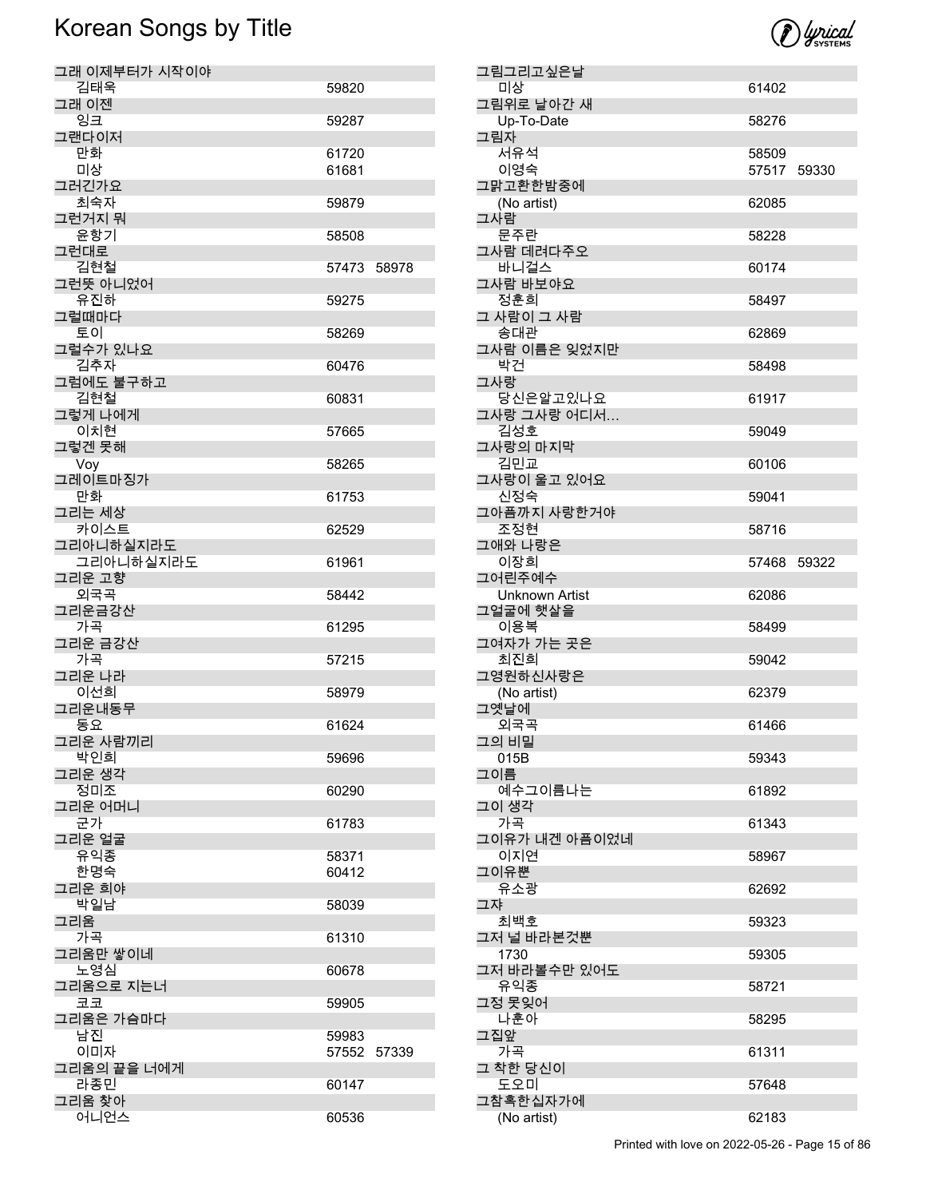# Korean Songs by Title

| Title / Artist | Numbers |
|---|---|
| **그래 이제부터가 시작이야** | |
| 김태욱 | 59820 |
| **그래 이젠** | |
| 잉크 | 59287 |
| **그랜다이저** | |
| 만화 | 61720 |
| 미상 | 61681 |
| **그러긴가요** | |
| 최숙자 | 59879 |
| **그런거지 뭐** | |
| 윤항기 | 58508 |
| **그런대로** | |
| 김현철 | 57473 58978 |
| **그런뜻 아니었어** | |
| 유진하 | 59275 |
| **그럴때마다** | |
| 토이 | 58269 |
| **그럴수가 있나요** | |
| 김추자 | 60476 |
| **그럼에도 불구하고** | |
| 김현철 | 60831 |
| **그렇게 나에게** | |
| 이치현 | 57665 |
| **그렇겐 못해** | |
| Voy | 58265 |
| **그레이트마징가** | |
| 만화 | 61753 |
| **그리는 세상** | |
| 카이스트 | 62529 |
| **그리아니하실지라도** | |
| 그리아니하실지라도 | 61961 |
| **그리운 고향** | |
| 외국곡 | 58442 |
| **그리운금강산** | |
| 가곡 | 61295 |
| **그리운 금강산** | |
| 가곡 | 57215 |
| **그리운 나라** | |
| 이선희 | 58979 |
| **그리운내동무** | |
| 동요 | 61624 |
| **그리운 사람끼리** | |
| 박인희 | 59696 |
| **그리운 생각** | |
| 정미조 | 60290 |
| **그리운 어머니** | |
| 군가 | 61783 |
| **그리운 얼굴** | |
| 유익종 | 58371 |
| 한명숙 | 60412 |
| **그리운 희야** | |
| 박일남 | 58039 |
| **그리움** | |
| 가곡 | 61310 |
| **그리움만 쌓이네** | |
| 노영심 | 60678 |
| **그리움으로 지는너** | |
| 코코 | 59905 |
| **그리움은 가슴마다** | |
| 남진 | 59983 |
| 이미자 | 57552 57339 |
| **그리움의 끝을 너에게** | |
| 라종민 | 60147 |
| **그리움 찾아** | |
| 어니언스 | 60536 |
| **그림그리고싶은날** | |
| 미상 | 61402 |
| **그림위로 날아간 새** | |
| Up-To-Date | 58276 |
| **그림자** | |
| 서유석 | 58509 |
| 이영숙 | 57517 59330 |
| **그맑고환한밤중에** | |
| (No artist) | 62085 |
| **그사람** | |
| 문주란 | 58228 |
| **그사람 데려다주오** | |
| 바니걸스 | 60174 |
| **그사람 바보야요** | |
| 정훈희 | 58497 |
| **그 사람이 그 사람** | |
| 송대관 | 62869 |
| **그사람 이름은 잊었지만** | |
| 박건 | 58498 |
| **그사랑** | |
| 당신은알고있나요 | 61917 |
| **그사랑 그사랑 어디서…** | |
| 김성호 | 59049 |
| **그사랑의 마지막** | |
| 김민교 | 60106 |
| **그사랑이 울고 있어요** | |
| 신정숙 | 59041 |
| **그아픔까지 사랑한거야** | |
| 조정현 | 58716 |
| **그애와 나랑은** | |
| 이장희 | 57468 59322 |
| **그어린주예수** | |
| Unknown Artist | 62086 |
| **그얼굴에 햇살을** | |
| 이용복 | 58499 |
| **그여자가 가는 곳은** | |
| 최진희 | 59042 |
| **그영원하신사랑은** | |
| (No artist) | 62379 |
| **그옛날에** | |
| 외국곡 | 61466 |
| **그의 비밀** | |
| 015B | 59343 |
| **그이름** | |
| 예수그이름나는 | 61892 |
| **그이 생각** | |
| 가곡 | 61343 |
| **그이유가 내겐 아픔이었네** | |
| 이지연 | 58967 |
| **그이유뿐** | |
| 유소광 | 62692 |
| **그쟈** | |
| 최백호 | 59323 |
| **그저 널 바라본것뿐** | |
| 1730 | 59305 |
| **그저 바라볼수만 있어도** | |
| 유익종 | 58721 |
| **그정 못잊어** | |
| 나훈아 | 58295 |
| **그집앞** | |
| 가곡 | 61311 |
| **그 착한 당신이** | |
| 도오미 | 57648 |
| **그참혹한십자가에** | |
| (No artist) | 62183 |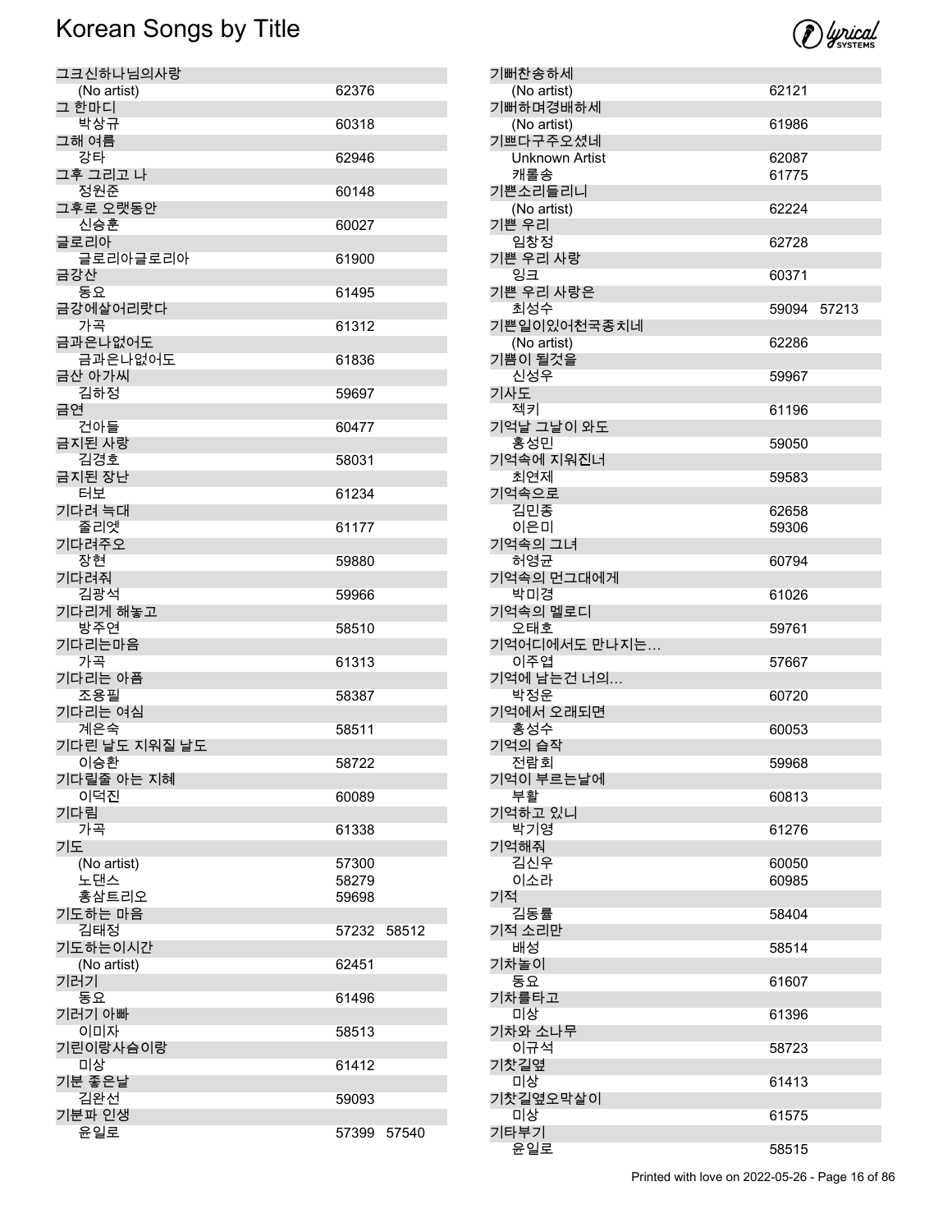# Korean Songs by Title

| Title / Artist | Numbers |
|---|---|
| **그크신하나님의사랑** | |
| (No artist) | 62376 |
| **그 한마디** | |
| 박상규 | 60318 |
| **그해 여름** | |
| 강타 | 62946 |
| **그후 그리고 나** | |
| 정원준 | 60148 |
| **그후로 오랫동안** | |
| 신승훈 | 60027 |
| **글로리아** | |
| 글로리아글로리아 | 61900 |
| **금강산** | |
| 동요 | 61495 |
| **금강에살어리랏다** | |
| 가곡 | 61312 |
| **금과은나없어도** | |
| 금과은나없어도 | 61836 |
| **금산 아가씨** | |
| 김하정 | 59697 |
| **금연** | |
| 건아들 | 60477 |
| **금지된 사랑** | |
| 김경호 | 58031 |
| **금지된 장난** | |
| 터보 | 61234 |
| **기다려 늑대** | |
| 줄리엣 | 61177 |
| **기다려주오** | |
| 장현 | 59880 |
| **기다려줘** | |
| 김광석 | 59966 |
| **기다리게 해놓고** | |
| 방주연 | 58510 |
| **기다리는마음** | |
| 가곡 | 61313 |
| **기다리는 아픔** | |
| 조용필 | 58387 |
| **기다리는 여심** | |
| 계은숙 | 58511 |
| **기다린 날도 지워질 날도** | |
| 이승환 | 58722 |
| **기다릴줄 아는 지혜** | |
| 이덕진 | 60089 |
| **기다림** | |
| 가곡 | 61338 |
| **기도** | |
| (No artist) | 57300 |
| 노댄스 | 58279 |
| 홍삼트리오 | 59698 |
| **기도하는 마음** | |
| 김태정 | 57232 58512 |
| **기도하는이시간** | |
| (No artist) | 62451 |
| **기러기** | |
| 동요 | 61496 |
| **기러기 아빠** | |
| 이미자 | 58513 |
| **기린이랑사슴이랑** | |
| 미상 | 61412 |
| **기분 좋은날** | |
| 김완선 | 59093 |
| **기분파 인생** | |
| 윤일로 | 57399 57540 |
| **기뻐찬송하세** | |
| (No artist) | 62121 |
| **기뻐하며경배하세** | |
| (No artist) | 61986 |
| **기쁘다구주오셨네** | |
| Unknown Artist | 62087 |
| 캐롤송 | 61775 |
| **기쁜소리들리니** | |
| (No artist) | 62224 |
| **기쁜 우리** | |
| 임창정 | 62728 |
| **기쁜 우리 사랑** | |
| 잉크 | 60371 |
| **기쁜 우리 사랑은** | |
| 최성수 | 59094 57213 |
| **기쁜일이있어천국종치네** | |
| (No artist) | 62286 |
| **기쁨이 될것을** | |
| 신성우 | 59967 |
| **기사도** | |
| 젝키 | 61196 |
| **기억날 그날이 와도** | |
| 홍성민 | 59050 |
| **기억속에 지워진너** | |
| 최연제 | 59583 |
| **기억속으로** | |
| 김민종 | 62658 |
| 이은미 | 59306 |
| **기억속의 그녀** | |
| 허영균 | 60794 |
| **기억속의 먼그대에게** | |
| 박미경 | 61026 |
| **기억속의 멜로디** | |
| 오태호 | 59761 |
| **기억어디에서도 만나지는…** | |
| 이주엽 | 57667 |
| **기억에 남는건 너의…** | |
| 박정운 | 60720 |
| **기억에서 오래되면** | |
| 홍성수 | 60053 |
| **기억의 습작** | |
| 전람회 | 59968 |
| **기억이 부르는날에** | |
| 부활 | 60813 |
| **기억하고 있니** | |
| 박기영 | 61276 |
| **기억해줘** | |
| 김신우 | 60050 |
| 이소라 | 60985 |
| **기적** | |
| 김동률 | 58404 |
| **기적 소리만** | |
| 배성 | 58514 |
| **기차놀이** | |
| 동요 | 61607 |
| **기차를타고** | |
| 미상 | 61396 |
| **기차와 소나무** | |
| 이규석 | 58723 |
| **기찻길옆** | |
| 미상 | 61413 |
| **기찻길옆오막살이** | |
| 미상 | 61575 |
| **기타부기** | |
| 윤일로 | 58515 |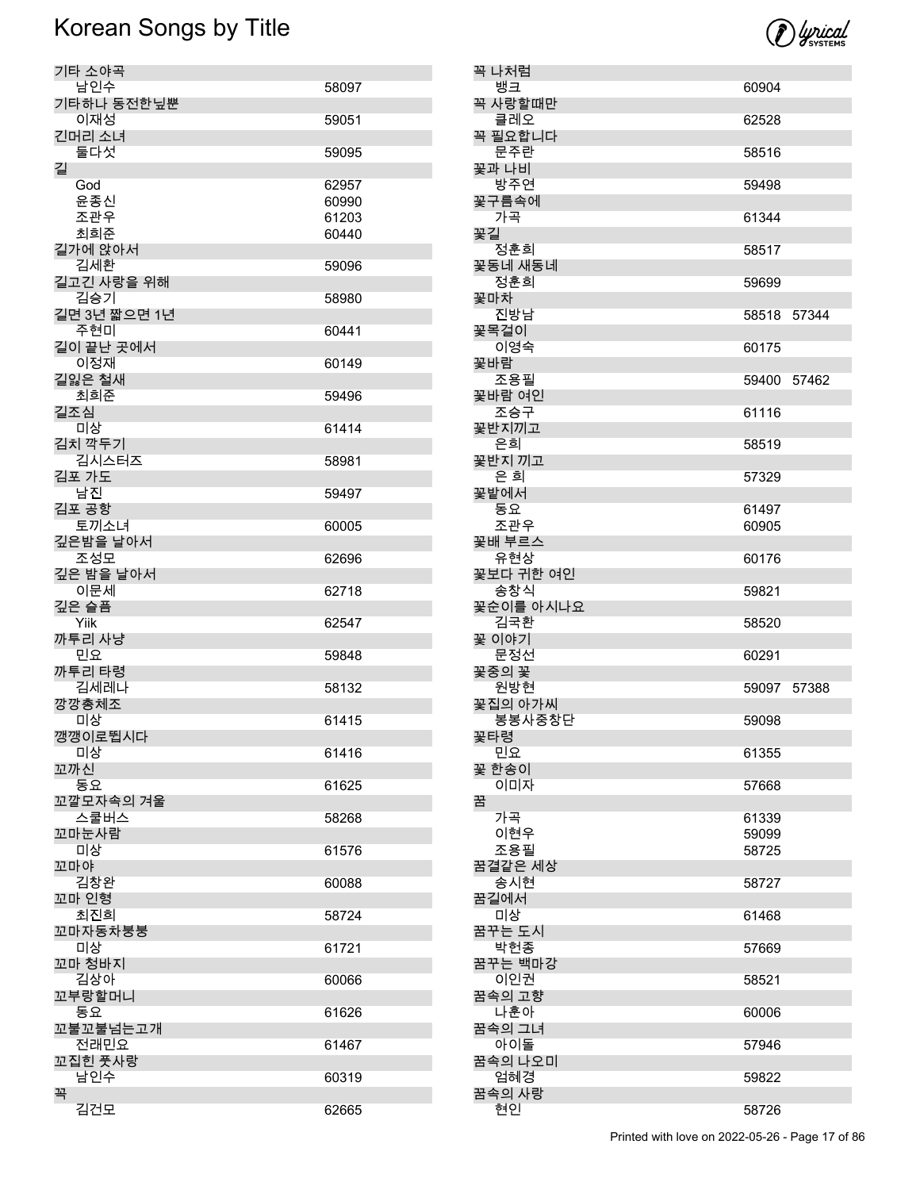# Korean Songs by Title

| Title / Artist | Number | |
|---|---|---|
| 기타 소야곡 | | |
| 남인수 | 58097 | |
| 기타하나 동전한닢뿐 | | |
| 이재성 | 59051 | |
| 긴머리 소녀 | | |
| 둘다섯 | 59095 | |
| 길 | | |
| God | 62957 | |
| 윤종신 | 60990 | |
| 조관우 | 61203 | |
| 최희준 | 60440 | |
| 길가에 앉아서 | | |
| 김세환 | 59096 | |
| 길고긴 사랑을 위해 | | |
| 김승기 | 58980 | |
| 길면 3년 짧으면 1년 | | |
| 주현미 | 60441 | |
| 길이 끝난 곳에서 | | |
| 이정재 | 60149 | |
| 길잃은 철새 | | |
| 최희준 | 59496 | |
| 길조심 | | |
| 미상 | 61414 | |
| 김치 깍두기 | | |
| 김시스터즈 | 58981 | |
| 김포 가도 | | |
| 남진 | 59497 | |
| 김포 공항 | | |
| 토끼소녀 | 60005 | |
| 깊은밤을 날아서 | | |
| 조성모 | 62696 | |
| 깊은 밤을 날아서 | | |
| 이문세 | 62718 | |
| 깊은 슬픔 | | |
| Yiik | 62547 | |
| 까투리 사냥 | | |
| 민요 | 59848 | |
| 까투리 타령 | | |
| 김세레나 | 58132 | |
| 깡깡총체조 | | |
| 미상 | 61415 | |
| 깽깽이로뛥시다 | | |
| 미상 | 61416 | |
| 꼬까신 | | |
| 동요 | 61625 | |
| 꼬깔모자속의 겨울 | | |
| 스쿨버스 | 58268 | |
| 꼬마눈사람 | | |
| 미상 | 61576 | |
| 꼬마야 | | |
| 김창완 | 60088 | |
| 꼬마 인형 | | |
| 최진희 | 58724 | |
| 꼬마자동차붕붕 | | |
| 미상 | 61721 | |
| 꼬마 청바지 | | |
| 김상아 | 60066 | |
| 꼬부랑할머니 | | |
| 동요 | 61626 | |
| 꼬불꼬불넘는고개 | | |
| 전래민요 | 61467 | |
| 꼬집힌 풋사랑 | | |
| 남인수 | 60319 | |
| 꼭 | | |
| 김건모 | 62665 | |
| 꼭 나처럼 | | |
| 뱅크 | 60904 | |
| 꼭 사랑할때만 | | |
| 클레오 | 62528 | |
| 꼭 필요합니다 | | |
| 문주란 | 58516 | |
| 꽃과 나비 | | |
| 방주연 | 59498 | |
| 꽃구름속에 | | |
| 가곡 | 61344 | |
| 꽃길 | | |
| 정훈희 | 58517 | |
| 꽃동네 새동네 | | |
| 정훈희 | 59699 | |
| 꽃마차 | | |
| 진방남 | 58518 | 57344 |
| 꽃목걸이 | | |
| 이영숙 | 60175 | |
| 꽃바람 | | |
| 조용필 | 59400 | 57462 |
| 꽃바람 여인 | | |
| 조승구 | 61116 | |
| 꽃반지끼고 | | |
| 은희 | 58519 | |
| 꽃반지 끼고 | | |
| 은 희 | 57329 | |
| 꽃밭에서 | | |
| 동요 | 61497 | |
| 조관우 | 60905 | |
| 꽃배 부르스 | | |
| 유현상 | 60176 | |
| 꽃보다 귀한 여인 | | |
| 송창식 | 59821 | |
| 꽃순이를 아시나요 | | |
| 김국환 | 58520 | |
| 꽃 이야기 | | |
| 문정선 | 60291 | |
| 꽃중의 꽃 | | |
| 원방현 | 59097 | 57388 |
| 꽃집의 아가씨 | | |
| 봉봉사중창단 | 59098 | |
| 꽃타령 | | |
| 민요 | 61355 | |
| 꽃 한송이 | | |
| 이미자 | 57668 | |
| 꿈 | | |
| 가곡 | 61339 | |
| 이현우 | 59099 | |
| 조용필 | 58725 | |
| 꿈결같은 세상 | | |
| 송시현 | 58727 | |
| 꿈길에서 | | |
| 미상 | 61468 | |
| 꿈꾸는 도시 | | |
| 박헌종 | 57669 | |
| 꿈꾸는 백마강 | | |
| 이인권 | 58521 | |
| 꿈속의 고향 | | |
| 나훈아 | 60006 | |
| 꿈속의 그녀 | | |
| 아이돌 | 57946 | |
| 꿈속의 나오미 | | |
| 엄혜경 | 59822 | |
| 꿈속의 사랑 | | |
| 현인 | 58726 | |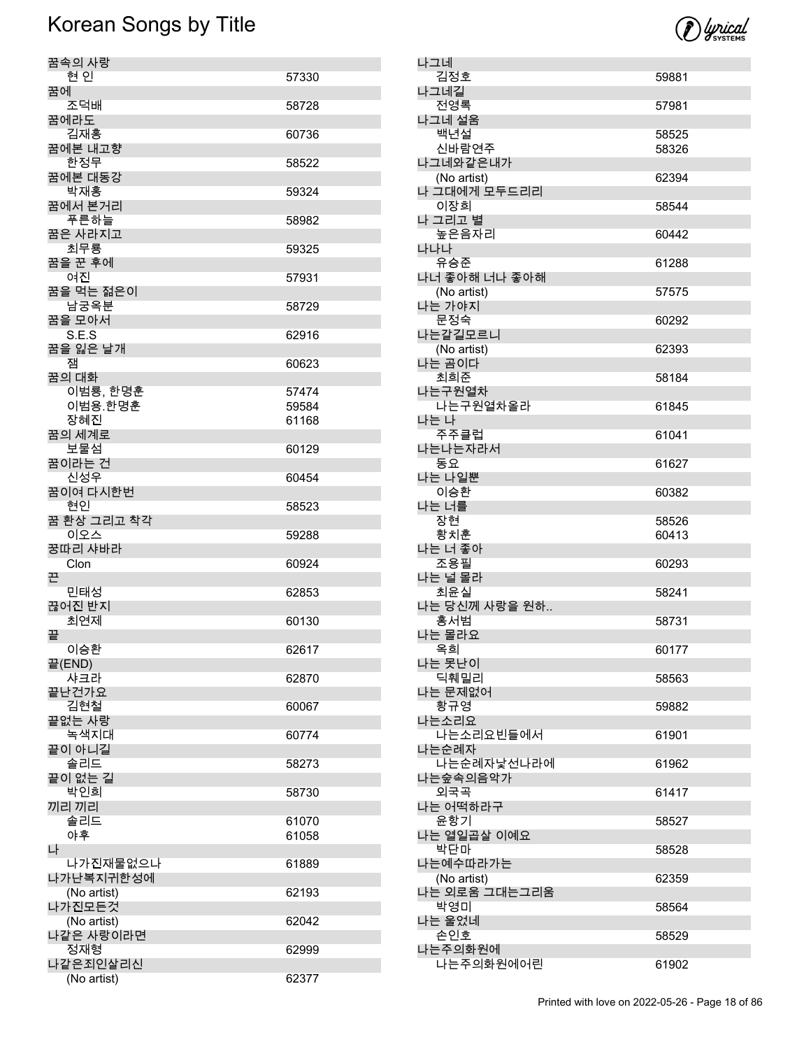# Korean Songs by Title

| Title / Artist | Number |
|---|---|
| 꿈속의 사랑 | |
| 현 인 | 57330 |
| 꿈에 | |
| 조덕배 | 58728 |
| 꿈에라도 | |
| 김재홍 | 60736 |
| 꿈에본 내고향 | |
| 한정무 | 58522 |
| 꿈에본 대동강 | |
| 박재홍 | 59324 |
| 꿈에서 본거리 | |
| 푸른하늘 | 58982 |
| 꿈은 사라지고 | |
| 최무룡 | 59325 |
| 꿈을 꾼 후에 | |
| 여진 | 57931 |
| 꿈을 먹는 젊은이 | |
| 남궁옥분 | 58729 |
| 꿈을 모아서 | |
| S.E.S | 62916 |
| 꿈을 잃은 날개 | |
| 잼 | 60623 |
| 꿈의 대화 | |
| 이범룡, 한명훈 | 57474 |
| 이범용.한명훈 | 59584 |
| 장혜진 | 61168 |
| 꿈의 세계로 | |
| 보물섬 | 60129 |
| 꿈이라는 건 | |
| 신성우 | 60454 |
| 꿈이여 다시한번 | |
| 현인 | 58523 |
| 꿈 환상 그리고 착각 | |
| 이오스 | 59288 |
| 꿍따리 샤바라 | |
| Clon | 60924 |
| 끈 | |
| 민태성 | 62853 |
| 끊어진 반지 | |
| 최연제 | 60130 |
| 끝 | |
| 이승환 | 62617 |
| 끝(END) | |
| 샤크라 | 62870 |
| 끝난건가요 | |
| 김현철 | 60067 |
| 끝없는 사랑 | |
| 녹색지대 | 60774 |
| 끝이 아니길 | |
| 솔리드 | 58273 |
| 끝이 없는 길 | |
| 박인희 | 58730 |
| 끼리 끼리 | |
| 솔리드 | 61070 |
| 야후 | 61058 |
| 나 | |
| 나가진재물없으나 | 61889 |
| 나가난복지귀한성에 | |
| (No artist) | 62193 |
| 나가진모든것 | |
| (No artist) | 62042 |
| 나같은 사랑이라면 | |
| 정재형 | 62999 |
| 나같은죄인살리신 | |
| (No artist) | 62377 |
| 나그네 | |
| 김정호 | 59881 |
| 나그네길 | |
| 전영록 | 57981 |
| 나그네 설움 | |
| 백년설 | 58525 |
| 신바람연주 | 58326 |
| 나그네와같은내가 | |
| (No artist) | 62394 |
| 나 그대에게 모두드리리 | |
| 이장희 | 58544 |
| 나 그리고 별 | |
| 높은음자리 | 60442 |
| 나나나 | |
| 유승준 | 61288 |
| 나너 좋아해 너나 좋아해 | |
| (No artist) | 57575 |
| 나는 가야지 | |
| 문정숙 | 60292 |
| 나는갈길모르니 | |
| (No artist) | 62393 |
| 나는 곰이다 | |
| 최희준 | 58184 |
| 나는구원열차 | |
| 나는구원열차올라 | 61845 |
| 나는 나 | |
| 주주클럽 | 61041 |
| 나는나는자라서 | |
| 동요 | 61627 |
| 나는 나일뿐 | |
| 이승환 | 60382 |
| 나는 너를 | |
| 장현 | 58526 |
| 황치훈 | 60413 |
| 나는 너 좋아 | |
| 조용필 | 60293 |
| 나는 널 몰라 | |
| 최윤실 | 58241 |
| 나는 당신께 사랑을 원하.. | |
| 홍서범 | 58731 |
| 나는 몰라요 | |
| 옥희 | 60177 |
| 나는 못난이 | |
| 딕훼밀리 | 58563 |
| 나는 문제없어 | |
| 황규영 | 59882 |
| 나는소리요 | |
| 나는소리요빈들에서 | 61901 |
| 나는순례자 | |
| 나는순례자낯선나라에 | 61962 |
| 나는숲속의음악가 | |
| 외국곡 | 61417 |
| 나는 어떡하라구 | |
| 윤항기 | 58527 |
| 나는 열일곱살 이예요 | |
| 박단마 | 58528 |
| 나는예수따라가는 | |
| (No artist) | 62359 |
| 나는 외로움 그대는그리움 | |
| 박영미 | 58564 |
| 나는 울었네 | |
| 손인호 | 58529 |
| 나는주의화원에 | |
| 나는주의화원에어린 | 61902 |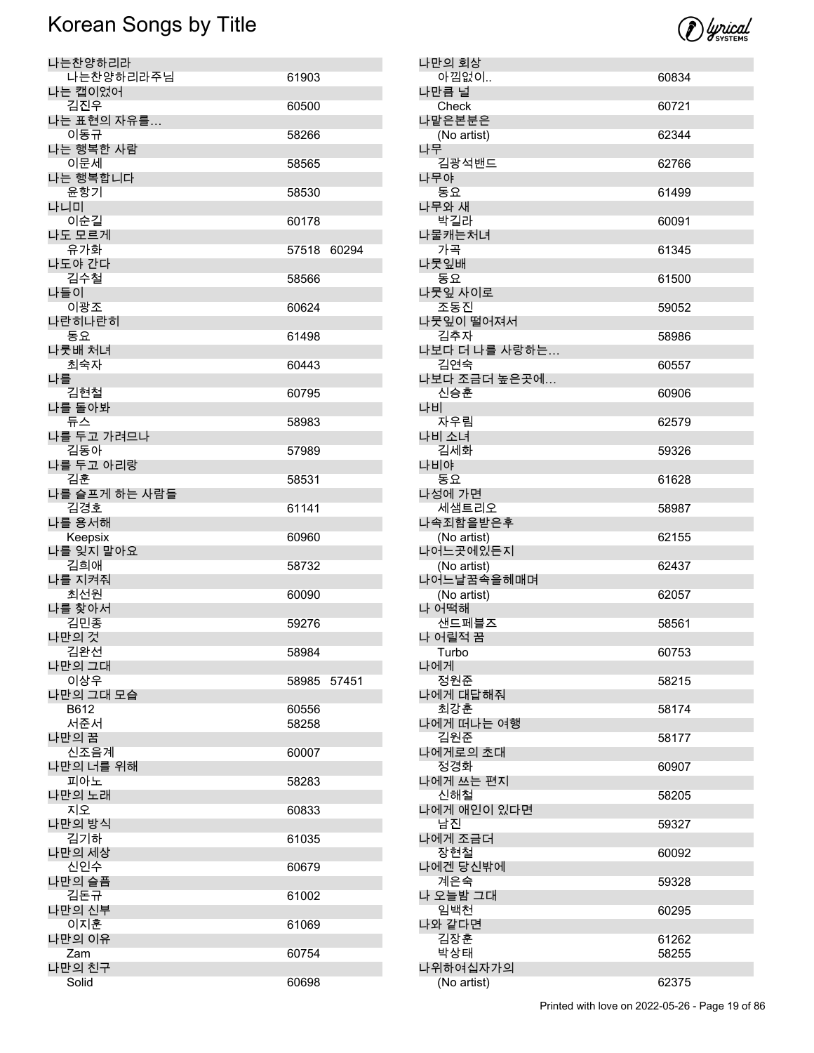# Korean Songs by Title

| Title / Artist | Number(s) |
|---|---|
| **나는찬양하리라** | |
| 나는찬양하리라주님 | 61903 |
| **나는 캡이었어** | |
| 김진우 | 60500 |
| **나는 표현의 자유를…** | |
| 이동규 | 58266 |
| **나는 행복한 사람** | |
| 이문세 | 58565 |
| **나는 행복합니다** | |
| 윤항기 | 58530 |
| **나니미** | |
| 이순길 | 60178 |
| **나도 모르게** | |
| 유가화 | 57518 60294 |
| **나도야 간다** | |
| 김수철 | 58566 |
| **나들이** | |
| 이광조 | 60624 |
| **나란히나란히** | |
| 동요 | 61498 |
| **나룻배 처녀** | |
| 최숙자 | 60443 |
| **나를** | |
| 김현철 | 60795 |
| **나를 돌아봐** | |
| 듀스 | 58983 |
| **나를 두고 가려므나** | |
| 김동아 | 57989 |
| **나를 두고 아리랑** | |
| 김훈 | 58531 |
| **나를 슬프게 하는 사람들** | |
| 김경호 | 61141 |
| **나를 용서해** | |
| Keepsix | 60960 |
| **나를 잊지 말아요** | |
| 김희애 | 58732 |
| **나를 지켜줘** | |
| 최선원 | 60090 |
| **나를 찾아서** | |
| 김민종 | 59276 |
| **나만의 것** | |
| 김완선 | 58984 |
| **나만의 그대** | |
| 이상우 | 58985 57451 |
| **나만의 그대 모습** | |
| B612 | 60556 |
| 서준서 | 58258 |
| **나만의 꿈** | |
| 신조음계 | 60007 |
| **나만의 너를 위해** | |
| 피아노 | 58283 |
| **나만의 노래** | |
| 지오 | 60833 |
| **나만의 방식** | |
| 김기하 | 61035 |
| **나만의 세상** | |
| 신인수 | 60679 |
| **나만의 슬픔** | |
| 김돈규 | 61002 |
| **나만의 신부** | |
| 이지훈 | 61069 |
| **나만의 이유** | |
| Zam | 60754 |
| **나만의 친구** | |
| Solid | 60698 |
| **나만의 회상** | |
| 아낌없이.. | 60834 |
| **나만큼 널** | |
| Check | 60721 |
| **나맡은본분은** | |
| (No artist) | 62344 |
| **나무** | |
| 김광석밴드 | 62766 |
| **나무야** | |
| 동요 | 61499 |
| **나무와 새** | |
| 박길라 | 60091 |
| **나물캐는처녀** | |
| 가곡 | 61345 |
| **나뭇잎배** | |
| 동요 | 61500 |
| **나뭇잎 사이로** | |
| 조동진 | 59052 |
| **나뭇잎이 떨어져서** | |
| 김추자 | 58986 |
| **나보다 더 나를 사랑하는…** | |
| 김연숙 | 60557 |
| **나보다 조금더 높은곳에…** | |
| 신승훈 | 60906 |
| **나비** | |
| 자우림 | 62579 |
| **나비 소녀** | |
| 김세화 | 59326 |
| **나비야** | |
| 동요 | 61628 |
| **나성에 가면** | |
| 세샘트리오 | 58987 |
| **나속죄함을받은후** | |
| (No artist) | 62155 |
| **나어느곳에있든지** | |
| (No artist) | 62437 |
| **나어느날꿈속을헤매며** | |
| (No artist) | 62057 |
| **나 어떡해** | |
| 샌드페블즈 | 58561 |
| **나 어릴적 꿈** | |
| Turbo | 60753 |
| **나에게** | |
| 정원준 | 58215 |
| **나에게 대답해줘** | |
| 최강훈 | 58174 |
| **나에게 떠나는 여행** | |
| 김원준 | 58177 |
| **나에게로의 초대** | |
| 정경화 | 60907 |
| **나에게 쓰는 편지** | |
| 신해철 | 58205 |
| **나에게 애인이 있다면** | |
| 남진 | 59327 |
| **나에게 조금더** | |
| 장현철 | 60092 |
| **나에겐 당신밖에** | |
| 계은숙 | 59328 |
| **나 오늘밤 그대** | |
| 임백천 | 60295 |
| **나와 같다면** | |
| 김장훈 | 61262 |
| 박상태 | 58255 |
| **나위하여십자가의** | |
| (No artist) | 62375 |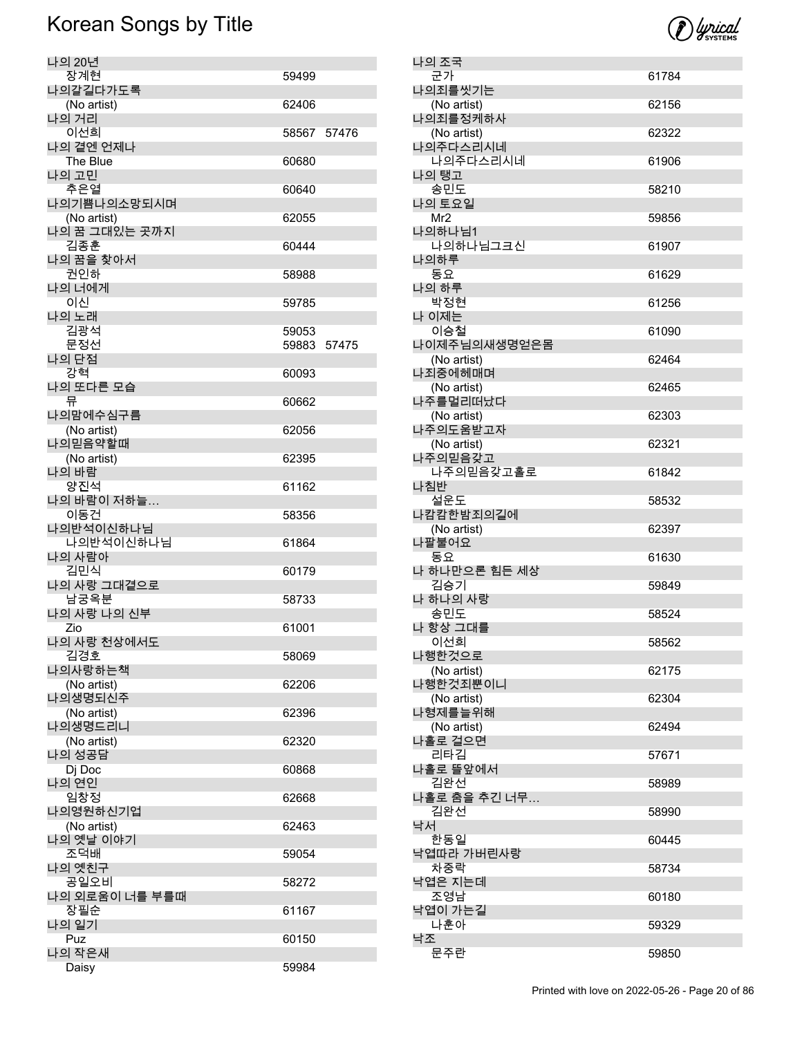# Korean Songs by Title

| Title / Artist | Number | |
|---|---|---|
| **나의 20년** | | |
| 장계현 | 59499 | |
| **나의갈길다가도록** | | |
| (No artist) | 62406 | |
| **나의 거리** | | |
| 이선희 | 58567 | 57476 |
| **나의 곁엔 언제나** | | |
| The Blue | 60680 | |
| **나의 고민** | | |
| 추은열 | 60640 | |
| **나의기쁨나의소망되시며** | | |
| (No artist) | 62055 | |
| **나의 꿈 그대있는 곳까지** | | |
| 김종훈 | 60444 | |
| **나의 꿈을 찾아서** | | |
| 권인하 | 58988 | |
| **나의 너에게** | | |
| 이신 | 59785 | |
| **나의 노래** | | |
| 김광석 | 59053 | |
| 문정선 | 59883 | 57475 |
| **나의 단점** | | |
| 강혁 | 60093 | |
| **나의 또다른 모습** | | |
| 뮤 | 60662 | |
| **나의맘에수심구름** | | |
| (No artist) | 62056 | |
| **나의믿음약할때** | | |
| (No artist) | 62395 | |
| **나의 바람** | | |
| 양진석 | 61162 | |
| **나의 바람이 저하늘…** | | |
| 이동건 | 58356 | |
| **나의반석이신하나님** | | |
| 나의반석이신하나님 | 61864 | |
| **나의 사람아** | | |
| 김민식 | 60179 | |
| **나의 사랑 그대곁으로** | | |
| 남궁옥분 | 58733 | |
| **나의 사랑 나의 신부** | | |
| Zio | 61001 | |
| **나의 사랑 천상에서도** | | |
| 김경호 | 58069 | |
| **나의사랑하는책** | | |
| (No artist) | 62206 | |
| **나의생명되신주** | | |
| (No artist) | 62396 | |
| **나의생명드리니** | | |
| (No artist) | 62320 | |
| **나의 성공담** | | |
| Dj Doc | 60868 | |
| **나의 연인** | | |
| 임창정 | 62668 | |
| **나의영원하신기업** | | |
| (No artist) | 62463 | |
| **나의 옛날 이야기** | | |
| 조덕배 | 59054 | |
| **나의 옛친구** | | |
| 공일오비 | 58272 | |
| **나의 외로움이 너를 부를때** | | |
| 장필순 | 61167 | |
| **나의 일기** | | |
| Puz | 60150 | |
| **나의 작은새** | | |
| Daisy | 59984 | |
| **나의 조국** | | |
| 군가 | 61784 | |
| **나의죄를씻기는** | | |
| (No artist) | 62156 | |
| **나의죄를정케하사** | | |
| (No artist) | 62322 | |
| **나의주다스리시네** | | |
| 나의주다스리시네 | 61906 | |
| **나의 탱고** | | |
| 송민도 | 58210 | |
| **나의 토요일** | | |
| Mr2 | 59856 | |
| **나의하나님1** | | |
| 나의하나님그크신 | 61907 | |
| **나의하루** | | |
| 동요 | 61629 | |
| **나의 하루** | | |
| 박정현 | 61256 | |
| **나 이제는** | | |
| 이승철 | 61090 | |
| **나이제주님의새생명얻은몸** | | |
| (No artist) | 62464 | |
| **나죄중에헤매며** | | |
| (No artist) | 62465 | |
| **나주를멀리떠났다** | | |
| (No artist) | 62303 | |
| **나주의도움받고자** | | |
| (No artist) | 62321 | |
| **나주의믿음갖고** | | |
| 나주의믿음갖고홀로 | 61842 | |
| **나침반** | | |
| 설운도 | 58532 | |
| **나캄캄한밤죄의길에** | | |
| (No artist) | 62397 | |
| **나팔불어요** | | |
| 동요 | 61630 | |
| **나 하나만으론 힘든 세상** | | |
| 김승기 | 59849 | |
| **나 하나의 사랑** | | |
| 송민도 | 58524 | |
| **나 항상 그대를** | | |
| 이선희 | 58562 | |
| **나행한것으로** | | |
| (No artist) | 62175 | |
| **나행한것죄뿐이니** | | |
| (No artist) | 62304 | |
| **나형제를늘위해** | | |
| (No artist) | 62494 | |
| **나홀로 걸으면** | | |
| 리타김 | 57671 | |
| **나홀로 뜰앞에서** | | |
| 김완선 | 58989 | |
| **나홀로 춤을 추긴 너무…** | | |
| 김완선 | 58990 | |
| **낙서** | | |
| 한동일 | 60445 | |
| **낙엽따라 가버린사랑** | | |
| 차중락 | 58734 | |
| **낙엽은 지는데** | | |
| 조영남 | 60180 | |
| **낙엽이 가는길** | | |
| 나훈아 | 59329 | |
| **낙조** | | |
| 문주란 | 59850 | |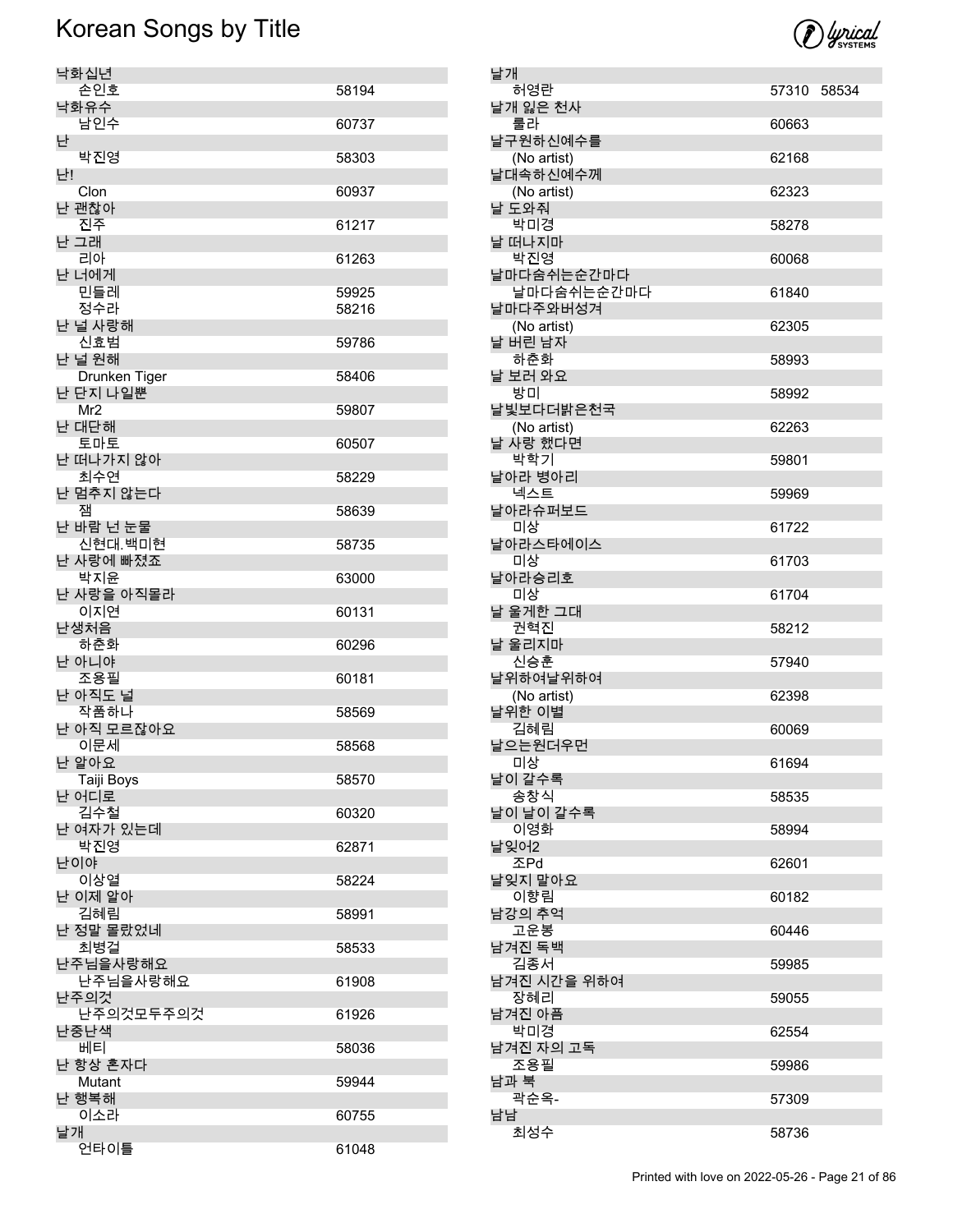# Korean Songs by Title

| Title / Artist | Number |
|---|---|
| 낙화십년 | |
| 손인호 | 58194 |
| 낙화유수 | |
| 남인수 | 60737 |
| 난 | |
| 박진영 | 58303 |
| 난! | |
| Clon | 60937 |
| 난 괜찮아 | |
| 진주 | 61217 |
| 난 그래 | |
| 리아 | 61263 |
| 난 너에게 | |
| 민들레 | 59925 |
| 정수라 | 58216 |
| 난 널 사랑해 | |
| 신효범 | 59786 |
| 난 널 원해 | |
| Drunken Tiger | 58406 |
| 난 단지 나일뿐 | |
| Mr2 | 59807 |
| 난 대단해 | |
| 토마토 | 60507 |
| 난 떠나가지 않아 | |
| 최수연 | 58229 |
| 난 멈추지 않는다 | |
| 잼 | 58639 |
| 난 바람 넌 눈물 | |
| 신현대.백미현 | 58735 |
| 난 사랑에 빠졌죠 | |
| 박지윤 | 63000 |
| 난 사랑을 아직몰라 | |
| 이지연 | 60131 |
| 난생처음 | |
| 하춘화 | 60296 |
| 난 아니야 | |
| 조용필 | 60181 |
| 난 아직도 널 | |
| 작품하나 | 58569 |
| 난 아직 모르잖아요 | |
| 이문세 | 58568 |
| 난 알아요 | |
| Taiji Boys | 58570 |
| 난 어디로 | |
| 김수철 | 60320 |
| 난 여자가 있는데 | |
| 박진영 | 62871 |
| 난이야 | |
| 이상열 | 58224 |
| 난 이제 알아 | |
| 김혜림 | 58991 |
| 난 정말 몰랐었네 | |
| 최병걸 | 58533 |
| 난주님을사랑해요 | |
| 난주님을사랑해요 | 61908 |
| 난주의것 | |
| 난주의것모두주의것 | 61926 |
| 난중난색 | |
| 베티 | 58036 |
| 난 항상 혼자다 | |
| Mutant | 59944 |
| 난 행복해 | |
| 이소라 | 60755 |
| 날개 | |
| 언타이틀 | 61048 |
| 날개 | |
| 허영란 | 57310 58534 |
| 날개 잃은 천사 | |
| 룰라 | 60663 |
| 날구원하신예수를 | |
| (No artist) | 62168 |
| 날대속하신예수께 | |
| (No artist) | 62323 |
| 날 도와줘 | |
| 박미경 | 58278 |
| 날 떠나지마 | |
| 박진영 | 60068 |
| 날마다숨쉬는순간마다 | |
| 날마다숨쉬는순간마다 | 61840 |
| 날마다주와버성겨 | |
| (No artist) | 62305 |
| 날 버린 남자 | |
| 하춘화 | 58993 |
| 날 보러 와요 | |
| 방미 | 58992 |
| 날빛보다더밝은천국 | |
| (No artist) | 62263 |
| 날 사랑 했다면 | |
| 박학기 | 59801 |
| 날아라 병아리 | |
| 넥스트 | 59969 |
| 날아라슈퍼보드 | |
| 미상 | 61722 |
| 날아라스타에이스 | |
| 미상 | 61703 |
| 날아라승리호 | |
| 미상 | 61704 |
| 날 울게한 그대 | |
| 권혁진 | 58212 |
| 날 울리지마 | |
| 신승훈 | 57940 |
| 날위하여날위하여 | |
| (No artist) | 62398 |
| 날위한 이별 | |
| 김혜림 | 60069 |
| 날으는원더우먼 | |
| 미상 | 61694 |
| 날이 갈수록 | |
| 송창식 | 58535 |
| 날이 날이 갈수록 | |
| 이영화 | 58994 |
| 날잊어2 | |
| 조Pd | 62601 |
| 날잊지 말아요 | |
| 이향림 | 60182 |
| 남강의 추억 | |
| 고운봉 | 60446 |
| 남겨진 독백 | |
| 김종서 | 59985 |
| 남겨진 시간을 위하여 | |
| 장혜리 | 59055 |
| 남겨진 아픔 | |
| 박미경 | 62554 |
| 남겨진 자의 고독 | |
| 조용필 | 59986 |
| 남과 북 | |
| 곽순옥- | 57309 |
| 남남 | |
| 최성수 | 58736 |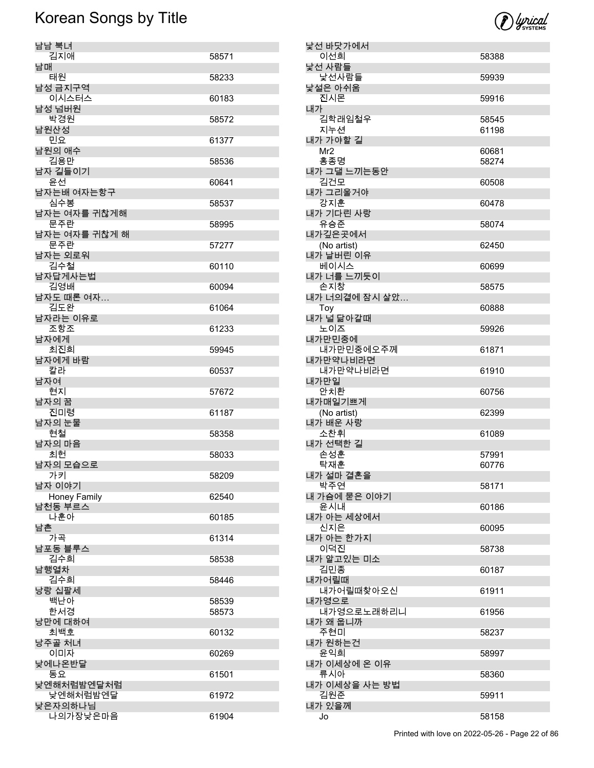# Korean Songs by Title

| Title | Artist | Number |
|---|---|---|
| 남남 북녀 | | |
| | 김지애 | 58571 |
| 남매 | | |
| | 태원 | 58233 |
| 남성 금지구역 | | |
| | 이시스터스 | 60183 |
| 남성 넘버원 | | |
| | 박경원 | 58572 |
| 남원산성 | | |
| | 민요 | 61377 |
| 남원의 애수 | | |
| | 김용만 | 58536 |
| 남자 길들이기 | | |
| | 윤선 | 60641 |
| 남자는배 여자는항구 | | |
| | 심수봉 | 58537 |
| 남자는 여자를 귀찮게해 | | |
| | 문주란 | 58995 |
| 남자는 여자를 귀찮게 해 | | |
| | 문주란 | 57277 |
| 남자는 외로워 | | |
| | 김수철 | 60110 |
| 남자답게사는법 | | |
| | 김영배 | 60094 |
| 남자도 때론 여자… | | |
| | 김도완 | 61064 |
| 남자라는 이유로 | | |
| | 조항조 | 61233 |
| 남자에게 | | |
| | 최진희 | 59945 |
| 남자에게 바람 | | |
| | 칼라 | 60537 |
| 남자여 | | |
| | 현지 | 57672 |
| 남자의 꿈 | | |
| | 진미령 | 61187 |
| 남자의 눈물 | | |
| | 현철 | 58358 |
| 남자의 마음 | | |
| | 최헌 | 58033 |
| 남자의 모습으로 | | |
| | 가키 | 58209 |
| 남자 이야기 | | |
| | Honey Family | 62540 |
| 남천동 부르스 | | |
| | 나훈아 | 60185 |
| 남촌 | | |
| | 가곡 | 61314 |
| 남포동 블루스 | | |
| | 김수희 | 58538 |
| 남행열차 | | |
| | 김수희 | 58446 |
| 낭랑 십팔세 | | |
| | 백난아 | 58539 |
| | 한서경 | 58573 |
| 낭만에 대하여 | | |
| | 최백호 | 60132 |
| 낭주골 처녀 | | |
| | 이미자 | 60269 |
| 낮에나온반달 | | |
| | 동요 | 61501 |
| 낮엔해처럼밤엔달처럼 | | |
| | 낮엔해처럼밤엔달 | 61972 |
| 낮은자의하나님 | | |
| | 나의가장낮은마음 | 61904 |
| 낯선 바닷가에서 | | |
| | 이선희 | 58388 |
| 낯선 사람들 | | |
| | 낯선사람들 | 59939 |
| 낯설은 아쉬움 | | |
| | 진시몬 | 59916 |
| 내가 | | |
| | 김학래임철우 | 58545 |
| | 지누션 | 61198 |
| 내가 가야할 길 | | |
| | Mr2 | 60681 |
| | 홍종명 | 58274 |
| 내가 그댈 느끼는동안 | | |
| | 김건모 | 60508 |
| 내가 그리울거야 | | |
| | 강지훈 | 60478 |
| 내가 기다린 사랑 | | |
| | 유승준 | 58074 |
| 내가깊은곳에서 | | |
| | (No artist) | 62450 |
| 내가 날버린 이유 | | |
| | 베이시스 | 60699 |
| 내가 너를 느끼듯이 | | |
| | 손지창 | 58575 |
| 내가 너의곁에 잠시 살았… | | |
| | Toy | 60888 |
| 내가 널 닮아갈때 | | |
| | 노이즈 | 59926 |
| 내가만민중에 | | |
| | 내가만민중에오주께 | 61871 |
| 내가만약나비라면 | | |
| | 내가만약나비라면 | 61910 |
| 내가만일 | | |
| | 안치환 | 60756 |
| 내가매일기쁘게 | | |
| | (No artist) | 62399 |
| 내가 배운 사랑 | | |
| | 소찬휘 | 61089 |
| 내가 선택한 길 | | |
| | 손성훈 | 57991 |
| | 탁재훈 | 60776 |
| 내가 설마 결혼을 | | |
| | 박주연 | 58171 |
| 내 가슴에 묻은 이야기 | | |
| | 윤시내 | 60186 |
| 내가 아는 세상에서 | | |
| | 신지은 | 60095 |
| 내가 아는 한가지 | | |
| | 이덕진 | 58738 |
| 내가 알고있는 미소 | | |
| | 김민종 | 60187 |
| 내가어릴때 | | |
| | 내가어릴때찾아오신 | 61911 |
| 내가영으로 | | |
| | 내가영으로노래하리니 | 61956 |
| 내가 왜 웁니까 | | |
| | 주현미 | 58237 |
| 내가 원하는건 | | |
| | 윤익희 | 58997 |
| 내가 이세상에 온 이유 | | |
| | 류시아 | 58360 |
| 내가 이세상을 사는 방법 | | |
| | 김원준 | 59911 |
| 내가 있을께 | | |
| | Jo | 58158 |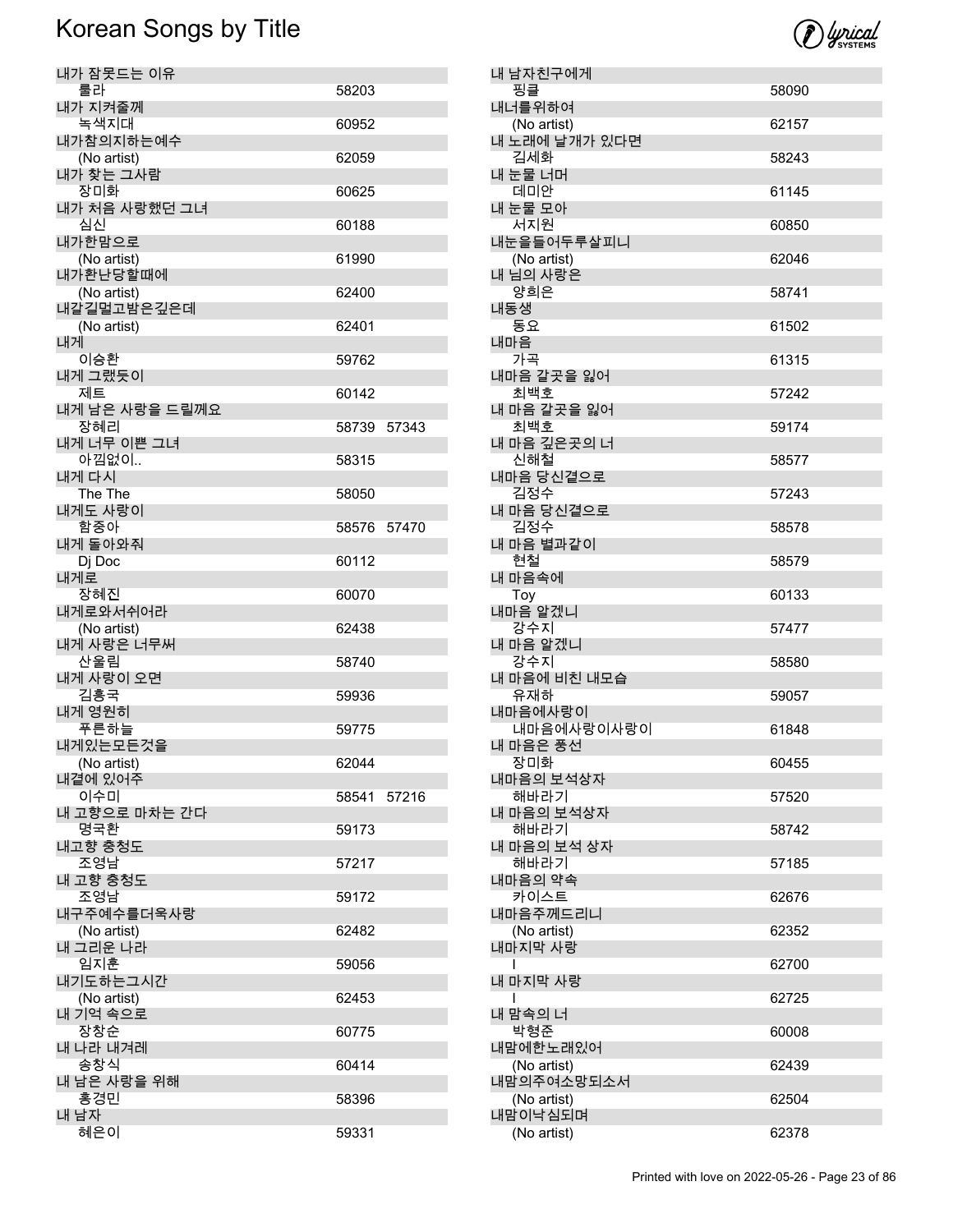# Korean Songs by Title

| Title / Artist | Number(s) |
|---|---|
| 내가 잠못드는 이유 | |
| 롤라 | 58203 |
| 내가 지켜줄께 | |
| 녹색지대 | 60952 |
| 내가참의지하는예수 | |
| (No artist) | 62059 |
| 내가 찾는 그사람 | |
| 장미화 | 60625 |
| 내가 처음 사랑했던 그녀 | |
| 심신 | 60188 |
| 내가한맘으로 | |
| (No artist) | 61990 |
| 내가환난당할때에 | |
| (No artist) | 62400 |
| 내갈길멀고밤은깊은데 | |
| (No artist) | 62401 |
| 내게 | |
| 이승환 | 59762 |
| 내게 그랬듯이 | |
| 제트 | 60142 |
| 내게 남은 사랑을 드릴께요 | |
| 장혜리 | 58739 57343 |
| 내게 너무 이쁜 그녀 | |
| 아낌없이.. | 58315 |
| 내게 다시 | |
| The The | 58050 |
| 내게도 사랑이 | |
| 함중아 | 58576 57470 |
| 내게 돌아와줘 | |
| Dj Doc | 60112 |
| 내게로 | |
| 장혜진 | 60070 |
| 내게로와서쉬어라 | |
| (No artist) | 62438 |
| 내게 사랑은 너무써 | |
| 산울림 | 58740 |
| 내게 사랑이 오면 | |
| 김흥국 | 59936 |
| 내게 영원히 | |
| 푸른하늘 | 59775 |
| 내게있는모든것을 | |
| (No artist) | 62044 |
| 내곁에 있어주 | |
| 이수미 | 58541 57216 |
| 내 고향으로 마차는 간다 | |
| 명국환 | 59173 |
| 내고향 충청도 | |
| 조영남 | 57217 |
| 내 고향 충청도 | |
| 조영남 | 59172 |
| 내구주예수를더욱사랑 | |
| (No artist) | 62482 |
| 내 그리운 나라 | |
| 임지훈 | 59056 |
| 내기도하는그시간 | |
| (No artist) | 62453 |
| 내 기억 속으로 | |
| 장창순 | 60775 |
| 내 나라 내겨레 | |
| 송창식 | 60414 |
| 내 남은 사랑을 위해 | |
| 홍경민 | 58396 |
| 내 남자 | |
| 혜은이 | 59331 |
| 내 남자친구에게 | |
| 핑클 | 58090 |
| 내너를위하여 | |
| (No artist) | 62157 |
| 내 노래에 날개가 있다면 | |
| 김세화 | 58243 |
| 내 눈물 너머 | |
| 데미안 | 61145 |
| 내 눈물 모아 | |
| 서지원 | 60850 |
| 내눈을들어두루살피니 | |
| (No artist) | 62046 |
| 내 님의 사랑은 | |
| 양희은 | 58741 |
| 내동생 | |
| 동요 | 61502 |
| 내마음 | |
| 가곡 | 61315 |
| 내마음 갈곳을 잃어 | |
| 최백호 | 57242 |
| 내 마음 갈곳을 잃어 | |
| 최백호 | 59174 |
| 내 마음 깊은곳의 너 | |
| 신해철 | 58577 |
| 내마음 당신곁으로 | |
| 김정수 | 57243 |
| 내 마음 당신곁으로 | |
| 김정수 | 58578 |
| 내 마음 별과같이 | |
| 현철 | 58579 |
| 내 마음속에 | |
| Toy | 60133 |
| 내마음 알겠니 | |
| 강수지 | 57477 |
| 내 마음 알겠니 | |
| 강수지 | 58580 |
| 내 마음에 비친 내모습 | |
| 유재하 | 59057 |
| 내마음에사랑이 | |
| 내마음에사랑이사랑이 | 61848 |
| 내 마음은 풍선 | |
| 장미화 | 60455 |
| 내마음의 보석상자 | |
| 해바라기 | 57520 |
| 내 마음의 보석상자 | |
| 해바라기 | 58742 |
| 내 마음의 보석 상자 | |
| 해바라기 | 57185 |
| 내마음의 약속 | |
| 카이스트 | 62676 |
| 내마음주께드리니 | |
| (No artist) | 62352 |
| 내마지막 사랑 | |
| I | 62700 |
| 내 마지막 사랑 | |
| I | 62725 |
| 내 맘속의 너 | |
| 박형준 | 60008 |
| 내맘에한노래있어 | |
| (No artist) | 62439 |
| 내맘의주여소망되소서 | |
| (No artist) | 62504 |
| 내맘이낙심되며 | |
| (No artist) | 62378 |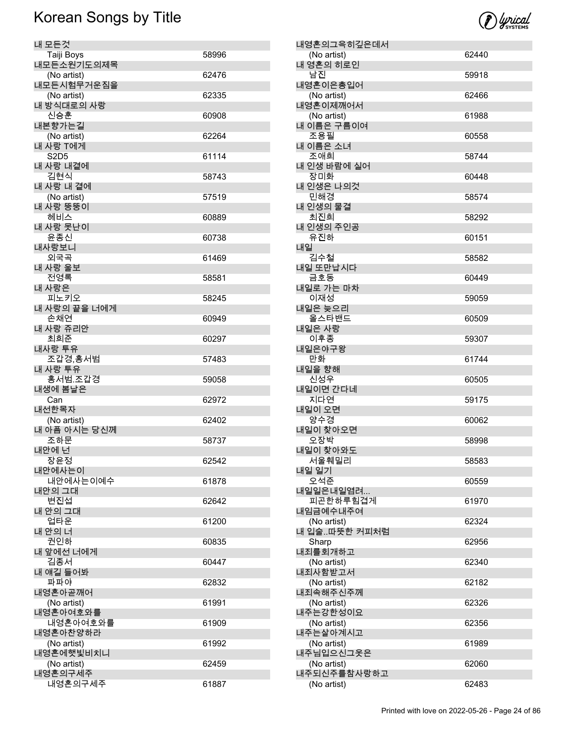# Korean Songs by Title

| Title / Artist | Number |
|---|---|
| 내 모든것 | |
| Taiji Boys | 58996 |
| 내모든소원기도의제목 | |
| (No artist) | 62476 |
| 내모든시험무거운짐을 | |
| (No artist) | 62335 |
| 내 방식대로의 사랑 | |
| 신승훈 | 60908 |
| 내본향가는길 | |
| (No artist) | 62264 |
| 내 사랑 T에게 | |
| S2D5 | 61114 |
| 내 사랑 내곁에 | |
| 김현식 | 58743 |
| 내 사랑 내 곁에 | |
| (No artist) | 57519 |
| 내 사랑 뚱뚱이 | |
| 헤비스 | 60889 |
| 내 사랑 못난이 | |
| 윤종신 | 60738 |
| 내사랑보니 | |
| 외국곡 | 61469 |
| 내 사랑 울보 | |
| 전영록 | 58581 |
| 내 사랑은 | |
| 피노키오 | 58245 |
| 내 사랑의 끝을 너에게 | |
| 손채연 | 60949 |
| 내 사랑 쥬리안 | |
| 최희준 | 60297 |
| 내사랑 투유 | |
| 조갑경,홍서범 | 57483 |
| 내 사랑 투유 | |
| 홍서범.조갑경 | 59058 |
| 내생에 봄날은 | |
| Can | 62972 |
| 내선한목자 | |
| (No artist) | 62402 |
| 내 아픔 아시는 당신께 | |
| 조하문 | 58737 |
| 내안에 넌 | |
| 장윤정 | 62542 |
| 내안에사는이 | |
| 내안에사는이예수 | 61878 |
| 내안의 그대 | |
| 변진섭 | 62642 |
| 내 안의 그대 | |
| 업타운 | 61200 |
| 내 안의 너 | |
| 권인하 | 60835 |
| 내 앞에선 너에게 | |
| 김종서 | 60447 |
| 내 얘길 들어봐 | |
| 파파야 | 62832 |
| 내영혼아곧깨어 | |
| (No artist) | 61991 |
| 내영혼아여호와를 | |
| 내영혼아여호와를 | 61909 |
| 내영혼아찬양하라 | |
| (No artist) | 61992 |
| 내영혼에햇빛비치니 | |
| (No artist) | 62459 |
| 내영혼의구세주 | |
| 내영혼의구세주 | 61887 |
| 내영혼의그윽히깊은데서 | |
| (No artist) | 62440 |
| 내 영혼의 히로인 | |
| 남진 | 59918 |
| 내영혼이은총입어 | |
| (No artist) | 62466 |
| 내영혼이제깨어서 | |
| (No artist) | 61988 |
| 내 이름은 구름이여 | |
| 조용필 | 60558 |
| 내 이름은 소녀 | |
| 조애희 | 58744 |
| 내 인생 바람에 실어 | |
| 장미화 | 60448 |
| 내 인생은 나의것 | |
| 민해경 | 58574 |
| 내 인생의 물결 | |
| 최진희 | 58292 |
| 내 인생의 주인공 | |
| 유진하 | 60151 |
| 내일 | |
| 김수철 | 58582 |
| 내일 또만납시다 | |
| 금호동 | 60449 |
| 내일로 가는 마차 | |
| 이재성 | 59059 |
| 내일은 늦으리 | |
| 올스타밴드 | 60509 |
| 내일은 사랑 | |
| 이후종 | 59307 |
| 내일은야구왕 | |
| 만화 | 61744 |
| 내일을 향해 | |
| 신성우 | 60505 |
| 내일이면 간다네 | |
| 지다연 | 59175 |
| 내일이 오면 | |
| 양수경 | 60062 |
| 내일이 찾아오면 | |
| 오장박 | 58998 |
| 내일이 찾아와도 | |
| 서울훼밀리 | 58583 |
| 내일 일기 | |
| 오석준 | 60559 |
| 내일일은내일염려... | |
| 피곤한하루힘겹게 | 61970 |
| 내임금예수내주여 | |
| (No artist) | 62324 |
| 내 입술..따뜻한 커피처럼 | |
| Sharp | 62956 |
| 내죄를회개하고 | |
| (No artist) | 62340 |
| 내죄사함받고서 | |
| (No artist) | 62182 |
| 내죄속해주신주께 | |
| (No artist) | 62326 |
| 내주는강한성이요 | |
| (No artist) | 62356 |
| 내주는살아계시고 | |
| (No artist) | 61989 |
| 내주님입으신그옷은 | |
| (No artist) | 62060 |
| 내주되신주를참사랑하고 | |
| (No artist) | 62483 |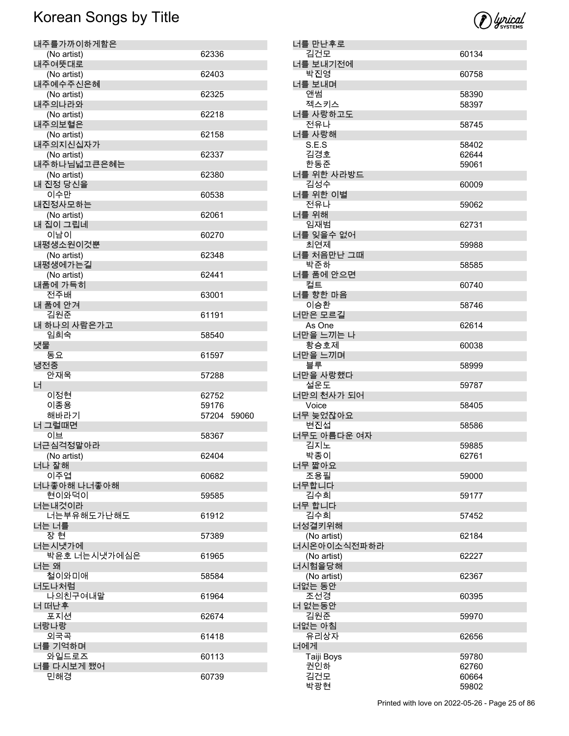# Korean Songs by Title

| Title / Artist | Code | |
|---|---|---|
| **내주를가까이하게함은** | | |
| (No artist) | 62336 | |
| **내주여뜻대로** | | |
| (No artist) | 62403 | |
| **내주예수주신은혜** | | |
| (No artist) | 62325 | |
| **내주의나라와** | | |
| (No artist) | 62218 | |
| **내주의보혈은** | | |
| (No artist) | 62158 | |
| **내주의지신십자가** | | |
| (No artist) | 62337 | |
| **내주하나님넓고큰은혜는** | | |
| (No artist) | 62380 | |
| **내 진정 당신을** | | |
| 이수만 | 60538 | |
| **내진정사모하는** | | |
| (No artist) | 62061 | |
| **내 집이 그립네** | | |
| 이남이 | 60270 | |
| **내평생소원이것뿐** | | |
| (No artist) | 62348 | |
| **내평생에가는길** | | |
| (No artist) | 62441 | |
| **내품에 가득히** | | |
| 전주배 | 63001 | |
| **내 품에 안겨** | | |
| 김원준 | 61191 | |
| **내 하나의 사람은가고** | | |
| 임희숙 | 58540 | |
| **냇물** | | |
| 동요 | 61597 | |
| **냉전중** | | |
| 안재욱 | 57288 | |
| **너** | | |
| 이정현 | 62752 | |
| 이종용 | 59176 | |
| 해바라기 | 57204 | 59060 |
| **너 그럴때면** | | |
| 이브 | 58367 | |
| **너근심걱정말아라** | | |
| (No artist) | 62404 | |
| **너나 잘해** | | |
| 이주엽 | 60682 | |
| **너나좋아해 나너좋아해** | | |
| 현이와덕이 | 59585 | |
| **너는내것이라** | | |
| 너는부유해도가난해도 | 61912 | |
| **너는 너를** | | |
| 장 현 | 57389 | |
| **너는시냇가에** | | |
| 박윤호 너는시냇가에심은 | 61965 | |
| **너는 왜** | | |
| 철이와미애 | 58584 | |
| **너도나처럼** | | |
| 나의친구여내말 | 61964 | |
| **너 떠난후** | | |
| 포지션 | 62674 | |
| **너랑나랑** | | |
| 외국곡 | 61418 | |
| **너를 기억하며** | | |
| 와일드로즈 | 60113 | |
| **너를 다시보게 됐어** | | |
| 민해경 | 60739 | |
| **너를 만난후로** | | |
| 김건모 | 60134 | |
| **너를 보내기전에** | | |
| 박진영 | 60758 | |
| **너를 보내며** | | |
| 앤썸 | 58390 | |
| 젝스키스 | 58397 | |
| **너를 사랑하고도** | | |
| 전유나 | 58745 | |
| **너를 사랑해** | | |
| S.E.S | 58402 | |
| 김경호 | 62644 | |
| 한동준 | 59061 | |
| **너를 위한 사라방드** | | |
| 김성수 | 60009 | |
| **너를 위한 이별** | | |
| 전유나 | 59062 | |
| **너를 위해** | | |
| 임재범 | 62731 | |
| **너를 잊을수 없어** | | |
| 최연제 | 59988 | |
| **너를 처음만난 그때** | | |
| 박준하 | 58585 | |
| **너를 품에 안으면** | | |
| 컬트 | 60740 | |
| **너를 향한 마음** | | |
| 이승환 | 58746 | |
| **너만은 모르길** | | |
| As One | 62614 | |
| **너만을 느끼는 나** | | |
| 황승호제 | 60038 | |
| **너만을 느끼며** | | |
| 블루 | 58999 | |
| **너만을 사랑했다** | | |
| 설운도 | 59787 | |
| **너만의 천사가 되어** | | |
| Voice | 58405 | |
| **너무 늦었잖아요** | | |
| 변진섭 | 58586 | |
| **너무도 아름다운 여자** | | |
| 김지노 | 59885 | |
| 박종이 | 62761 | |
| **너무 짧아요** | | |
| 조용필 | 59000 | |
| **너무합니다** | | |
| 김수희 | 59177 | |
| **너무 합니다** | | |
| 김수희 | 57452 | |
| **너성결키위해** | | |
| (No artist) | 62184 | |
| **너시온아이소식전파하라** | | |
| (No artist) | 62227 | |
| **너시험을당해** | | |
| (No artist) | 62367 | |
| **너없는 동안** | | |
| 조선경 | 60395 | |
| **너 없는동안** | | |
| 김원준 | 59970 | |
| **너없는 아침** | | |
| 유리상자 | 62656 | |
| **너에게** | | |
| Taiji Boys | 59780 | |
| 권인하 | 62760 | |
| 김건모 | 60664 | |
| 박광현 | 59802 | |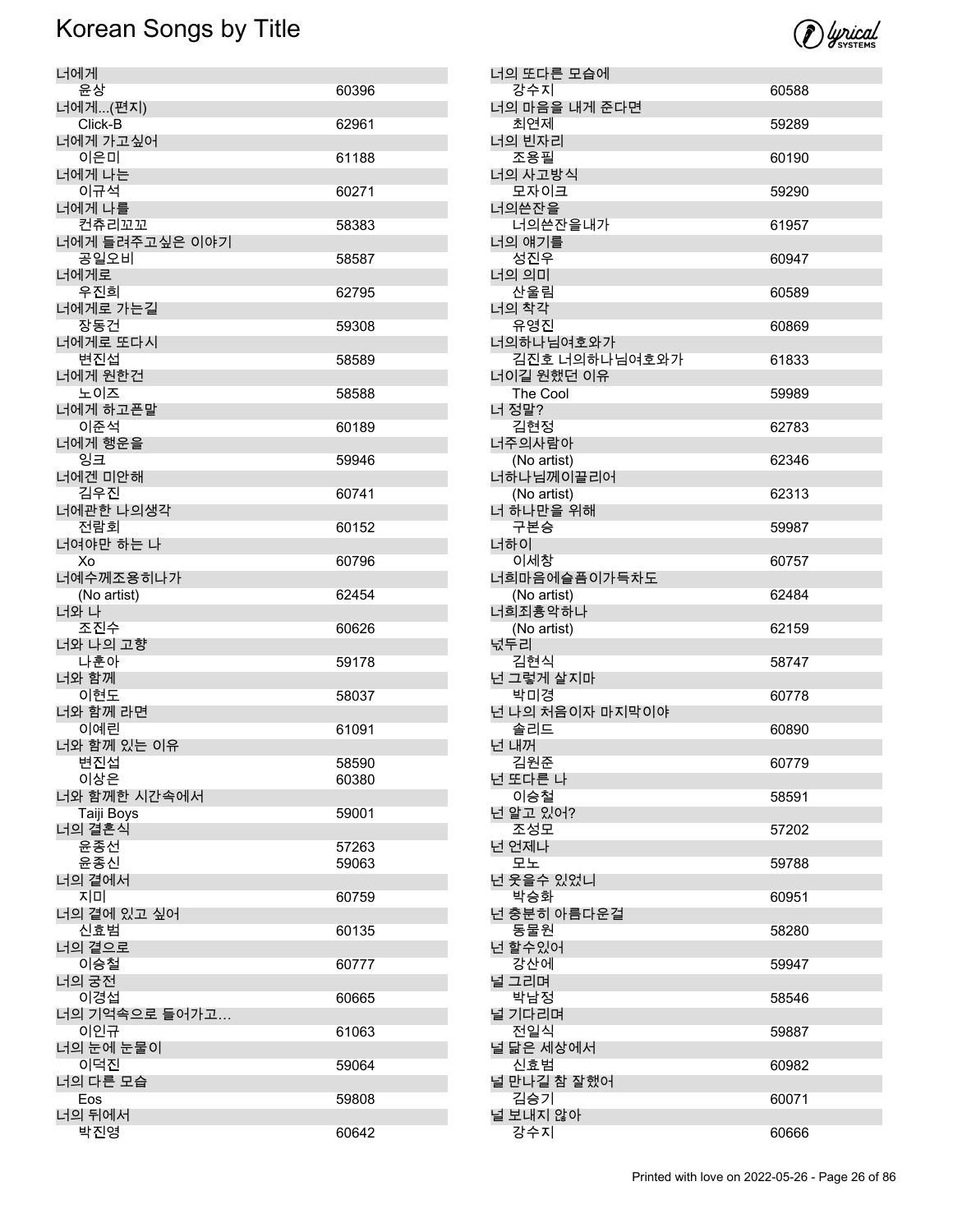# Korean Songs by Title

| Title / Artist | Number |
|---|---|
| 너에게 | |
| 윤상 | 60396 |
| 너에게...(편지) | |
| Click-B | 62961 |
| 너에게 가고싶어 | |
| 이은미 | 61188 |
| 너에게 나는 | |
| 이규석 | 60271 |
| 너에게 나를 | |
| 컨츄리꼬꼬 | 58383 |
| 너에게 들려주고싶은 이야기 | |
| 공일오비 | 58587 |
| 너에게로 | |
| 우진희 | 62795 |
| 너에게로 가는길 | |
| 장동건 | 59308 |
| 너에게로 또다시 | |
| 변진섭 | 58589 |
| 너에게 원한건 | |
| 노이즈 | 58588 |
| 너에게 하고픈말 | |
| 이준석 | 60189 |
| 너에게 행운을 | |
| 잉크 | 59946 |
| 너에겐 미안해 | |
| 김우진 | 60741 |
| 너에관한 나의생각 | |
| 전람회 | 60152 |
| 너여야만 하는 나 | |
| Xo | 60796 |
| 너예수께조용히나가 | |
| (No artist) | 62454 |
| 너와 나 | |
| 조진수 | 60626 |
| 너와 나의 고향 | |
| 나훈아 | 59178 |
| 너와 함께 | |
| 이현도 | 58037 |
| 너와 함께 라면 | |
| 이예린 | 61091 |
| 너와 함께 있는 이유 | |
| 변진섭 | 58590 |
| 이상은 | 60380 |
| 너와 함께한 시간속에서 | |
| Taiji Boys | 59001 |
| 너의 결혼식 | |
| 윤종선 | 57263 |
| 윤종신 | 59063 |
| 너의 곁에서 | |
| 지미 | 60759 |
| 너의 곁에 있고 싶어 | |
| 신효범 | 60135 |
| 너의 곁으로 | |
| 이승철 | 60777 |
| 너의 궁전 | |
| 이경섭 | 60665 |
| 너의 기억속으로 들어가고… | |
| 이인규 | 61063 |
| 너의 눈에 눈물이 | |
| 이덕진 | 59064 |
| 너의 다른 모습 | |
| Eos | 59808 |
| 너의 뒤에서 | |
| 박진영 | 60642 |
| 너의 또다른 모습에 | |
| 강수지 | 60588 |
| 너의 마음을 내게 준다면 | |
| 최연제 | 59289 |
| 너의 빈자리 | |
| 조용필 | 60190 |
| 너의 사고방식 | |
| 모자이크 | 59290 |
| 너의쓴잔을 | |
| 너의쓴잔을내가 | 61957 |
| 너의 얘기를 | |
| 성진우 | 60947 |
| 너의 의미 | |
| 산울림 | 60589 |
| 너의 착각 | |
| 유영진 | 60869 |
| 너의하나님여호와가 | |
| 김진호 너의하나님여호와가 | 61833 |
| 너이길 원했던 이유 | |
| The Cool | 59989 |
| 너 정말? | |
| 김현정 | 62783 |
| 너주의사람아 | |
| (No artist) | 62346 |
| 너하나님께이끌리어 | |
| (No artist) | 62313 |
| 너 하나만을 위해 | |
| 구본승 | 59987 |
| 너하이 | |
| 이세창 | 60757 |
| 너희마음에슬픔이가득차도 | |
| (No artist) | 62484 |
| 너희죄흉악하나 | |
| (No artist) | 62159 |
| 넋두리 | |
| 김현식 | 58747 |
| 넌 그렇게 살지마 | |
| 박미경 | 60778 |
| 넌 나의 처음이자 마지막이야 | |
| 솔리드 | 60890 |
| 넌 내꺼 | |
| 김원준 | 60779 |
| 넌 또다른 나 | |
| 이승철 | 58591 |
| 넌 알고 있어? | |
| 조성모 | 57202 |
| 넌 언제나 | |
| 모노 | 59788 |
| 넌 웃을수 있었니 | |
| 박승화 | 60951 |
| 넌 충분히 아름다운걸 | |
| 동물원 | 58280 |
| 넌 할수있어 | |
| 강산에 | 59947 |
| 널 그리며 | |
| 박남정 | 58546 |
| 널 기다리며 | |
| 전일식 | 59887 |
| 널 닮은 세상에서 | |
| 신효범 | 60982 |
| 널 만나길 참 잘했어 | |
| 김승기 | 60071 |
| 널 보내지 않아 | |
| 강수지 | 60666 |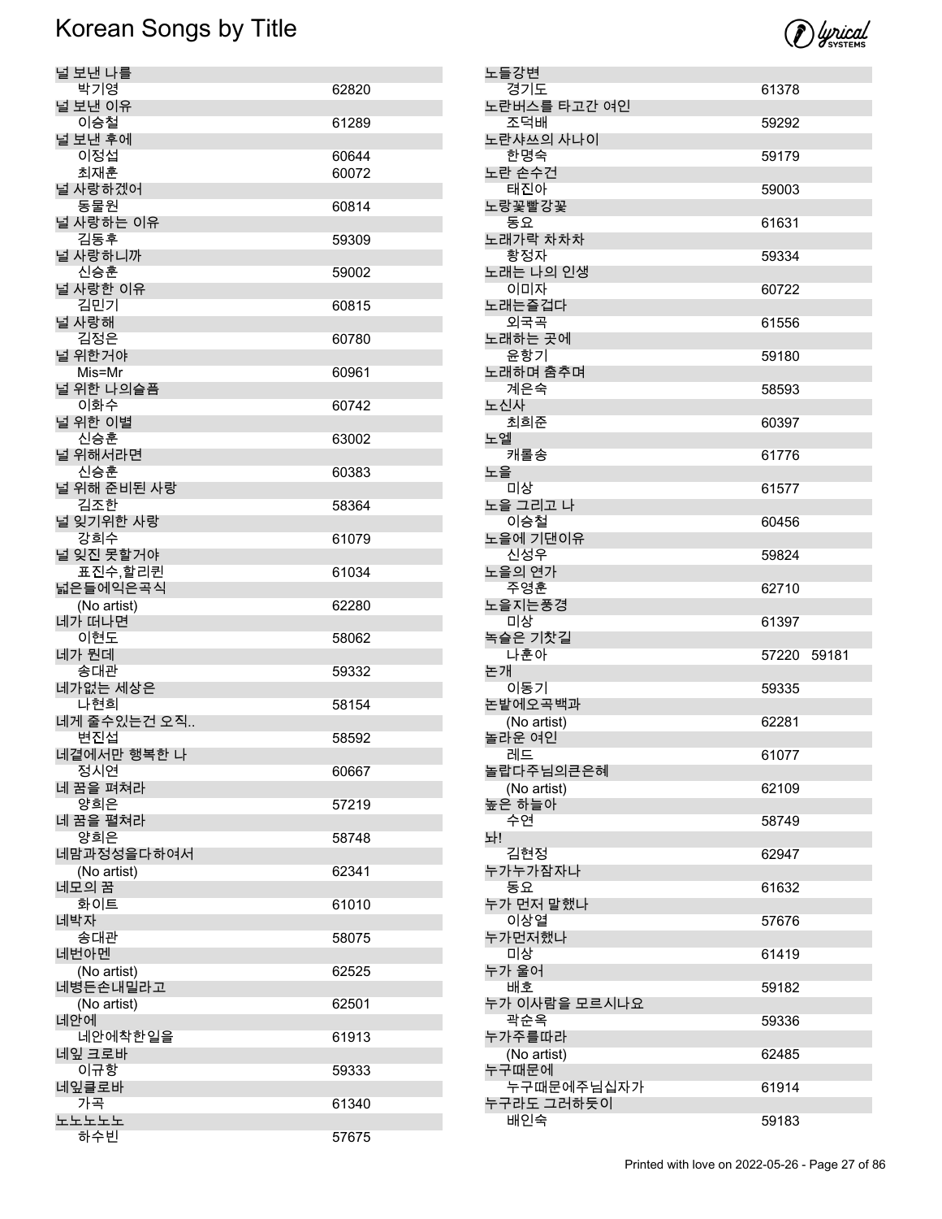# Korean Songs by Title

| Title / Artist | Number |
|---|---|
| 널 보낸 나를 | |
| 박기영 | 62820 |
| 널 보낸 이유 | |
| 이승철 | 61289 |
| 널 보낸 후에 | |
| 이정섭 | 60644 |
| 최재훈 | 60072 |
| 널 사랑하겠어 | |
| 동물원 | 60814 |
| 널 사랑하는 이유 | |
| 김동후 | 59309 |
| 널 사랑하니까 | |
| 신승훈 | 59002 |
| 널 사랑한 이유 | |
| 김민기 | 60815 |
| 널 사랑해 | |
| 김정은 | 60780 |
| 널 위한거야 | |
| Mis=Mr | 60961 |
| 널 위한 나의슬픔 | |
| 이화수 | 60742 |
| 널 위한 이별 | |
| 신승훈 | 63002 |
| 널 위해서라면 | |
| 신승훈 | 60383 |
| 널 위해 준비된 사랑 | |
| 김조한 | 58364 |
| 널 잊기위한 사랑 | |
| 강희수 | 61079 |
| 널 잊진 못할거야 | |
| 표진수,할리퀸 | 61034 |
| 넓은들에익은곡식 | |
| (No artist) | 62280 |
| 네가 떠나면 | |
| 이현도 | 58062 |
| 네가 뭔데 | |
| 송대관 | 59332 |
| 네가없는 세상은 | |
| 나현희 | 58154 |
| 네게 줄수있는건 오직.. | |
| 변진섭 | 58592 |
| 네곁에서만 행복한 나 | |
| 정시연 | 60667 |
| 네 꿈을 펴쳐라 | |
| 양희은 | 57219 |
| 네 꿈을 펼쳐라 | |
| 양희은 | 58748 |
| 네맘과정성을다하여서 | |
| (No artist) | 62341 |
| 네모의 꿈 | |
| 화이트 | 61010 |
| 네박자 | |
| 송대관 | 58075 |
| 네번아멘 | |
| (No artist) | 62525 |
| 네병든손내밀라고 | |
| (No artist) | 62501 |
| 네안에 | |
| 네안에착한일을 | 61913 |
| 네잎 크로바 | |
| 이규항 | 59333 |
| 네잎클로바 | |
| 가곡 | 61340 |
| 노노노노노 | |
| 하수빈 | 57675 |
| 노들강변 | |
| 경기도 | 61378 |
| 노란버스를 타고간 여인 | |
| 조덕배 | 59292 |
| 노란샤쓰의 사나이 | |
| 한명숙 | 59179 |
| 노란 손수건 | |
| 태진아 | 59003 |
| 노랑꽃빨강꽃 | |
| 동요 | 61631 |
| 노래가락 차차차 | |
| 황정자 | 59334 |
| 노래는 나의 인생 | |
| 이미자 | 60722 |
| 노래는즐겁다 | |
| 외국곡 | 61556 |
| 노래하는 곳에 | |
| 윤항기 | 59180 |
| 노래하며 춤추며 | |
| 계은숙 | 58593 |
| 노신사 | |
| 최희준 | 60397 |
| 노엘 | |
| 캐롤송 | 61776 |
| 노을 | |
| 미상 | 61577 |
| 노을 그리고 나 | |
| 이승철 | 60456 |
| 노을에 기댄이유 | |
| 신성우 | 59824 |
| 노을의 연가 | |
| 주영훈 | 62710 |
| 노을지는풍경 | |
| 미상 | 61397 |
| 녹슬은 기찻길 | |
| 나훈아 | 57220 59181 |
| 논개 | |
| 이동기 | 59335 |
| 논밭에오곡백과 | |
| (No artist) | 62281 |
| 놀라운 여인 | |
| 레드 | 61077 |
| 놀랍다주님의큰은혜 | |
| (No artist) | 62109 |
| 높은 하늘아 | |
| 수연 | 58749 |
| 놔! | |
| 김현정 | 62947 |
| 누가누가잠자나 | |
| 동요 | 61632 |
| 누가 먼저 말했나 | |
| 이상열 | 57676 |
| 누가먼저했나 | |
| 미상 | 61419 |
| 누가 울어 | |
| 배호 | 59182 |
| 누가 이사람을 모르시나요 | |
| 곽순옥 | 59336 |
| 누가주를따라 | |
| (No artist) | 62485 |
| 누구때문에 | |
| 누구때문에주님십자가 | 61914 |
| 누구라도 그러하듯이 | |
| 배인숙 | 59183 |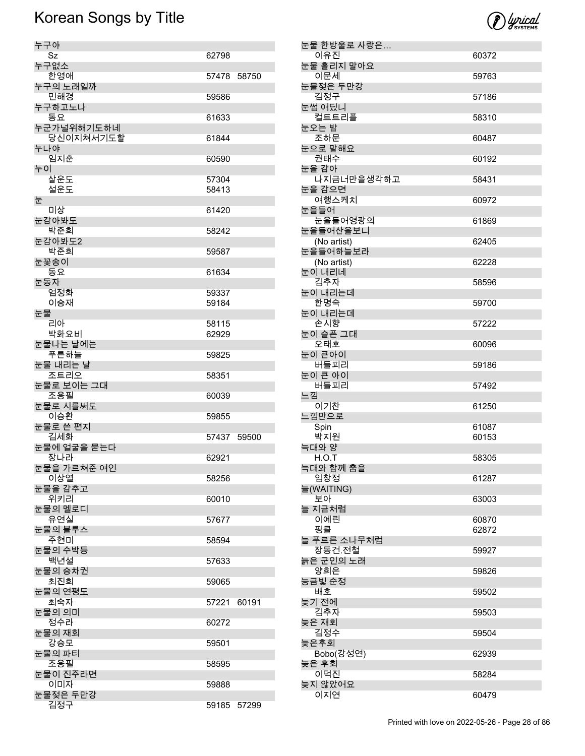# Korean Songs by Title

| Title / Artist | Number | Number |
|---|---|---|
| **누구야** | | |
| Sz | 62798 | |
| **누구없소** | | |
| 한영애 | 57478 | 58750 |
| **누구의 노래일까** | | |
| 민해경 | 59586 | |
| **누구하고노나** | | |
| 동요 | 61633 | |
| **누군가널위해기도하네** | | |
| 당신이지쳐서기도할 | 61844 | |
| **누나야** | | |
| 임지훈 | 60590 | |
| **누이** | | |
| 살운도 | 57304 | |
| 설운도 | 58413 | |
| **눈** | | |
| 미상 | 61420 | |
| **눈감아봐도** | | |
| 박준희 | 58242 | |
| **눈감아봐도2** | | |
| 박준희 | 59587 | |
| **눈꽃송이** | | |
| 동요 | 61634 | |
| **눈동자** | | |
| 엄정화 | 59337 | |
| 이승재 | 59184 | |
| **눈물** | | |
| 리아 | 58115 | |
| 박화요비 | 62929 | |
| **눈물나는 날에는** | | |
| 푸른하늘 | 59825 | |
| **눈물 내리는 날** | | |
| 조트리오 | 58351 | |
| **눈물로 보이는 그대** | | |
| 조용필 | 60039 | |
| **눈물로 시를써도** | | |
| 이승환 | 59855 | |
| **눈물로 쓴 편지** | | |
| 김세화 | 57437 | 59500 |
| **눈물에 얼굴을 묻는다** | | |
| 장나라 | 62921 | |
| **눈물을 가르쳐준 여인** | | |
| 이상열 | 58256 | |
| **눈물을 감추고** | | |
| 위키리 | 60010 | |
| **눈물의 멜로디** | | |
| 유연실 | 57677 | |
| **눈물의 블루스** | | |
| 주현미 | 58594 | |
| **눈물의 수박등** | | |
| 백년설 | 57633 | |
| **눈물의 승차권** | | |
| 최진희 | 59065 | |
| **눈물의 연평도** | | |
| 최숙자 | 57221 | 60191 |
| **눈물의 의미** | | |
| 정수라 | 60272 | |
| **눈물의 재회** | | |
| 강승모 | 59501 | |
| **눈물의 파티** | | |
| 조용필 | 58595 | |
| **눈물이 진주라면** | | |
| 이미자 | 59888 | |
| **눈물젖은 두만강** | | |
| 김정구 | 59185 | 57299 |
| **눈물 한방울로 사랑은…** | | |
| 이유진 | 60372 | |
| **눈물 흘리지 말아요** | | |
| 이문세 | 59763 | |
| **눈물젖은 두만강** | | |
| 김정구 | 57186 | |
| **눈썹 어딨니** | | |
| 컬트트리플 | 58310 | |
| **눈오는 밤** | | |
| 조하문 | 60487 | |
| **눈으로 말해요** | | |
| 권태수 | 60192 | |
| **눈을 감아** | | |
| 나지금너만을생각하고 | 58431 | |
| **눈을 감으면** | | |
| 여행스케치 | 60972 | |
| **눈을들어** | | |
| 눈을들어영광의 | 61869 | |
| **눈을들어산을보니** | | |
| (No artist) | 62405 | |
| **눈을들어하늘보라** | | |
| (No artist) | 62228 | |
| **눈이 내리네** | | |
| 김추자 | 58596 | |
| **눈이 내리는데** | | |
| 한명숙 | 59700 | |
| **눈이 내리는데** | | |
| 손시향 | 57222 | |
| **눈이 슬픈 그대** | | |
| 오태호 | 60096 | |
| **눈이 큰아이** | | |
| 버들피리 | 59186 | |
| **눈이 큰 아이** | | |
| 버들피리 | 57492 | |
| **느낌** | | |
| 이기찬 | 61250 | |
| **느낌만으로** | | |
| Spin | 61087 | |
| 박지원 | 60153 | |
| **늑대와 양** | | |
| H.O.T | 58305 | |
| **늑대와 함께 춤을** | | |
| 임창정 | 61287 | |
| **늘(WAITING)** | | |
| 보아 | 63003 | |
| **늘 지금처럼** | | |
| 이예린 | 60870 | |
| 핑클 | 62872 | |
| **늘 푸르른 소나무처럼** | | |
| 장동건.전철 | 59927 | |
| **늙은 군인의 노래** | | |
| 양희은 | 59826 | |
| **능금빛 순정** | | |
| 배호 | 59502 | |
| **늦기 전에** | | |
| 김추자 | 59503 | |
| **늦은 재회** | | |
| 김정수 | 59504 | |
| **늦은후회** | | |
| Bobo(강성연) | 62939 | |
| **늦은 후회** | | |
| 이덕진 | 58284 | |
| **늦지 않았어요** | | |
| 이지연 | 60479 | |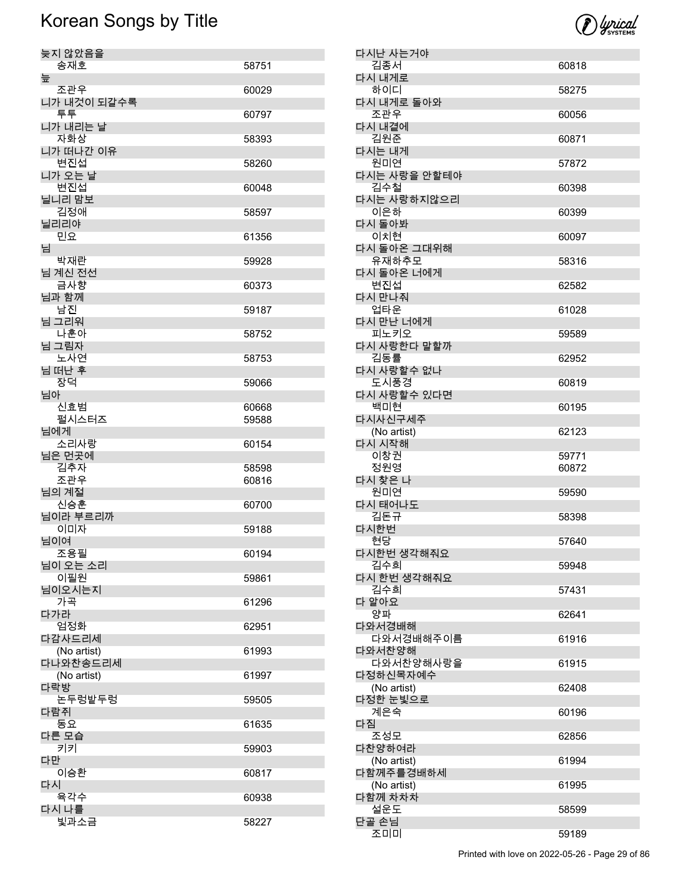# Korean Songs by Title

| Title / Artist | Number |
|---|---|
| 늦지 않았음을 | |
| 송재호 | 58751 |
| 늪 | |
| 조관우 | 60029 |
| 니가 내것이 되갈수록 | |
| 투투 | 60797 |
| 니가 내리는 날 | |
| 자화상 | 58393 |
| 니가 떠나간 이유 | |
| 변진섭 | 58260 |
| 니가 오는 날 | |
| 변진섭 | 60048 |
| 닐니리 맘보 | |
| 김정애 | 58597 |
| 닐리리야 | |
| 민요 | 61356 |
| 님 | |
| 박재란 | 59928 |
| 님 계신 전선 | |
| 금사향 | 60373 |
| 님과 함께 | |
| 남진 | 59187 |
| 님 그리워 | |
| 나훈아 | 58752 |
| 님 그림자 | |
| 노사연 | 58753 |
| 님 떠난 후 | |
| 장덕 | 59066 |
| 님아 | |
| 신효범 | 60668 |
| 펄시스터즈 | 59588 |
| 님에게 | |
| 소리사랑 | 60154 |
| 님은 먼곳에 | |
| 김추자 | 58598 |
| 조관우 | 60816 |
| 님의 계절 | |
| 신승훈 | 60700 |
| 님이라 부르리까 | |
| 이미자 | 59188 |
| 님이여 | |
| 조용필 | 60194 |
| 님이 오는 소리 | |
| 이필원 | 59861 |
| 님이오시는지 | |
| 가곡 | 61296 |
| 다가라 | |
| 엄정화 | 62951 |
| 다감사드리세 | |
| (No artist) | 61993 |
| 다나와찬송드리세 | |
| (No artist) | 61997 |
| 다락방 | |
| 논두렁밭두렁 | 59505 |
| 다람쥐 | |
| 동요 | 61635 |
| 다른 모습 | |
| 키키 | 59903 |
| 다만 | |
| 이승환 | 60817 |
| 다시 | |
| 육각수 | 60938 |
| 다시 나를 | |
| 빛과소금 | 58227 |
| 다시난 사는거야 | |
| 김종서 | 60818 |
| 다시 내게로 | |
| 하이디 | 58275 |
| 다시 내게로 돌아와 | |
| 조관우 | 60056 |
| 다시 내곁에 | |
| 김원준 | 60871 |
| 다시는 내게 | |
| 원미연 | 57872 |
| 다시는 사랑을 안할테야 | |
| 김수철 | 60398 |
| 다시는 사랑하지않으리 | |
| 이은하 | 60399 |
| 다시 돌아봐 | |
| 이치현 | 60097 |
| 다시 돌아온 그대위해 | |
| 유재하추모 | 58316 |
| 다시 돌아온 너에게 | |
| 변진섭 | 62582 |
| 다시 만나줘 | |
| 업타운 | 61028 |
| 다시 만난 너에게 | |
| 피노키오 | 59589 |
| 다시 사랑한다 말할까 | |
| 김동률 | 62952 |
| 다시 사랑할수 없나 | |
| 도시풍경 | 60819 |
| 다시 사랑할수 있다면 | |
| 백미현 | 60195 |
| 다시사신구세주 | |
| (No artist) | 62123 |
| 다시 시작해 | |
| 이창권 | 59771 |
| 정원영 | 60872 |
| 다시 찾은 나 | |
| 원미연 | 59590 |
| 다시 태어나도 | |
| 김돈규 | 58398 |
| 다시한번 | |
| 현당 | 57640 |
| 다시한번 생각해줘요 | |
| 김수희 | 59948 |
| 다시 한번 생각해줘요 | |
| 김수희 | 57431 |
| 다 알아요 | |
| 양파 | 62641 |
| 다와서경배해 | |
| 다와서경배해주이름 | 61916 |
| 다와서찬양해 | |
| 다와서찬양해사랑을 | 61915 |
| 다정하신목자예수 | |
| (No artist) | 62408 |
| 다정한 눈빛으로 | |
| 계은숙 | 60196 |
| 다짐 | |
| 조성모 | 62856 |
| 다찬양하여라 | |
| (No artist) | 61994 |
| 다함께주를경배하세 | |
| (No artist) | 61995 |
| 다함께 차차차 | |
| 설운도 | 58599 |
| 단골 손님 | |
| 조미미 | 59189 |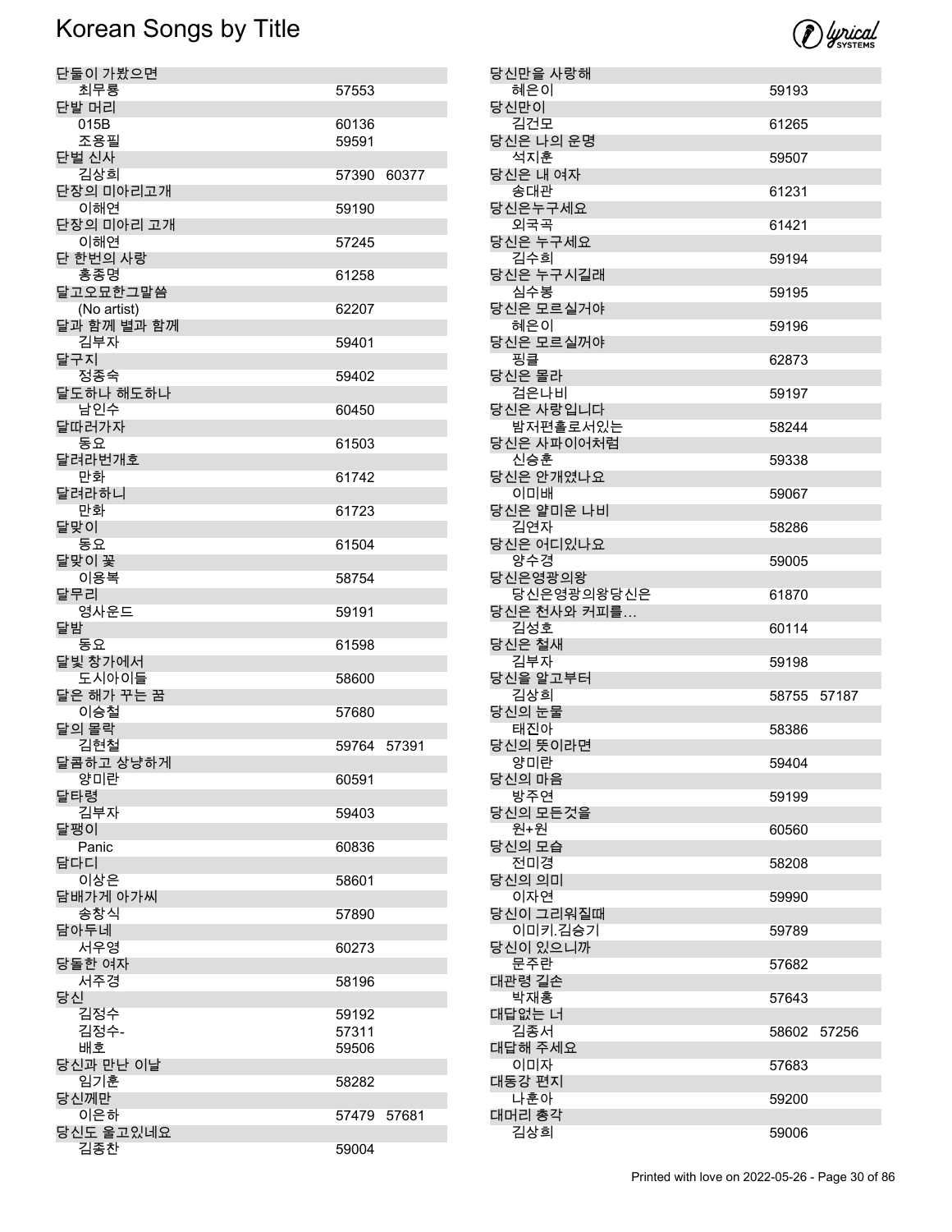# Korean Songs by Title

| Title / Artist | Number | |
|---|---|---|
| **단둘이 가봤으면** | | |
| 최무룡 | 57553 | |
| **단발 머리** | | |
| 015B | 60136 | |
| 조용필 | 59591 | |
| **단벌 신사** | | |
| 김상희 | 57390 | 60377 |
| **단장의 미아리고개** | | |
| 이해연 | 59190 | |
| **단장의 미아리 고개** | | |
| 이해연 | 57245 | |
| **단 한번의 사랑** | | |
| 홍종명 | 61258 | |
| **달고오묘한그말씀** | | |
| (No artist) | 62207 | |
| **달과 함께 별과 함께** | | |
| 김부자 | 59401 | |
| **달구지** | | |
| 정종숙 | 59402 | |
| **달도하나 해도하나** | | |
| 남인수 | 60450 | |
| **달따러가자** | | |
| 동요 | 61503 | |
| **달려라번개호** | | |
| 만화 | 61742 | |
| **달려라하니** | | |
| 만화 | 61723 | |
| **달맞이** | | |
| 동요 | 61504 | |
| **달맞이 꽃** | | |
| 이용복 | 58754 | |
| **달무리** | | |
| 영사운드 | 59191 | |
| **달밤** | | |
| 동요 | 61598 | |
| **달빛 창가에서** | | |
| 도시아이들 | 58600 | |
| **달은 해가 꾸는 꿈** | | |
| 이승철 | 57680 | |
| **달의 몰락** | | |
| 김현철 | 59764 | 57391 |
| **달콤하고 상냥하게** | | |
| 양미란 | 60591 | |
| **달타령** | | |
| 김부자 | 59403 | |
| **달팽이** | | |
| Panic | 60836 | |
| **담다디** | | |
| 이상은 | 58601 | |
| **담배가게 아가씨** | | |
| 송창식 | 57890 | |
| **담아두네** | | |
| 서우영 | 60273 | |
| **당돌한 여자** | | |
| 서주경 | 58196 | |
| **당신** | | |
| 김정수 | 59192 | |
| 김정수- | 57311 | |
| 배호 | 59506 | |
| **당신과 만난 이날** | | |
| 임기훈 | 58282 | |
| **당신께만** | | |
| 이은하 | 57479 | 57681 |
| **당신도 울고있네요** | | |
| 김종찬 | 59004 | |
| **당신만을 사랑해** | | |
| 혜은이 | 59193 | |
| **당신만이** | | |
| 김건모 | 61265 | |
| **당신은 나의 운명** | | |
| 석지훈 | 59507 | |
| **당신은 내 여자** | | |
| 송대관 | 61231 | |
| **당신은누구세요** | | |
| 외국곡 | 61421 | |
| **당신은 누구세요** | | |
| 김수희 | 59194 | |
| **당신은 누구시길래** | | |
| 심수봉 | 59195 | |
| **당신은 모르실거야** | | |
| 혜은이 | 59196 | |
| **당신은 모르실꺼야** | | |
| 핑클 | 62873 | |
| **당신은 몰라** | | |
| 검은나비 | 59197 | |
| **당신은 사랑입니다** | | |
| 밤저편홀로서있는 | 58244 | |
| **당신은 사파이어처럼** | | |
| 신승훈 | 59338 | |
| **당신은 안개였나요** | | |
| 이미배 | 59067 | |
| **당신은 얄미운 나비** | | |
| 김연자 | 58286 | |
| **당신은 어디있나요** | | |
| 양수경 | 59005 | |
| **당신은영광의왕** | | |
| 당신은영광의왕당신은 | 61870 | |
| **당신은 천사와 커피를…** | | |
| 김성호 | 60114 | |
| **당신은 철새** | | |
| 김부자 | 59198 | |
| **당신을 알고부터** | | |
| 김상희 | 58755 | 57187 |
| **당신의 눈물** | | |
| 태진아 | 58386 | |
| **당신의 뜻이라면** | | |
| 양미란 | 59404 | |
| **당신의 마음** | | |
| 방주연 | 59199 | |
| **당신의 모든것을** | | |
| 원+원 | 60560 | |
| **당신의 모습** | | |
| 전미경 | 58208 | |
| **당신의 의미** | | |
| 이자연 | 59990 | |
| **당신이 그리워질때** | | |
| 이미키.김승기 | 59789 | |
| **당신이 있으니까** | | |
| 문주란 | 57682 | |
| **대관령 길손** | | |
| 박재홍 | 57643 | |
| **대답없는 너** | | |
| 김종서 | 58602 | 57256 |
| **대답해 주세요** | | |
| 이미자 | 57683 | |
| **대동강 편지** | | |
| 나훈아 | 59200 | |
| **대머리 총각** | | |
| 김상희 | 59006 | |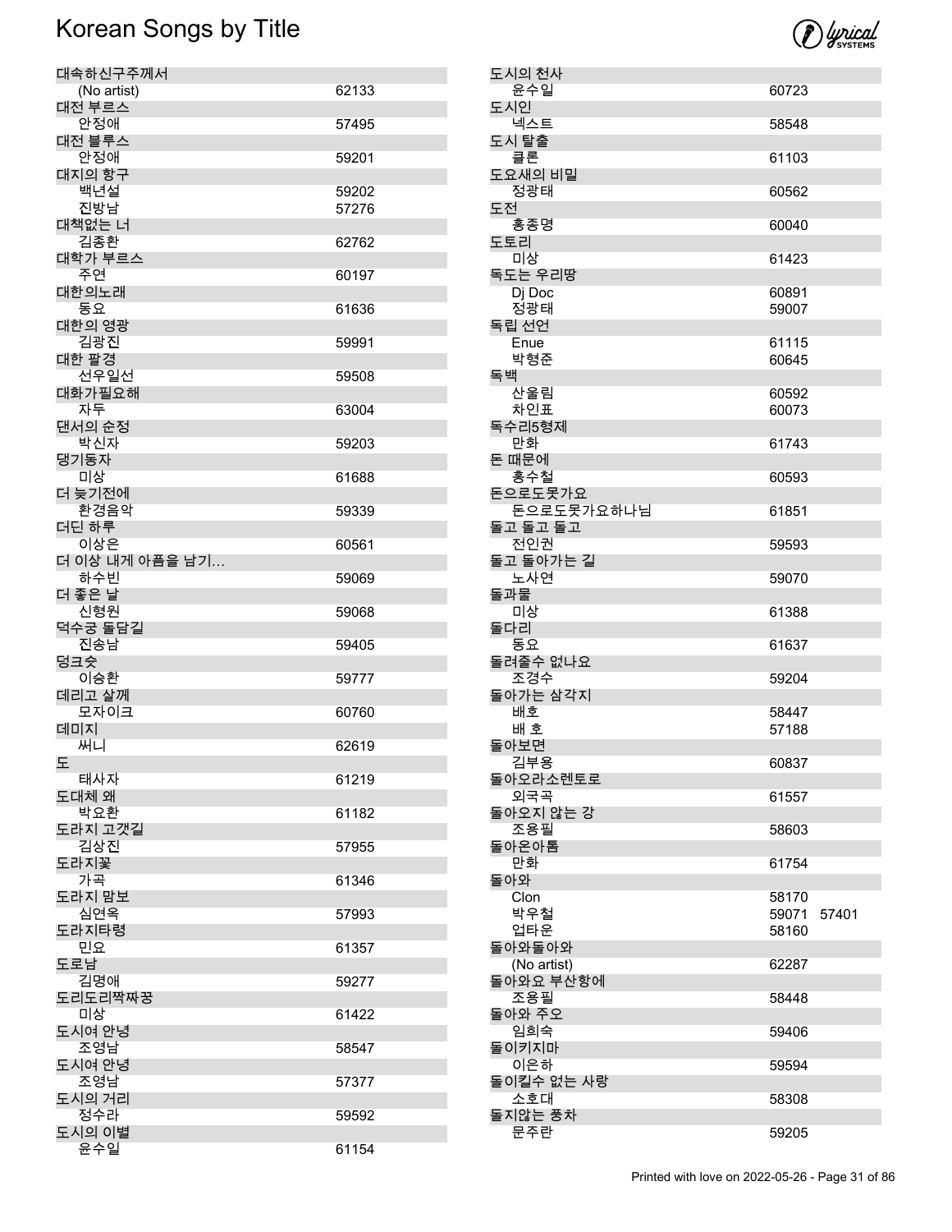# Korean Songs by Title

| Title / Artist | Number |
|---|---|
| **대속하신구주께서** | |
| (No artist) | 62133 |
| **대전 부르스** | |
| 안정애 | 57495 |
| **대전 블루스** | |
| 안정애 | 59201 |
| **대지의 항구** | |
| 백년설 | 59202 |
| 진방남 | 57276 |
| **대책없는 너** | |
| 김종환 | 62762 |
| **대학가 부르스** | |
| 주연 | 60197 |
| **대한의노래** | |
| 동요 | 61636 |
| **대한의 영광** | |
| 김광진 | 59991 |
| **대한 팔경** | |
| 선우일선 | 59508 |
| **대화가필요해** | |
| 자두 | 63004 |
| **댄서의 순정** | |
| 박신자 | 59203 |
| **댕기동자** | |
| 미상 | 61688 |
| **더 늦기전에** | |
| 환경음악 | 59339 |
| **더딘 하루** | |
| 이상은 | 60561 |
| **더 이상 내게 아픔을 남기…** | |
| 하수빈 | 59069 |
| **더 좋은 날** | |
| 신형원 | 59068 |
| **덕수궁 돌담길** | |
| 진송남 | 59405 |
| **덩크슛** | |
| 이승환 | 59777 |
| **데리고 살께** | |
| 모자이크 | 60760 |
| **데미지** | |
| 써니 | 62619 |
| **도** | |
| 태사자 | 61219 |
| **도대체 왜** | |
| 박요환 | 61182 |
| **도라지 고갯길** | |
| 김상진 | 57955 |
| **도라지꽃** | |
| 가곡 | 61346 |
| **도라지 맘보** | |
| 심연옥 | 57993 |
| **도라지타령** | |
| 민요 | 61357 |
| **도로남** | |
| 김명애 | 59277 |
| **도리도리짝짜꿍** | |
| 미상 | 61422 |
| **도시여 안녕** | |
| 조영남 | 58547 |
| **도시여 안녕** | |
| 조영남 | 57377 |
| **도시의 거리** | |
| 정수라 | 59592 |
| **도시의 이별** | |
| 윤수일 | 61154 |
| **도시의 천사** | |
| 윤수일 | 60723 |
| **도시인** | |
| 넥스트 | 58548 |
| **도시 탈출** | |
| 클론 | 61103 |
| **도요새의 비밀** | |
| 정광태 | 60562 |
| **도전** | |
| 홍종명 | 60040 |
| **도토리** | |
| 미상 | 61423 |
| **독도는 우리땅** | |
| Dj Doc | 60891 |
| 정광태 | 59007 |
| **독립 선언** | |
| Enue | 61115 |
| 박형준 | 60645 |
| **독백** | |
| 산울림 | 60592 |
| 차인표 | 60073 |
| **독수리5형제** | |
| 만화 | 61743 |
| **돈 때문에** | |
| 홍수철 | 60593 |
| **돈으로도못가요** | |
| 돈으로도못가요하나님 | 61851 |
| **돌고 돌고 돌고** | |
| 전인권 | 59593 |
| **돌고 돌아가는 길** | |
| 노사연 | 59070 |
| **돌과물** | |
| 미상 | 61388 |
| **돌다리** | |
| 동요 | 61637 |
| **돌려줄수 없나요** | |
| 조경수 | 59204 |
| **돌아가는 삼각지** | |
| 배호 | 58447 |
| 배 호 | 57188 |
| **돌아보면** | |
| 김부용 | 60837 |
| **돌아오라소렌토로** | |
| 외국곡 | 61557 |
| **돌아오지 않는 강** | |
| 조용필 | 58603 |
| **돌아온아톰** | |
| 만화 | 61754 |
| **돌아와** | |
| Clon | 58170 |
| 박우철 | 59071 57401 |
| 업타운 | 58160 |
| **돌아와돌아와** | |
| (No artist) | 62287 |
| **돌아와요 부산항에** | |
| 조용필 | 58448 |
| **돌아와 주오** | |
| 임희숙 | 59406 |
| **돌이키지마** | |
| 이은하 | 59594 |
| **돌이킬수 없는 사랑** | |
| 소호대 | 58308 |
| **돌지않는 풍차** | |
| 문주란 | 59205 |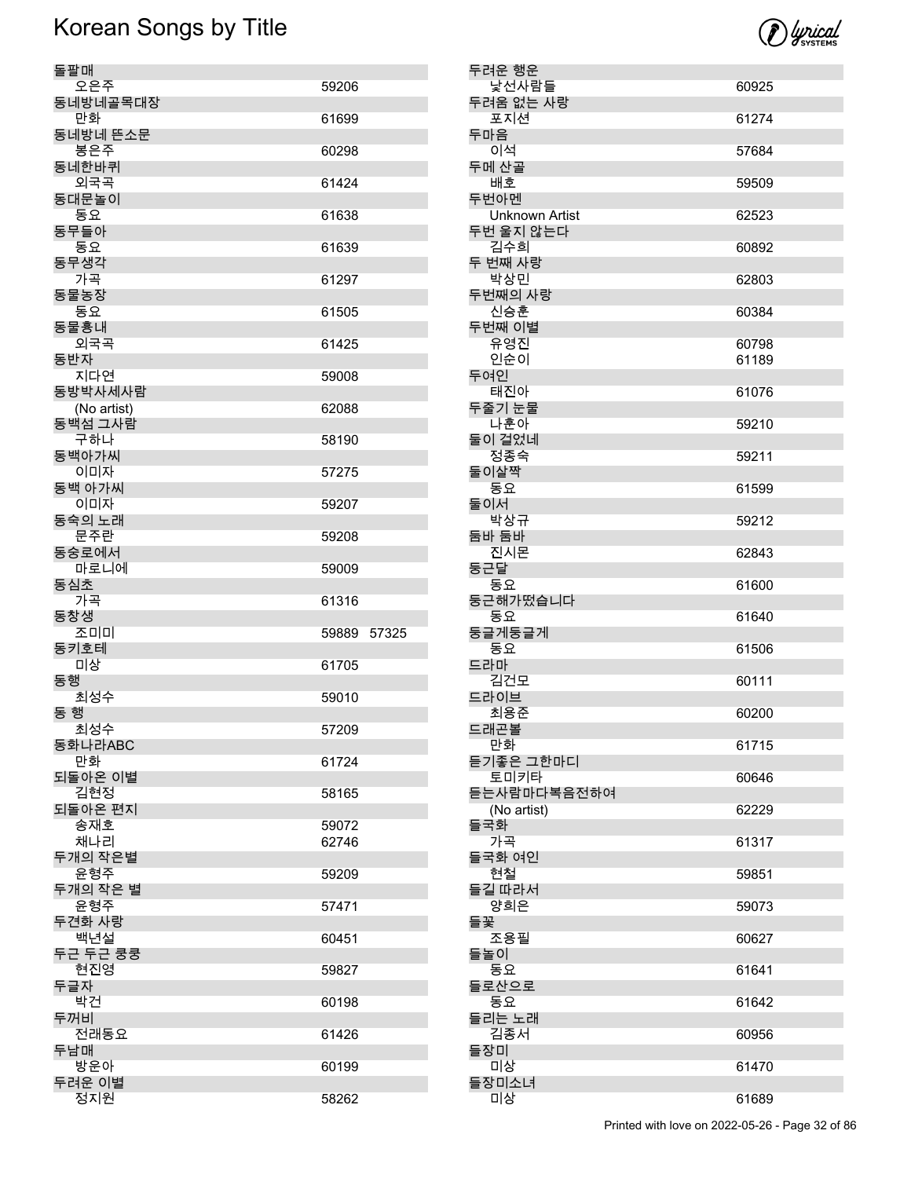# Korean Songs by Title

| Title / Artist | Number |
|---|---|
| 돌팔매 | |
| 오은주 | 59206 |
| 동네방네골목대장 | |
| 만화 | 61699 |
| 동네방네 뜬소문 | |
| 봉은주 | 60298 |
| 동네한바퀴 | |
| 외국곡 | 61424 |
| 동대문놀이 | |
| 동요 | 61638 |
| 동무들아 | |
| 동요 | 61639 |
| 동무생각 | |
| 가곡 | 61297 |
| 동물농장 | |
| 동요 | 61505 |
| 동물흉내 | |
| 외국곡 | 61425 |
| 동반자 | |
| 지다연 | 59008 |
| 동방박사세사람 | |
| (No artist) | 62088 |
| 동백섬 그사람 | |
| 구하나 | 58190 |
| 동백아가씨 | |
| 이미자 | 57275 |
| 동백 아가씨 | |
| 이미자 | 59207 |
| 동숙의 노래 | |
| 문주란 | 59208 |
| 동숭로에서 | |
| 마로니에 | 59009 |
| 동심초 | |
| 가곡 | 61316 |
| 동창생 | |
| 조미미 | 59889 57325 |
| 동키호테 | |
| 미상 | 61705 |
| 동행 | |
| 최성수 | 59010 |
| 동 행 | |
| 최성수 | 57209 |
| 동화나라ABC | |
| 만화 | 61724 |
| 되돌아온 이별 | |
| 김현정 | 58165 |
| 되돌아온 편지 | |
| 송재호 | 59072 |
| 채나리 | 62746 |
| 두개의 작은별 | |
| 윤형주 | 59209 |
| 두개의 작은 별 | |
| 윤형주 | 57471 |
| 두견화 사랑 | |
| 백년설 | 60451 |
| 두근 두근 쿵쿵 | |
| 현진영 | 59827 |
| 두글자 | |
| 박건 | 60198 |
| 두꺼비 | |
| 전래동요 | 61426 |
| 두남매 | |
| 방운아 | 60199 |
| 두려운 이별 | |
| 정지원 | 58262 |
| 두려운 행운 | |
| 낯선사람들 | 60925 |
| 두려움 없는 사랑 | |
| 포지션 | 61274 |
| 두마음 | |
| 이석 | 57684 |
| 두메 산골 | |
| 배호 | 59509 |
| 두번아멘 | |
| Unknown Artist | 62523 |
| 두번 울지 않는다 | |
| 김수희 | 60892 |
| 두 번째 사랑 | |
| 박상민 | 62803 |
| 두번째의 사랑 | |
| 신승훈 | 60384 |
| 두번째 이별 | |
| 유영진 | 60798 |
| 인순이 | 61189 |
| 두여인 | |
| 태진아 | 61076 |
| 두줄기 눈물 | |
| 나훈아 | 59210 |
| 둘이 걸었네 | |
| 정종숙 | 59211 |
| 둘이살짝 | |
| 동요 | 61599 |
| 둘이서 | |
| 박상규 | 59212 |
| 둠바 둠바 | |
| 진시몬 | 62843 |
| 둥근달 | |
| 동요 | 61600 |
| 둥근해가떴습니다 | |
| 동요 | 61640 |
| 둥글게둥글게 | |
| 동요 | 61506 |
| 드라마 | |
| 김건모 | 60111 |
| 드라이브 | |
| 최용준 | 60200 |
| 드래곤볼 | |
| 만화 | 61715 |
| 듣기좋은 그한마디 | |
| 토미키타 | 60646 |
| 듣는사람마다복음전하여 | |
| (No artist) | 62229 |
| 들국화 | |
| 가곡 | 61317 |
| 들국화 여인 | |
| 현철 | 59851 |
| 들길 따라서 | |
| 양희은 | 59073 |
| 들꽃 | |
| 조용필 | 60627 |
| 들놀이 | |
| 동요 | 61641 |
| 들로산으로 | |
| 동요 | 61642 |
| 들리는 노래 | |
| 김종서 | 60956 |
| 들장미 | |
| 미상 | 61470 |
| 들장미소녀 | |
| 미상 | 61689 |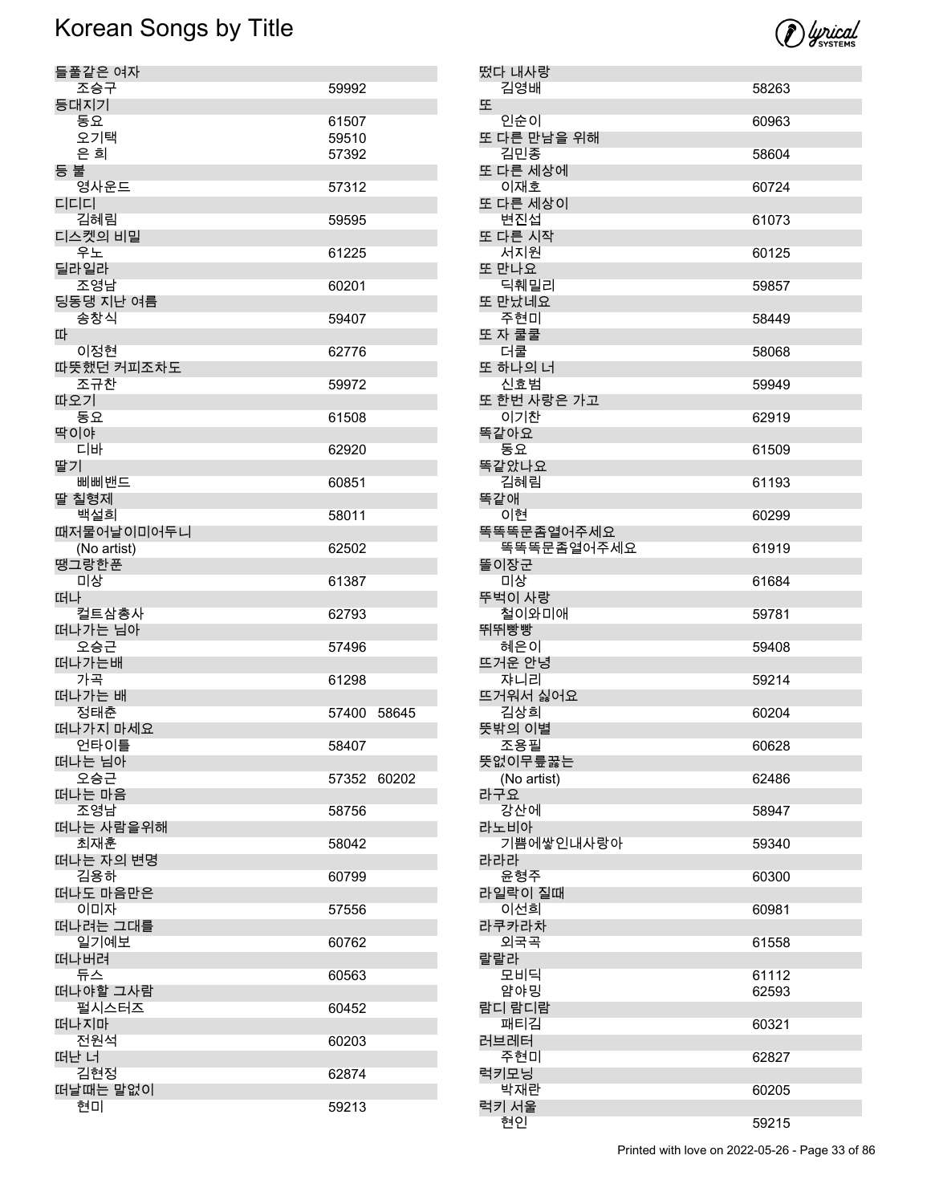# Korean Songs by Title

| Title / Artist | Number |
| --- | --- |
| **들풀같은 여자** | |
| 조승구 | 59992 |
| **등대지기** | |
| 동요 | 61507 |
| 오기택 | 59510 |
| 은 희 | 57392 |
| **등 불** | |
| 영사운드 | 57312 |
| **디디디** | |
| 김혜림 | 59595 |
| **디스켓의 비밀** | |
| 우노 | 61225 |
| **딜라일라** | |
| 조영남 | 60201 |
| **딩동댕 지난 여름** | |
| 송창식 | 59407 |
| **따** | |
| 이정현 | 62776 |
| **따뜻했던 커피조차도** | |
| 조규찬 | 59972 |
| **따오기** | |
| 동요 | 61508 |
| **딱이야** | |
| 디바 | 62920 |
| **딸기** | |
| 삐삐밴드 | 60851 |
| **딸 칠형제** | |
| 백설희 | 58011 |
| **때저물어날이미어두니** | |
| (No artist) | 62502 |
| **땡그랑한푼** | |
| 미상 | 61387 |
| **떠나** | |
| 컬트삼총사 | 62793 |
| **떠나가는 님아** | |
| 오승근 | 57496 |
| **떠나가는배** | |
| 가곡 | 61298 |
| **떠나가는 배** | |
| 정태춘 | 57400 58645 |
| **떠나가지 마세요** | |
| 언타이틀 | 58407 |
| **떠나는 님아** | |
| 오승근 | 57352 60202 |
| **떠나는 마음** | |
| 조영남 | 58756 |
| **떠나는 사람을위해** | |
| 최재훈 | 58042 |
| **떠나는 자의 변명** | |
| 김용하 | 60799 |
| **떠나도 마음만은** | |
| 이미자 | 57556 |
| **떠나려는 그대를** | |
| 일기예보 | 60762 |
| **떠나버려** | |
| 듀스 | 60563 |
| **떠나야할 그사람** | |
| 펄시스터즈 | 60452 |
| **떠나지마** | |
| 전원석 | 60203 |
| **떠난 너** | |
| 김현정 | 62874 |
| **떠날때는 말없이** | |
| 현미 | 59213 |
| **떴다 내사랑** | |
| 김영배 | 58263 |
| **또** | |
| 인순이 | 60963 |
| **또 다른 만남을 위해** | |
| 김민종 | 58604 |
| **또 다른 세상에** | |
| 이재호 | 60724 |
| **또 다른 세상이** | |
| 변진섭 | 61073 |
| **또 다른 시작** | |
| 서지원 | 60125 |
| **또 만나요** | |
| 딕훼밀리 | 59857 |
| **또 만났네요** | |
| 주현미 | 58449 |
| **또 자 쿨쿨** | |
| 더쿨 | 58068 |
| **또 하나의 너** | |
| 신효범 | 59949 |
| **또 한번 사랑은 가고** | |
| 이기찬 | 62919 |
| **똑같아요** | |
| 동요 | 61509 |
| **똑같았나요** | |
| 김혜림 | 61193 |
| **똑같애** | |
| 이현 | 60299 |
| **똑똑똑문좀열어주세요** | |
| 똑똑똑문좀열어주세요 | 61919 |
| **똘이장군** | |
| 미상 | 61684 |
| **뚜벅이 사랑** | |
| 철이와미애 | 59781 |
| **뛰뛰빵빵** | |
| 혜은이 | 59408 |
| **뜨거운 안녕** | |
| 쟈니리 | 59214 |
| **뜨거워서 싫어요** | |
| 김상희 | 60204 |
| **뜻밖의 이별** | |
| 조용필 | 60628 |
| **뜻없이무릎꿇는** | |
| (No artist) | 62486 |
| **라구요** | |
| 강산에 | 58947 |
| **라노비아** | |
| 기쁨에쌓인내사랑아 | 59340 |
| **라라라** | |
| 윤형주 | 60300 |
| **라일락이 질때** | |
| 이선희 | 60981 |
| **라쿠카라차** | |
| 외국곡 | 61558 |
| **랄랄라** | |
| 모비딕 | 61112 |
| 얌야밍 | 62593 |
| **람디 람디람** | |
| 패티김 | 60321 |
| **러브레터** | |
| 주현미 | 62827 |
| **럭키모닝** | |
| 박재란 | 60205 |
| **럭키 서울** | |
| 현인 | 59215 |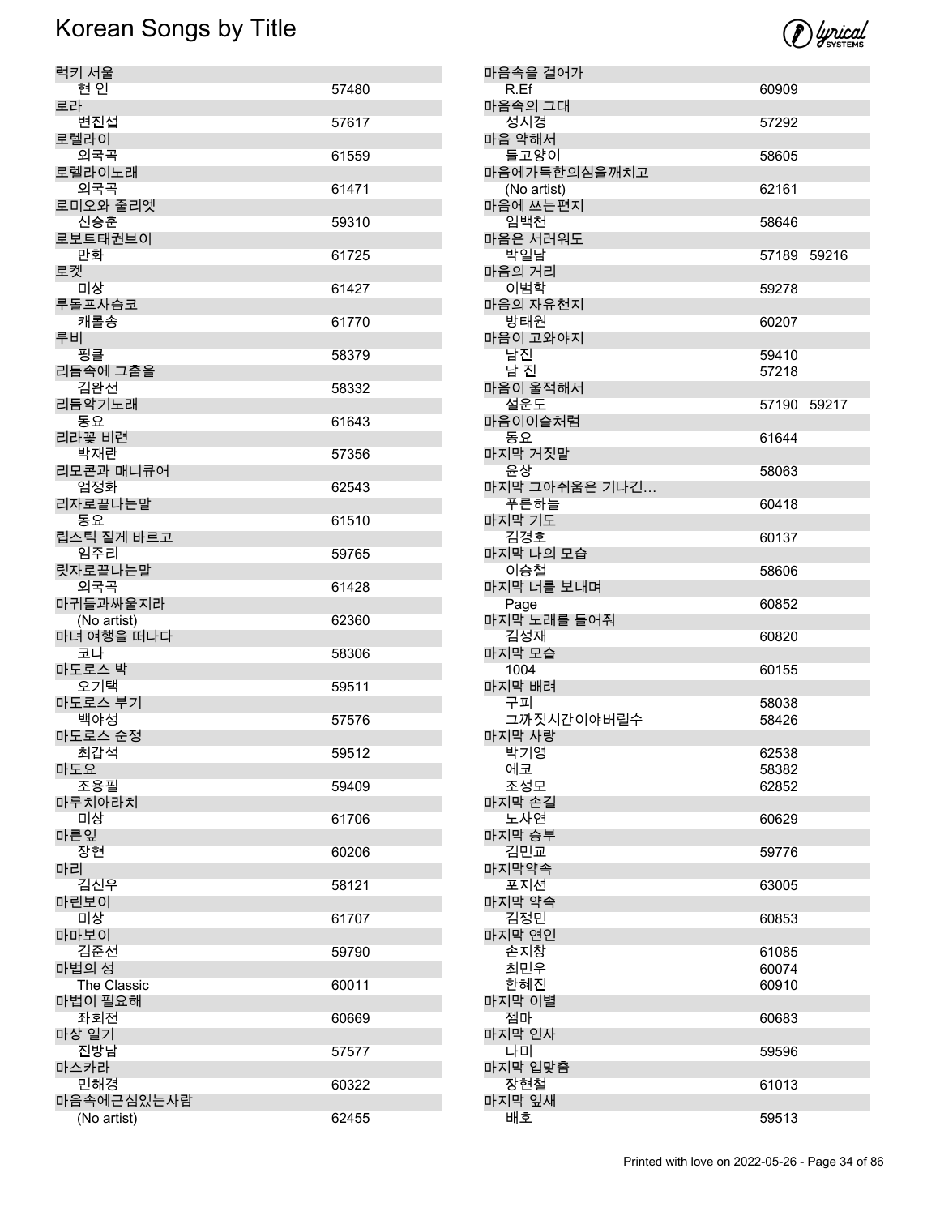# Korean Songs by Title

| Title / Artist | Number |
|---|---|
| **럭키 서울** | |
| 현 인 | 57480 |
| **로라** | |
| 변진섭 | 57617 |
| **로렐라이** | |
| 외국곡 | 61559 |
| **로렐라이노래** | |
| 외국곡 | 61471 |
| **로미오와 줄리엣** | |
| 신승훈 | 59310 |
| **로보트태권브이** | |
| 만화 | 61725 |
| **로켓** | |
| 미상 | 61427 |
| **루돌프사슴코** | |
| 캐롤송 | 61770 |
| **루비** | |
| 핑클 | 58379 |
| **리듬속에 그춤을** | |
| 김완선 | 58332 |
| **리듬악기노래** | |
| 동요 | 61643 |
| **리라꽃 비련** | |
| 박재란 | 57356 |
| **리모콘과 매니큐어** | |
| 엄정화 | 62543 |
| **리자로끝나는말** | |
| 동요 | 61510 |
| **립스틱 짙게 바르고** | |
| 임주리 | 59765 |
| **릿자로끝나는말** | |
| 외국곡 | 61428 |
| **마귀들과싸울지라** | |
| (No artist) | 62360 |
| **마녀 여행을 떠나다** | |
| 코나 | 58306 |
| **마도로스 박** | |
| 오기택 | 59511 |
| **마도로스 부기** | |
| 백야성 | 57576 |
| **마도로스 순정** | |
| 최갑석 | 59512 |
| **마도요** | |
| 조용필 | 59409 |
| **마루치아라치** | |
| 미상 | 61706 |
| **마른잎** | |
| 장현 | 60206 |
| **마리** | |
| 김신우 | 58121 |
| **마린보이** | |
| 미상 | 61707 |
| **마마보이** | |
| 김준선 | 59790 |
| **마법의 성** | |
| The Classic | 60011 |
| **마법이 필요해** | |
| 좌회전 | 60669 |
| **마상 일기** | |
| 진방남 | 57577 |
| **마스카라** | |
| 민해경 | 60322 |
| **마음속에근심있는사람** | |
| (No artist) | 62455 |
| **마음속을 걸어가** | |
| R.Ef | 60909 |
| **마음속의 그대** | |
| 성시경 | 57292 |
| **마음 약해서** | |
| 들고양이 | 58605 |
| **마음에가득한의심을깨치고** | |
| (No artist) | 62161 |
| **마음에 쓰는편지** | |
| 임백천 | 58646 |
| **마음은 서러워도** | |
| 박일남 | 57189 59216 |
| **마음의 거리** | |
| 이범학 | 59278 |
| **마음의 자유천지** | |
| 방태원 | 60207 |
| **마음이 고와야지** | |
| 남진 | 59410 |
| 남 진 | 57218 |
| **마음이 울적해서** | |
| 설운도 | 57190 59217 |
| **마음이이슬처럼** | |
| 동요 | 61644 |
| **마지막 거짓말** | |
| 윤상 | 58063 |
| **마지막 그아쉬움은 기나긴…** | |
| 푸른하늘 | 60418 |
| **마지막 기도** | |
| 김경호 | 60137 |
| **마지막 나의 모습** | |
| 이승철 | 58606 |
| **마지막 너를 보내며** | |
| Page | 60852 |
| **마지막 노래를 들어줘** | |
| 김성재 | 60820 |
| **마지막 모습** | |
| 1004 | 60155 |
| **마지막 배려** | |
| 구피 | 58038 |
| 그까짓시간이야버릴수 | 58426 |
| **마지막 사랑** | |
| 박기영 | 62538 |
| 에코 | 58382 |
| 조성모 | 62852 |
| **마지막 손길** | |
| 노사연 | 60629 |
| **마지막 승부** | |
| 김민교 | 59776 |
| **마지막약속** | |
| 포지션 | 63005 |
| **마지막 약속** | |
| 김정민 | 60853 |
| **마지막 연인** | |
| 손지창 | 61085 |
| 최민우 | 60074 |
| 한혜진 | 60910 |
| **마지막 이별** | |
| 젬마 | 60683 |
| **마지막 인사** | |
| 나미 | 59596 |
| **마지막 입맞춤** | |
| 장현철 | 61013 |
| **마지막 잎새** | |
| 배호 | 59513 |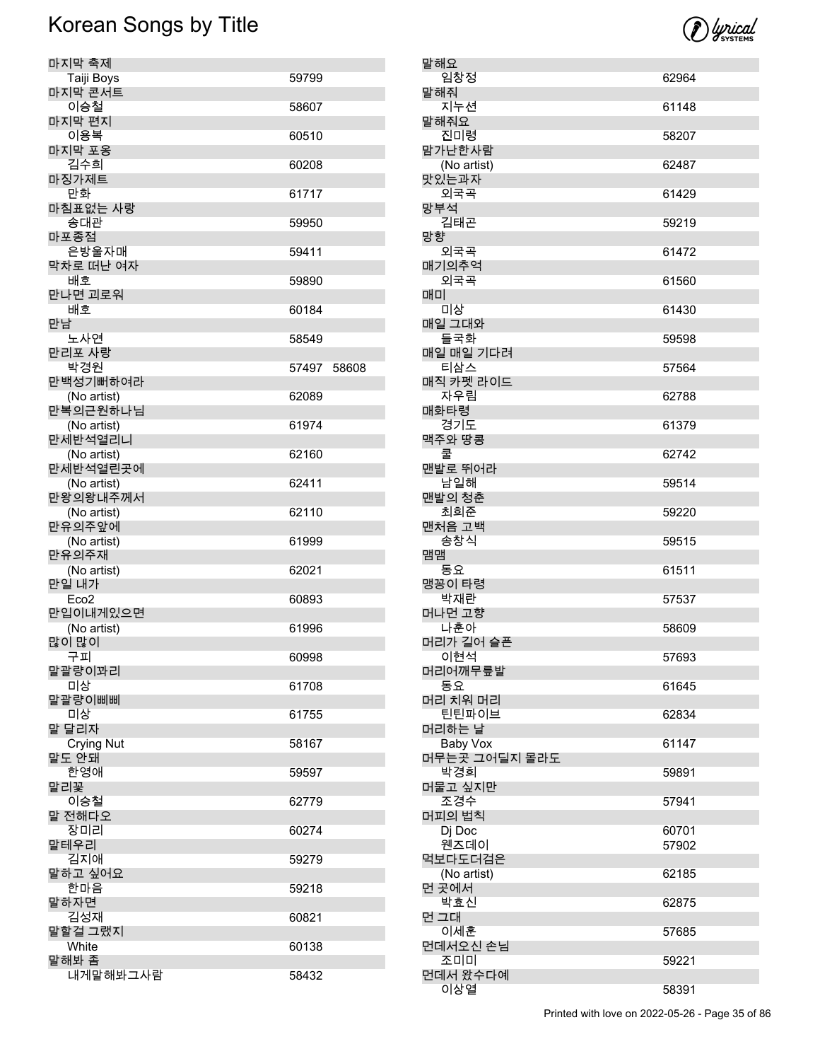# Korean Songs by Title

| Title / Artist | Number |
|---|---|
| 마지막 축제 | |
| Taiji Boys | 59799 |
| 마지막 콘서트 | |
| 이승철 | 58607 |
| 마지막 편지 | |
| 이용복 | 60510 |
| 마지막 포옹 | |
| 김수희 | 60208 |
| 마징가제트 | |
| 만화 | 61717 |
| 마침표없는 사랑 | |
| 송대관 | 59950 |
| 마포종점 | |
| 은방울자매 | 59411 |
| 막차로 떠난 여자 | |
| 배호 | 59890 |
| 만나면 괴로워 | |
| 배호 | 60184 |
| 만남 | |
| 노사연 | 58549 |
| 만리포 사랑 | |
| 박경원 | 57497 58608 |
| 만백성기뻐하여라 | |
| (No artist) | 62089 |
| 만복의근원하나님 | |
| (No artist) | 61974 |
| 만세반석열리니 | |
| (No artist) | 62160 |
| 만세반석열린곳에 | |
| (No artist) | 62411 |
| 만왕의왕내주께서 | |
| (No artist) | 62110 |
| 만유의주앞에 | |
| (No artist) | 61999 |
| 만유의주재 | |
| (No artist) | 62021 |
| 만일 내가 | |
| Eco2 | 60893 |
| 만입이내게있으면 | |
| (No artist) | 61996 |
| 많이 많이 | |
| 구피 | 60998 |
| 말괄량이꽈리 | |
| 미상 | 61708 |
| 말괄량이삐삐 | |
| 미상 | 61755 |
| 말 달리자 | |
| Crying Nut | 58167 |
| 말도 안돼 | |
| 한영애 | 59597 |
| 말리꽃 | |
| 이승철 | 62779 |
| 말 전해다오 | |
| 장미리 | 60274 |
| 말테우리 | |
| 김지애 | 59279 |
| 말하고 싶어요 | |
| 한마음 | 59218 |
| 말하자면 | |
| 김성재 | 60821 |
| 말할걸 그랬지 | |
| White | 60138 |
| 말해봐 좀 | |
| 내게말해봐그사람 | 58432 |
| 말해요 | |
| 임창정 | 62964 |
| 말해줘 | |
| 지누션 | 61148 |
| 말해줘요 | |
| 진미령 | 58207 |
| 맘가난한사람 | |
| (No artist) | 62487 |
| 맛있는과자 | |
| 외국곡 | 61429 |
| 망부석 | |
| 김태곤 | 59219 |
| 망향 | |
| 외국곡 | 61472 |
| 매기의추억 | |
| 외국곡 | 61560 |
| 매미 | |
| 미상 | 61430 |
| 매일 그대와 | |
| 들국화 | 59598 |
| 매일 매일 기다려 | |
| 티삼스 | 57564 |
| 매직 카펫 라이드 | |
| 자우림 | 62788 |
| 매화타령 | |
| 경기도 | 61379 |
| 맥주와 땅콩 | |
| 쿨 | 62742 |
| 맨발로 뛰어라 | |
| 남일해 | 59514 |
| 맨발의 청춘 | |
| 최희준 | 59220 |
| 맨처음 고백 | |
| 송창식 | 59515 |
| 맴맴 | |
| 동요 | 61511 |
| 맹꽁이 타령 | |
| 박재란 | 57537 |
| 머나먼 고향 | |
| 나훈아 | 58609 |
| 머리가 길어 슬픈 | |
| 이현석 | 57693 |
| 머리어깨무릎발 | |
| 동요 | 61645 |
| 머리 치워 머리 | |
| 틴틴파이브 | 62834 |
| 머리하는 날 | |
| Baby Vox | 61147 |
| 머무는곳 그어딘지 몰라도 | |
| 박경희 | 59891 |
| 머물고 싶지만 | |
| 조경수 | 57941 |
| 머피의 법칙 | |
| Dj Doc | 60701 |
| 웬즈데이 | 57902 |
| 먹보다도더검은 | |
| (No artist) | 62185 |
| 먼 곳에서 | |
| 박효신 | 62875 |
| 먼 그대 | |
| 이세훈 | 57685 |
| 먼데서오신 손님 | |
| 조미미 | 59221 |
| 먼데서 왔수다예 | |
| 이상열 | 58391 |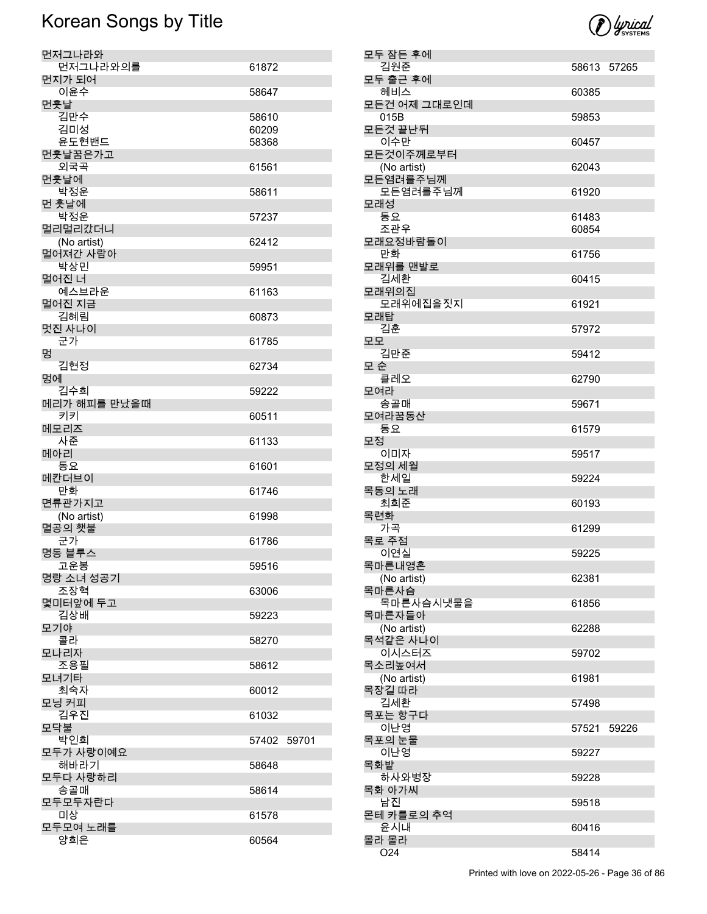# Korean Songs by Title

| Title / Artist | Numbers |
|---|---|
| 먼저그나라와 | |
| 먼저그나라와의를 | 61872 |
| 먼지가 되어 | |
| 이윤수 | 58647 |
| 먼훗날 | |
| 김만수 | 58610 |
| 김미성 | 60209 |
| 윤도현밴드 | 58368 |
| 먼훗날꿈은가고 | |
| 외국곡 | 61561 |
| 먼훗날에 | |
| 박정운 | 58611 |
| 먼 훗날에 | |
| 박정운 | 57237 |
| 멀리멀리갔더니 | |
| (No artist) | 62412 |
| 멀어져간 사람아 | |
| 박상민 | 59951 |
| 멀어진 너 | |
| 예스브라운 | 61163 |
| 멀어진 지금 | |
| 김혜림 | 60873 |
| 멋진 사나이 | |
| 군가 | 61785 |
| 멍 | |
| 김현정 | 62734 |
| 멍에 | |
| 김수희 | 59222 |
| 메리가 해피를 만났을때 | |
| 키키 | 60511 |
| 메모리즈 | |
| 사준 | 61133 |
| 메아리 | |
| 동요 | 61601 |
| 메칸더브이 | |
| 만화 | 61746 |
| 면류관가지고 | |
| (No artist) | 61998 |
| 멸공의 횃불 | |
| 군가 | 61786 |
| 명동 블루스 | |
| 고운봉 | 59516 |
| 명랑 소녀 성공기 | |
| 조장혁 | 63006 |
| 몇미터앞에 두고 | |
| 김상배 | 59223 |
| 모기야 | |
| 콜라 | 58270 |
| 모나리자 | |
| 조용필 | 58612 |
| 모녀기타 | |
| 최숙자 | 60012 |
| 모닝 커피 | |
| 김우진 | 61032 |
| 모닥불 | |
| 박인희 | 57402 59701 |
| 모두가 사랑이예요 | |
| 해바라기 | 58648 |
| 모두다 사랑하리 | |
| 송골매 | 58614 |
| 모두모두자란다 | |
| 미상 | 61578 |
| 모두모여 노래를 | |
| 양희은 | 60564 |
| 모두 잠든 후에 | |
| 김원준 | 58613 57265 |
| 모두 출근 후에 | |
| 헤비스 | 60385 |
| 모든건 어제 그대로인데 | |
| 015B | 59853 |
| 모든것 끝난뒤 | |
| 이수만 | 60457 |
| 모든것이주께로부터 | |
| (No artist) | 62043 |
| 모든염려를주님께 | |
| 모든염려를주님께 | 61920 |
| 모래성 | |
| 동요 | 61483 |
| 조관우 | 60854 |
| 모래요정바람돌이 | |
| 만화 | 61756 |
| 모래위를 맨발로 | |
| 김세환 | 60415 |
| 모래위의집 | |
| 모래위에집을짓지 | 61921 |
| 모래탑 | |
| 김훈 | 57972 |
| 모모 | |
| 김만준 | 59412 |
| 모 순 | |
| 클레오 | 62790 |
| 모여라 | |
| 송골매 | 59671 |
| 모여라꿈동산 | |
| 동요 | 61579 |
| 모정 | |
| 이미자 | 59517 |
| 모정의 세월 | |
| 한세일 | 59224 |
| 목동의 노래 | |
| 최희준 | 60193 |
| 목련화 | |
| 가곡 | 61299 |
| 목로 주점 | |
| 이연실 | 59225 |
| 목마른내영혼 | |
| (No artist) | 62381 |
| 목마른사슴 | |
| 목마른사슴시냇물을 | 61856 |
| 목마른자들아 | |
| (No artist) | 62288 |
| 목석같은 사나이 | |
| 이시스터즈 | 59702 |
| 목소리높여서 | |
| (No artist) | 61981 |
| 목장길 따라 | |
| 김세환 | 57498 |
| 목포는 항구다 | |
| 이난영 | 57521 59226 |
| 목포의 눈물 | |
| 이난영 | 59227 |
| 목화밭 | |
| 하사와병장 | 59228 |
| 목화 아가씨 | |
| 남진 | 59518 |
| 몬테 카를로의 추억 | |
| 윤시내 | 60416 |
| 몰라 몰라 | |
| O24 | 58414 |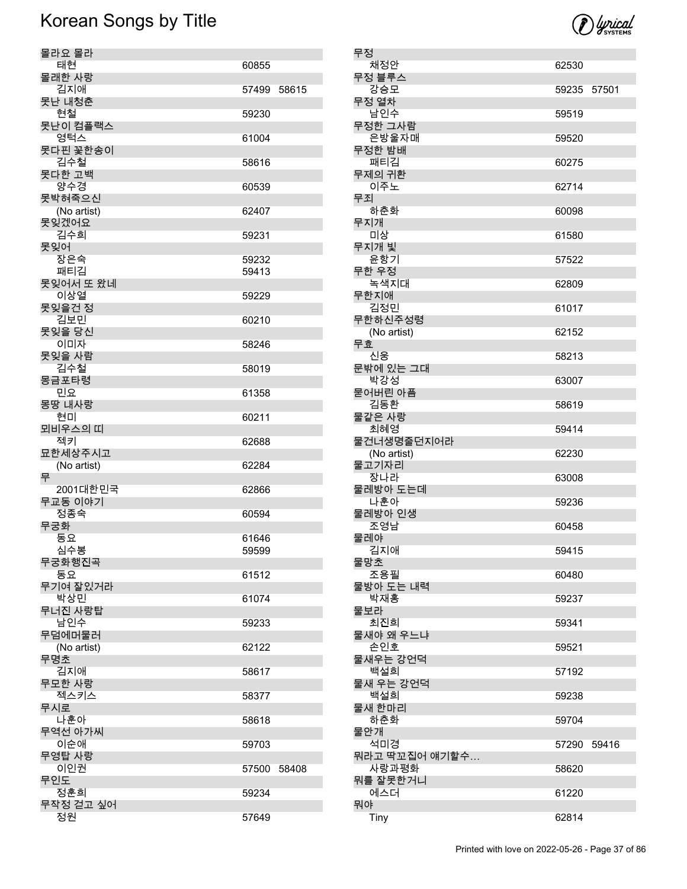# Korean Songs by Title

| Title / Artist | Number | |
|---|---|---|
| 몰라요 몰라 | | |
| 태현 | 60855 | |
| 몰래한 사랑 | | |
| 김지애 | 57499 | 58615 |
| 못난 내청춘 | | |
| 현철 | 59230 | |
| 못난이 컴플렉스 | | |
| 영턱스 | 61004 | |
| 못다핀 꽃한송이 | | |
| 김수철 | 58616 | |
| 못다한 고백 | | |
| 양수경 | 60539 | |
| 못박혀죽으신 | | |
| (No artist) | 62407 | |
| 못잊겠어요 | | |
| 김수희 | 59231 | |
| 못잊어 | | |
| 장은숙 | 59232 | |
| 패티김 | 59413 | |
| 못잊어서 또 왔네 | | |
| 이상열 | 59229 | |
| 못잊을건 정 | | |
| 김보민 | 60210 | |
| 못잊을 당신 | | |
| 이미자 | 58246 | |
| 못잊을 사람 | | |
| 김수철 | 58019 | |
| 몽금포타령 | | |
| 민요 | 61358 | |
| 몽땅 내사랑 | | |
| 현미 | 60211 | |
| 뫼비우스의 띠 | | |
| 젝키 | 62688 | |
| 묘한세상주시고 | | |
| (No artist) | 62284 | |
| 무 | | |
| 2001대한민국 | 62866 | |
| 무교동 이야기 | | |
| 정종숙 | 60594 | |
| 무궁화 | | |
| 동요 | 61646 | |
| 심수봉 | 59599 | |
| 무궁화행진곡 | | |
| 동요 | 61512 | |
| 무기여 잘있거라 | | |
| 박상민 | 61074 | |
| 무너진 사랑탑 | | |
| 남인수 | 59233 | |
| 무덤에머물러 | | |
| (No artist) | 62122 | |
| 무명초 | | |
| 김지애 | 58617 | |
| 무모한 사랑 | | |
| 젝스키스 | 58377 | |
| 무시로 | | |
| 나훈아 | 58618 | |
| 무역선 아가씨 | | |
| 이순애 | 59703 | |
| 무영탑 사랑 | | |
| 이인권 | 57500 | 58408 |
| 무인도 | | |
| 정훈희 | 59234 | |
| 무작정 걷고 싶어 | | |
| 정원 | 57649 | |
| 무정 | | |
| 채정안 | 62530 | |
| 무정 블루스 | | |
| 강승모 | 59235 | 57501 |
| 무정 열차 | | |
| 남인수 | 59519 | |
| 무정한 그사람 | | |
| 은방울자매 | 59520 | |
| 무정한 밤배 | | |
| 패티김 | 60275 | |
| 무제의 귀환 | | |
| 이주노 | 62714 | |
| 무죄 | | |
| 하춘화 | 60098 | |
| 무지개 | | |
| 미상 | 61580 | |
| 무지개 빛 | | |
| 윤항기 | 57522 | |
| 무한 우정 | | |
| 녹색지대 | 62809 | |
| 무한지애 | | |
| 김정민 | 61017 | |
| 무한하신주성령 | | |
| (No artist) | 62152 | |
| 무효 | | |
| 신웅 | 58213 | |
| 문밖에 있는 그대 | | |
| 박강성 | 63007 | |
| 묻어버린 아픔 | | |
| 김동환 | 58619 | |
| 물같은 사랑 | | |
| 최혜영 | 59414 | |
| 물건너생명줄던지어라 | | |
| (No artist) | 62230 | |
| 물고기자리 | | |
| 장나라 | 63008 | |
| 물레방아 도는데 | | |
| 나훈아 | 59236 | |
| 물레방아 인생 | | |
| 조영남 | 60458 | |
| 물레야 | | |
| 김지애 | 59415 | |
| 물망초 | | |
| 조용필 | 60480 | |
| 물방아 도는 내력 | | |
| 박재홍 | 59237 | |
| 물보라 | | |
| 최진희 | 59341 | |
| 물새야 왜 우느냐 | | |
| 손인호 | 59521 | |
| 물새우는 강언덕 | | |
| 백설희 | 57192 | |
| 물새 우는 강언덕 | | |
| 백설희 | 59238 | |
| 물새 한마리 | | |
| 하춘화 | 59704 | |
| 물안개 | | |
| 석미경 | 57290 | 59416 |
| 뭐라고 딱꼬집어 얘기할수… | | |
| 사랑과평화 | 58620 | |
| 뭐를 잘못한거니 | | |
| 에스더 | 61220 | |
| 뭐야 | | |
| Tiny | 62814 | |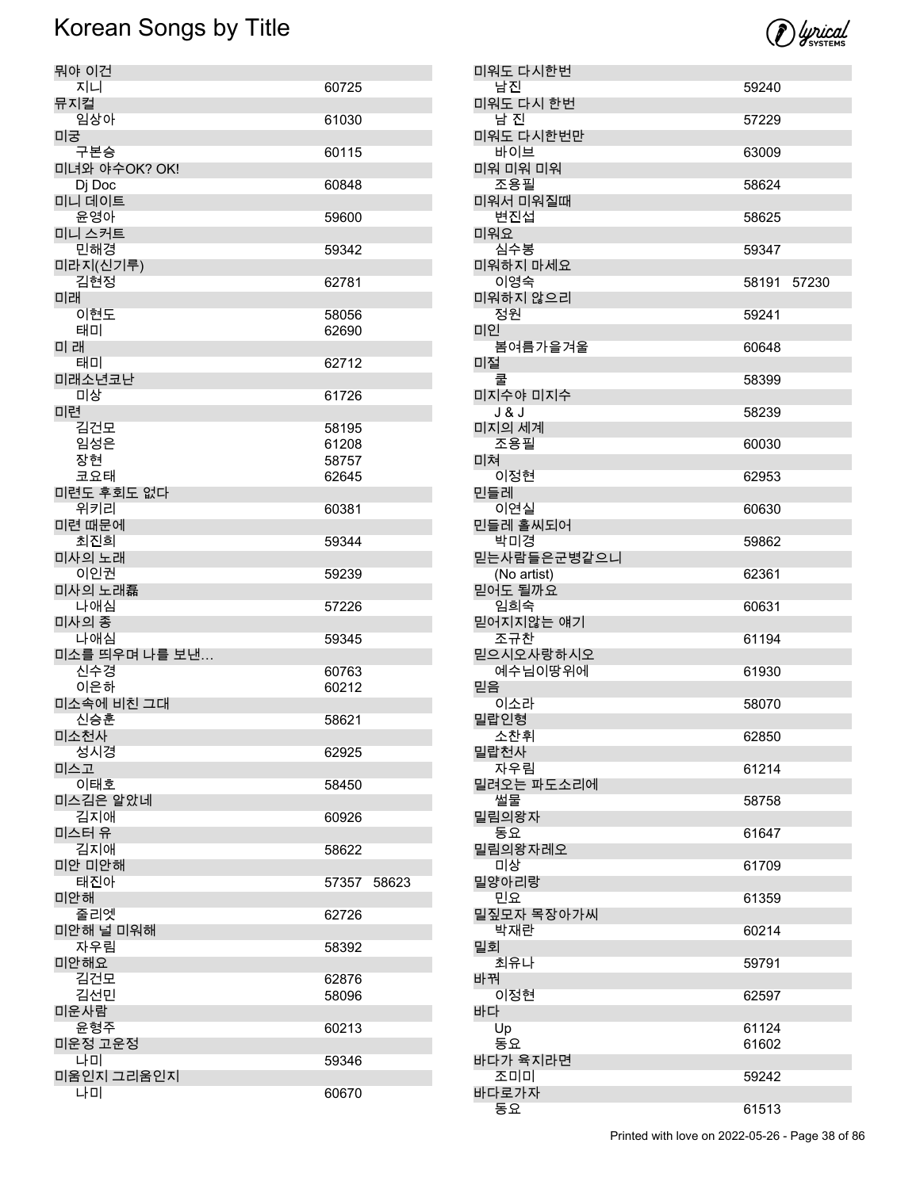# Korean Songs by Title

| Title / Artist | Numbers |
|---|---|
| 뭐야 이건 | |
| 지니 | 60725 |
| 뮤지컬 | |
| 임상아 | 61030 |
| 미궁 | |
| 구본승 | 60115 |
| 미녀와 야수OK? OK! | |
| Dj Doc | 60848 |
| 미니 데이트 | |
| 윤영아 | 59600 |
| 미니 스커트 | |
| 민해경 | 59342 |
| 미라지(신기루) | |
| 김현정 | 62781 |
| 미래 | |
| 이현도 | 58056 |
| 태미 | 62690 |
| 미 래 | |
| 태미 | 62712 |
| 미래소년코난 | |
| 미상 | 61726 |
| 미련 | |
| 김건모 | 58195 |
| 임성은 | 61208 |
| 장현 | 58757 |
| 코요태 | 62645 |
| 미련도 후회도 없다 | |
| 위키리 | 60381 |
| 미련 때문에 | |
| 최진희 | 59344 |
| 미사의 노래 | |
| 이인권 | 59239 |
| 미사의 노래磊 | |
| 나애심 | 57226 |
| 미사의 종 | |
| 나애심 | 59345 |
| 미소를 띄우며 나를 보낸… | |
| 신수경 | 60763 |
| 이은하 | 60212 |
| 미소속에 비친 그대 | |
| 신승훈 | 58621 |
| 미소천사 | |
| 성시경 | 62925 |
| 미스고 | |
| 이태호 | 58450 |
| 미스김은 알았네 | |
| 김지애 | 60926 |
| 미스터 유 | |
| 김지애 | 58622 |
| 미안 미안해 | |
| 태진아 | 57357 58623 |
| 미안해 | |
| 줄리엣 | 62726 |
| 미안해 널 미워해 | |
| 자우림 | 58392 |
| 미안해요 | |
| 김건모 | 62876 |
| 김선민 | 58096 |
| 미운사람 | |
| 윤형주 | 60213 |
| 미운정 고운정 | |
| 나미 | 59346 |
| 미움인지 그리움인지 | |
| 나미 | 60670 |
| 미워도 다시한번 | |
| 남진 | 59240 |
| 미워도 다시 한번 | |
| 남 진 | 57229 |
| 미워도 다시한번만 | |
| 바이브 | 63009 |
| 미워 미워 미워 | |
| 조용필 | 58624 |
| 미워서 미워질때 | |
| 변진섭 | 58625 |
| 미워요 | |
| 심수봉 | 59347 |
| 미워하지 마세요 | |
| 이영숙 | 58191 57230 |
| 미워하지 않으리 | |
| 정원 | 59241 |
| 미인 | |
| 봄여름가을겨울 | 60648 |
| 미절 | |
| 쿨 | 58399 |
| 미지수야 미지수 | |
| J & J | 58239 |
| 미지의 세계 | |
| 조용필 | 60030 |
| 미쳐 | |
| 이정현 | 62953 |
| 민들레 | |
| 이연실 | 60630 |
| 민들레 홀씨되어 | |
| 박미경 | 59862 |
| 믿는사람들은군병같으니 | |
| (No artist) | 62361 |
| 믿어도 될까요 | |
| 임희숙 | 60631 |
| 믿어지지않는 얘기 | |
| 조규찬 | 61194 |
| 믿으시오사랑하시오 | |
| 예수님이땅위에 | 61930 |
| 믿음 | |
| 이소라 | 58070 |
| 밀랍인형 | |
| 소찬휘 | 62850 |
| 밀랍천사 | |
| 자우림 | 61214 |
| 밀려오는 파도소리에 | |
| 썰물 | 58758 |
| 밀림의왕자 | |
| 동요 | 61647 |
| 밀림의왕자레오 | |
| 미상 | 61709 |
| 밀양아리랑 | |
| 민요 | 61359 |
| 밀짚모자 목장아가씨 | |
| 박재란 | 60214 |
| 밀회 | |
| 최유나 | 59791 |
| 바꿔 | |
| 이정현 | 62597 |
| 바다 | |
| Up | 61124 |
| 동요 | 61602 |
| 바다가 육지라면 | |
| 조미미 | 59242 |
| 바다로가자 | |
| 동요 | 61513 |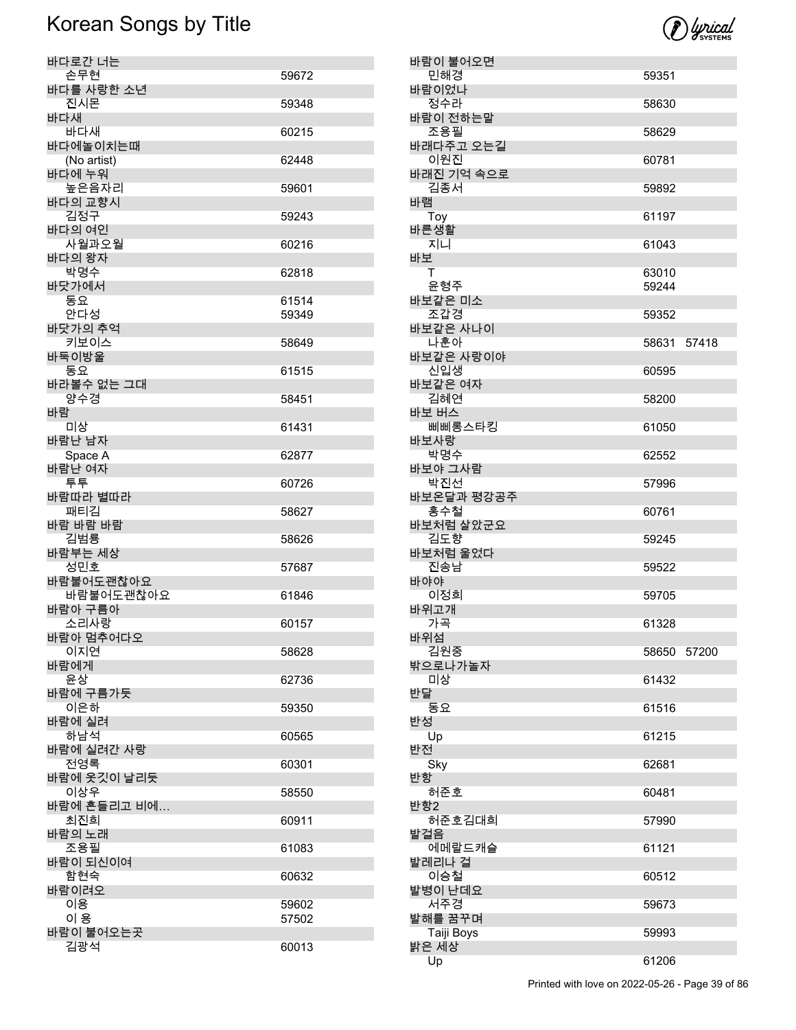# Korean Songs by Title

| Title / Artist | Number | |
|---|---|---|
| 바다로간 너는 | | |
| 손무현 | 59672 | |
| 바다를 사랑한 소년 | | |
| 진시몬 | 59348 | |
| 바다새 | | |
| 바다새 | 60215 | |
| 바다에놀이치는때 | | |
| (No artist) | 62448 | |
| 바다에 누워 | | |
| 높은음자리 | 59601 | |
| 바다의 교향시 | | |
| 김정구 | 59243 | |
| 바다의 여인 | | |
| 사월과오월 | 60216 | |
| 바다의 왕자 | | |
| 박명수 | 62818 | |
| 바닷가에서 | | |
| 동요 | 61514 | |
| 안다성 | 59349 | |
| 바닷가의 추억 | | |
| 키보이스 | 58649 | |
| 바둑이방울 | | |
| 동요 | 61515 | |
| 바라볼수 없는 그대 | | |
| 양수경 | 58451 | |
| 바람 | | |
| 미상 | 61431 | |
| 바람난 남자 | | |
| Space A | 62877 | |
| 바람난 여자 | | |
| 투투 | 60726 | |
| 바람따라 별따라 | | |
| 패티김 | 58627 | |
| 바람 바람 바람 | | |
| 김범룡 | 58626 | |
| 바람부는 세상 | | |
| 성민호 | 57687 | |
| 바람불어도괜찮아요 | | |
| 바람불어도괜찮아요 | 61846 | |
| 바람아 구름아 | | |
| 소리사랑 | 60157 | |
| 바람아 멈추어다오 | | |
| 이지연 | 58628 | |
| 바람에게 | | |
| 윤상 | 62736 | |
| 바람에 구름가듯 | | |
| 이은하 | 59350 | |
| 바람에 실려 | | |
| 하남석 | 60565 | |
| 바람에 실려간 사랑 | | |
| 전영록 | 60301 | |
| 바람에 옷깃이 날리듯 | | |
| 이상우 | 58550 | |
| 바람에 흔들리고 비에... | | |
| 최진희 | 60911 | |
| 바람의 노래 | | |
| 조용필 | 61083 | |
| 바람이 되신이여 | | |
| 함현숙 | 60632 | |
| 바람이려오 | | |
| 이용 | 59602 | |
| 이 용 | 57502 | |
| 바람이 불어오는곳 | | |
| 김광석 | 60013 | |
| 바람이 불어오면 | | |
| 민해경 | 59351 | |
| 바람이었나 | | |
| 정수라 | 58630 | |
| 바람이 전하는말 | | |
| 조용필 | 58629 | |
| 바래다주고 오는길 | | |
| 이원진 | 60781 | |
| 바래진 기억 속으로 | | |
| 김종서 | 59892 | |
| 바램 | | |
| Toy | 61197 | |
| 바른생활 | | |
| 지니 | 61043 | |
| 바보 | | |
| T | 63010 | |
| 윤형주 | 59244 | |
| 바보같은 미소 | | |
| 조갑경 | 59352 | |
| 바보같은 사나이 | | |
| 나훈아 | 58631 | 57418 |
| 바보같은 사랑이야 | | |
| 신입생 | 60595 | |
| 바보같은 여자 | | |
| 김혜연 | 58200 | |
| 바보 버스 | | |
| 삐삐롱스타킹 | 61050 | |
| 바보사랑 | | |
| 박명수 | 62552 | |
| 바보야 그사람 | | |
| 박진선 | 57996 | |
| 바보온달과 평강공주 | | |
| 홍수철 | 60761 | |
| 바보처럼 살았군요 | | |
| 김도향 | 59245 | |
| 바보처럼 울었다 | | |
| 진송남 | 59522 | |
| 바야야 | | |
| 이정희 | 59705 | |
| 바위고개 | | |
| 가곡 | 61328 | |
| 바위섬 | | |
| 김원중 | 58650 | 57200 |
| 밖으로나가놀자 | | |
| 미상 | 61432 | |
| 반달 | | |
| 동요 | 61516 | |
| 반성 | | |
| Up | 61215 | |
| 반전 | | |
| Sky | 62681 | |
| 반항 | | |
| 허준호 | 60481 | |
| 반항2 | | |
| 허준호김대희 | 57990 | |
| 발걸음 | | |
| 에메랄드캐슬 | 61121 | |
| 발레리나 걸 | | |
| 이승철 | 60512 | |
| 발병이 난데요 | | |
| 서주경 | 59673 | |
| 발해를 꿈꾸며 | | |
| Taiji Boys | 59993 | |
| 밝은 세상 | | |
| Up | 61206 | |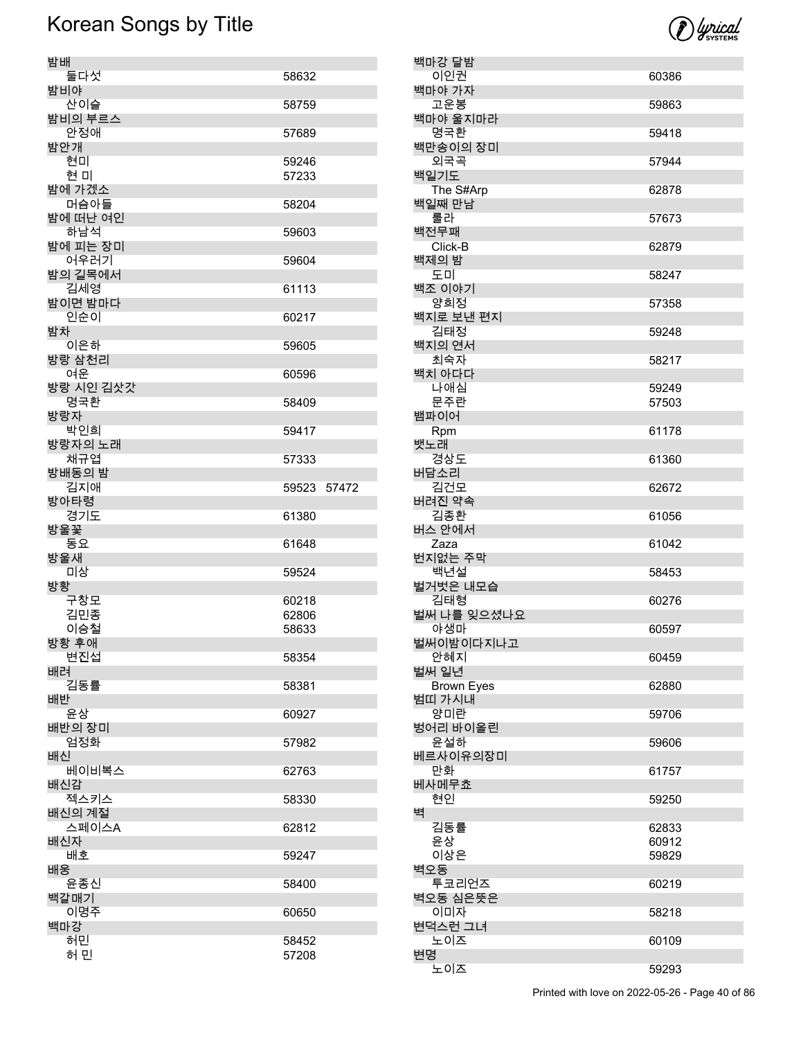# Korean Songs by Title

| Title / Artist | Number |
|---|---|
| **밤배** | |
| 둘다섯 | 58632 |
| **밤비야** | |
| 산이슬 | 58759 |
| **밤비의 부르스** | |
| 안정애 | 57689 |
| **밤안개** | |
| 현미 | 59246 |
| 현 미 | 57233 |
| **밤에 가겠소** | |
| 머슴아들 | 58204 |
| **밤에 떠난 여인** | |
| 하남석 | 59603 |
| **밤에 피는 장미** | |
| 어우러기 | 59604 |
| **밤의 길목에서** | |
| 김세영 | 61113 |
| **밤이면 밤마다** | |
| 인순이 | 60217 |
| **밤차** | |
| 이은하 | 59605 |
| **방랑 삼천리** | |
| 여운 | 60596 |
| **방랑 시인 김삿갓** | |
| 명국환 | 58409 |
| **방랑자** | |
| 박인희 | 59417 |
| **방랑자의 노래** | |
| 채규엽 | 57333 |
| **방배동의 밤** | |
| 김지애 | 59523 57472 |
| **방아타령** | |
| 경기도 | 61380 |
| **방울꽃** | |
| 동요 | 61648 |
| **방울새** | |
| 미상 | 59524 |
| **방황** | |
| 구창모 | 60218 |
| 김민종 | 62806 |
| 이승철 | 58633 |
| **방황 후애** | |
| 변진섭 | 58354 |
| **배려** | |
| 김동률 | 58381 |
| **배반** | |
| 윤상 | 60927 |
| **배반의 장미** | |
| 엄정화 | 57982 |
| **배신** | |
| 베이비복스 | 62763 |
| **배신감** | |
| 젝스키스 | 58330 |
| **배신의 계절** | |
| 스페이스A | 62812 |
| **배신자** | |
| 배호 | 59247 |
| **배웅** | |
| 윤종신 | 58400 |
| **백갈매기** | |
| 이명주 | 60650 |
| **백마강** | |
| 허민 | 58452 |
| 허 민 | 57208 |
| **백마강 달밤** | |
| 이인권 | 60386 |
| **백마야 가자** | |
| 고운봉 | 59863 |
| **백마야 울지마라** | |
| 명국환 | 59418 |
| **백만송이의 장미** | |
| 외국곡 | 57944 |
| **백일기도** | |
| The S#Arp | 62878 |
| **백일째 만남** | |
| 룰라 | 57673 |
| **백전무패** | |
| Click-B | 62879 |
| **백제의 밤** | |
| 도미 | 58247 |
| **백조 이야기** | |
| 양희정 | 57358 |
| **백지로 보낸 편지** | |
| 김태정 | 59248 |
| **백지의 연서** | |
| 최숙자 | 58217 |
| **백치 아다다** | |
| 나애심 | 59249 |
| 문주란 | 57503 |
| **뱀파이어** | |
| Rpm | 61178 |
| **뱃노래** | |
| 경상도 | 61360 |
| **버담소리** | |
| 김건모 | 62672 |
| **버려진 약속** | |
| 김종환 | 61056 |
| **버스 안에서** | |
| Zaza | 61042 |
| **번지없는 주막** | |
| 백년설 | 58453 |
| **벌거벗은 내모습** | |
| 김태형 | 60276 |
| **벌써 나를 잊으셨나요** | |
| 야생마 | 60597 |
| **벌써이밤이다지나고** | |
| 안혜지 | 60459 |
| **벌써 일년** | |
| Brown Eyes | 62880 |
| **범띠 가시내** | |
| 양미란 | 59706 |
| **벙어리 바이올린** | |
| 윤설하 | 59606 |
| **베르사이유의장미** | |
| 만화 | 61757 |
| **베사메무쵸** | |
| 현인 | 59250 |
| **벽** | |
| 김동률 | 62833 |
| 윤상 | 60912 |
| 이상은 | 59829 |
| **벽오동** | |
| 투코리언즈 | 60219 |
| **벽오동 심은뜻은** | |
| 이미자 | 58218 |
| **변덕스런 그녀** | |
| 노이즈 | 60109 |
| **변명** | |
| 노이즈 | 59293 |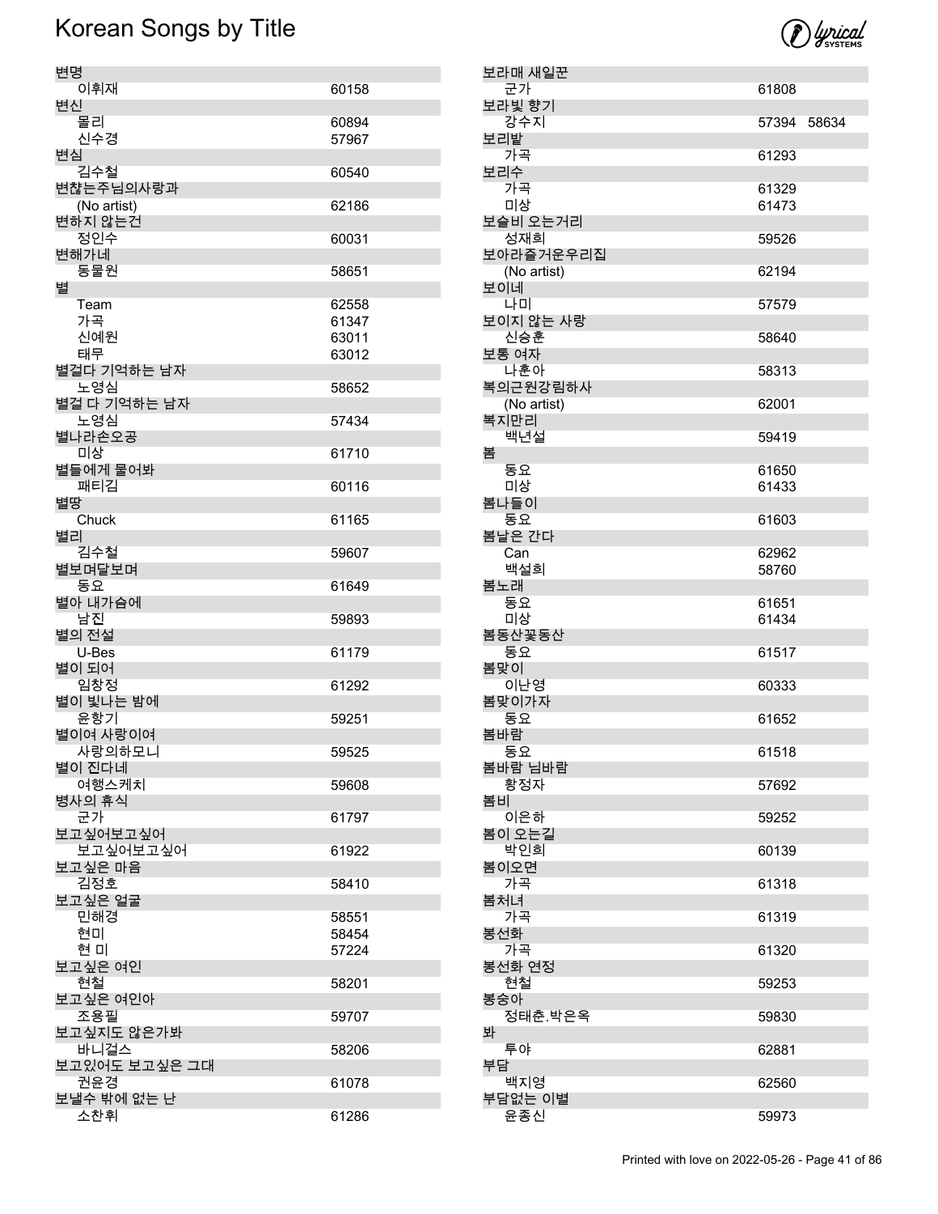# Korean Songs by Title

| Title / Artist | Number |
|---|---|
| **변명** | |
| 이휘재 | 60158 |
| **변신** | |
| 몰리 | 60894 |
| 신수경 | 57967 |
| **변심** | |
| 김수철 | 60540 |
| **변찮는주님의사랑과** | |
| (No artist) | 62186 |
| **변하지 않는건** | |
| 정인수 | 60031 |
| **변해가네** | |
| 동물원 | 58651 |
| **별** | |
| Team | 62558 |
| 가곡 | 61347 |
| 신예원 | 63011 |
| 태무 | 63012 |
| **별걸다 기억하는 남자** | |
| 노영심 | 58652 |
| **별걸 다 기억하는 남자** | |
| 노영심 | 57434 |
| **별나라손오공** | |
| 미상 | 61710 |
| **별들에게 물어봐** | |
| 패티김 | 60116 |
| **별땅** | |
| Chuck | 61165 |
| **별리** | |
| 김수철 | 59607 |
| **별보며달보며** | |
| 동요 | 61649 |
| **별아 내가슴에** | |
| 남진 | 59893 |
| **별의 전설** | |
| U-Bes | 61179 |
| **별이 되어** | |
| 임창정 | 61292 |
| **별이 빛나는 밤에** | |
| 윤항기 | 59251 |
| **별이여 사랑이여** | |
| 사랑의하모니 | 59525 |
| **별이 진다네** | |
| 여행스케치 | 59608 |
| **병사의 휴식** | |
| 군가 | 61797 |
| **보고싶어보고싶어** | |
| 보고싶어보고싶어 | 61922 |
| **보고싶은 마음** | |
| 김정호 | 58410 |
| **보고싶은 얼굴** | |
| 민해경 | 58551 |
| 현미 | 58454 |
| 현 미 | 57224 |
| **보고싶은 여인** | |
| 현철 | 58201 |
| **보고싶은 여인아** | |
| 조용필 | 59707 |
| **보고싶지도 않은가봐** | |
| 바니걸스 | 58206 |
| **보고있어도 보고싶은 그대** | |
| 권윤경 | 61078 |
| **보낼수 밖에 없는 난** | |
| 소찬휘 | 61286 |
| **보라매 새일꾼** | |
| 군가 | 61808 |
| **보라빛 향기** | |
| 강수지 | 57394 58634 |
| **보리밭** | |
| 가곡 | 61293 |
| **보리수** | |
| 가곡 | 61329 |
| 미상 | 61473 |
| **보슬비 오는거리** | |
| 성재희 | 59526 |
| **보아라즐거운우리집** | |
| (No artist) | 62194 |
| **보이네** | |
| 나미 | 57579 |
| **보이지 않는 사랑** | |
| 신승훈 | 58640 |
| **보통 여자** | |
| 나훈아 | 58313 |
| **복의근원강림하사** | |
| (No artist) | 62001 |
| **복지만리** | |
| 백년설 | 59419 |
| **봄** | |
| 동요 | 61650 |
| 미상 | 61433 |
| **봄나들이** | |
| 동요 | 61603 |
| **봄날은 간다** | |
| Can | 62962 |
| 백설희 | 58760 |
| **봄노래** | |
| 동요 | 61651 |
| 미상 | 61434 |
| **봄동산꽃동산** | |
| 동요 | 61517 |
| **봄맞이** | |
| 이난영 | 60333 |
| **봄맞이가자** | |
| 동요 | 61652 |
| **봄바람** | |
| 동요 | 61518 |
| **봄바람 님바람** | |
| 황정자 | 57692 |
| **봄비** | |
| 이은하 | 59252 |
| **봄이 오는길** | |
| 박인희 | 60139 |
| **봄이오면** | |
| 가곡 | 61318 |
| **봄처녀** | |
| 가곡 | 61319 |
| **봉선화** | |
| 가곡 | 61320 |
| **봉선화 연정** | |
| 현철 | 59253 |
| **봉숭아** | |
| 정태춘.박은옥 | 59830 |
| **봐** | |
| 투야 | 62881 |
| **부담** | |
| 백지영 | 62560 |
| **부담없는 이별** | |
| 윤종신 | 59973 |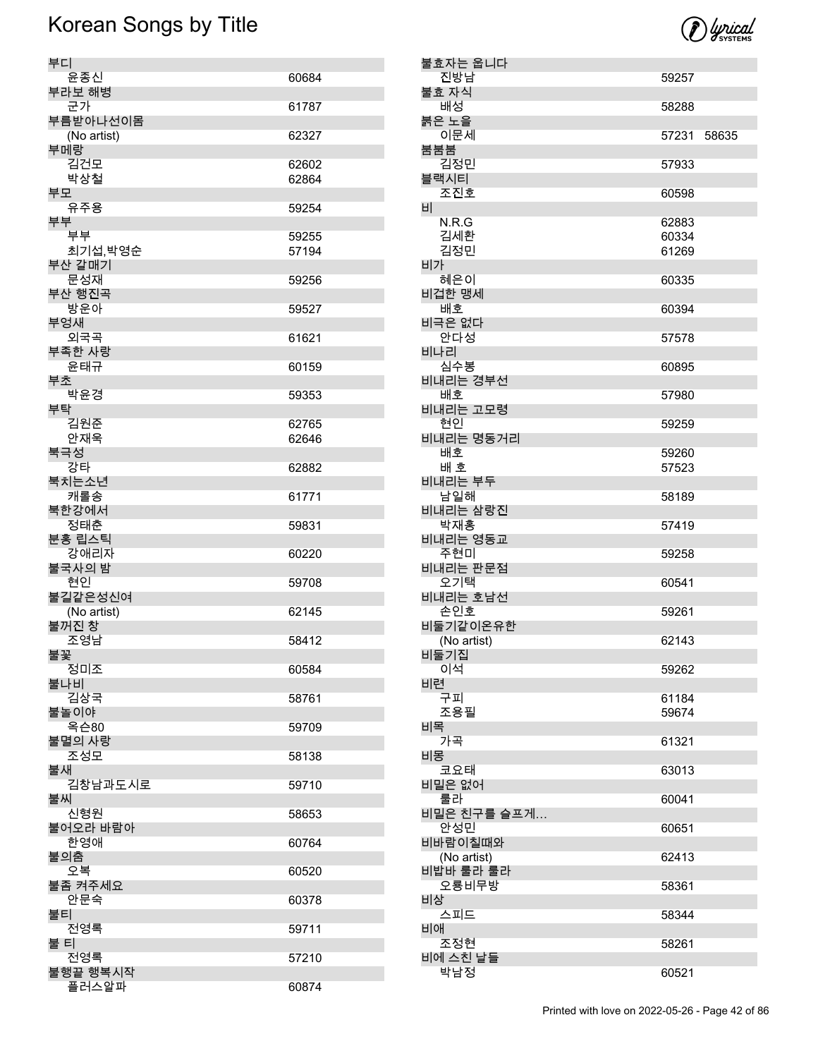# Korean Songs by Title

| Title / Artist | Number |
|---|---|
| **부디** | |
| 윤종신 | 60684 |
| **부라보 해병** | |
| 군가 | 61787 |
| **부름받아나선이몸** | |
| (No artist) | 62327 |
| **부메랑** | |
| 김건모 | 62602 |
| 박상철 | 62864 |
| **부모** | |
| 유주용 | 59254 |
| **부부** | |
| 부부 | 59255 |
| 최기섭,박영순 | 57194 |
| **부산 갈매기** | |
| 문성재 | 59256 |
| **부산 행진곡** | |
| 방운아 | 59527 |
| **부엉새** | |
| 외국곡 | 61621 |
| **부족한 사랑** | |
| 윤태규 | 60159 |
| **부초** | |
| 박윤경 | 59353 |
| **부탁** | |
| 김원준 | 62765 |
| 안재욱 | 62646 |
| **북극성** | |
| 강타 | 62882 |
| **북치는소년** | |
| 캐롤송 | 61771 |
| **북한강에서** | |
| 정태춘 | 59831 |
| **분홍 립스틱** | |
| 강애리자 | 60220 |
| **불국사의 밤** | |
| 현인 | 59708 |
| **불길같은성신여** | |
| (No artist) | 62145 |
| **불꺼진 창** | |
| 조영남 | 58412 |
| **불꽃** | |
| 정미조 | 60584 |
| **불나비** | |
| 김상국 | 58761 |
| **불놀이야** | |
| 옥슨80 | 59709 |
| **불멸의 사랑** | |
| 조성모 | 58138 |
| **불새** | |
| 김창남과도시로 | 59710 |
| **불씨** | |
| 신형원 | 58653 |
| **불어오라 바람아** | |
| 한영애 | 60764 |
| **불의춤** | |
| 오복 | 60520 |
| **불좀 켜주세요** | |
| 안문숙 | 60378 |
| **불티** | |
| 전영록 | 59711 |
| **불 티** | |
| 전영록 | 57210 |
| **불행끝 행복시작** | |
| 플러스알파 | 60874 |
| **불효자는 웁니다** | |
| 진방남 | 59257 |
| **불효 자식** | |
| 배성 | 58288 |
| **붉은 노을** | |
| 이문세 | 57231 58635 |
| **붐붐붐** | |
| 김정민 | 57933 |
| **블랙시티** | |
| 조진호 | 60598 |
| **비** | |
| N.R.G | 62883 |
| 김세환 | 60334 |
| 김정민 | 61269 |
| **비가** | |
| 혜은이 | 60335 |
| **비겁한 맹세** | |
| 배호 | 60394 |
| **비극은 없다** | |
| 안다성 | 57578 |
| **비나리** | |
| 심수봉 | 60895 |
| **비내리는 경부선** | |
| 배호 | 57980 |
| **비내리는 고모령** | |
| 현인 | 59259 |
| **비내리는 명동거리** | |
| 배호 | 59260 |
| 배 호 | 57523 |
| **비내리는 부두** | |
| 남일해 | 58189 |
| **비내리는 삼랑진** | |
| 박재홍 | 57419 |
| **비내리는 영동교** | |
| 주현미 | 59258 |
| **비내리는 판문점** | |
| 오기택 | 60541 |
| **비내리는 호남선** | |
| 손인호 | 59261 |
| **비둘기같이온유한** | |
| (No artist) | 62143 |
| **비둘기집** | |
| 이석 | 59262 |
| **비련** | |
| 구피 | 61184 |
| 조용필 | 59674 |
| **비목** | |
| 가곡 | 61321 |
| **비몽** | |
| 코요태 | 63013 |
| **비밀은 없어** | |
| 룰라 | 60041 |
| **비밀은 친구를 슬프게...** | |
| 안성민 | 60651 |
| **비바람이칠때와** | |
| (No artist) | 62413 |
| **비밥바 룰라 룰라** | |
| 오룡비무방 | 58361 |
| **비상** | |
| 스피드 | 58344 |
| **비애** | |
| 조정현 | 58261 |
| **비에 스친 날들** | |
| 박남정 | 60521 |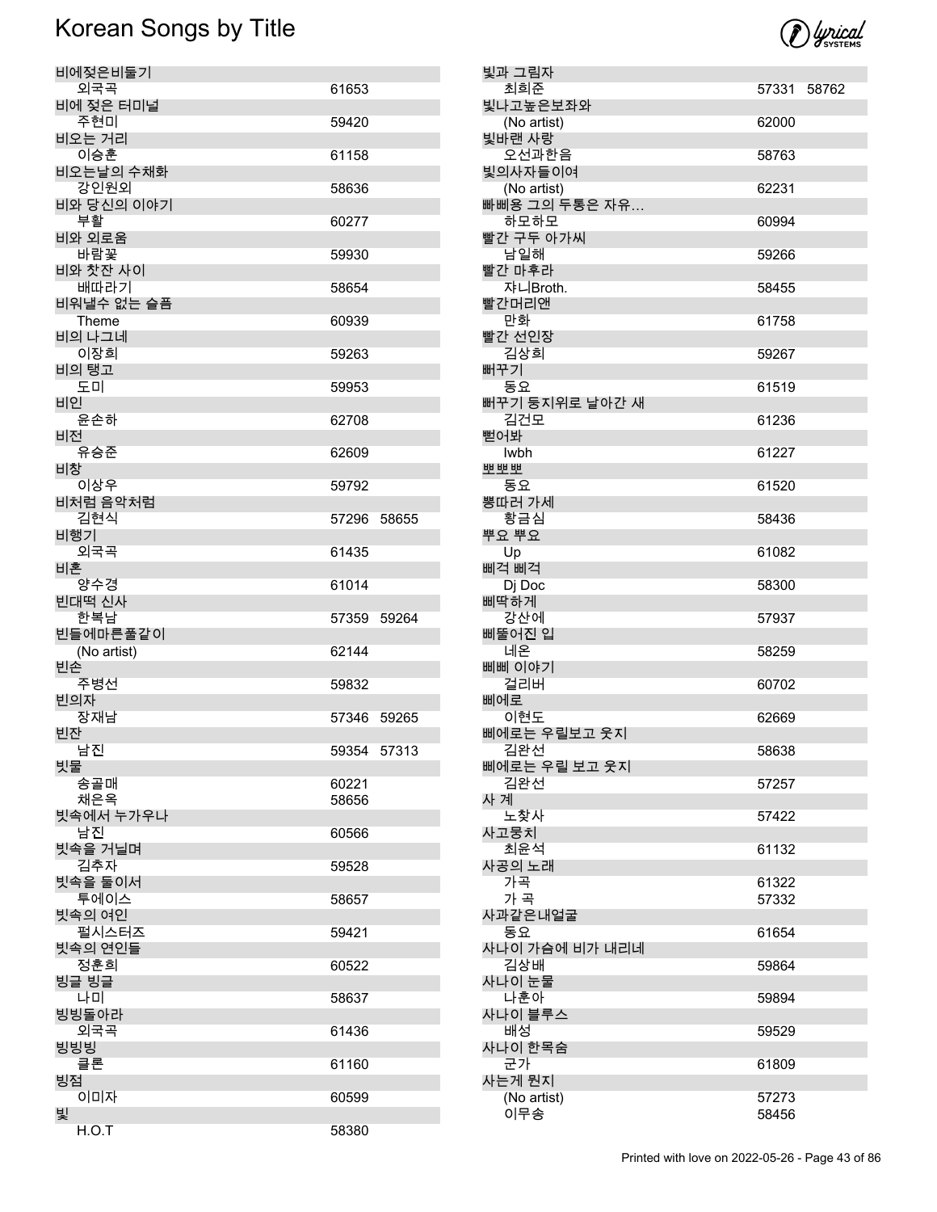# Korean Songs by Title

| Title / Artist | Number(s) |
|---|---|
| 비에젖은비둘기 | |
| 외국곡 | 61653 |
| 비에 젖은 터미널 | |
| 주현미 | 59420 |
| 비오는 거리 | |
| 이승훈 | 61158 |
| 비오는날의 수채화 | |
| 강인원외 | 58636 |
| 비와 당신의 이야기 | |
| 부활 | 60277 |
| 비와 외로움 | |
| 바람꽃 | 59930 |
| 비와 찻잔 사이 | |
| 배따라기 | 58654 |
| 비워낼수 없는 슬픔 | |
| Theme | 60939 |
| 비의 나그네 | |
| 이장희 | 59263 |
| 비의 탱고 | |
| 도미 | 59953 |
| 비인 | |
| 윤손하 | 62708 |
| 비전 | |
| 유승준 | 62609 |
| 비창 | |
| 이상우 | 59792 |
| 비처럼 음악처럼 | |
| 김현식 | 57296 58655 |
| 비행기 | |
| 외국곡 | 61435 |
| 비혼 | |
| 양수경 | 61014 |
| 빈대떡 신사 | |
| 한복남 | 57359 59264 |
| 빈들에마른풀같이 | |
| (No artist) | 62144 |
| 빈손 | |
| 주병선 | 59832 |
| 빈의자 | |
| 장재남 | 57346 59265 |
| 빈잔 | |
| 남진 | 59354 57313 |
| 빗물 | |
| 송골매 | 60221 |
| 채은옥 | 58656 |
| 빗속에서 누가우나 | |
| 남진 | 60566 |
| 빗속을 거닐며 | |
| 김추자 | 59528 |
| 빗속을 둘이서 | |
| 투에이스 | 58657 |
| 빗속의 여인 | |
| 펄시스터즈 | 59421 |
| 빗속의 연인들 | |
| 정훈희 | 60522 |
| 빙글 빙글 | |
| 나미 | 58637 |
| 빙빙돌아라 | |
| 외국곡 | 61436 |
| 빙빙빙 | |
| 클론 | 61160 |
| 빙점 | |
| 이미자 | 60599 |
| 빛 | |
| H.O.T | 58380 |
| 빛과 그림자 | |
| 최희준 | 57331 58762 |
| 빛나고높은보좌와 | |
| (No artist) | 62000 |
| 빛바랜 사랑 | |
| 오선과한음 | 58763 |
| 빛의사자들이여 | |
| (No artist) | 62231 |
| 빠삐용 그의 두통은 자유… | |
| 하모하모 | 60994 |
| 빨간 구두 아가씨 | |
| 남일해 | 59266 |
| 빨간 마후라 | |
| 쟈니Broth. | 58455 |
| 빨간머리앤 | |
| 만화 | 61758 |
| 빨간 선인장 | |
| 김상희 | 59267 |
| 뻐꾸기 | |
| 동요 | 61519 |
| 뻐꾸기 둥지위로 날아간 새 | |
| 김건모 | 61236 |
| 뻗어봐 | |
| Iwbh | 61227 |
| 뽀뽀뽀 | |
| 동요 | 61520 |
| 뽕따러 가세 | |
| 황금심 | 58436 |
| 뿌요 뿌요 | |
| Up | 61082 |
| 삐걱 삐걱 | |
| Dj Doc | 58300 |
| 삐딱하게 | |
| 강산에 | 57937 |
| 삐뚤어진 입 | |
| 네온 | 58259 |
| 삐삐 이야기 | |
| 걸리버 | 60702 |
| 삐에로 | |
| 이현도 | 62669 |
| 삐에로는 우릴보고 웃지 | |
| 김완선 | 58638 |
| 삐에로는 우릴 보고 웃지 | |
| 김완선 | 57257 |
| 사 계 | |
| 노찾사 | 57422 |
| 사고뭉치 | |
| 최윤석 | 61132 |
| 사공의 노래 | |
| 가곡 | 61322 |
| 가 곡 | 57332 |
| 사과같은내얼굴 | |
| 동요 | 61654 |
| 사나이 가슴에 비가 내리네 | |
| 김상배 | 59864 |
| 사나이 눈물 | |
| 나훈아 | 59894 |
| 사나이 블루스 | |
| 배성 | 59529 |
| 사나이 한목숨 | |
| 군가 | 61809 |
| 사는게 뭔지 | |
| (No artist) | 57273 |
| 이무송 | 58456 |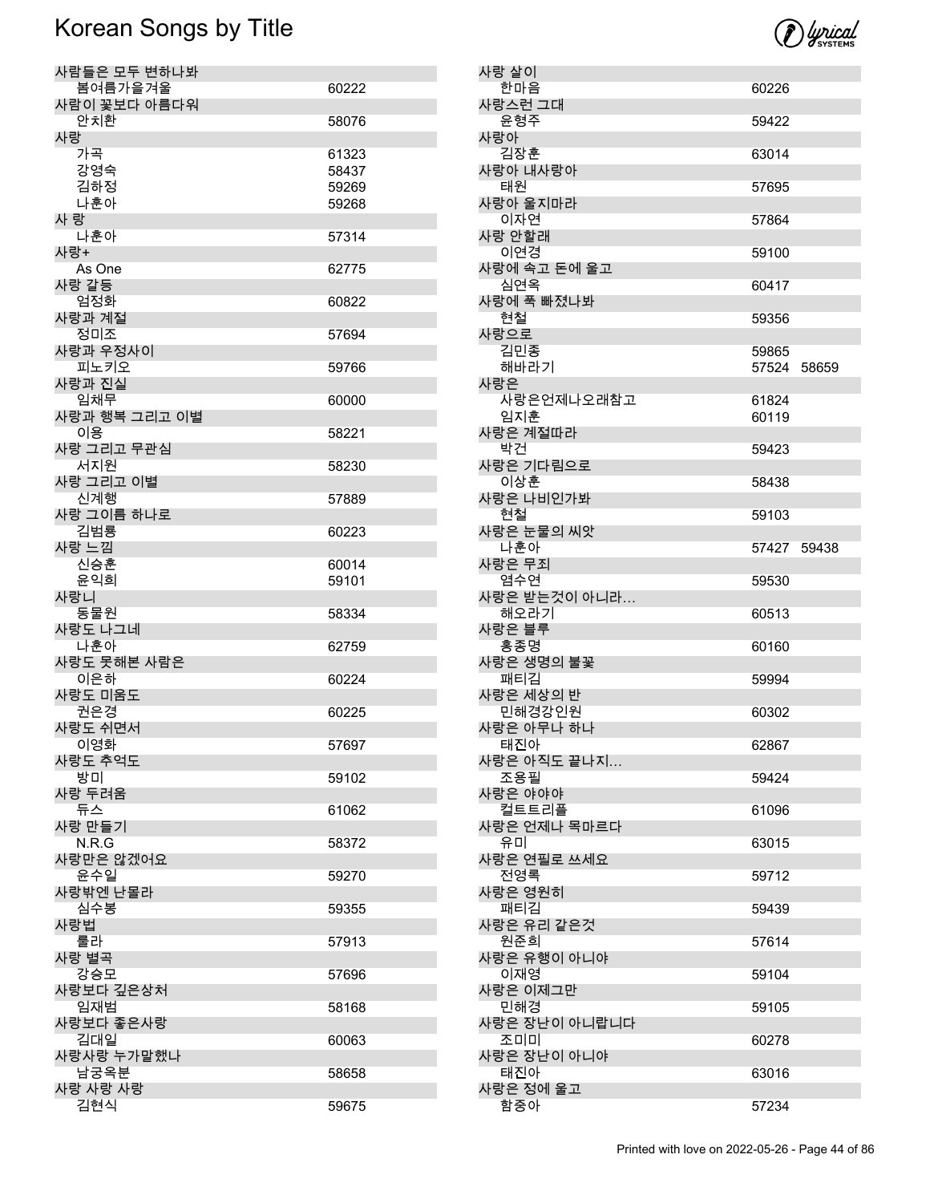# Korean Songs by Title

| Title / Artist | Number |
|---|---|
| **사람들은 모두 변하나봐** | |
| 봄여름가을겨울 | 60222 |
| **사람이 꽃보다 아름다워** | |
| 안치환 | 58076 |
| **사랑** | |
| 가곡 | 61323 |
| 강영숙 | 58437 |
| 김하정 | 59269 |
| 나훈아 | 59268 |
| **사 랑** | |
| 나훈아 | 57314 |
| **사랑+** | |
| As One | 62775 |
| **사랑 갈등** | |
| 엄정화 | 60822 |
| **사랑과 계절** | |
| 정미조 | 57694 |
| **사랑과 우정사이** | |
| 피노키오 | 59766 |
| **사랑과 진실** | |
| 임채무 | 60000 |
| **사랑과 행복 그리고 이별** | |
| 이용 | 58221 |
| **사랑 그리고 무관심** | |
| 서지원 | 58230 |
| **사랑 그리고 이별** | |
| 신계행 | 57889 |
| **사랑 그이름 하나로** | |
| 김범룡 | 60223 |
| **사랑 느낌** | |
| 신승훈 | 60014 |
| 윤익희 | 59101 |
| **사랑니** | |
| 동물원 | 58334 |
| **사랑도 나그네** | |
| 나훈아 | 62759 |
| **사랑도 못해본 사람은** | |
| 이은하 | 60224 |
| **사랑도 미움도** | |
| 권은경 | 60225 |
| **사랑도 쉬면서** | |
| 이영화 | 57697 |
| **사랑도 추억도** | |
| 방미 | 59102 |
| **사랑 두려움** | |
| 듀스 | 61062 |
| **사랑 만들기** | |
| N.R.G | 58372 |
| **사랑만은 않겠어요** | |
| 윤수일 | 59270 |
| **사랑밖엔 난몰라** | |
| 심수봉 | 59355 |
| **사랑법** | |
| 룰라 | 57913 |
| **사랑 별곡** | |
| 강승모 | 57696 |
| **사랑보다 깊은상처** | |
| 임재범 | 58168 |
| **사랑보다 좋은사랑** | |
| 김대일 | 60063 |
| **사랑사랑 누가말했나** | |
| 남궁옥분 | 58658 |
| **사랑 사랑 사랑** | |
| 김현식 | 59675 |
| **사랑 살이** | |
| 한마음 | 60226 |
| **사랑스런 그대** | |
| 윤형주 | 59422 |
| **사랑아** | |
| 김장훈 | 63014 |
| **사랑아 내사랑아** | |
| 태원 | 57695 |
| **사랑아 울지마라** | |
| 이자연 | 57864 |
| **사랑 안할래** | |
| 이연경 | 59100 |
| **사랑에 속고 돈에 울고** | |
| 심연옥 | 60417 |
| **사랑에 푹 빠졌나봐** | |
| 현철 | 59356 |
| **사랑으로** | |
| 김민종 | 59865 |
| 해바라기 | 57524 58659 |
| **사랑은** | |
| 사랑은언제나오래참고 | 61824 |
| 임지훈 | 60119 |
| **사랑은 계절따라** | |
| 박건 | 59423 |
| **사랑은 기다림으로** | |
| 이상훈 | 58438 |
| **사랑은 나비인가봐** | |
| 현철 | 59103 |
| **사랑은 눈물의 씨앗** | |
| 나훈아 | 57427 59438 |
| **사랑은 무죄** | |
| 염수연 | 59530 |
| **사랑은 받는것이 아니라…** | |
| 해오라기 | 60513 |
| **사랑은 블루** | |
| 홍종명 | 60160 |
| **사랑은 생명의 불꽃** | |
| 패티김 | 59994 |
| **사랑은 세상의 반** | |
| 민해경강인원 | 60302 |
| **사랑은 아무나 하나** | |
| 태진아 | 62867 |
| **사랑은 아직도 끝나지…** | |
| 조용필 | 59424 |
| **사랑은 야야야** | |
| 컬트트리플 | 61096 |
| **사랑은 언제나 목마르다** | |
| 유미 | 63015 |
| **사랑은 연필로 쓰세요** | |
| 전영록 | 59712 |
| **사랑은 영원히** | |
| 패티김 | 59439 |
| **사랑은 유리 같은것** | |
| 원준희 | 57614 |
| **사랑은 유행이 아니야** | |
| 이재영 | 59104 |
| **사랑은 이제그만** | |
| 민해경 | 59105 |
| **사랑은 장난이 아니랍니다** | |
| 조미미 | 60278 |
| **사랑은 장난이 아니야** | |
| 태진아 | 63016 |
| **사랑은 정에 울고** | |
| 함중아 | 57234 |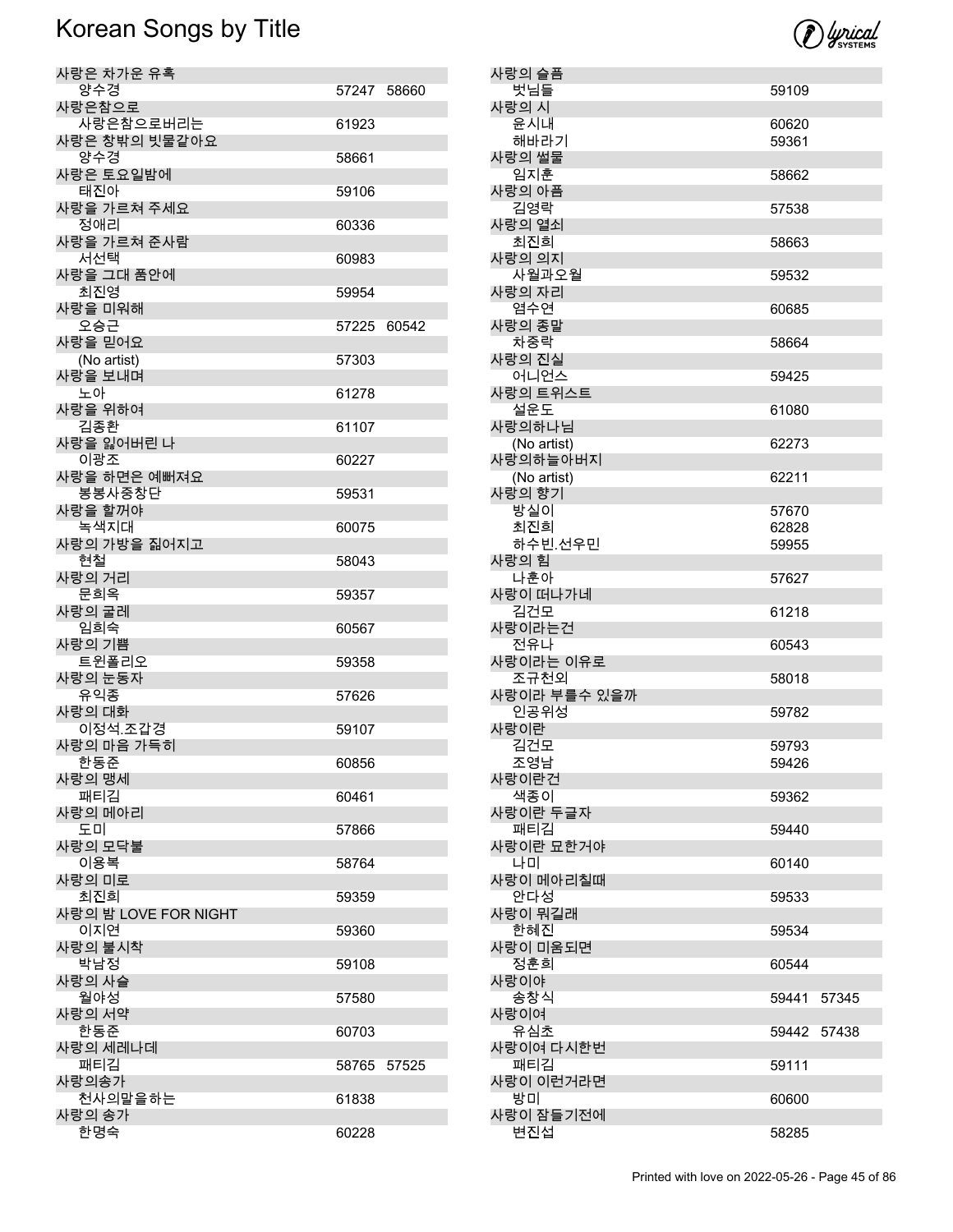# Korean Songs by Title

| Title / Artist | Numbers |
|---|---|
| 사랑은 차가운 유혹 | |
| 양수경 | 57247 58660 |
| 사랑은참으로 | |
| 사랑은참으로버리는 | 61923 |
| 사랑은 창밖의 빗물같아요 | |
| 양수경 | 58661 |
| 사랑은 토요일밤에 | |
| 태진아 | 59106 |
| 사랑을 가르쳐 주세요 | |
| 정애리 | 60336 |
| 사랑을 가르쳐 준사람 | |
| 서선택 | 60983 |
| 사랑을 그대 품안에 | |
| 최진영 | 59954 |
| 사랑을 미워해 | |
| 오승근 | 57225 60542 |
| 사랑을 믿어요 | |
| (No artist) | 57303 |
| 사랑을 보내며 | |
| 노아 | 61278 |
| 사랑을 위하여 | |
| 김종환 | 61107 |
| 사랑을 잃어버린 나 | |
| 이광조 | 60227 |
| 사랑을 하면은 예뻐져요 | |
| 봉봉사중창단 | 59531 |
| 사랑을 할꺼야 | |
| 녹색지대 | 60075 |
| 사랑의 가방을 짊어지고 | |
| 현철 | 58043 |
| 사랑의 거리 | |
| 문희옥 | 59357 |
| 사랑의 굴레 | |
| 임희숙 | 60567 |
| 사랑의 기쁨 | |
| 트윈폴리오 | 59358 |
| 사랑의 눈동자 | |
| 유익종 | 57626 |
| 사랑의 대화 | |
| 이정석.조갑경 | 59107 |
| 사랑의 마음 가득히 | |
| 한동준 | 60856 |
| 사랑의 맹세 | |
| 패티김 | 60461 |
| 사랑의 메아리 | |
| 도미 | 57866 |
| 사랑의 모닥불 | |
| 이용복 | 58764 |
| 사랑의 미로 | |
| 최진희 | 59359 |
| 사랑의 밤 LOVE FOR NIGHT | |
| 이지연 | 59360 |
| 사랑의 불시착 | |
| 박남정 | 59108 |
| 사랑의 사슬 | |
| 월야성 | 57580 |
| 사랑의 서약 | |
| 한동준 | 60703 |
| 사랑의 세레나데 | |
| 패티김 | 58765 57525 |
| 사랑의송가 | |
| 천사의말을하는 | 61838 |
| 사랑의 송가 | |
| 한명숙 | 60228 |
| 사랑의 슬픔 | |
| 벗님들 | 59109 |
| 사랑의 시 | |
| 윤시내 | 60620 |
| 해바라기 | 59361 |
| 사랑의 썰물 | |
| 임지훈 | 58662 |
| 사랑의 아픔 | |
| 김영락 | 57538 |
| 사랑의 열쇠 | |
| 최진희 | 58663 |
| 사랑의 의지 | |
| 사월과오월 | 59532 |
| 사랑의 자리 | |
| 염수연 | 60685 |
| 사랑의 종말 | |
| 차중락 | 58664 |
| 사랑의 진실 | |
| 어니언스 | 59425 |
| 사랑의 트위스트 | |
| 설운도 | 61080 |
| 사랑의하나님 | |
| (No artist) | 62273 |
| 사랑의하늘아버지 | |
| (No artist) | 62211 |
| 사랑의 향기 | |
| 방실이 | 57670 |
| 최진희 | 62828 |
| 하수빈.선우민 | 59955 |
| 사랑의 힘 | |
| 나훈아 | 57627 |
| 사랑이 떠나가네 | |
| 김건모 | 61218 |
| 사랑이라는건 | |
| 전유나 | 60543 |
| 사랑이라는 이유로 | |
| 조규천외 | 58018 |
| 사랑이라 부를수 있을까 | |
| 인공위성 | 59782 |
| 사랑이란 | |
| 김건모 | 59793 |
| 조영남 | 59426 |
| 사랑이란건 | |
| 색종이 | 59362 |
| 사랑이란 두글자 | |
| 패티김 | 59440 |
| 사랑이란 묘한거야 | |
| 나미 | 60140 |
| 사랑이 메아리칠때 | |
| 안다성 | 59533 |
| 사랑이 뭐길래 | |
| 한혜진 | 59534 |
| 사랑이 미움되면 | |
| 정훈희 | 60544 |
| 사랑이야 | |
| 송창식 | 59441 57345 |
| 사랑이여 | |
| 유심초 | 59442 57438 |
| 사랑이여 다시한번 | |
| 패티김 | 59111 |
| 사랑이 이런거라면 | |
| 방미 | 60600 |
| 사랑이 잠들기전에 | |
| 변진섭 | 58285 |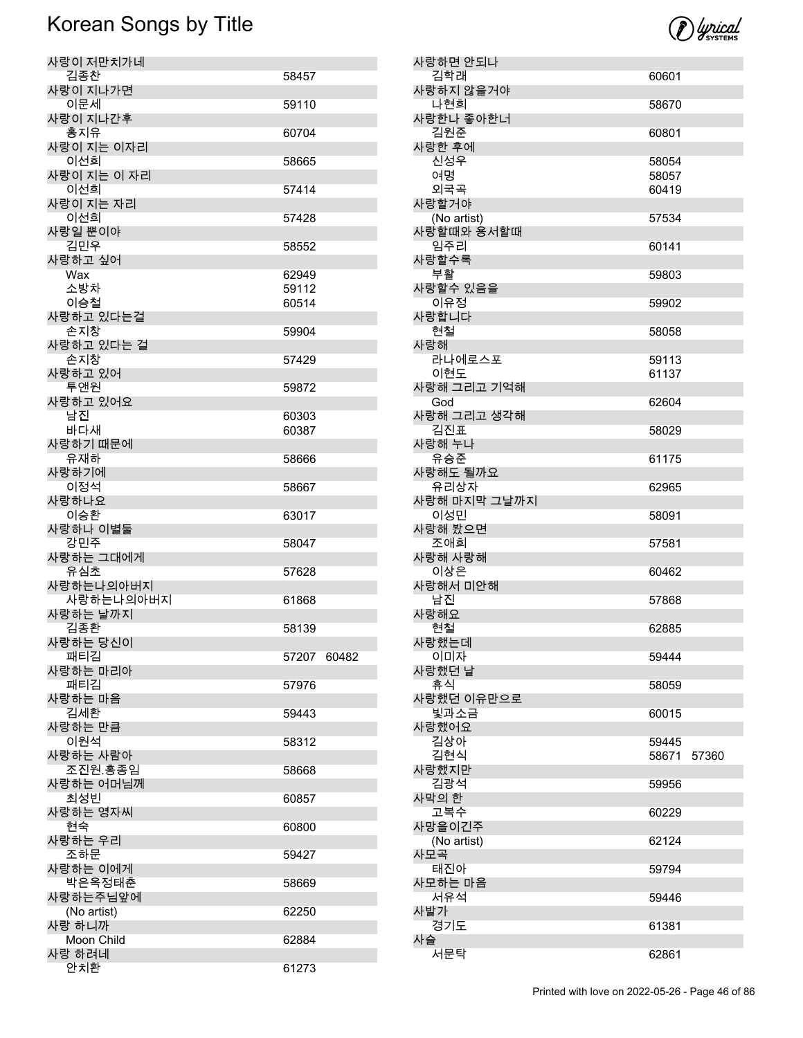# Korean Songs by Title

| Title / Artist | Number |
| --- | --- |
| 사랑이 저만치가네 | |
| 김종찬 | 58457 |
| 사랑이 지나가면 | |
| 이문세 | 59110 |
| 사랑이 지나간후 | |
| 홍지유 | 60704 |
| 사랑이 지는 이자리 | |
| 이선희 | 58665 |
| 사랑이 지는 이 자리 | |
| 이선희 | 57414 |
| 사랑이 지는 자리 | |
| 이선희 | 57428 |
| 사랑일 뿐이야 | |
| 김민우 | 58552 |
| 사랑하고 싶어 | |
| Wax | 62949 |
| 소방차 | 59112 |
| 이승철 | 60514 |
| 사랑하고 있다는걸 | |
| 손지창 | 59904 |
| 사랑하고 있다는 걸 | |
| 손지창 | 57429 |
| 사랑하고 있어 | |
| 투앤원 | 59872 |
| 사랑하고 있어요 | |
| 남진 | 60303 |
| 바다새 | 60387 |
| 사랑하기 때문에 | |
| 유재하 | 58666 |
| 사랑하기에 | |
| 이정석 | 58667 |
| 사랑하나요 | |
| 이승환 | 63017 |
| 사랑하나 이별둘 | |
| 강민주 | 58047 |
| 사랑하는 그대에게 | |
| 유심초 | 57628 |
| 사랑하는나의아버지 | |
| 사랑하는나의아버지 | 61868 |
| 사랑하는 날까지 | |
| 김종환 | 58139 |
| 사랑하는 당신이 | |
| 패티김 | 57207 60482 |
| 사랑하는 마리아 | |
| 패티김 | 57976 |
| 사랑하는 마음 | |
| 김세환 | 59443 |
| 사랑하는 만큼 | |
| 이원석 | 58312 |
| 사랑하는 사람아 | |
| 조진원.홍종임 | 58668 |
| 사랑하는 어머님께 | |
| 최성빈 | 60857 |
| 사랑하는 영자씨 | |
| 현숙 | 60800 |
| 사랑하는 우리 | |
| 조하문 | 59427 |
| 사랑하는 이에게 | |
| 박은옥정태춘 | 58669 |
| 사랑하는주님앞에 | |
| (No artist) | 62250 |
| 사랑 하니까 | |
| Moon Child | 62884 |
| 사랑 하려네 | |
| 안치환 | 61273 |
| 사랑하면 안되나 | |
| 김학래 | 60601 |
| 사랑하지 않을거야 | |
| 나현희 | 58670 |
| 사랑한나 좋아한너 | |
| 김원준 | 60801 |
| 사랑한 후에 | |
| 신성우 | 58054 |
| 여명 | 58057 |
| 외국곡 | 60419 |
| 사랑할거야 | |
| (No artist) | 57534 |
| 사랑할때와 용서할때 | |
| 임주리 | 60141 |
| 사랑할수록 | |
| 부활 | 59803 |
| 사랑할수 있음을 | |
| 이유정 | 59902 |
| 사랑합니다 | |
| 현철 | 58058 |
| 사랑해 | |
| 라나에로스포 | 59113 |
| 이현도 | 61137 |
| 사랑해 그리고 기억해 | |
| God | 62604 |
| 사랑해 그리고 생각해 | |
| 김진표 | 58029 |
| 사랑해 누나 | |
| 유승준 | 61175 |
| 사랑해도 될까요 | |
| 유리상자 | 62965 |
| 사랑해 마지막 그날까지 | |
| 이성민 | 58091 |
| 사랑해 봤으면 | |
| 조애희 | 57581 |
| 사랑해 사랑해 | |
| 이상은 | 60462 |
| 사랑해서 미안해 | |
| 남진 | 57868 |
| 사랑해요 | |
| 현철 | 62885 |
| 사랑했는데 | |
| 이미자 | 59444 |
| 사랑했던 날 | |
| 휴식 | 58059 |
| 사랑했던 이유만으로 | |
| 빛과소금 | 60015 |
| 사랑했어요 | |
| 김상아 | 59445 |
| 김현식 | 58671 57360 |
| 사랑했지만 | |
| 김광석 | 59956 |
| 사막의 한 | |
| 고복수 | 60229 |
| 사망을이긴주 | |
| (No artist) | 62124 |
| 사모곡 | |
| 태진아 | 59794 |
| 사모하는 마음 | |
| 서유석 | 59446 |
| 사발가 | |
| 경기도 | 61381 |
| 사슬 | |
| 서문탁 | 62861 |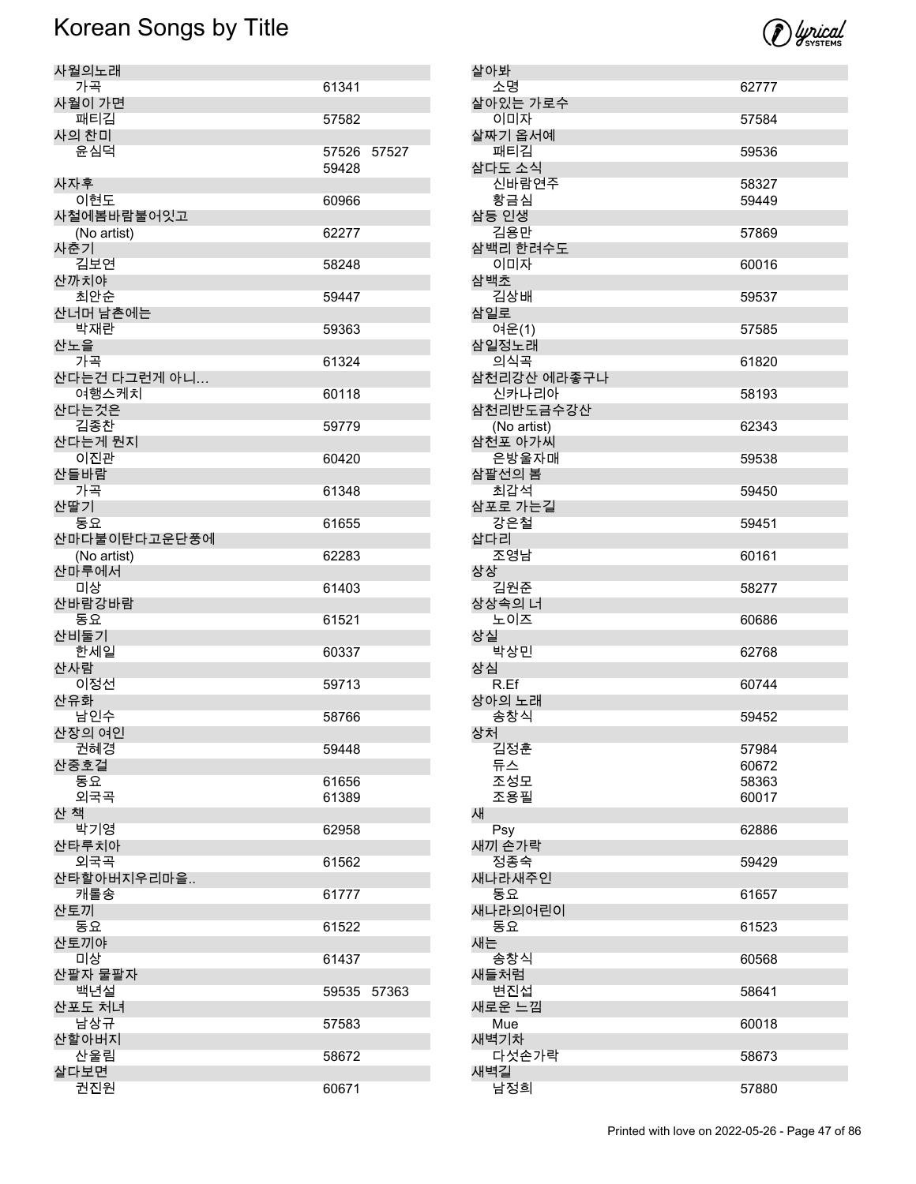# Korean Songs by Title

| Title / Artist | Number |
|---|---|
| **사월의노래** | |
| 가곡 | 61341 |
| **사월이 가면** | |
| 패티김 | 57582 |
| **사의 찬미** | |
| 윤심덕 | 57526 57527 59428 |
| **사자후** | |
| 이현도 | 60966 |
| **사철에봄바람불어잇고** | |
| (No artist) | 62277 |
| **사춘기** | |
| 김보연 | 58248 |
| **산까치야** | |
| 최안순 | 59447 |
| **산너머 남촌에는** | |
| 박재란 | 59363 |
| **산노을** | |
| 가곡 | 61324 |
| **산다는건 다그런게 아니…** | |
| 여행스케치 | 60118 |
| **산다는것은** | |
| 김종찬 | 59779 |
| **산다는게 뭔지** | |
| 이진관 | 60420 |
| **산들바람** | |
| 가곡 | 61348 |
| **산딸기** | |
| 동요 | 61655 |
| **산마다불이탄다고운단풍에** | |
| (No artist) | 62283 |
| **산마루에서** | |
| 미상 | 61403 |
| **산바람강바람** | |
| 동요 | 61521 |
| **산비둘기** | |
| 한세일 | 60337 |
| **산사람** | |
| 이정선 | 59713 |
| **산유화** | |
| 남인수 | 58766 |
| **산장의 여인** | |
| 권혜경 | 59448 |
| **산중호걸** | |
| 동요 | 61656 |
| 외국곡 | 61389 |
| **산 책** | |
| 박기영 | 62958 |
| **산타루치아** | |
| 외국곡 | 61562 |
| **산타할아버지우리마을..** | |
| 캐롤송 | 61777 |
| **산토끼** | |
| 동요 | 61522 |
| **산토끼야** | |
| 미상 | 61437 |
| **산팔자 물팔자** | |
| 백년설 | 59535 57363 |
| **산포도 처녀** | |
| 남상규 | 57583 |
| **산할아버지** | |
| 산울림 | 58672 |
| **살다보면** | |
| 권진원 | 60671 |
| **살아봐** | |
| 소명 | 62777 |
| **살아있는 가로수** | |
| 이미자 | 57584 |
| **살짜기 옵서예** | |
| 패티김 | 59536 |
| **삼다도 소식** | |
| 신바람연주 | 58327 |
| 황금심 | 59449 |
| **삼등 인생** | |
| 김용만 | 57869 |
| **삼백리 한려수도** | |
| 이미자 | 60016 |
| **삼백초** | |
| 김상배 | 59537 |
| **삼일로** | |
| 여운(1) | 57585 |
| **삼일절노래** | |
| 의식곡 | 61820 |
| **삼천리강산 에라좋구나** | |
| 신카나리아 | 58193 |
| **삼천리반도금수강산** | |
| (No artist) | 62343 |
| **삼천포 아가씨** | |
| 은방울자매 | 59538 |
| **삼팔선의 봄** | |
| 최갑석 | 59450 |
| **삼포로 가는길** | |
| 강은철 | 59451 |
| **삽다리** | |
| 조영남 | 60161 |
| **상상** | |
| 김원준 | 58277 |
| **상상속의 너** | |
| 노이즈 | 60686 |
| **상실** | |
| 박상민 | 62768 |
| **상심** | |
| R.Ef | 60744 |
| **상아의 노래** | |
| 송창식 | 59452 |
| **상처** | |
| 김정훈 | 57984 |
| 듀스 | 60672 |
| 조성모 | 58363 |
| 조용필 | 60017 |
| **새** | |
| Psy | 62886 |
| **새끼 손가락** | |
| 정종숙 | 59429 |
| **새나라새주인** | |
| 동요 | 61657 |
| **새나라의어린이** | |
| 동요 | 61523 |
| **새는** | |
| 송창식 | 60568 |
| **새들처럼** | |
| 변진섭 | 58641 |
| **새로운 느낌** | |
| Mue | 60018 |
| **새벽기차** | |
| 다섯손가락 | 58673 |
| **새벽길** | |
| 남정희 | 57880 |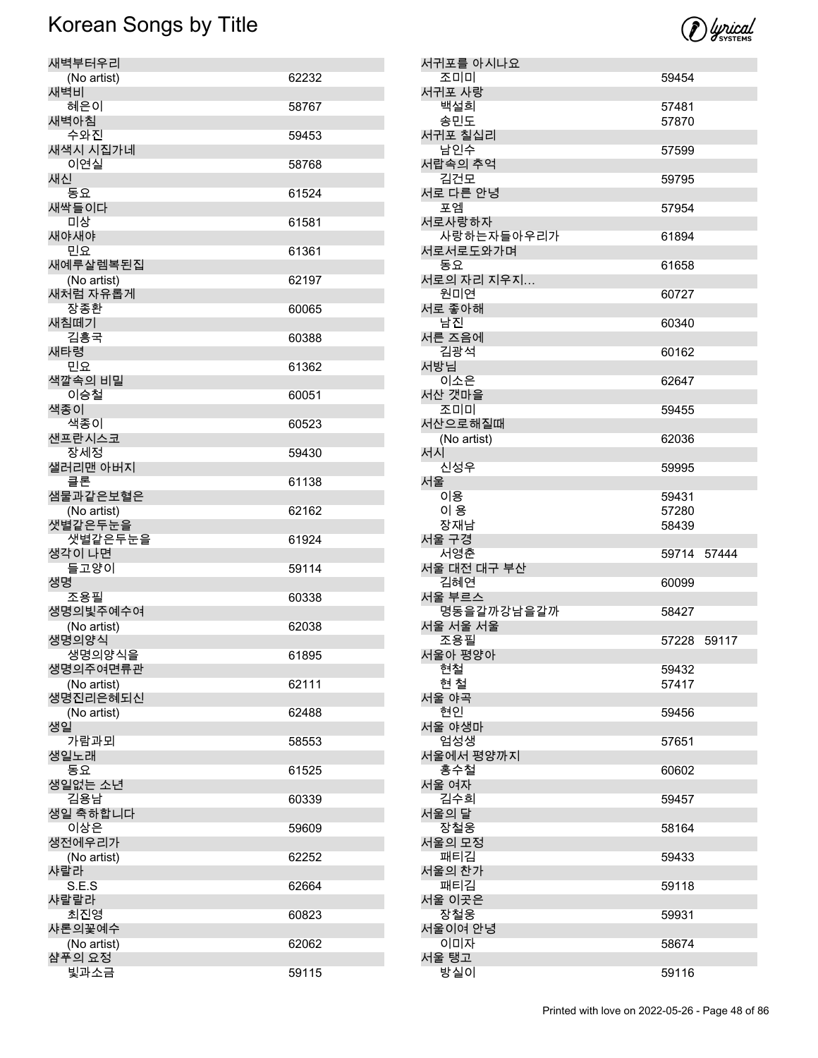# Korean Songs by Title

| Title / Artist | Number |
|---|---|
| **새벽부터우리** | |
| (No artist) | 62232 |
| **새벽비** | |
| 혜은이 | 58767 |
| **새벽아침** | |
| 수와진 | 59453 |
| **새색시 시집가네** | |
| 이연실 | 58768 |
| **새신** | |
| 동요 | 61524 |
| **새싹들이다** | |
| 미상 | 61581 |
| **새야새야** | |
| 민요 | 61361 |
| **새예루살렘복된집** | |
| (No artist) | 62197 |
| **새처럼 자유롭게** | |
| 장종환 | 60065 |
| **새침떼기** | |
| 김흥국 | 60388 |
| **새타령** | |
| 민요 | 61362 |
| **색깔속의 비밀** | |
| 이승철 | 60051 |
| **색종이** | |
| 색종이 | 60523 |
| **샌프란시스코** | |
| 장세정 | 59430 |
| **샐러리맨 아버지** | |
| 클론 | 61138 |
| **샘물과같은보혈은** | |
| (No artist) | 62162 |
| **샛별같은두눈을** | |
| 샛별같은두눈을 | 61924 |
| **생각이 나면** | |
| 들고양이 | 59114 |
| **생명** | |
| 조용필 | 60338 |
| **생명의빛주예수여** | |
| (No artist) | 62038 |
| **생명의양식** | |
| 생명의양식을 | 61895 |
| **생명의주여면류관** | |
| (No artist) | 62111 |
| **생명진리은혜되신** | |
| (No artist) | 62488 |
| **생일** | |
| 가람과뫼 | 58553 |
| **생일노래** | |
| 동요 | 61525 |
| **생일없는 소년** | |
| 김용남 | 60339 |
| **생일 축하합니다** | |
| 이상은 | 59609 |
| **생전에우리가** | |
| (No artist) | 62252 |
| **샤랄라** | |
| S.E.S | 62664 |
| **샤랄랄라** | |
| 최진영 | 60823 |
| **샤론의꽃예수** | |
| (No artist) | 62062 |
| **샴푸의 요정** | |
| 빛과소금 | 59115 |
| **서귀포를 아시나요** | |
| 조미미 | 59454 |
| **서귀포 사랑** | |
| 백설희 | 57481 |
| 송민도 | 57870 |
| **서귀포 칠십리** | |
| 남인수 | 57599 |
| **서랍속의 추억** | |
| 김건모 | 59795 |
| **서로 다른 안녕** | |
| 포엠 | 57954 |
| **서로사랑하자** | |
| 사랑하는자들아우리가 | 61894 |
| **서로서로도와가며** | |
| 동요 | 61658 |
| **서로의 자리 지우지...** | |
| 원미연 | 60727 |
| **서로 좋아해** | |
| 남진 | 60340 |
| **서른 즈음에** | |
| 김광석 | 60162 |
| **서방님** | |
| 이소은 | 62647 |
| **서산 갯마을** | |
| 조미미 | 59455 |
| **서산으로해질때** | |
| (No artist) | 62036 |
| **서시** | |
| 신성우 | 59995 |
| **서울** | |
| 이용 | 59431 |
| 이 용 | 57280 |
| 장재남 | 58439 |
| **서울 구경** | |
| 서영춘 | 59714 57444 |
| **서울 대전 대구 부산** | |
| 김혜연 | 60099 |
| **서울 부르스** | |
| 명동을갈까강남을갈까 | 58427 |
| **서울 서울 서울** | |
| 조용필 | 57228 59117 |
| **서울아 평양아** | |
| 현철 | 59432 |
| 현 철 | 57417 |
| **서울 야곡** | |
| 현인 | 59456 |
| **서울 야생마** | |
| 엄성생 | 57651 |
| **서울에서 평양까지** | |
| 홍수철 | 60602 |
| **서울 여자** | |
| 김수희 | 59457 |
| **서울의 달** | |
| 장철웅 | 58164 |
| **서울의 모정** | |
| 패티김 | 59433 |
| **서울의 찬가** | |
| 패티김 | 59118 |
| **서울 이곳은** | |
| 장철웅 | 59931 |
| **서울이여 안녕** | |
| 이미자 | 58674 |
| **서울 탱고** | |
| 방실이 | 59116 |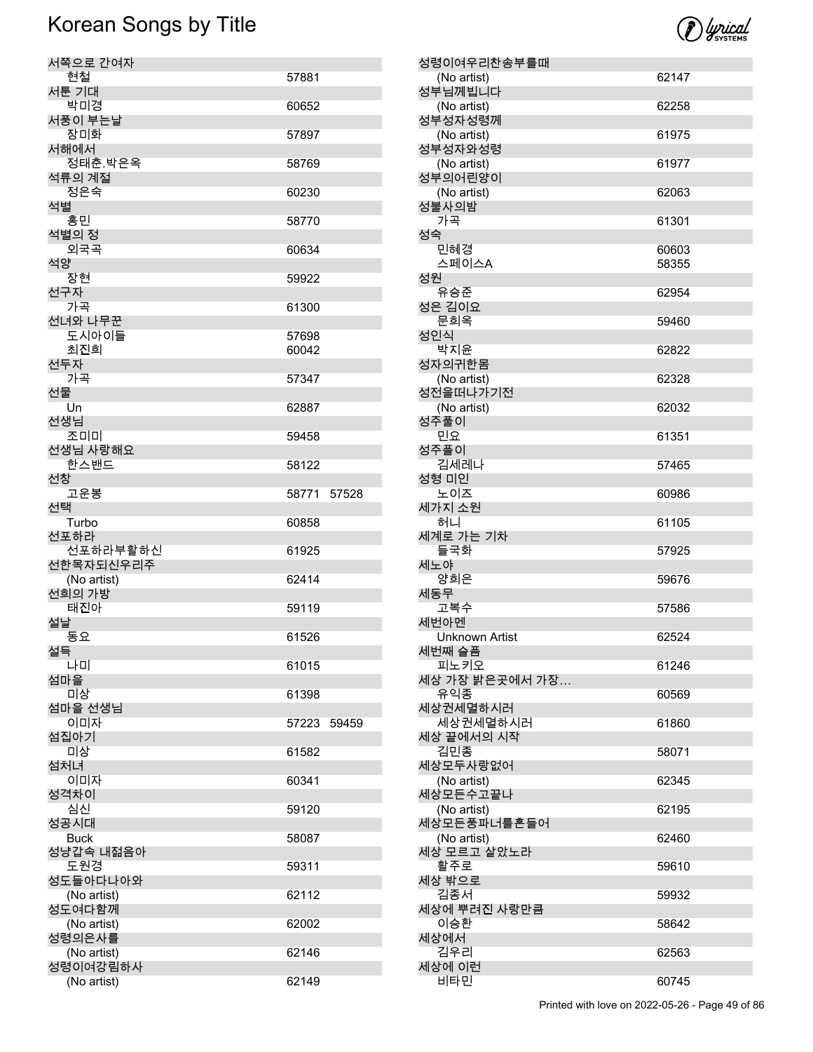# Korean Songs by Title

| Title / Artist | Number(s) |
|---|---|
| 서쪽으로 간여자 | |
| 현철 | 57881 |
| 서툰 기대 | |
| 박미경 | 60652 |
| 서풍이 부는날 | |
| 장미화 | 57897 |
| 서해에서 | |
| 정태춘.박은옥 | 58769 |
| 석류의 계절 | |
| 정은숙 | 60230 |
| 석별 | |
| 홍민 | 58770 |
| 석별의 정 | |
| 외국곡 | 60634 |
| 석양 | |
| 장현 | 59922 |
| 선구자 | |
| 가곡 | 61300 |
| 선녀와 나무꾼 | |
| 도시아이들 | 57698 |
| 최진희 | 60042 |
| 선두자 | |
| 가곡 | 57347 |
| 선물 | |
| Un | 62887 |
| 선생님 | |
| 조미미 | 59458 |
| 선생님 사랑해요 | |
| 한스밴드 | 58122 |
| 선창 | |
| 고운봉 | 58771 57528 |
| 선택 | |
| Turbo | 60858 |
| 선포하라 | |
| 선포하라부활하신 | 61925 |
| 선한목자되신우리주 | |
| (No artist) | 62414 |
| 선희의 가방 | |
| 태진아 | 59119 |
| 설날 | |
| 동요 | 61526 |
| 설득 | |
| 나미 | 61015 |
| 섬마을 | |
| 미상 | 61398 |
| 섬마을 선생님 | |
| 이미자 | 57223 59459 |
| 섬집아기 | |
| 미상 | 61582 |
| 섬처녀 | |
| 이미자 | 60341 |
| 성격차이 | |
| 심신 | 59120 |
| 성공시대 | |
| Buck | 58087 |
| 성냥갑속 내젊음아 | |
| 도원경 | 59311 |
| 성도들아다나아와 | |
| (No artist) | 62112 |
| 성도여다함께 | |
| (No artist) | 62002 |
| 성령의은사를 | |
| (No artist) | 62146 |
| 성령이여강림하사 | |
| (No artist) | 62149 |
| 성령이여우리찬송부를때 | |
| (No artist) | 62147 |
| 성부님께빕니다 | |
| (No artist) | 62258 |
| 성부성자성령께 | |
| (No artist) | 61975 |
| 성부성자와성령 | |
| (No artist) | 61977 |
| 성부의어린양이 | |
| (No artist) | 62063 |
| 성불사의밤 | |
| 가곡 | 61301 |
| 성숙 | |
| 민혜경 | 60603 |
| 스페이스A | 58355 |
| 성원 | |
| 유승준 | 62954 |
| 성은 김이요 | |
| 문희옥 | 59460 |
| 성인식 | |
| 박지윤 | 62822 |
| 성자의귀한몸 | |
| (No artist) | 62328 |
| 성전을떠나가기전 | |
| (No artist) | 62032 |
| 성주풀이 | |
| 민요 | 61351 |
| 성주풀이 | |
| 김세레나 | 57465 |
| 성형 미인 | |
| 노이즈 | 60986 |
| 세가지 소원 | |
| 허니 | 61105 |
| 세계로 가는 기차 | |
| 들국화 | 57925 |
| 세노야 | |
| 양희은 | 59676 |
| 세동무 | |
| 고복수 | 57586 |
| 세번아멘 | |
| Unknown Artist | 62524 |
| 세번째 슬픔 | |
| 피노키오 | 61246 |
| 세상 가장 밝은곳에서 가장… | |
| 유익종 | 60569 |
| 세상권세멸하시러 | |
| 세상권세멸하시러 | 61860 |
| 세상 끝에서의 시작 | |
| 김민종 | 58071 |
| 세상모두사랑없어 | |
| (No artist) | 62345 |
| 세상모든수고끝나 | |
| (No artist) | 62195 |
| 세상모든풍파너를흔들어 | |
| (No artist) | 62460 |
| 세상 모르고 살았노라 | |
| 활주로 | 59610 |
| 세상 밖으로 | |
| 김종서 | 59932 |
| 세상에 뿌려진 사랑만큼 | |
| 이승환 | 58642 |
| 세상에서 | |
| 김우리 | 62563 |
| 세상에 이런 | |
| 비타민 | 60745 |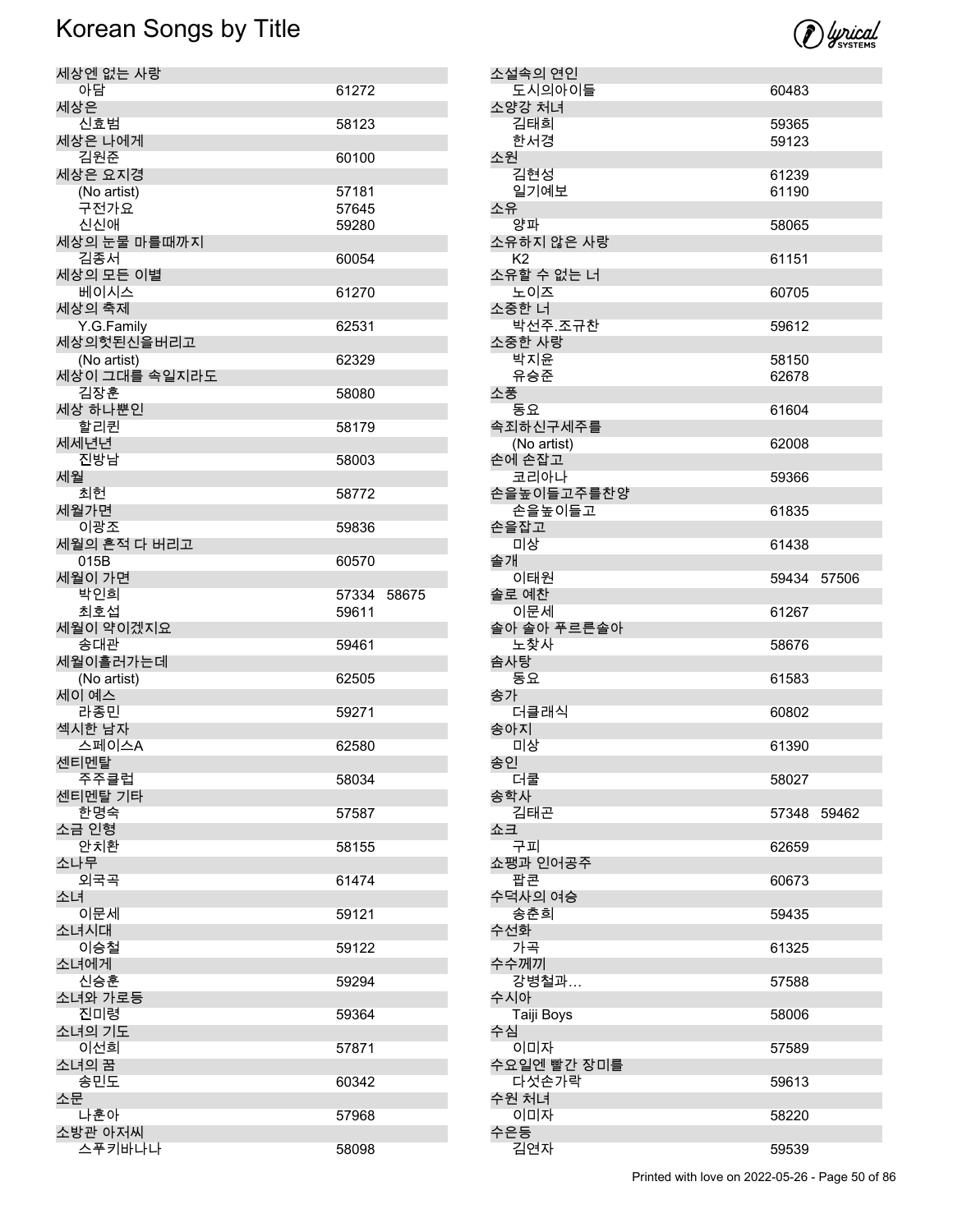| Title / Artist | Number | |
|---|---|---|
| 세상엔 없는 사랑 | | |
| 아담 | 61272 | |
| 세상은 | | |
| 신효범 | 58123 | |
| 세상은 나에게 | | |
| 김원준 | 60100 | |
| 세상은 요지경 | | |
| (No artist) | 57181 | |
| 구전가요 | 57645 | |
| 신신애 | 59280 | |
| 세상의 눈물 마를때까지 | | |
| 김종서 | 60054 | |
| 세상의 모든 이별 | | |
| 베이시스 | 61270 | |
| 세상의 축제 | | |
| Y.G.Family | 62531 | |
| 세상의헛된신을버리고 | | |
| (No artist) | 62329 | |
| 세상이 그대를 속일지라도 | | |
| 김장훈 | 58080 | |
| 세상 하나뿐인 | | |
| 할리퀸 | 58179 | |
| 세세년년 | | |
| 진방남 | 58003 | |
| 세월 | | |
| 최헌 | 58772 | |
| 세월가면 | | |
| 이광조 | 59836 | |
| 세월의 흔적 다 버리고 | | |
| 015B | 60570 | |
| 세월이 가면 | | |
| 박인희 | 57334 | 58675 |
| 최호섭 | 59611 | |
| 세월이 약이겠지요 | | |
| 송대관 | 59461 | |
| 세월이흘러가는데 | | |
| (No artist) | 62505 | |
| 세이 예스 | | |
| 라종민 | 59271 | |
| 섹시한 남자 | | |
| 스페이스A | 62580 | |
| 센티멘탈 | | |
| 주주클럽 | 58034 | |
| 센티멘탈 기타 | | |
| 한명숙 | 57587 | |
| 소금 인형 | | |
| 안치환 | 58155 | |
| 소나무 | | |
| 외국곡 | 61474 | |
| 소녀 | | |
| 이문세 | 59121 | |
| 소녀시대 | | |
| 이승철 | 59122 | |
| 소녀에게 | | |
| 신승훈 | 59294 | |
| 소녀와 가로등 | | |
| 진미령 | 59364 | |
| 소녀의 기도 | | |
| 이선희 | 57871 | |
| 소녀의 꿈 | | |
| 송민도 | 60342 | |
| 소문 | | |
| 나훈아 | 57968 | |
| 소방관 아저씨 | | |
| 스푸키바나나 | 58098 | |
| 소설속의 연인 | | |
| 도시의아이들 | 60483 | |
| 소양강 처녀 | | |
| 김태희 | 59365 | |
| 한서경 | 59123 | |
| 소원 | | |
| 김현성 | 61239 | |
| 일기예보 | 61190 | |
| 소유 | | |
| 양파 | 58065 | |
| 소유하지 않은 사랑 | | |
| K2 | 61151 | |
| 소유할 수 없는 너 | | |
| 노이즈 | 60705 | |
| 소중한 너 | | |
| 박선주.조규찬 | 59612 | |
| 소중한 사랑 | | |
| 박지윤 | 58150 | |
| 유승준 | 62678 | |
| 소풍 | | |
| 동요 | 61604 | |
| 속죄하신구세주를 | | |
| (No artist) | 62008 | |
| 손에 손잡고 | | |
| 코리아나 | 59366 | |
| 손을높이들고주를찬양 | | |
| 손을높이들고 | 61835 | |
| 손을잡고 | | |
| 미상 | 61438 | |
| 솔개 | | |
| 이태원 | 59434 | 57506 |
| 솔로 예찬 | | |
| 이문세 | 61267 | |
| 솔아 솔아 푸르른솔아 | | |
| 노찾사 | 58676 | |
| 솜사탕 | | |
| 동요 | 61583 | |
| 송가 | | |
| 더클래식 | 60802 | |
| 송아지 | | |
| 미상 | 61390 | |
| 송인 | | |
| 더쿨 | 58027 | |
| 송학사 | | |
| 김태곤 | 57348 | 59462 |
| 쇼크 | | |
| 구피 | 62659 | |
| 쇼팽과 인어공주 | | |
| 팝콘 | 60673 | |
| 수덕사의 여승 | | |
| 송춘희 | 59435 | |
| 수선화 | | |
| 가곡 | 61325 | |
| 수수께끼 | | |
| 강병철과… | 57588 | |
| 수시아 | | |
| Taiji Boys | 58006 | |
| 수심 | | |
| 이미자 | 57589 | |
| 수요일엔 빨간 장미를 | | |
| 다섯손가락 | 59613 | |
| 수원 처녀 | | |
| 이미자 | 58220 | |
| 수은등 | | |
| 김연자 | 59539 | |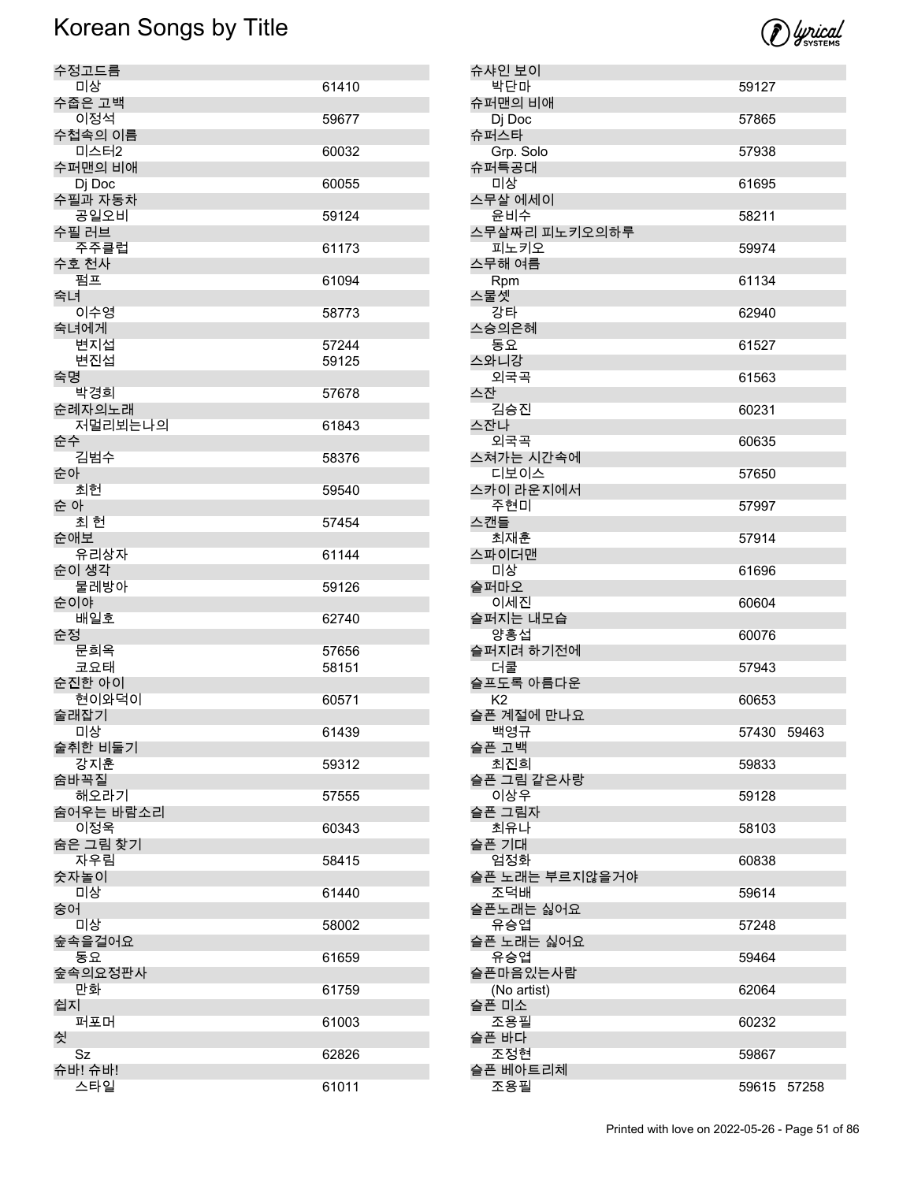# Korean Songs by Title

| Title / Artist | Number |
|---|---|
| 수정고드름 | |
| 미상 | 61410 |
| 수줍은 고백 | |
| 이정석 | 59677 |
| 수첩속의 이름 | |
| 미스터2 | 60032 |
| 수퍼맨의 비애 | |
| Dj Doc | 60055 |
| 수필과 자동차 | |
| 공일오비 | 59124 |
| 수필 러브 | |
| 주주클럽 | 61173 |
| 수호 천사 | |
| 펌프 | 61094 |
| 숙녀 | |
| 이수영 | 58773 |
| 숙녀에게 | |
| 변지섭 | 57244 |
| 변진섭 | 59125 |
| 숙명 | |
| 박경희 | 57678 |
| 순례자의노래 | |
| 저멀리뵈는나의 | 61843 |
| 순수 | |
| 김범수 | 58376 |
| 순아 | |
| 최헌 | 59540 |
| 순 아 | |
| 최 헌 | 57454 |
| 순애보 | |
| 유리상자 | 61144 |
| 순이 생각 | |
| 물레방아 | 59126 |
| 순이야 | |
| 배일호 | 62740 |
| 순정 | |
| 문희옥 | 57656 |
| 코요태 | 58151 |
| 순진한 아이 | |
| 현이와덕이 | 60571 |
| 술래잡기 | |
| 미상 | 61439 |
| 술취한 비둘기 | |
| 강지훈 | 59312 |
| 숨바꼭질 | |
| 해오라기 | 57555 |
| 숨어우는 바람소리 | |
| 이정옥 | 60343 |
| 숨은 그림 찾기 | |
| 자우림 | 58415 |
| 숫자놀이 | |
| 미상 | 61440 |
| 숭어 | |
| 미상 | 58002 |
| 숲속을걸어요 | |
| 동요 | 61659 |
| 숲속의요정판사 | |
| 만화 | 61759 |
| 쉽지 | |
| 퍼포머 | 61003 |
| 쉿 | |
| Sz | 62826 |
| 슈바! 슈바! | |
| 스타일 | 61011 |
| 슈샤인 보이 | |
| 박단마 | 59127 |
| 슈퍼맨의 비애 | |
| Dj Doc | 57865 |
| 슈퍼스타 | |
| Grp. Solo | 57938 |
| 슈퍼특공대 | |
| 미상 | 61695 |
| 스무살 에세이 | |
| 윤비수 | 58211 |
| 스무살짜리 피노키오의하루 | |
| 피노키오 | 59974 |
| 스무해 여름 | |
| Rpm | 61134 |
| 스물셋 | |
| 강타 | 62940 |
| 스승의은혜 | |
| 동요 | 61527 |
| 스와니강 | |
| 외국곡 | 61563 |
| 스잔 | |
| 김승진 | 60231 |
| 스잔나 | |
| 외국곡 | 60635 |
| 스쳐가는 시간속에 | |
| 디보이스 | 57650 |
| 스카이 라운지에서 | |
| 주현미 | 57997 |
| 스캔들 | |
| 최재훈 | 57914 |
| 스파이더맨 | |
| 미상 | 61696 |
| 슬퍼마오 | |
| 이세진 | 60604 |
| 슬퍼지는 내모습 | |
| 양홍섭 | 60076 |
| 슬퍼지려 하기전에 | |
| 더쿨 | 57943 |
| 슬프도록 아름다운 | |
| K2 | 60653 |
| 슬픈 계절에 만나요 | |
| 백영규 | 57430 59463 |
| 슬픈 고백 | |
| 최진희 | 59833 |
| 슬픈 그림 같은사랑 | |
| 이상우 | 59128 |
| 슬픈 그림자 | |
| 최유나 | 58103 |
| 슬픈 기대 | |
| 엄정화 | 60838 |
| 슬픈 노래는 부르지않을거야 | |
| 조덕배 | 59614 |
| 슬픈노래는 싫어요 | |
| 유승엽 | 57248 |
| 슬픈 노래는 싫어요 | |
| 유승엽 | 59464 |
| 슬픈마음있는사람 | |
| (No artist) | 62064 |
| 슬픈 미소 | |
| 조용필 | 60232 |
| 슬픈 바다 | |
| 조정현 | 59867 |
| 슬픈 베아트리체 | |
| 조용필 | 59615 57258 |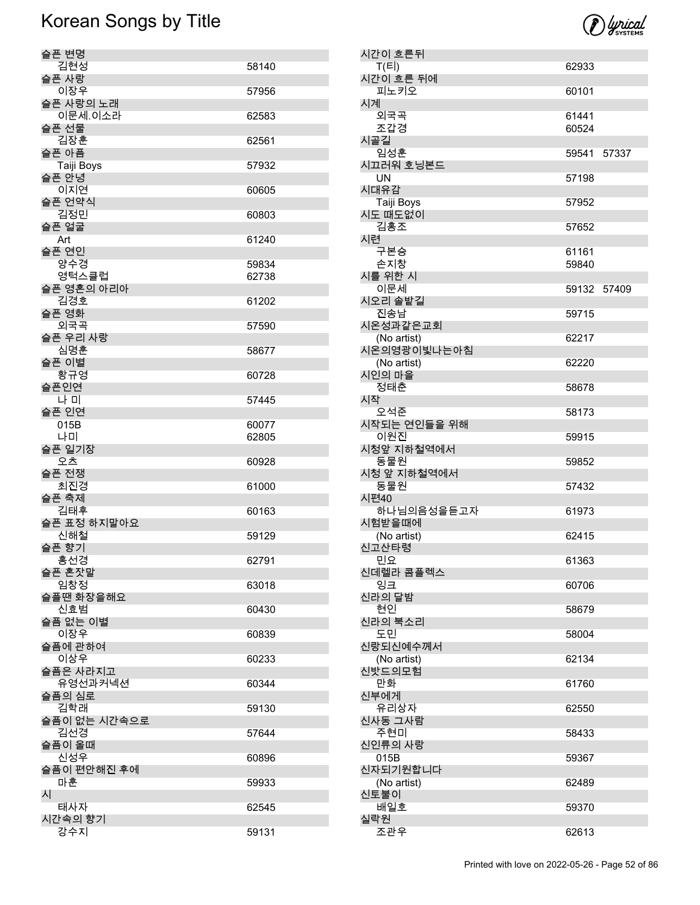# Korean Songs by Title

| Title / Artist | Number | |
|---|---|---|
| 슬픈 변명 | | |
| 김현성 | 58140 | |
| 슬픈 사랑 | | |
| 이장우 | 57956 | |
| 슬픈 사랑의 노래 | | |
| 이문세.이소라 | 62583 | |
| 슬픈 선물 | | |
| 김장훈 | 62561 | |
| 슬픈 아픔 | | |
| Taiji Boys | 57932 | |
| 슬픈 안녕 | | |
| 이지연 | 60605 | |
| 슬픈 언약식 | | |
| 김정민 | 60803 | |
| 슬픈 얼굴 | | |
| Art | 61240 | |
| 슬픈 연인 | | |
| 양수경 | 59834 | |
| 영턱스클럽 | 62738 | |
| 슬픈 영혼의 아리아 | | |
| 김경호 | 61202 | |
| 슬픈 영화 | | |
| 외국곡 | 57590 | |
| 슬픈 우리 사랑 | | |
| 심명훈 | 58677 | |
| 슬픈 이별 | | |
| 황규영 | 60728 | |
| 슬픈인연 | | |
| 나 미 | 57445 | |
| 슬픈 인연 | | |
| 015B | 60077 | |
| 나미 | 62805 | |
| 슬픈 일기장 | | |
| 오츠 | 60928 | |
| 슬픈 전쟁 | | |
| 최진경 | 61000 | |
| 슬픈 축제 | | |
| 김태후 | 60163 | |
| 슬픈 표정 하지말아요 | | |
| 신해철 | 59129 | |
| 슬픈 향기 | | |
| 홍선경 | 62791 | |
| 슬픈 혼잣말 | | |
| 임창정 | 63018 | |
| 슬플땐 화장을해요 | | |
| 신효범 | 60430 | |
| 슬픔 없는 이별 | | |
| 이장우 | 60839 | |
| 슬픔에 관하여 | | |
| 이상우 | 60233 | |
| 슬픔은 사라지고 | | |
| 유영선과커넥션 | 60344 | |
| 슬픔의 심로 | | |
| 김학래 | 59130 | |
| 슬픔이 없는 시간속으로 | | |
| 김선경 | 57644 | |
| 슬픔이 올때 | | |
| 신성우 | 60896 | |
| 슬픔이 편안해진 후에 | | |
| 마훈 | 59933 | |
| 시 | | |
| 태사자 | 62545 | |
| 시간속의 향기 | | |
| 강수지 | 59131 | |
| 시간이 흐른뒤 | | |
| T(티) | 62933 | |
| 시간이 흐른 뒤에 | | |
| 피노키오 | 60101 | |
| 시계 | | |
| 외국곡 | 61441 | |
| 조갑경 | 60524 | |
| 시골길 | | |
| 임성훈 | 59541 | 57337 |
| 시끄러워 호닝본드 | | |
| UN | 57198 | |
| 시대유감 | | |
| Taiji Boys | 57952 | |
| 시도 때도없이 | | |
| 김흥조 | 57652 | |
| 시련 | | |
| 구본승 | 61161 | |
| 손지창 | 59840 | |
| 시를 위한 시 | | |
| 이문세 | 59132 | 57409 |
| 시오리 솔밭길 | | |
| 진송남 | 59715 | |
| 시온성과같은교회 | | |
| (No artist) | 62217 | |
| 시온의영광이빛나는아침 | | |
| (No artist) | 62220 | |
| 시인의 마을 | | |
| 정태춘 | 58678 | |
| 시작 | | |
| 오석준 | 58173 | |
| 시작되는 연인들을 위해 | | |
| 이원진 | 59915 | |
| 시청앞 지하철역에서 | | |
| 동물원 | 59852 | |
| 시청 앞 지하철역에서 | | |
| 동물원 | 57432 | |
| 시편40 | | |
| 하나님의음성을듣고자 | 61973 | |
| 시험받을때에 | | |
| (No artist) | 62415 | |
| 신고산타령 | | |
| 민요 | 61363 | |
| 신데렐라 콤플렉스 | | |
| 잉크 | 60706 | |
| 신라의 달밤 | | |
| 현인 | 58679 | |
| 신라의 북소리 | | |
| 도민 | 58004 | |
| 신랑되신예수께서 | | |
| (No artist) | 62134 | |
| 신밧드의모험 | | |
| 만화 | 61760 | |
| 신부에게 | | |
| 유리상자 | 62550 | |
| 신사동 그사람 | | |
| 주현미 | 58433 | |
| 신인류의 사랑 | | |
| 015B | 59367 | |
| 신자되기원합니다 | | |
| (No artist) | 62489 | |
| 신토불이 | | |
| 배일호 | 59370 | |
| 실락원 | | |
| 조관우 | 62613 | |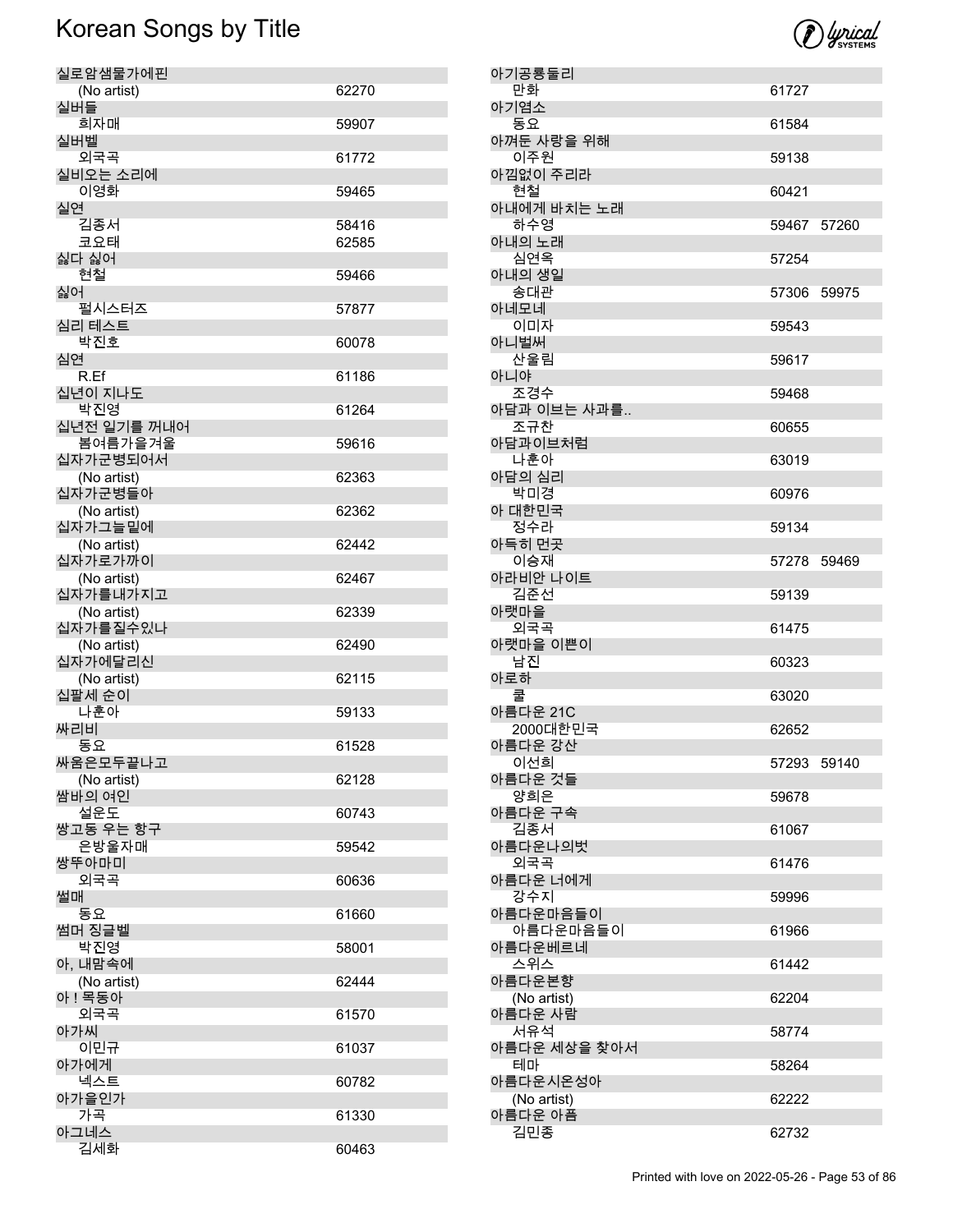# Korean Songs by Title

| Title / Artist | Number | |
|---|---|---|
| 실로암샘물가에핀 | | |
| (No artist) | 62270 | |
| 실버들 | | |
| 희자매 | 59907 | |
| 실버벨 | | |
| 외국곡 | 61772 | |
| 실비오는 소리에 | | |
| 이영화 | 59465 | |
| 실연 | | |
| 김종서 | 58416 | |
| 코요태 | 62585 | |
| 싫다 싫어 | | |
| 현철 | 59466 | |
| 싫어 | | |
| 펄시스터즈 | 57877 | |
| 심리 테스트 | | |
| 박진호 | 60078 | |
| 심연 | | |
| R.Ef | 61186 | |
| 십년이 지나도 | | |
| 박진영 | 61264 | |
| 십년전 일기를 꺼내어 | | |
| 봄여름가을겨울 | 59616 | |
| 십자가군병되어서 | | |
| (No artist) | 62363 | |
| 십자가군병들아 | | |
| (No artist) | 62362 | |
| 십자가그늘밑에 | | |
| (No artist) | 62442 | |
| 십자가로가까이 | | |
| (No artist) | 62467 | |
| 십자가를내가지고 | | |
| (No artist) | 62339 | |
| 십자가를질수있나 | | |
| (No artist) | 62490 | |
| 십자가에달리신 | | |
| (No artist) | 62115 | |
| 십팔세 순이 | | |
| 나훈아 | 59133 | |
| 싸리비 | | |
| 동요 | 61528 | |
| 싸움은모두끝나고 | | |
| (No artist) | 62128 | |
| 쌈바의 여인 | | |
| 설운도 | 60743 | |
| 쌍고동 우는 항구 | | |
| 은방울자매 | 59542 | |
| 쌍뚜아마미 | | |
| 외국곡 | 60636 | |
| 썰매 | | |
| 동요 | 61660 | |
| 썸머 징글벨 | | |
| 박진영 | 58001 | |
| 아, 내맘속에 | | |
| (No artist) | 62444 | |
| 아 ! 목동아 | | |
| 외국곡 | 61570 | |
| 아가씨 | | |
| 이민규 | 61037 | |
| 아가에게 | | |
| 넥스트 | 60782 | |
| 아가을인가 | | |
| 가곡 | 61330 | |
| 아그네스 | | |
| 김세화 | 60463 | |
| 아기공룡둘리 | | |
| 만화 | 61727 | |
| 아기염소 | | |
| 동요 | 61584 | |
| 아껴둔 사랑을 위해 | | |
| 이주원 | 59138 | |
| 아낌없이 주리라 | | |
| 현철 | 60421 | |
| 아내에게 바치는 노래 | | |
| 하수영 | 59467 | 57260 |
| 아내의 노래 | | |
| 심연옥 | 57254 | |
| 아내의 생일 | | |
| 송대관 | 57306 | 59975 |
| 아네모네 | | |
| 이미자 | 59543 | |
| 아니벌써 | | |
| 산울림 | 59617 | |
| 아니야 | | |
| 조경수 | 59468 | |
| 아담과 이브는 사과를.. | | |
| 조규찬 | 60655 | |
| 아담과이브처럼 | | |
| 나훈아 | 63019 | |
| 아담의 심리 | | |
| 박미경 | 60976 | |
| 아 대한민국 | | |
| 정수라 | 59134 | |
| 아득히 먼곳 | | |
| 이승재 | 57278 | 59469 |
| 아라비안 나이트 | | |
| 김준선 | 59139 | |
| 아랫마을 | | |
| 외국곡 | 61475 | |
| 아랫마을 이쁜이 | | |
| 남진 | 60323 | |
| 아로하 | | |
| 쿨 | 63020 | |
| 아름다운 21C | | |
| 2000대한민국 | 62652 | |
| 아름다운 강산 | | |
| 이선희 | 57293 | 59140 |
| 아름다운 것들 | | |
| 양희은 | 59678 | |
| 아름다운 구속 | | |
| 김종서 | 61067 | |
| 아름다운나의벗 | | |
| 외국곡 | 61476 | |
| 아름다운 너에게 | | |
| 강수지 | 59996 | |
| 아름다운마음들이 | | |
| 아름다운마음들이 | 61966 | |
| 아름다운베르네 | | |
| 스위스 | 61442 | |
| 아름다운본향 | | |
| (No artist) | 62204 | |
| 아름다운 사람 | | |
| 서유석 | 58774 | |
| 아름다운 세상을 찾아서 | | |
| 테마 | 58264 | |
| 아름다운시온성아 | | |
| (No artist) | 62222 | |
| 아름다운 아픔 | | |
| 김민종 | 62732 | |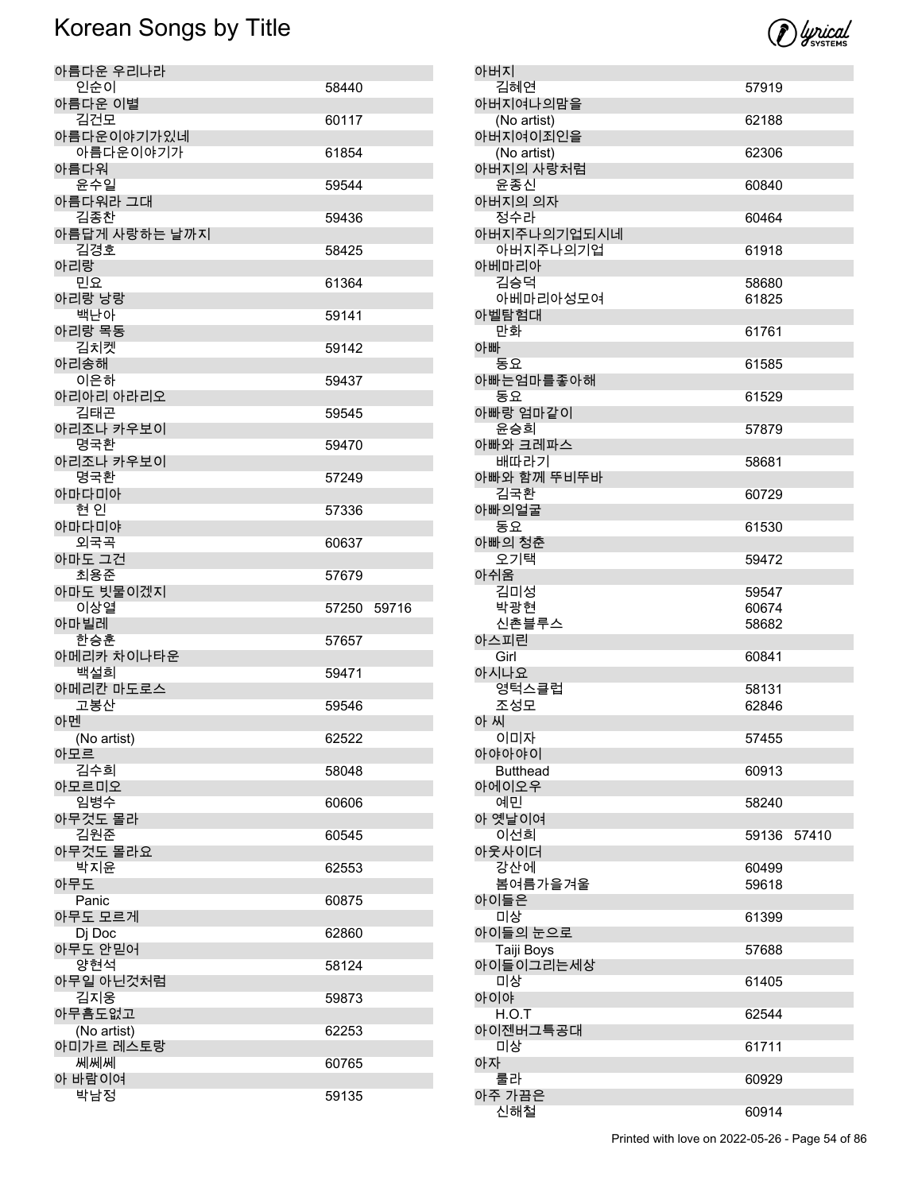# Korean Songs by Title

| Title / Artist | Number |
|---|---|
| **아름다운 우리나라** | |
| 인순이 | 58440 |
| **아름다운 이별** | |
| 김건모 | 60117 |
| **아름다운이야기가있네** | |
| 아름다운이야기가 | 61854 |
| **아름다워** | |
| 윤수일 | 59544 |
| **아름다워라 그대** | |
| 김종찬 | 59436 |
| **아름답게 사랑하는 날까지** | |
| 김경호 | 58425 |
| **아리랑** | |
| 민요 | 61364 |
| **아리랑 낭랑** | |
| 백난아 | 59141 |
| **아리랑 목동** | |
| 김치켓 | 59142 |
| **아리송해** | |
| 이은하 | 59437 |
| **아리아리 아라리오** | |
| 김태곤 | 59545 |
| **아리조나 카우보이** | |
| 명국환 | 59470 |
| **아리조나 카우보이** | |
| 명국환 | 57249 |
| **아마다미아** | |
| 현 인 | 57336 |
| **아마다미야** | |
| 외국곡 | 60637 |
| **아마도 그건** | |
| 최용준 | 57679 |
| **아마도 빗물이겠지** | |
| 이상열 | 57250 59716 |
| **아마빌레** | |
| 한승훈 | 57657 |
| **아메리카 차이나타운** | |
| 백설희 | 59471 |
| **아메리칸 마도로스** | |
| 고봉산 | 59546 |
| **아멘** | |
| (No artist) | 62522 |
| **아모르** | |
| 김수희 | 58048 |
| **아모르미오** | |
| 임병수 | 60606 |
| **아무것도 몰라** | |
| 김원준 | 60545 |
| **아무것도 몰라요** | |
| 박지윤 | 62553 |
| **아무도** | |
| Panic | 60875 |
| **아무도 모르게** | |
| Dj Doc | 62860 |
| **아무도 안믿어** | |
| 양현석 | 58124 |
| **아무일 아닌것처럼** | |
| 김지웅 | 59873 |
| **아무흠도없고** | |
| (No artist) | 62253 |
| **아미가르 레스토랑** | |
| 쎄쎄쎄 | 60765 |
| **아 바람이여** | |
| 박남정 | 59135 |
| **아버지** | |
| 김혜연 | 57919 |
| **아버지여나의맘을** | |
| (No artist) | 62188 |
| **아버지여이죄인을** | |
| (No artist) | 62306 |
| **아버지의 사랑처럼** | |
| 윤종신 | 60840 |
| **아버지의 의자** | |
| 정수라 | 60464 |
| **아버지주나의기업되시네** | |
| 아버지주나의기업 | 61918 |
| **아베마리아** | |
| 김승덕 | 58680 |
| 아베마리아성모여 | 61825 |
| **아벨탐험대** | |
| 만화 | 61761 |
| **아빠** | |
| 동요 | 61585 |
| **아빠는엄마를좋아해** | |
| 동요 | 61529 |
| **아빠랑 엄마같이** | |
| 윤승희 | 57879 |
| **아빠와 크레파스** | |
| 배따라기 | 58681 |
| **아빠와 함께 뚜비뚜바** | |
| 김국환 | 60729 |
| **아빠의얼굴** | |
| 동요 | 61530 |
| **아빠의 청춘** | |
| 오기택 | 59472 |
| **아쉬움** | |
| 김미성 | 59547 |
| 박광현 | 60674 |
| 신촌블루스 | 58682 |
| **아스피린** | |
| Girl | 60841 |
| **아시나요** | |
| 영턱스클럽 | 58131 |
| 조성모 | 62846 |
| **아 씨** | |
| 이미자 | 57455 |
| **아야아야이** | |
| Butthead | 60913 |
| **아에이오우** | |
| 예민 | 58240 |
| **아 옛날이여** | |
| 이선희 | 59136 57410 |
| **아웃사이더** | |
| 강산에 | 60499 |
| 봄여름가을겨울 | 59618 |
| **아이들은** | |
| 미상 | 61399 |
| **아이들의 눈으로** | |
| Taiji Boys | 57688 |
| **아이들이그리는세상** | |
| 미상 | 61405 |
| **아이야** | |
| H.O.T | 62544 |
| **아이젠버그특공대** | |
| 미상 | 61711 |
| **아자** | |
| 룰라 | 60929 |
| **아주 가끔은** | |
| 신해철 | 60914 |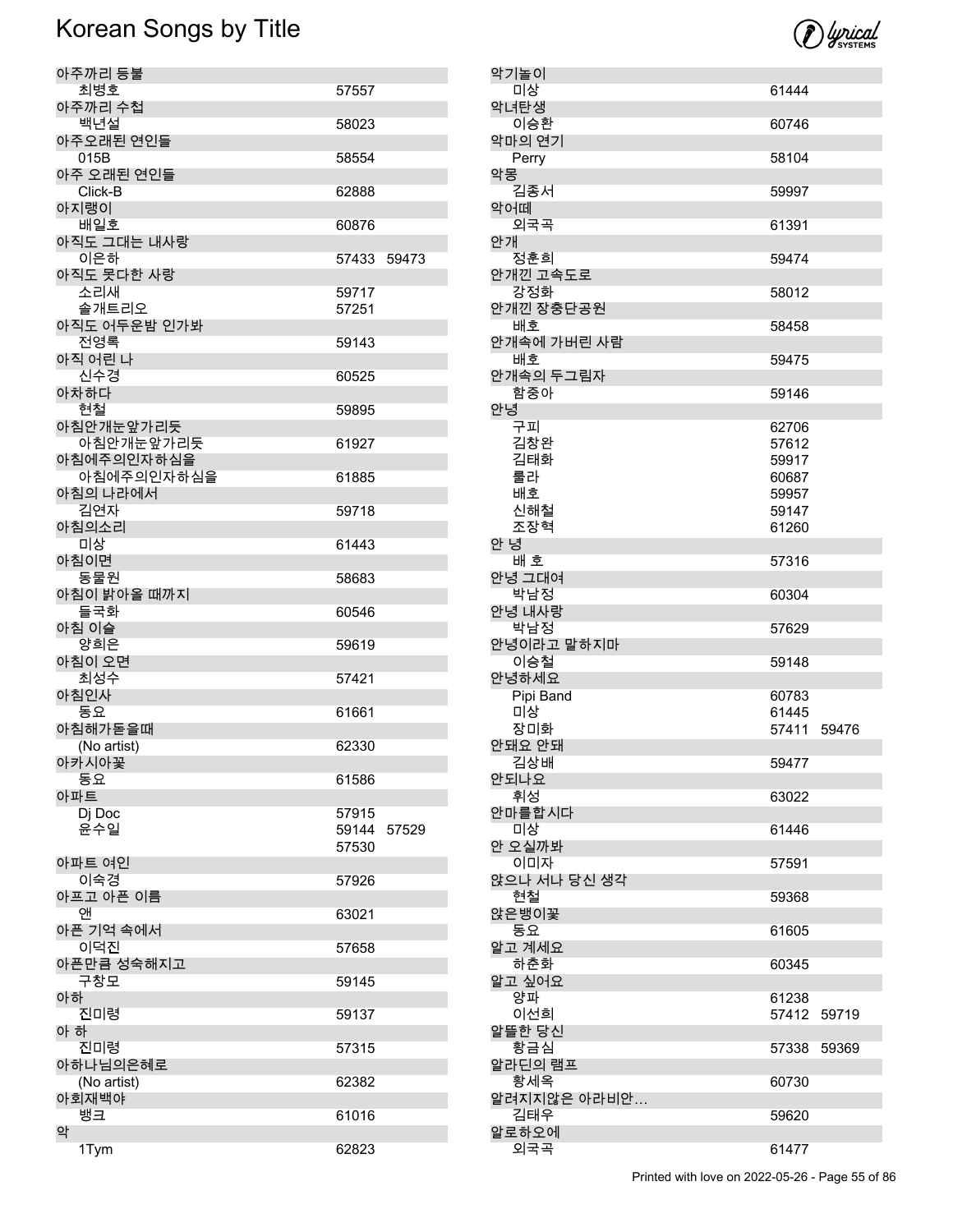# Korean Songs by Title

| Title / Artist | Numbers |
| --- | --- |
| **아주까리 등불** | |
| 최병호 | 57557 |
| **아주까리 수첩** | |
| 백년설 | 58023 |
| **아주오래된 연인들** | |
| 015B | 58554 |
| **아주 오래된 연인들** | |
| Click-B | 62888 |
| **아지랭이** | |
| 배일호 | 60876 |
| **아직도 그대는 내사랑** | |
| 이은하 | 57433 59473 |
| **아직도 못다한 사랑** | |
| 소리새 | 59717 |
| 솔개트리오 | 57251 |
| **아직도 어두운밤 인가봐** | |
| 전영록 | 59143 |
| **아직 어린 나** | |
| 신수경 | 60525 |
| **아차하다** | |
| 현철 | 59895 |
| **아침안개눈앞가리듯** | |
| 아침안개눈앞가리듯 | 61927 |
| **아침에주의인자하심을** | |
| 아침에주의인자하심을 | 61885 |
| **아침의 나라에서** | |
| 김연자 | 59718 |
| **아침의소리** | |
| 미상 | 61443 |
| **아침이면** | |
| 동물원 | 58683 |
| **아침이 밝아올 때까지** | |
| 들국화 | 60546 |
| **아침 이슬** | |
| 양희은 | 59619 |
| **아침이 오면** | |
| 최성수 | 57421 |
| **아침인사** | |
| 동요 | 61661 |
| **아침해가돋을때** | |
| (No artist) | 62330 |
| **아카시아꽃** | |
| 동요 | 61586 |
| **아파트** | |
| Dj Doc | 57915 |
| 윤수일 | 59144 57529 57530 |
| **아파트 여인** | |
| 이숙경 | 57926 |
| **아프고 아픈 이름** | |
| 앤 | 63021 |
| **아픈 기억 속에서** | |
| 이덕진 | 57658 |
| **아픈만큼 성숙해지고** | |
| 구창모 | 59145 |
| **아하** | |
| 진미령 | 59137 |
| **아 하** | |
| 진미령 | 57315 |
| **아하나님의은혜로** | |
| (No artist) | 62382 |
| **아회재백야** | |
| 뱅크 | 61016 |
| **악** | |
| 1Tym | 62823 |
| **악기놀이** | |
| 미상 | 61444 |
| **악녀탄생** | |
| 이승환 | 60746 |
| **악마의 연기** | |
| Perry | 58104 |
| **악몽** | |
| 김종서 | 59997 |
| **악어떼** | |
| 외국곡 | 61391 |
| **안개** | |
| 정훈희 | 59474 |
| **안개낀 고속도로** | |
| 강정화 | 58012 |
| **안개낀 장충단공원** | |
| 배호 | 58458 |
| **안개속에 가버린 사람** | |
| 배호 | 59475 |
| **안개속의 두그림자** | |
| 함중아 | 59146 |
| **안녕** | |
| 구피 | 62706 |
| 김창완 | 57612 |
| 김태화 | 59917 |
| 룰라 | 60687 |
| 배호 | 59957 |
| 신해철 | 59147 |
| 조장혁 | 61260 |
| **안 녕** | |
| 배 호 | 57316 |
| **안녕 그대여** | |
| 박남정 | 60304 |
| **안녕 내사랑** | |
| 박남정 | 57629 |
| **안녕이라고 말하지마** | |
| 이승철 | 59148 |
| **안녕하세요** | |
| Pipi Band | 60783 |
| 미상 | 61445 |
| 장미화 | 57411 59476 |
| **안돼요 안돼** | |
| 김상배 | 59477 |
| **안되나요** | |
| 휘성 | 63022 |
| **안마를합시다** | |
| 미상 | 61446 |
| **안 오실까봐** | |
| 이미자 | 57591 |
| **앉으나 서나 당신 생각** | |
| 현철 | 59368 |
| **앉은뱅이꽃** | |
| 동요 | 61605 |
| **알고 계세요** | |
| 하춘화 | 60345 |
| **알고 싶어요** | |
| 양파 | 61238 |
| 이선희 | 57412 59719 |
| **알뜰한 당신** | |
| 황금심 | 57338 59369 |
| **알라딘의 램프** | |
| 황세옥 | 60730 |
| **알려지지않은 아라비안…** | |
| 김태우 | 59620 |
| **알로하오에** | |
| 외국곡 | 61477 |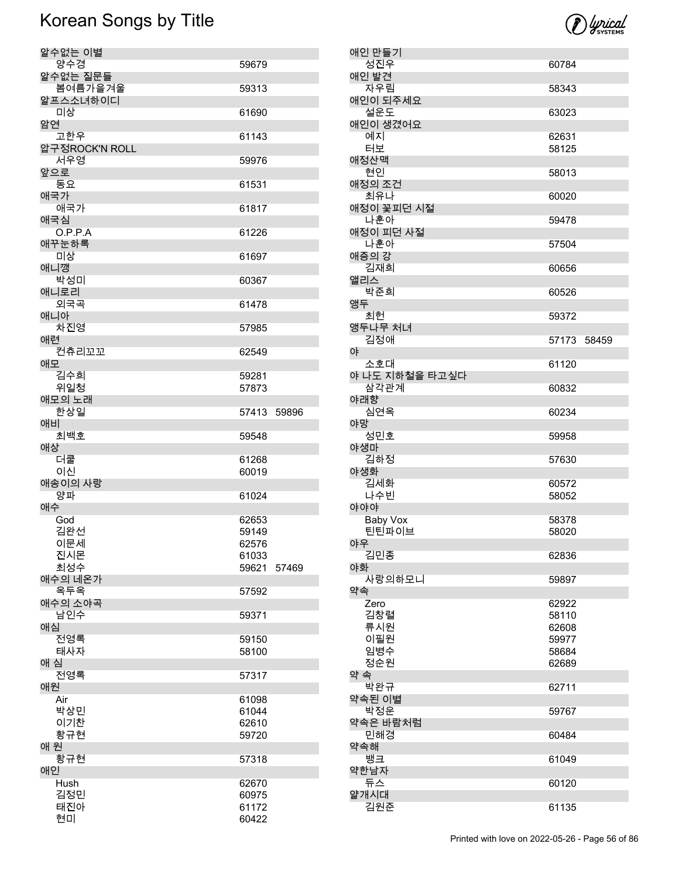# Korean Songs by Title

| Title / Artist | Numbers |
|---|---|
| **알수없는 이별** | |
| 양수경 | 59679 |
| **알수없는 질문들** | |
| 봄여름가을겨울 | 59313 |
| **알프스소녀하이디** | |
| 미상 | 61690 |
| **암연** | |
| 고한우 | 61143 |
| **압구정ROCK'N ROLL** | |
| 서우영 | 59976 |
| **앞으로** | |
| 동요 | 61531 |
| **애국가** | |
| 애국가 | 61817 |
| **애국심** | |
| O.P.P.A | 61226 |
| **애꾸눈하록** | |
| 미상 | 61697 |
| **애니깽** | |
| 박성미 | 60367 |
| **애니로리** | |
| 외국곡 | 61478 |
| **애니아** | |
| 차진영 | 57985 |
| **애련** | |
| 컨츄리꼬꼬 | 62549 |
| **애모** | |
| 김수희 | 59281 |
| 위일청 | 57873 |
| **애모의 노래** | |
| 한상일 | 57413 59896 |
| **애비** | |
| 최백호 | 59548 |
| **애상** | |
| 더쿨 | 61268 |
| 이신 | 60019 |
| **애송이의 사랑** | |
| 양파 | 61024 |
| **애수** | |
| God | 62653 |
| 김완선 | 59149 |
| 이문세 | 62576 |
| 진시몬 | 61033 |
| 최성수 | 59621 57469 |
| **애수의 네온가** | |
| 옥두옥 | 57592 |
| **애수의 소야곡** | |
| 남인수 | 59371 |
| **애심** | |
| 전영록 | 59150 |
| 태사자 | 58100 |
| **애 심** | |
| 전영록 | 57317 |
| **애원** | |
| Air | 61098 |
| 박상민 | 61044 |
| 이기찬 | 62610 |
| 황규현 | 59720 |
| **애 원** | |
| 황규현 | 57318 |
| **애인** | |
| Hush | 62670 |
| 김정민 | 60975 |
| 태진아 | 61172 |
| 현미 | 60422 |
| **애인 만들기** | |
| 성진우 | 60784 |
| **애인 발견** | |
| 자우림 | 58343 |
| **애인이 되주세요** | |
| 설운도 | 63023 |
| **애인이 생겼어요** | |
| 예지 | 62631 |
| 터보 | 58125 |
| **애정산맥** | |
| 현인 | 58013 |
| **애정의 조건** | |
| 최유나 | 60020 |
| **애정이 꽃피던 시절** | |
| 나훈아 | 59478 |
| **애정이 피던 사절** | |
| 나훈아 | 57504 |
| **애증의 강** | |
| 김재희 | 60656 |
| **앨리스** | |
| 박준희 | 60526 |
| **앵두** | |
| 최헌 | 59372 |
| **앵두나무 처녀** | |
| 김정애 | 57173 58459 |
| **야** | |
| 소호대 | 61120 |
| **야 나도 지하철을 타고싶다** | |
| 삼각관계 | 60832 |
| **야래향** | |
| 심연옥 | 60234 |
| **야망** | |
| 성민호 | 59958 |
| **야생마** | |
| 김하정 | 57630 |
| **야생화** | |
| 김세화 | 60572 |
| 나수빈 | 58052 |
| **야야야** | |
| Baby Vox | 58378 |
| 틴틴파이브 | 58020 |
| **야우** | |
| 김민종 | 62836 |
| **야화** | |
| 사랑의하모니 | 59897 |
| **약속** | |
| Zero | 62922 |
| 김창렬 | 58110 |
| 류시원 | 62608 |
| 이필원 | 59977 |
| 임병수 | 58684 |
| 정순원 | 62689 |
| **약 속** | |
| 박완규 | 62711 |
| **약속된 이별** | |
| 박정운 | 59767 |
| **약속은 바람처럼** | |
| 민해경 | 60484 |
| **약속해** | |
| 뱅크 | 61049 |
| **약한남자** | |
| 듀스 | 60120 |
| **얄개시대** | |
| 김원준 | 61135 |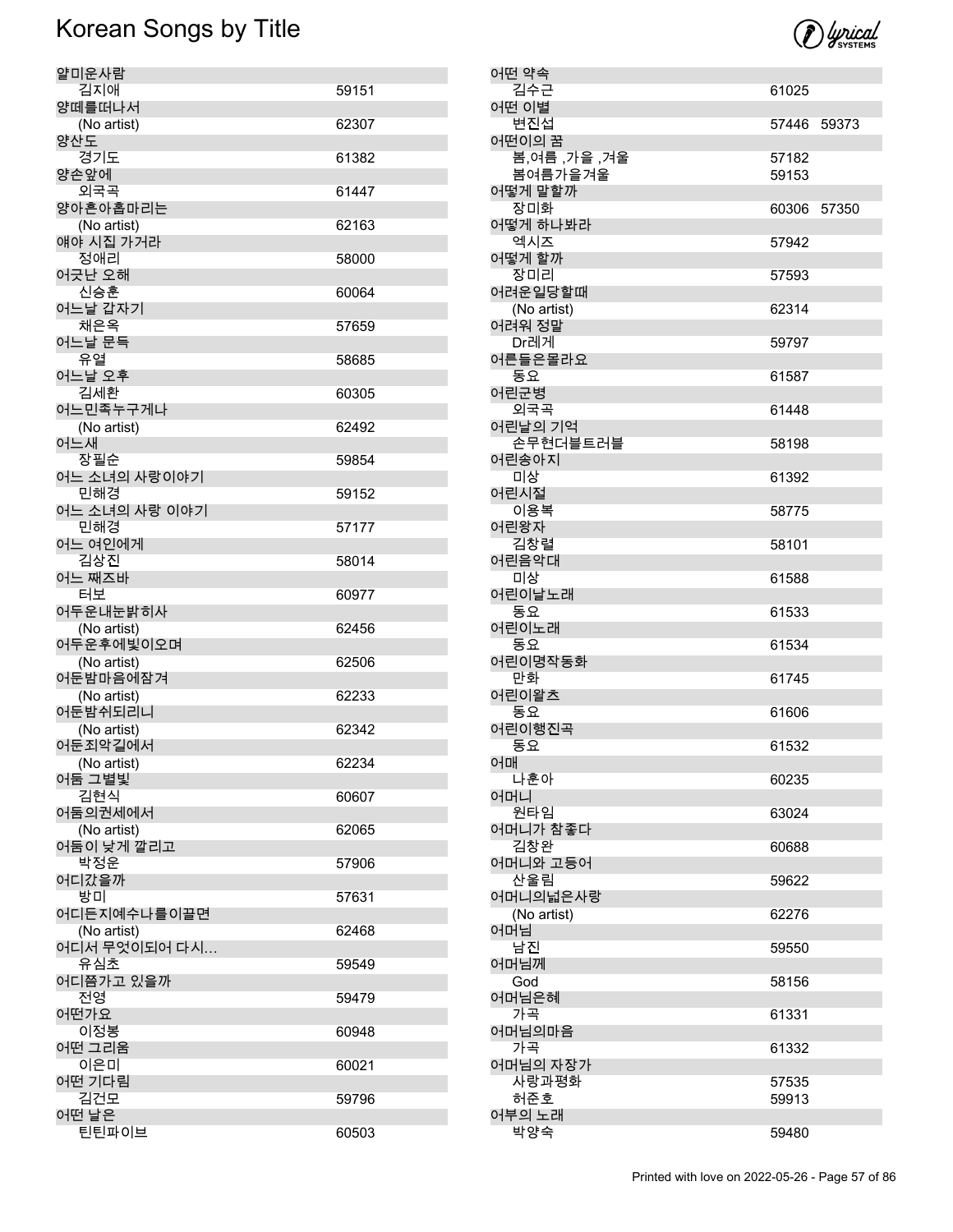# Korean Songs by Title

| Title / Artist | Number |
| --- | --- |
| 얄미운사람 | |
| 김지애 | 59151 |
| 양떼를떠나서 | |
| (No artist) | 62307 |
| 양산도 | |
| 경기도 | 61382 |
| 양손앞에 | |
| 외국곡 | 61447 |
| 양아흔아홉마리는 | |
| (No artist) | 62163 |
| 얘야 시집 가거라 | |
| 정애리 | 58000 |
| 어긋난 오해 | |
| 신승훈 | 60064 |
| 어느날 갑자기 | |
| 채은옥 | 57659 |
| 어느날 문득 | |
| 유열 | 58685 |
| 어느날 오후 | |
| 김세환 | 60305 |
| 어느민족누구게나 | |
| (No artist) | 62492 |
| 어느새 | |
| 장필순 | 59854 |
| 어느 소녀의 사랑이야기 | |
| 민해경 | 59152 |
| 어느 소녀의 사랑 이야기 | |
| 민해경 | 57177 |
| 어느 여인에게 | |
| 김상진 | 58014 |
| 어느 째즈바 | |
| 터보 | 60977 |
| 어두운내눈밝히사 | |
| (No artist) | 62456 |
| 어두운후에빛이오며 | |
| (No artist) | 62506 |
| 어둔밤마음에잠겨 | |
| (No artist) | 62233 |
| 어둔밤쉬되리니 | |
| (No artist) | 62342 |
| 어둔죄악길에서 | |
| (No artist) | 62234 |
| 어둠 그별빛 | |
| 김현식 | 60607 |
| 어둠의권세에서 | |
| (No artist) | 62065 |
| 어둠이 낮게 깔리고 | |
| 박정운 | 57906 |
| 어디갔을까 | |
| 방미 | 57631 |
| 어디든지예수나를이끌면 | |
| (No artist) | 62468 |
| 어디서 무엇이되어 다시... | |
| 유심초 | 59549 |
| 어디쯤가고 있을까 | |
| 전영 | 59479 |
| 어떤가요 | |
| 이정봉 | 60948 |
| 어떤 그리움 | |
| 이은미 | 60021 |
| 어떤 기다림 | |
| 김건모 | 59796 |
| 어떤 날은 | |
| 틴틴파이브 | 60503 |
| 어떤 약속 | |
| 김수근 | 61025 |
| 어떤 이별 | |
| 변진섭 | 57446 59373 |
| 어떤이의 꿈 | |
| 봄,여름 ,가을 ,겨울 | 57182 |
| 봄여름가을겨울 | 59153 |
| 어떻게 말할까 | |
| 장미화 | 60306 57350 |
| 어떻게 하나봐라 | |
| 엑시즈 | 57942 |
| 어떻게 할까 | |
| 장미리 | 57593 |
| 어려운일당할때 | |
| (No artist) | 62314 |
| 어려워 정말 | |
| Dr레게 | 59797 |
| 어른들은몰라요 | |
| 동요 | 61587 |
| 어린군병 | |
| 외국곡 | 61448 |
| 어린날의 기억 | |
| 손무현더블트러블 | 58198 |
| 어린송아지 | |
| 미상 | 61392 |
| 어린시절 | |
| 이용복 | 58775 |
| 어린왕자 | |
| 김창렬 | 58101 |
| 어린음악대 | |
| 미상 | 61588 |
| 어린이날노래 | |
| 동요 | 61533 |
| 어린이노래 | |
| 동요 | 61534 |
| 어린이명작동화 | |
| 만화 | 61745 |
| 어린이왈츠 | |
| 동요 | 61606 |
| 어린이행진곡 | |
| 동요 | 61532 |
| 어매 | |
| 나훈아 | 60235 |
| 어머니 | |
| 원타임 | 63024 |
| 어머니가 참좋다 | |
| 김창완 | 60688 |
| 어머니와 고등어 | |
| 산울림 | 59622 |
| 어머니의넓은사랑 | |
| (No artist) | 62276 |
| 어머님 | |
| 남진 | 59550 |
| 어머님께 | |
| God | 58156 |
| 어머님은혜 | |
| 가곡 | 61331 |
| 어머님의마음 | |
| 가곡 | 61332 |
| 어머님의 자장가 | |
| 사랑과평화 | 57535 |
| 허준호 | 59913 |
| 어부의 노래 | |
| 박양숙 | 59480 |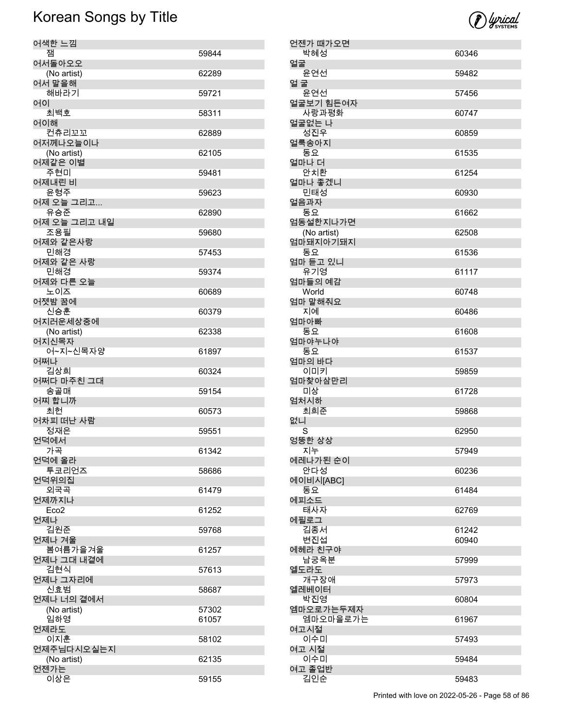# Korean Songs by Title

| Title / Artist | Number |
|---|---|
| **어색한 느낌** | |
| 잼 | 59844 |
| **어서돌아오오** | |
| (No artist) | 62289 |
| **어서 말을해** | |
| 해바라기 | 59721 |
| **어이** | |
| 최백호 | 58311 |
| **어이해** | |
| 컨츄리꼬꼬 | 62889 |
| **어저께나오늘이나** | |
| (No artist) | 62105 |
| **어제같은 이별** | |
| 주현미 | 59481 |
| **어제내린 비** | |
| 윤형주 | 59623 |
| **어제 오늘 그리고...** | |
| 유승준 | 62890 |
| **어제 오늘 그리고 내일** | |
| 조용필 | 59680 |
| **어제와 같은사랑** | |
| 민해경 | 57453 |
| **어제와 같은 사랑** | |
| 민해경 | 59374 |
| **어제와 다른 오늘** | |
| 노이즈 | 60689 |
| **어젯밤 꿈에** | |
| 신승훈 | 60379 |
| **어지러운세상중에** | |
| (No artist) | 62338 |
| **어지신목자** | |
| 어~지~신목자양 | 61897 |
| **어쩌나** | |
| 김상희 | 60324 |
| **어쩌다 마주친 그대** | |
| 송골매 | 59154 |
| **어찌 합니까** | |
| 최헌 | 60573 |
| **어차피 떠난 사람** | |
| 정재은 | 59551 |
| **언덕에서** | |
| 가곡 | 61342 |
| **언덕에 올라** | |
| 투코리언즈 | 58686 |
| **언덕위의집** | |
| 외국곡 | 61479 |
| **언제까지나** | |
| Eco2 | 61252 |
| **언제나** | |
| 김원준 | 59768 |
| **언제나 겨울** | |
| 봄여름가을겨울 | 61257 |
| **언제나 그대 내곁에** | |
| 김현식 | 57613 |
| **언제나 그자리에** | |
| 신효범 | 58687 |
| **언제나 너의 곁에서** | |
| (No artist) | 57302 |
| 임하영 | 61057 |
| **언제라도** | |
| 이지훈 | 58102 |
| **언제주님다시오실는지** | |
| (No artist) | 62135 |
| **언젠가는** | |
| 이상은 | 59155 |
| **언젠가 때가오면** | |
| 박혜성 | 60346 |
| **얼굴** | |
| 윤연선 | 59482 |
| **얼 굴** | |
| 윤연선 | 57456 |
| **얼굴보기 힘든여자** | |
| 사랑과평화 | 60747 |
| **얼굴없는 나** | |
| 성진우 | 60859 |
| **얼룩송아지** | |
| 동요 | 61535 |
| **얼마나 더** | |
| 안치환 | 61254 |
| **얼마나 좋겠니** | |
| 민태성 | 60930 |
| **얼음과자** | |
| 동요 | 61662 |
| **엄동설한지나가면** | |
| (No artist) | 62508 |
| **엄마돼지아기돼지** | |
| 동요 | 61536 |
| **엄마 듣고 있니** | |
| 유기영 | 61117 |
| **엄마들의 예감** | |
| World | 60748 |
| **엄마 말해줘요** | |
| 지예 | 60486 |
| **엄마아빠** | |
| 동요 | 61608 |
| **엄마야누나야** | |
| 동요 | 61537 |
| **엄마의 바다** | |
| 이미키 | 59859 |
| **엄마찾아삼만리** | |
| 미상 | 61728 |
| **엄처시하** | |
| 최희준 | 59868 |
| **없니** | |
| S | 62950 |
| **엉뚱한 상상** | |
| 지누 | 57949 |
| **에레나가된 순이** | |
| 안다성 | 60236 |
| **에이비시[ABC]** | |
| 동요 | 61484 |
| **에피소드** | |
| 태사자 | 62769 |
| **에필로그** | |
| 김종서 | 61242 |
| 변진섭 | 60940 |
| **에헤라 친구야** | |
| 남궁옥분 | 57999 |
| **엘도라도** | |
| 개구장애 | 57973 |
| **엘레베이터** | |
| 박진영 | 60804 |
| **엠마오로가는두제자** | |
| 엠마오마을로가는 | 61967 |
| **여고시절** | |
| 이수미 | 57493 |
| **여고 시절** | |
| 이수미 | 59484 |
| **여고 졸업반** | |
| 김인순 | 59483 |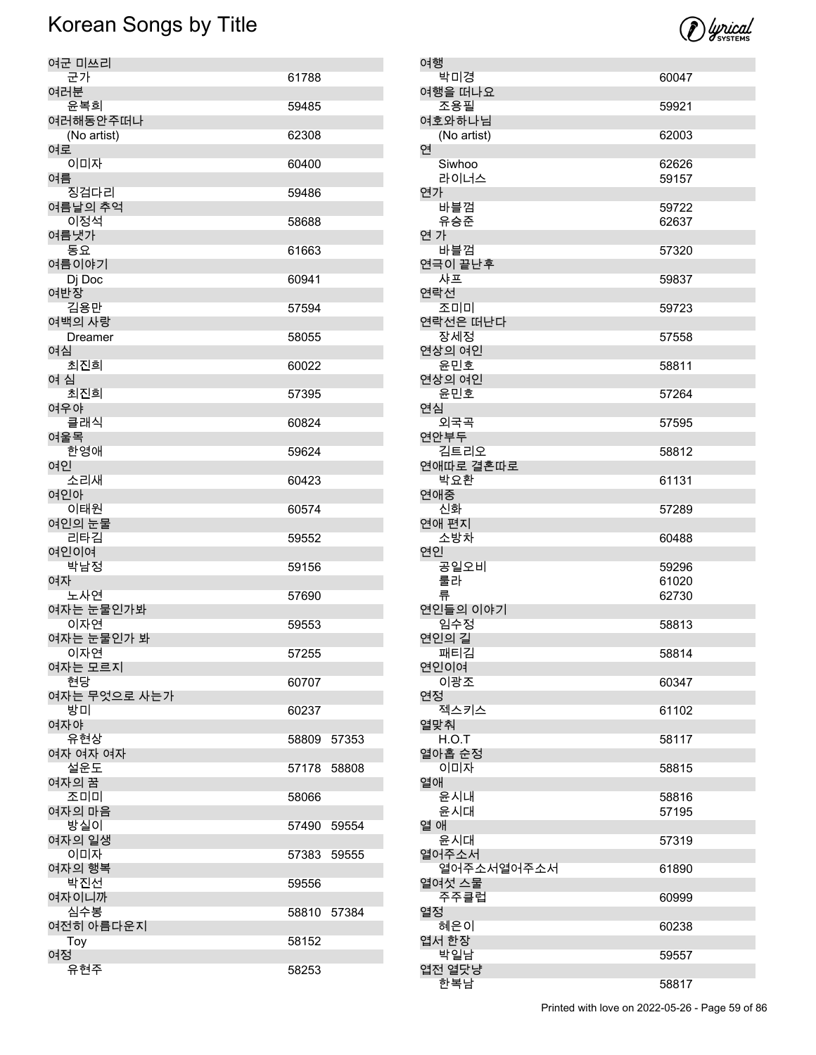# Korean Songs by Title

| Title / Artist | Code | Code |
|---|---|---|
| 여군 미쓰리 | | |
| 군가 | 61788 | |
| 여러분 | | |
| 윤복희 | 59485 | |
| 여러해동안주떠나 | | |
| (No artist) | 62308 | |
| 여로 | | |
| 이미자 | 60400 | |
| 여름 | | |
| 징검다리 | 59486 | |
| 여름날의 추억 | | |
| 이정석 | 58688 | |
| 여름냇가 | | |
| 동요 | 61663 | |
| 여름이야기 | | |
| Dj Doc | 60941 | |
| 여반장 | | |
| 김용만 | 57594 | |
| 여백의 사랑 | | |
| Dreamer | 58055 | |
| 여심 | | |
| 최진희 | 60022 | |
| 여 심 | | |
| 최진희 | 57395 | |
| 여우야 | | |
| 클래식 | 60824 | |
| 여울목 | | |
| 한영애 | 59624 | |
| 여인 | | |
| 소리새 | 60423 | |
| 여인아 | | |
| 이태원 | 60574 | |
| 여인의 눈물 | | |
| 리타김 | 59552 | |
| 여인이여 | | |
| 박남정 | 59156 | |
| 여자 | | |
| 노사연 | 57690 | |
| 여자는 눈물인가봐 | | |
| 이자연 | 59553 | |
| 여자는 눈물인가 봐 | | |
| 이자연 | 57255 | |
| 여자는 모르지 | | |
| 현당 | 60707 | |
| 여자는 무엇으로 사는가 | | |
| 방미 | 60237 | |
| 여자야 | | |
| 유현상 | 58809 | 57353 |
| 여자 여자 여자 | | |
| 설운도 | 57178 | 58808 |
| 여자의 꿈 | | |
| 조미미 | 58066 | |
| 여자의 마음 | | |
| 방실이 | 57490 | 59554 |
| 여자의 일생 | | |
| 이미자 | 57383 | 59555 |
| 여자의 행복 | | |
| 박진선 | 59556 | |
| 여자이니까 | | |
| 심수봉 | 58810 | 57384 |
| 여전히 아름다운지 | | |
| Toy | 58152 | |
| 여정 | | |
| 유현주 | 58253 | |
| 여행 | | |
| 박미경 | 60047 | |
| 여행을 떠나요 | | |
| 조용필 | 59921 | |
| 여호와하나님 | | |
| (No artist) | 62003 | |
| 연 | | |
| Siwhoo | 62626 | |
| 라이너스 | 59157 | |
| 연가 | | |
| 바블껌 | 59722 | |
| 유승준 | 62637 | |
| 연 가 | | |
| 바블껌 | 57320 | |
| 연극이 끝난후 | | |
| 샤프 | 59837 | |
| 연락선 | | |
| 조미미 | 59723 | |
| 연락선은 떠난다 | | |
| 장세정 | 57558 | |
| 연상의 여인 | | |
| 윤민호 | 58811 | |
| 연상의 여인 | | |
| 윤민호 | 57264 | |
| 연심 | | |
| 외국곡 | 57595 | |
| 연안부두 | | |
| 김트리오 | 58812 | |
| 연애따로 결혼따로 | | |
| 박요환 | 61131 | |
| 연애중 | | |
| 신화 | 57289 | |
| 연애 편지 | | |
| 소방차 | 60488 | |
| 연인 | | |
| 공일오비 | 59296 | |
| 룰라 | 61020 | |
| 류 | 62730 | |
| 연인들의 이야기 | | |
| 임수정 | 58813 | |
| 연인의 길 | | |
| 패티김 | 58814 | |
| 연인이여 | | |
| 이광조 | 60347 | |
| 연정 | | |
| 젝스키스 | 61102 | |
| 열맞춰 | | |
| H.O.T | 58117 | |
| 열아홉 순정 | | |
| 이미자 | 58815 | |
| 열애 | | |
| 윤시내 | 58816 | |
| 윤시대 | 57195 | |
| 열 애 | | |
| 윤시대 | 57319 | |
| 열어주소서 | | |
| 열어주소서열어주소서 | 61890 | |
| 열여섯 스물 | | |
| 주주클럽 | 60999 | |
| 열정 | | |
| 혜은이 | 60238 | |
| 엽서 한장 | | |
| 박일남 | 59557 | |
| 엽전 열닷냥 | | |
| 한복남 | 58817 | |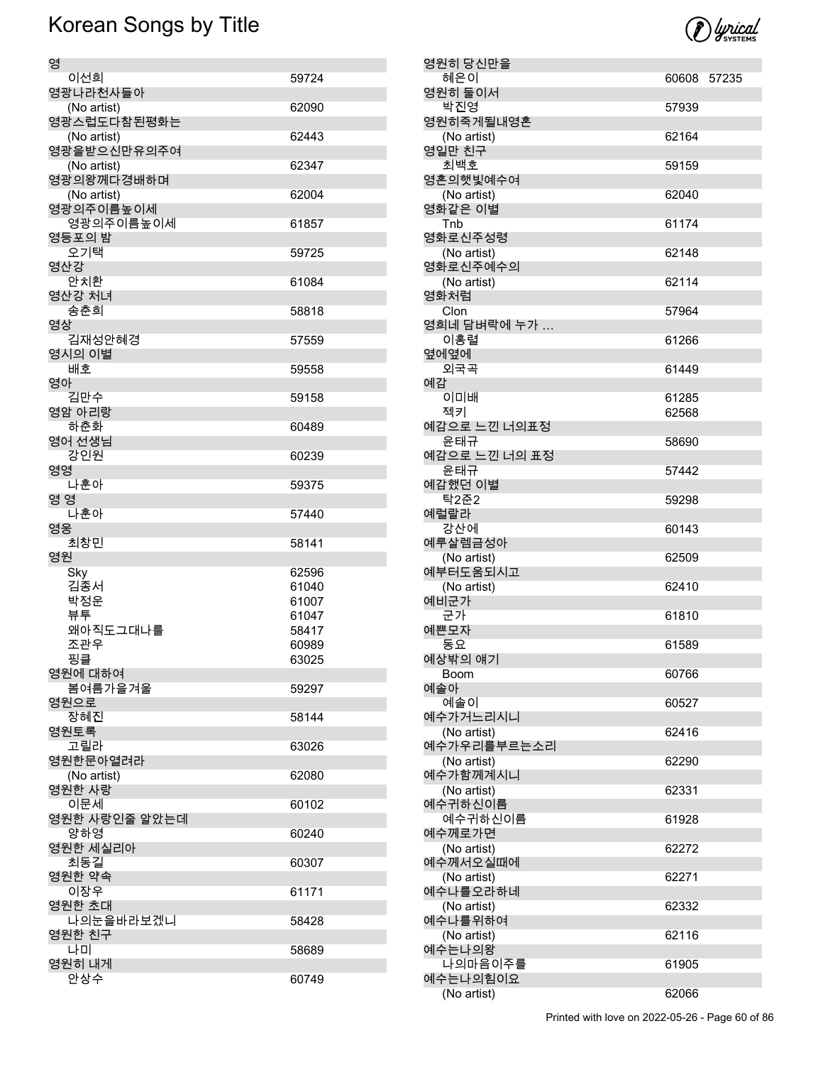# Korean Songs by Title

| Title / Artist | Number |
|---|---|
| 영 | |
| 이선희 | 59724 |
| 영광나라천사들아 | |
| (No artist) | 62090 |
| 영광스럽도다참된평화는 | |
| (No artist) | 62443 |
| 영광을받으신만유의주여 | |
| (No artist) | 62347 |
| 영광의왕께다경배하며 | |
| (No artist) | 62004 |
| 영광의주이름높이세 | |
| 영광의주이름높이세 | 61857 |
| 영등포의 밤 | |
| 오기택 | 59725 |
| 영산강 | |
| 안치환 | 61084 |
| 영산강 처녀 | |
| 송춘희 | 58818 |
| 영상 | |
| 김재성안혜경 | 57559 |
| 영시의 이별 | |
| 배호 | 59558 |
| 영아 | |
| 김만수 | 59158 |
| 영암 아리랑 | |
| 하춘화 | 60489 |
| 영어 선생님 | |
| 강인원 | 60239 |
| 영영 | |
| 나훈아 | 59375 |
| 영 영 | |
| 나훈아 | 57440 |
| 영웅 | |
| 최창민 | 58141 |
| 영원 | |
| Sky | 62596 |
| 김종서 | 61040 |
| 박정운 | 61007 |
| 뷰투 | 61047 |
| 왜아직도그대나를 | 58417 |
| 조관우 | 60989 |
| 핑클 | 63025 |
| 영원에 대하여 | |
| 봄여름가을겨울 | 59297 |
| 영원으로 | |
| 장혜진 | 58144 |
| 영원토록 | |
| 고릴라 | 63026 |
| 영원한문아열려라 | |
| (No artist) | 62080 |
| 영원한 사랑 | |
| 이문세 | 60102 |
| 영원한 사랑인줄 알았는데 | |
| 양하영 | 60240 |
| 영원한 세실리아 | |
| 최동길 | 60307 |
| 영원한 약속 | |
| 이장우 | 61171 |
| 영원한 초대 | |
| 나의눈을바라보겠니 | 58428 |
| 영원한 친구 | |
| 나미 | 58689 |
| 영원히 내게 | |
| 안상수 | 60749 |
| 영원히 당신만을 | |
| 혜은이 | 60608 57235 |
| 영원히 둘이서 | |
| 박진영 | 57939 |
| 영원히죽게될내영혼 | |
| (No artist) | 62164 |
| 영일만 친구 | |
| 최백호 | 59159 |
| 영혼의햇빛예수여 | |
| (No artist) | 62040 |
| 영화같은 이별 | |
| Tnb | 61174 |
| 영화로신주성령 | |
| (No artist) | 62148 |
| 영화로신주예수의 | |
| (No artist) | 62114 |
| 영화처럼 | |
| Clon | 57964 |
| 영희네 담벼락에 누가 … | |
| 이홍렬 | 61266 |
| 옆에옆에 | |
| 외국곡 | 61449 |
| 예감 | |
| 이미배 | 61285 |
| 젝키 | 62568 |
| 예감으로 느낀 너의표정 | |
| 윤태규 | 58690 |
| 예감으로 느낀 너의 표정 | |
| 윤태규 | 57442 |
| 예감했던 이별 | |
| 탁2준2 | 59298 |
| 예럴랄라 | |
| 강산에 | 60143 |
| 예루살렘금성아 | |
| (No artist) | 62509 |
| 예부터도움되시고 | |
| (No artist) | 62410 |
| 예비군가 | |
| 군가 | 61810 |
| 예쁜모자 | |
| 동요 | 61589 |
| 예상밖의 얘기 | |
| Boom | 60766 |
| 예솔아 | |
| 예솔이 | 60527 |
| 예수가거느리시니 | |
| (No artist) | 62416 |
| 예수가우리를부르는소리 | |
| (No artist) | 62290 |
| 예수가함께계시니 | |
| (No artist) | 62331 |
| 예수귀하신이름 | |
| 예수귀하신이름 | 61928 |
| 예수께로가면 | |
| (No artist) | 62272 |
| 예수께서오실때에 | |
| (No artist) | 62271 |
| 예수나를오라하네 | |
| (No artist) | 62332 |
| 예수나를위하여 | |
| (No artist) | 62116 |
| 예수는나의왕 | |
| 나의마음이주를 | 61905 |
| 예수는나의힘이요 | |
| (No artist) | 62066 |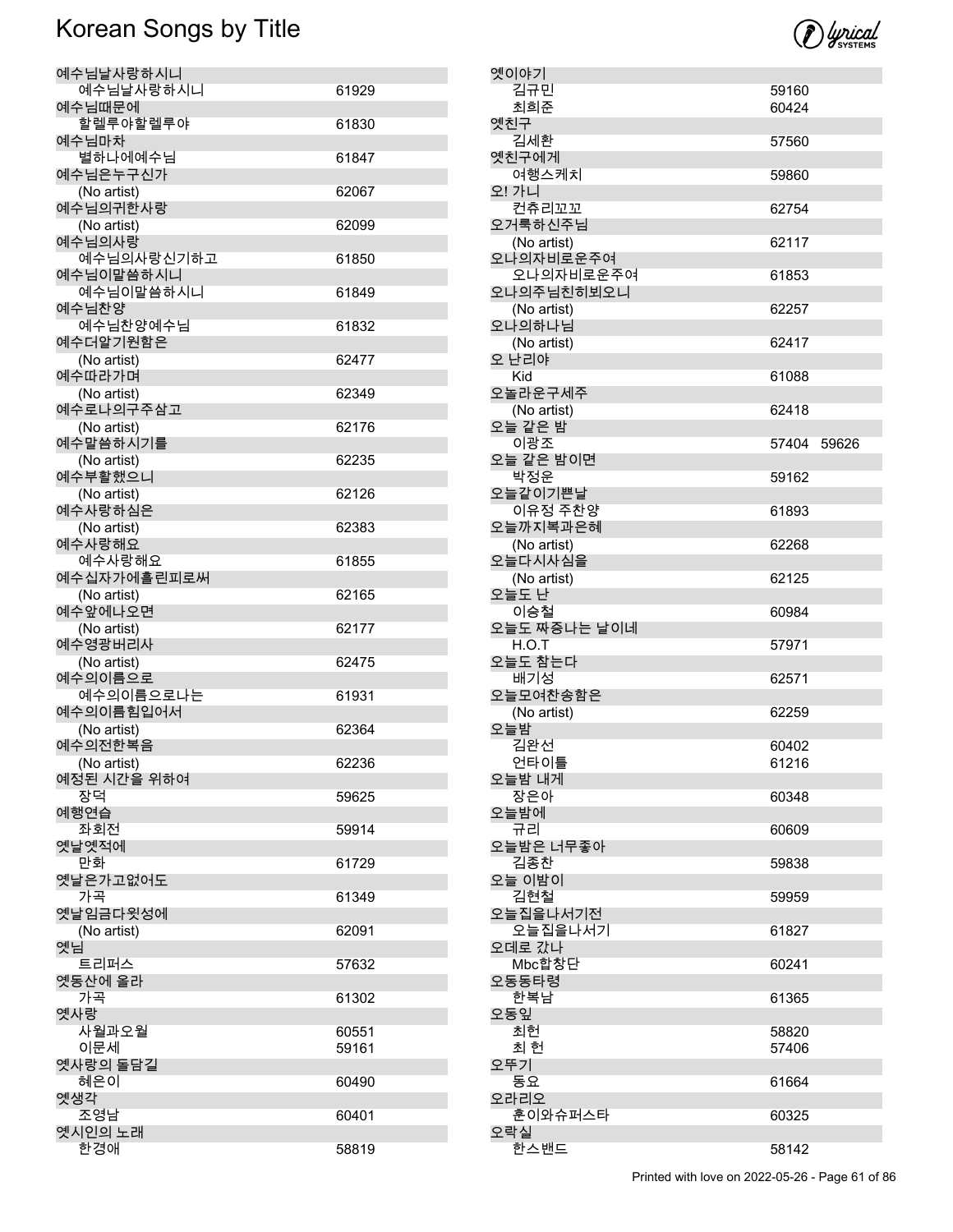# Korean Songs by Title

| Title / Artist | Number |
|---|---|
| 예수님날사랑하시니 | |
| 예수님날사랑하시니 | 61929 |
| 예수님때문에 | |
| 할렐루야할렐루야 | 61830 |
| 예수님마차 | |
| 별하나에예수님 | 61847 |
| 예수님은누구신가 | |
| (No artist) | 62067 |
| 예수님의귀한사랑 | |
| (No artist) | 62099 |
| 예수님의사랑 | |
| 예수님의사랑신기하고 | 61850 |
| 예수님이말씀하시니 | |
| 예수님이말씀하시니 | 61849 |
| 예수님찬양 | |
| 예수님찬양예수님 | 61832 |
| 예수더알기원함은 | |
| (No artist) | 62477 |
| 예수따라가며 | |
| (No artist) | 62349 |
| 예수로나의구주삼고 | |
| (No artist) | 62176 |
| 예수말씀하시기를 | |
| (No artist) | 62235 |
| 예수부활했으니 | |
| (No artist) | 62126 |
| 예수사랑하심은 | |
| (No artist) | 62383 |
| 예수사랑해요 | |
| 예수사랑해요 | 61855 |
| 예수십자가에흘린피로써 | |
| (No artist) | 62165 |
| 예수앞에나오면 | |
| (No artist) | 62177 |
| 예수영광버리사 | |
| (No artist) | 62475 |
| 예수의이름으로 | |
| 예수의이름으로나는 | 61931 |
| 예수의이름힘입어서 | |
| (No artist) | 62364 |
| 예수의전한복음 | |
| (No artist) | 62236 |
| 예정된 시간을 위하여 | |
| 장덕 | 59625 |
| 예행연습 | |
| 좌회전 | 59914 |
| 옛날옛적에 | |
| 만화 | 61729 |
| 옛날은가고없어도 | |
| 가곡 | 61349 |
| 옛날임금다윗성에 | |
| (No artist) | 62091 |
| 옛님 | |
| 트리퍼스 | 57632 |
| 옛동산에 올라 | |
| 가곡 | 61302 |
| 옛사랑 | |
| 사월과오월 | 60551 |
| 이문세 | 59161 |
| 옛사랑의 돌담길 | |
| 혜은이 | 60490 |
| 옛생각 | |
| 조영남 | 60401 |
| 옛시인의 노래 | |
| 한경애 | 58819 |
| 옛이야기 | |
| 김규민 | 59160 |
| 최희준 | 60424 |
| 옛친구 | |
| 김세환 | 57560 |
| 옛친구에게 | |
| 여행스케치 | 59860 |
| 오! 가니 | |
| 컨츄리꼬꼬 | 62754 |
| 오거룩하신주님 | |
| (No artist) | 62117 |
| 오나의자비로운주여 | |
| 오나의자비로운주여 | 61853 |
| 오나의주님친히뵈오니 | |
| (No artist) | 62257 |
| 오나의하나님 | |
| (No artist) | 62417 |
| 오 난리야 | |
| Kid | 61088 |
| 오놀라운구세주 | |
| (No artist) | 62418 |
| 오늘 같은 밤 | |
| 이광조 | 57404 59626 |
| 오늘 같은 밤이면 | |
| 박정운 | 59162 |
| 오늘같이기쁜날 | |
| 이유정 주찬양 | 61893 |
| 오늘까지복과은혜 | |
| (No artist) | 62268 |
| 오늘다시사심을 | |
| (No artist) | 62125 |
| 오늘도 난 | |
| 이승철 | 60984 |
| 오늘도 짜증나는 날이네 | |
| H.O.T | 57971 |
| 오늘도 참는다 | |
| 배기성 | 62571 |
| 오늘모여찬송함은 | |
| (No artist) | 62259 |
| 오늘밤 | |
| 김완선 | 60402 |
| 언타이틀 | 61216 |
| 오늘밤 내게 | |
| 장은아 | 60348 |
| 오늘밤에 | |
| 규리 | 60609 |
| 오늘밤은 너무좋아 | |
| 김종찬 | 59838 |
| 오늘 이밤이 | |
| 김현철 | 59959 |
| 오늘집을나서기전 | |
| 오늘집을나서기 | 61827 |
| 오데로 갔나 | |
| Mbc합창단 | 60241 |
| 오동동타령 | |
| 한복남 | 61365 |
| 오동잎 | |
| 최헌 | 58820 |
| 최 헌 | 57406 |
| 오뚜기 | |
| 동요 | 61664 |
| 오라리오 | |
| 훈이와슈퍼스타 | 60325 |
| 오락실 | |
| 한스밴드 | 58142 |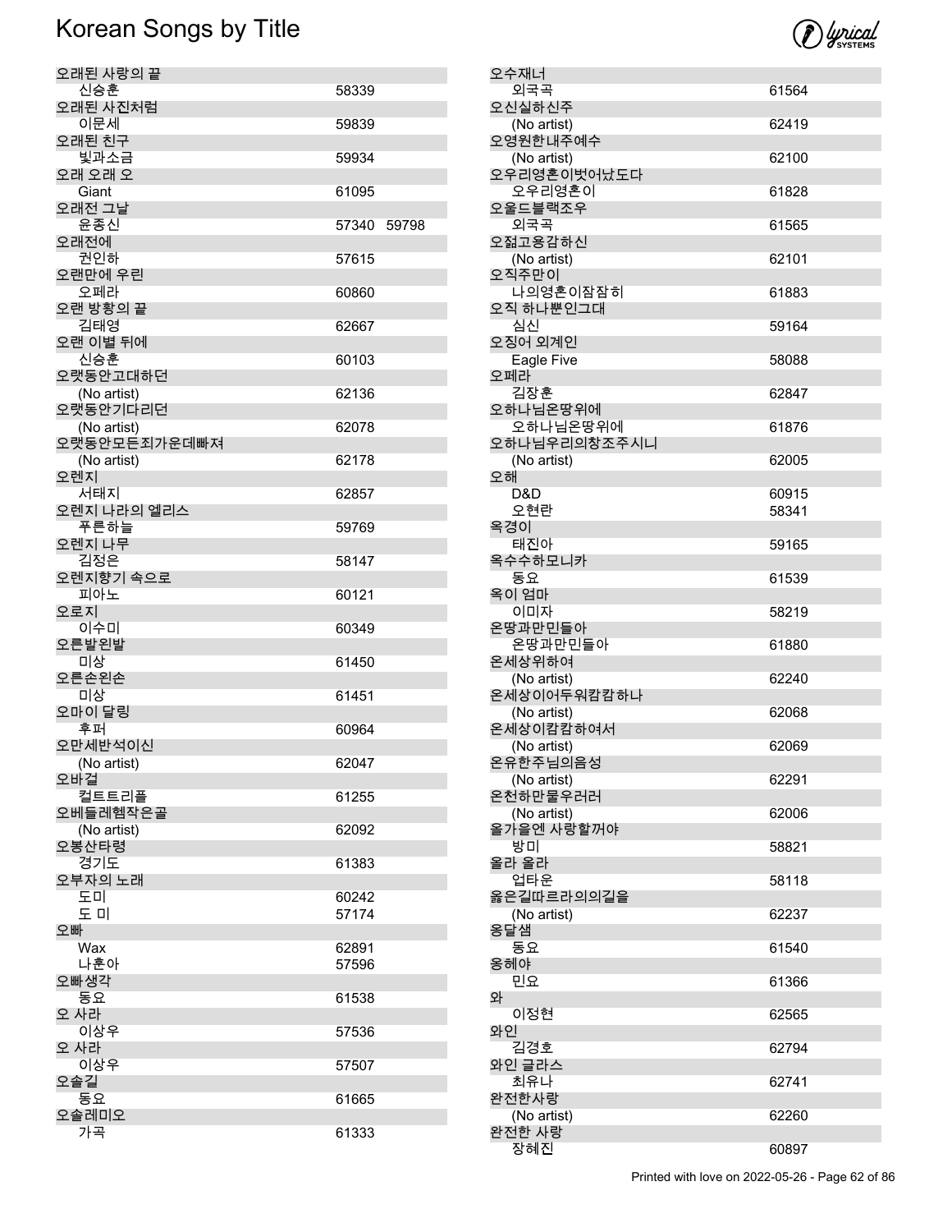# Korean Songs by Title

| Title / Artist | Number |
|---|---|
| **오래된 사랑의 끝** | |
| 신승훈 | 58339 |
| **오래된 사진처럼** | |
| 이문세 | 59839 |
| **오래된 친구** | |
| 빛과소금 | 59934 |
| **오래 오래 오** | |
| Giant | 61095 |
| **오래전 그날** | |
| 윤종신 | 57340 59798 |
| **오래전에** | |
| 권인하 | 57615 |
| **오랜만에 우린** | |
| 오페라 | 60860 |
| **오랜 방황의 끝** | |
| 김태영 | 62667 |
| **오랜 이별 뒤에** | |
| 신승훈 | 60103 |
| **오랫동안고대하던** | |
| (No artist) | 62136 |
| **오랫동안기다리던** | |
| (No artist) | 62078 |
| **오랫동안모든죄가운데빠져** | |
| (No artist) | 62178 |
| **오렌지** | |
| 서태지 | 62857 |
| **오렌지 나라의 엘리스** | |
| 푸른하늘 | 59769 |
| **오렌지 나무** | |
| 김정은 | 58147 |
| **오렌지향기 속으로** | |
| 피아노 | 60121 |
| **오로지** | |
| 이수미 | 60349 |
| **오른발왼발** | |
| 미상 | 61450 |
| **오른손왼손** | |
| 미상 | 61451 |
| **오마이 달링** | |
| 후퍼 | 60964 |
| **오만세반석이신** | |
| (No artist) | 62047 |
| **오바걸** | |
| 컬트트리플 | 61255 |
| **오베들레헴작은골** | |
| (No artist) | 62092 |
| **오봉산타령** | |
| 경기도 | 61383 |
| **오부자의 노래** | |
| 도미 | 60242 |
| 도 미 | 57174 |
| **오빠** | |
| Wax | 62891 |
| 나훈아 | 57596 |
| **오빠생각** | |
| 동요 | 61538 |
| **오 사라** | |
| 이상우 | 57536 |
| **오 사라** | |
| 이상우 | 57507 |
| **오솔길** | |
| 동요 | 61665 |
| **오솔레미오** | |
| 가곡 | 61333 |
| **오수재너** | |
| 외국곡 | 61564 |
| **오신실하신주** | |
| (No artist) | 62419 |
| **오영원한내주예수** | |
| (No artist) | 62100 |
| **오우리영혼이벗어났도다** | |
| 오우리영혼이 | 61828 |
| **오울드블랙조우** | |
| 외국곡 | 61565 |
| **오젊고용감하신** | |
| (No artist) | 62101 |
| **오직주만이** | |
| 나의영혼이잠잠히 | 61883 |
| **오직 하나뿐인그대** | |
| 심신 | 59164 |
| **오징어 외계인** | |
| Eagle Five | 58088 |
| **오페라** | |
| 김장훈 | 62847 |
| **오하나님온땅위에** | |
| 오하나님온땅위에 | 61876 |
| **오하나님우리의창조주시니** | |
| (No artist) | 62005 |
| **오해** | |
| D&D | 60915 |
| 오현란 | 58341 |
| **옥경이** | |
| 태진아 | 59165 |
| **옥수수하모니카** | |
| 동요 | 61539 |
| **옥이 엄마** | |
| 이미자 | 58219 |
| **온땅과만민들아** | |
| 온땅과만민들아 | 61880 |
| **온세상위하여** | |
| (No artist) | 62240 |
| **온세상이어두워캄캄하나** | |
| (No artist) | 62068 |
| **온세상이캄캄하여서** | |
| (No artist) | 62069 |
| **온유한주님의음성** | |
| (No artist) | 62291 |
| **온천하만물우러러** | |
| (No artist) | 62006 |
| **올가을엔 사랑할꺼야** | |
| 방미 | 58821 |
| **올라 올라** | |
| 업타운 | 58118 |
| **옳은길따르라의의길을** | |
| (No artist) | 62237 |
| **옹달샘** | |
| 동요 | 61540 |
| **옹헤야** | |
| 민요 | 61366 |
| **와** | |
| 이정현 | 62565 |
| **와인** | |
| 김경호 | 62794 |
| **와인 글라스** | |
| 최유나 | 62741 |
| **완전한사랑** | |
| (No artist) | 62260 |
| **완전한 사랑** | |
| 장혜진 | 60897 |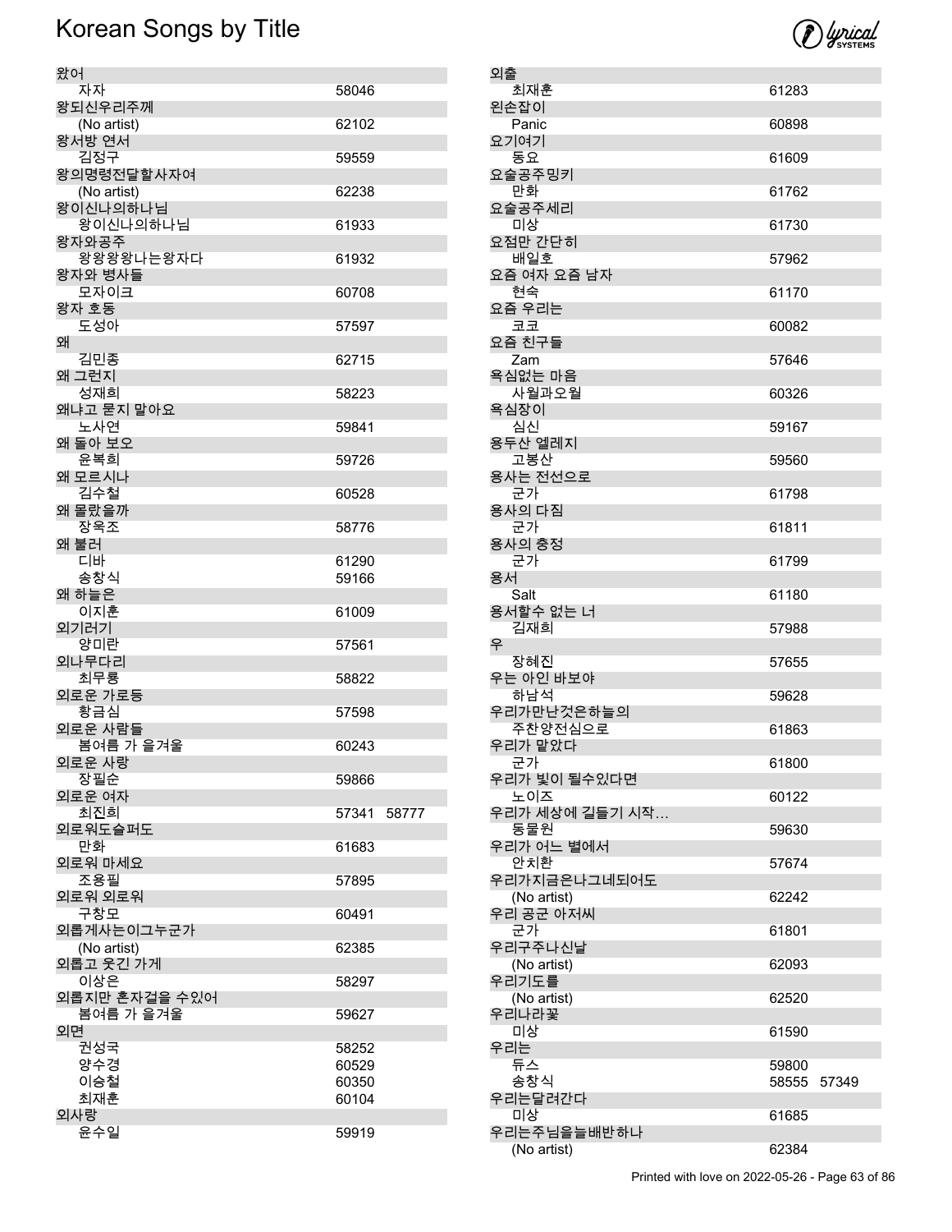# Korean Songs by Title

| Title / Artist | Number |
|---|---|
| **왔어** | |
| 자자 | 58046 |
| **왕되신우리주께** | |
| (No artist) | 62102 |
| **왕서방 연서** | |
| 김정구 | 59559 |
| **왕의명령전달할사자여** | |
| (No artist) | 62238 |
| **왕이신나의하나님** | |
| 왕이신나의하나님 | 61933 |
| **왕자와공주** | |
| 왕왕왕왕나는왕자다 | 61932 |
| **왕자와 병사들** | |
| 모자이크 | 60708 |
| **왕자 호동** | |
| 도성아 | 57597 |
| **왜** | |
| 김민종 | 62715 |
| **왜 그런지** | |
| 성재희 | 58223 |
| **왜냐고 묻지 말아요** | |
| 노사연 | 59841 |
| **왜 돌아 보오** | |
| 윤복희 | 59726 |
| **왜 모르시나** | |
| 김수철 | 60528 |
| **왜 몰랐을까** | |
| 장욱조 | 58776 |
| **왜 불러** | |
| 디바 | 61290 |
| 송창식 | 59166 |
| **왜 하늘은** | |
| 이지훈 | 61009 |
| **외기러기** | |
| 양미란 | 57561 |
| **외나무다리** | |
| 최무룡 | 58822 |
| **외로운 가로등** | |
| 황금심 | 57598 |
| **외로운 사람들** | |
| 봄여름 가 을겨울 | 60243 |
| **외로운 사랑** | |
| 장필순 | 59866 |
| **외로운 여자** | |
| 최진희 | 57341 58777 |
| **외로워도슬퍼도** | |
| 만화 | 61683 |
| **외로워 마세요** | |
| 조용필 | 57895 |
| **외로워 외로워** | |
| 구창모 | 60491 |
| **외롭게사는이그누군가** | |
| (No artist) | 62385 |
| **외롭고 웃긴 가게** | |
| 이상은 | 58297 |
| **외롭지만 혼자걸을 수있어** | |
| 봄여름 가 을겨울 | 59627 |
| **외면** | |
| 권성국 | 58252 |
| 양수경 | 60529 |
| 이승철 | 60350 |
| 최재훈 | 60104 |
| **외사랑** | |
| 윤수일 | 59919 |
| **외출** | |
| 최재훈 | 61283 |
| **왼손잡이** | |
| Panic | 60898 |
| **요기여기** | |
| 동요 | 61609 |
| **요술공주밍키** | |
| 만화 | 61762 |
| **요술공주세리** | |
| 미상 | 61730 |
| **요점만 간단히** | |
| 배일호 | 57962 |
| **요즘 여자 요즘 남자** | |
| 현숙 | 61170 |
| **요즘 우리는** | |
| 코코 | 60082 |
| **요즘 친구들** | |
| Zam | 57646 |
| **욕심없는 마음** | |
| 사월과오월 | 60326 |
| **욕심장이** | |
| 심신 | 59167 |
| **용두산 엘레지** | |
| 고봉산 | 59560 |
| **용사는 전선으로** | |
| 군가 | 61798 |
| **용사의 다짐** | |
| 군가 | 61811 |
| **용사의 충정** | |
| 군가 | 61799 |
| **용서** | |
| Salt | 61180 |
| **용서할수 없는 너** | |
| 김재희 | 57988 |
| **우** | |
| 장혜진 | 57655 |
| **우는 아인 바보야** | |
| 하남석 | 59628 |
| **우리가만난것은하늘의** | |
| 주찬양전심으로 | 61863 |
| **우리가 맡았다** | |
| 군가 | 61800 |
| **우리가 빛이 될수있다면** | |
| 노이즈 | 60122 |
| **우리가 세상에 길들기 시작…** | |
| 동물원 | 59630 |
| **우리가 어느 별에서** | |
| 안치환 | 57674 |
| **우리가지금은나그네되어도** | |
| (No artist) | 62242 |
| **우리 공군 아저씨** | |
| 군가 | 61801 |
| **우리구주나신날** | |
| (No artist) | 62093 |
| **우리기도를** | |
| (No artist) | 62520 |
| **우리나라꽃** | |
| 미상 | 61590 |
| **우리는** | |
| 듀스 | 59800 |
| 송창식 | 58555 57349 |
| **우리는달려간다** | |
| 미상 | 61685 |
| **우리는주님을늘배반하나** | |
| (No artist) | 62384 |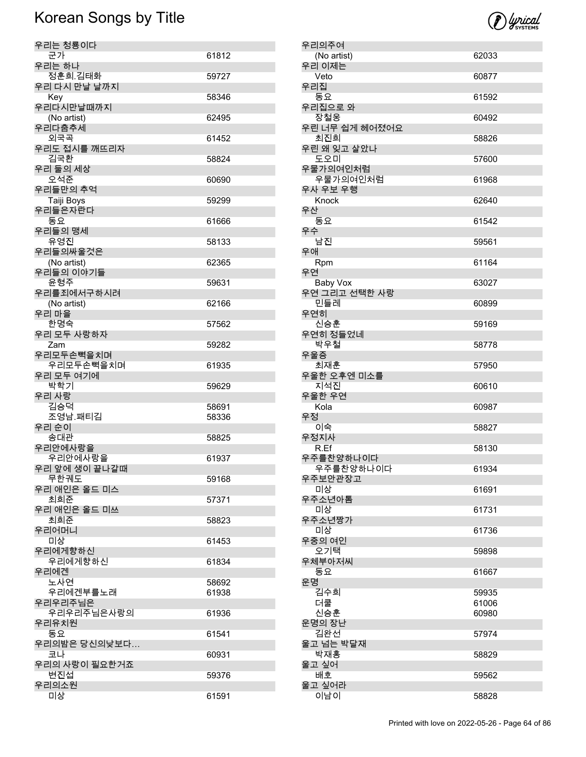# Korean Songs by Title

| Title / Artist | Number |
|---|---|
| 우리는 청룡이다 | |
| 군가 | 61812 |
| 우리는 하나 | |
| 정훈희.김태화 | 59727 |
| 우리 다시 만날 날까지 | |
| Key | 58346 |
| 우리다시만날때까지 | |
| (No artist) | 62495 |
| 우리다춤추세 | |
| 외국곡 | 61452 |
| 우리도 접시를 깨뜨리자 | |
| 김국환 | 58824 |
| 우리 둘의 세상 | |
| 오석준 | 60690 |
| 우리들만의 추억 | |
| Taiji Boys | 59299 |
| 우리들은자란다 | |
| 동요 | 61666 |
| 우리들의 맹세 | |
| 유영진 | 58133 |
| 우리들의싸울것은 | |
| (No artist) | 62365 |
| 우리들의 이야기들 | |
| 윤형주 | 59631 |
| 우리를죄에서구하시려 | |
| (No artist) | 62166 |
| 우리 마을 | |
| 한명숙 | 57562 |
| 우리 모두 사랑하자 | |
| Zam | 59282 |
| 우리모두손뼉을치며 | |
| 우리모두손뼉을치며 | 61935 |
| 우리 모두 여기에 | |
| 박학기 | 59629 |
| 우리 사랑 | |
| 김승덕 | 58691 |
| 조영남.패티김 | 58336 |
| 우리 순이 | |
| 송대관 | 58825 |
| 우리안에사랑을 | |
| 우리안에사랑을 | 61937 |
| 우리 앞에 생이 끝나갈때 | |
| 무한궤도 | 59168 |
| 우리 애인은 올드 미스 | |
| 최희준 | 57371 |
| 우리 애인은 올드 미쓰 | |
| 최희준 | 58823 |
| 우리어머니 | |
| 미상 | 61453 |
| 우리에게향하신 | |
| 우리에게향하신 | 61834 |
| 우리에겐 | |
| 노사연 | 58692 |
| 우리에겐부를노래 | 61938 |
| 우리우리주님은 | |
| 우리우리주님은사랑의 | 61936 |
| 우리유치원 | |
| 동요 | 61541 |
| 우리의밤은 당신의낮보다… | |
| 코나 | 60931 |
| 우리의 사랑이 필요한거죠 | |
| 변진섭 | 59376 |
| 우리의소원 | |
| 미상 | 61591 |
| 우리의주여 | |
| (No artist) | 62033 |
| 우리 이제는 | |
| Veto | 60877 |
| 우리집 | |
| 동요 | 61592 |
| 우리집으로 와 | |
| 장철웅 | 60492 |
| 우린 너무 쉽게 헤어졌어요 | |
| 최진희 | 58826 |
| 우린 왜 잊고 살았나 | |
| 도오미 | 57600 |
| 우물가의여인처럼 | |
| 우물가의여인처럼 | 61968 |
| 우사 우보 우행 | |
| Knock | 62640 |
| 우산 | |
| 동요 | 61542 |
| 우수 | |
| 남진 | 59561 |
| 우애 | |
| Rpm | 61164 |
| 우연 | |
| Baby Vox | 63027 |
| 우연 그리고 선택한 사랑 | |
| 민들레 | 60899 |
| 우연히 | |
| 신승훈 | 59169 |
| 우연히 정들었네 | |
| 박우철 | 58778 |
| 우울증 | |
| 최재훈 | 57950 |
| 우울한 오후엔 미소를 | |
| 지석진 | 60610 |
| 우울한 우연 | |
| Kola | 60987 |
| 우정 | |
| 이숙 | 58827 |
| 우정지사 | |
| R.Ef | 58130 |
| 우주를찬양하나이다 | |
| 우주를찬양하나이다 | 61934 |
| 우주보안관장고 | |
| 미상 | 61691 |
| 우주소년아톰 | |
| 미상 | 61731 |
| 우주소년짱가 | |
| 미상 | 61736 |
| 우중의 여인 | |
| 오기택 | 59898 |
| 우체부아저씨 | |
| 동요 | 61667 |
| 운명 | |
| 김수희 | 59935 |
| 더쿨 | 61006 |
| 신승훈 | 60980 |
| 운명의 장난 | |
| 김완선 | 57974 |
| 울고 넘는 박달재 | |
| 박재홍 | 58829 |
| 울고 싶어 | |
| 배호 | 59562 |
| 울고 싶어라 | |
| 이남이 | 58828 |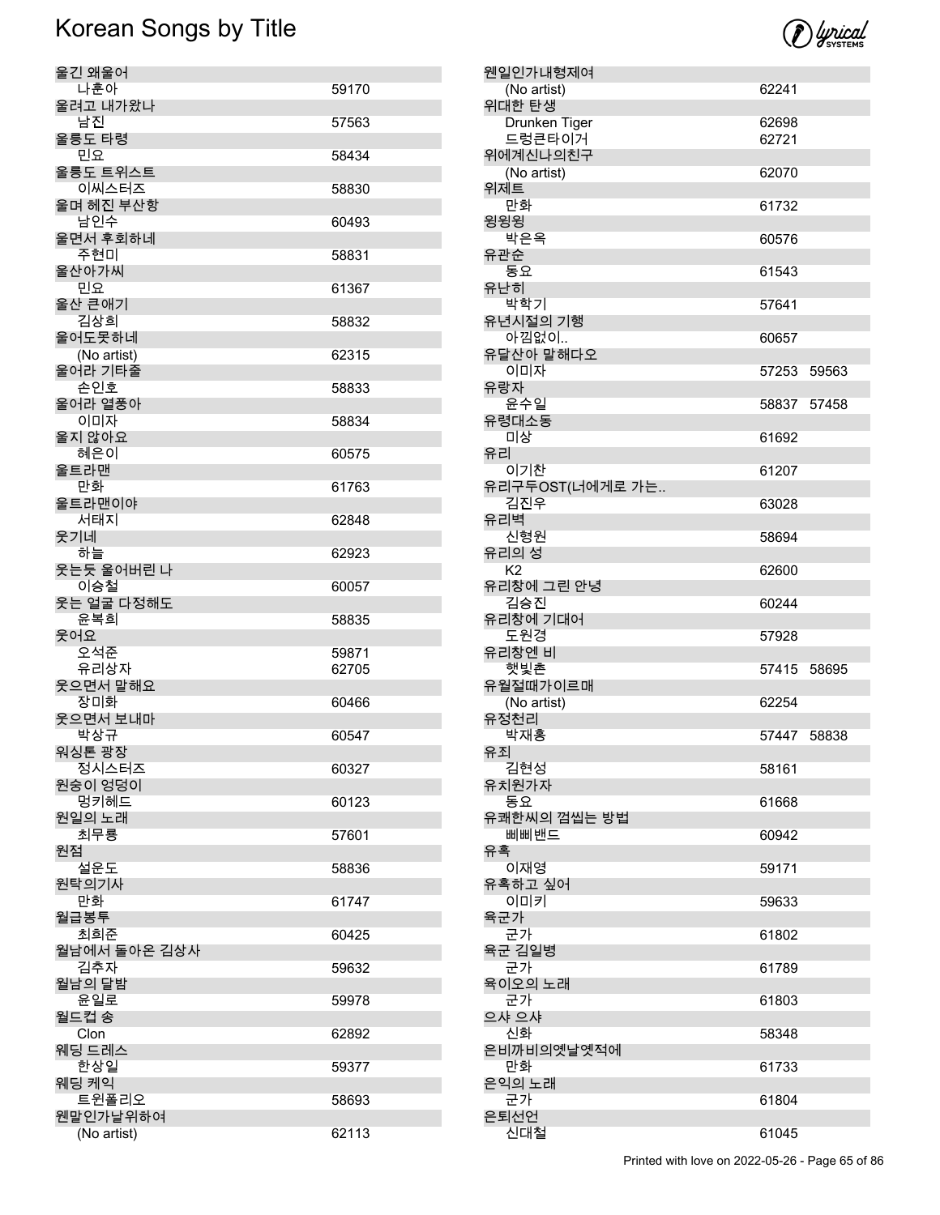# Korean Songs by Title

| Title / Artist | Number |
|---|---|
| 울긴 왜울어 | |
| 나훈아 | 59170 |
| 울려고 내가왔나 | |
| 남진 | 57563 |
| 울릉도 타령 | |
| 민요 | 58434 |
| 울릉도 트위스트 | |
| 이씨스터즈 | 58830 |
| 울며 헤진 부산항 | |
| 남인수 | 60493 |
| 울면서 후회하네 | |
| 주현미 | 58831 |
| 울산아가씨 | |
| 민요 | 61367 |
| 울산 큰애기 | |
| 김상희 | 58832 |
| 울어도못하네 | |
| (No artist) | 62315 |
| 울어라 기타줄 | |
| 손인호 | 58833 |
| 울어라 열풍아 | |
| 이미자 | 58834 |
| 울지 않아요 | |
| 혜은이 | 60575 |
| 울트라맨 | |
| 만화 | 61763 |
| 울트라맨이야 | |
| 서태지 | 62848 |
| 웃기네 | |
| 하늘 | 62923 |
| 웃는듯 울어버린 나 | |
| 이승철 | 60057 |
| 웃는 얼굴 다정해도 | |
| 윤복희 | 58835 |
| 웃어요 | |
| 오석준 | 59871 |
| 유리상자 | 62705 |
| 웃으면서 말해요 | |
| 장미화 | 60466 |
| 웃으면서 보내마 | |
| 박상규 | 60547 |
| 워싱톤 광장 | |
| 정시스터즈 | 60327 |
| 원숭이 엉덩이 | |
| 멍키헤드 | 60123 |
| 원일의 노래 | |
| 최무룡 | 57601 |
| 원점 | |
| 설운도 | 58836 |
| 원탁의기사 | |
| 만화 | 61747 |
| 월급봉투 | |
| 최희준 | 60425 |
| 월남에서 돌아온 김상사 | |
| 김추자 | 59632 |
| 월남의 달밤 | |
| 윤일로 | 59978 |
| 월드컵 송 | |
| Clon | 62892 |
| 웨딩 드레스 | |
| 한상일 | 59377 |
| 웨딩 케익 | |
| 트윈폴리오 | 58693 |
| 웬말인가날위하여 | |
| (No artist) | 62113 |
| 웬일인가내형제여 | |
| (No artist) | 62241 |
| 위대한 탄생 | |
| Drunken Tiger | 62698 |
| 드렁큰타이거 | 62721 |
| 위에계신나의친구 | |
| (No artist) | 62070 |
| 위제트 | |
| 만화 | 61732 |
| 윙윙윙 | |
| 박은옥 | 60576 |
| 유관순 | |
| 동요 | 61543 |
| 유난히 | |
| 박학기 | 57641 |
| 유년시절의 기행 | |
| 아낌없이.. | 60657 |
| 유달산아 말해다오 | |
| 이미자 | 57253 59563 |
| 유랑자 | |
| 윤수일 | 58837 57458 |
| 유령대소동 | |
| 미상 | 61692 |
| 유리 | |
| 이기찬 | 61207 |
| 유리구두OST(너에게로 가는.. | |
| 김진우 | 63028 |
| 유리벽 | |
| 신형원 | 58694 |
| 유리의 성 | |
| K2 | 62600 |
| 유리창에 그린 안녕 | |
| 김승진 | 60244 |
| 유리창에 기대어 | |
| 도원경 | 57928 |
| 유리창엔 비 | |
| 햇빛촌 | 57415 58695 |
| 유월절때가이르매 | |
| (No artist) | 62254 |
| 유정천리 | |
| 박재홍 | 57447 58838 |
| 유죄 | |
| 김현성 | 58161 |
| 유치원가자 | |
| 동요 | 61668 |
| 유쾌한씨의 껌씹는 방법 | |
| 삐삐밴드 | 60942 |
| 유혹 | |
| 이재영 | 59171 |
| 유혹하고 싶어 | |
| 이미키 | 59633 |
| 육군가 | |
| 군가 | 61802 |
| 육군 김일병 | |
| 군가 | 61789 |
| 육이오의 노래 | |
| 군가 | 61803 |
| 으샤 으샤 | |
| 신화 | 58348 |
| 은비까비의옛날옛적에 | |
| 만화 | 61733 |
| 은익의 노래 | |
| 군가 | 61804 |
| 은퇴선언 | |
| 신대철 | 61045 |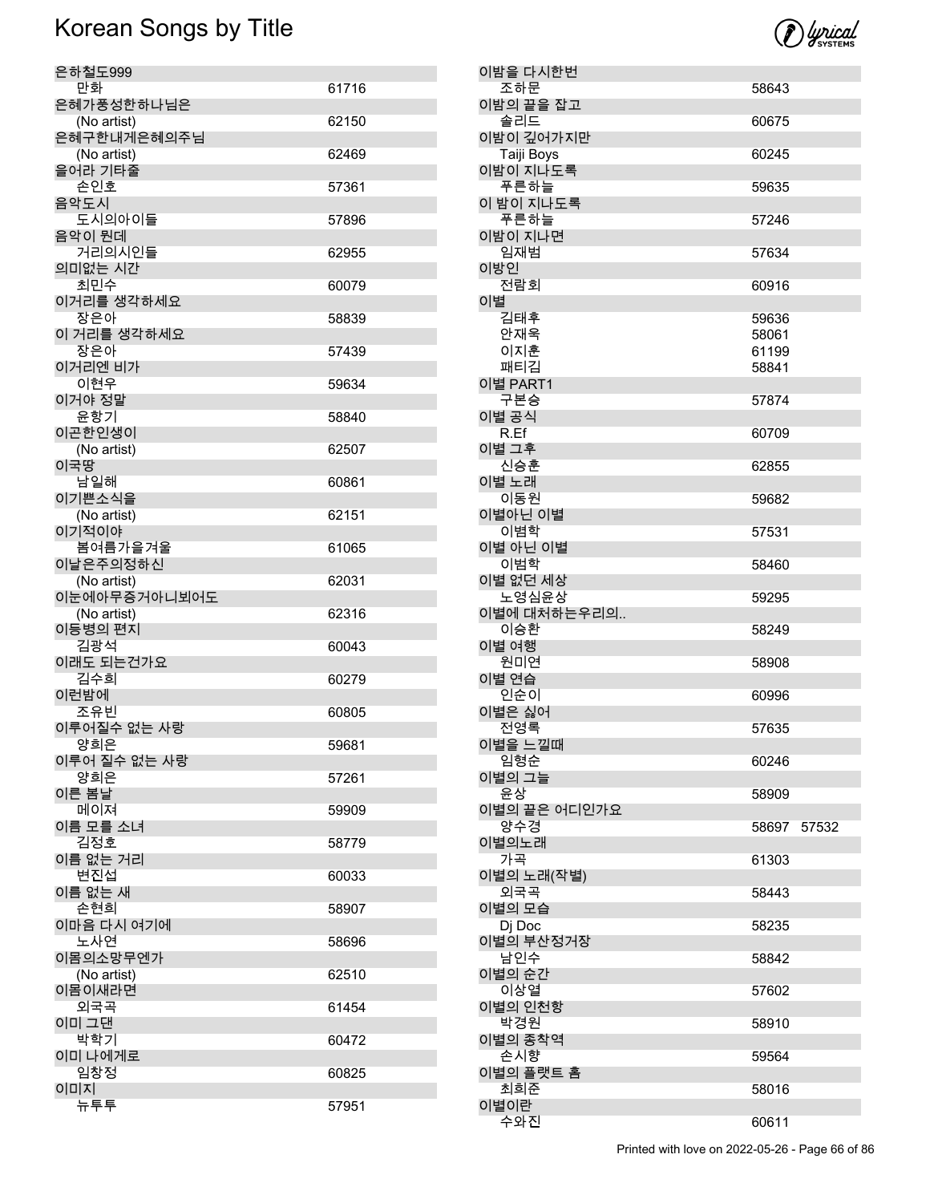# Korean Songs by Title

| Title / Artist | Number |
|---|---|
| 은하철도999 | |
| 만화 | 61716 |
| 은혜가풍성한하나님은 | |
| (No artist) | 62150 |
| 은혜구한내게은혜의주님 | |
| (No artist) | 62469 |
| 을어라 기타줄 | |
| 손인호 | 57361 |
| 음악도시 | |
| 도시의아이들 | 57896 |
| 음악이 뭔데 | |
| 거리의시인들 | 62955 |
| 의미없는 시간 | |
| 최민수 | 60079 |
| 이거리를 생각하세요 | |
| 장은아 | 58839 |
| 이 거리를 생각하세요 | |
| 장은아 | 57439 |
| 이거리엔 비가 | |
| 이현우 | 59634 |
| 이거야 정말 | |
| 윤항기 | 58840 |
| 이곤한인생이 | |
| (No artist) | 62507 |
| 이국땅 | |
| 남일해 | 60861 |
| 이기쁜소식을 | |
| (No artist) | 62151 |
| 이기적이야 | |
| 봄여름가을겨울 | 61065 |
| 이날은주의정하신 | |
| (No artist) | 62031 |
| 이눈에아무증거아니뵈어도 | |
| (No artist) | 62316 |
| 이등병의 편지 | |
| 김광석 | 60043 |
| 이래도 되는건가요 | |
| 김수희 | 60279 |
| 이런밤에 | |
| 조유빈 | 60805 |
| 이루어질수 없는 사랑 | |
| 양희은 | 59681 |
| 이루어 질수 없는 사랑 | |
| 양희은 | 57261 |
| 이른 봄날 | |
| 메이져 | 59909 |
| 이름 모를 소녀 | |
| 김정호 | 58779 |
| 이름 없는 거리 | |
| 변진섭 | 60033 |
| 이름 없는 새 | |
| 손현희 | 58907 |
| 이마음 다시 여기에 | |
| 노사연 | 58696 |
| 이몸의소망무엔가 | |
| (No artist) | 62510 |
| 이몸이새라면 | |
| 외국곡 | 61454 |
| 이미 그댄 | |
| 박학기 | 60472 |
| 이미 나에게로 | |
| 임창정 | 60825 |
| 이미지 | |
| 뉴투투 | 57951 |
| 이밤을 다시한번 | |
| 조하문 | 58643 |
| 이밤의 끝을 잡고 | |
| 솔리드 | 60675 |
| 이밤이 깊어가지만 | |
| Taiji Boys | 60245 |
| 이밤이 지나도록 | |
| 푸른하늘 | 59635 |
| 이 밤이 지나도록 | |
| 푸른하늘 | 57246 |
| 이밤이 지나면 | |
| 임재범 | 57634 |
| 이방인 | |
| 전람회 | 60916 |
| 이별 | |
| 김태후 | 59636 |
| 안재옥 | 58061 |
| 이지훈 | 61199 |
| 패티김 | 58841 |
| 이별 PART1 | |
| 구본승 | 57874 |
| 이별 공식 | |
| R.Ef | 60709 |
| 이별 그후 | |
| 신승훈 | 62855 |
| 이별 노래 | |
| 이동원 | 59682 |
| 이별아닌 이별 | |
| 이범학 | 57531 |
| 이별 아닌 이별 | |
| 이범학 | 58460 |
| 이별 없던 세상 | |
| 노영심윤상 | 59295 |
| 이별에 대처하는우리의.. | |
| 이승환 | 58249 |
| 이별 여행 | |
| 원미연 | 58908 |
| 이별 연습 | |
| 인순이 | 60996 |
| 이별은 싫어 | |
| 전영록 | 57635 |
| 이별을 느낄때 | |
| 임형순 | 60246 |
| 이별의 그늘 | |
| 윤상 | 58909 |
| 이별의 끝은 어디인가요 | |
| 양수경 | 58697 57532 |
| 이별의노래 | |
| 가곡 | 61303 |
| 이별의 노래(작별) | |
| 외국곡 | 58443 |
| 이별의 모습 | |
| Dj Doc | 58235 |
| 이별의 부산정거장 | |
| 남인수 | 58842 |
| 이별의 순간 | |
| 이상열 | 57602 |
| 이별의 인천항 | |
| 박경원 | 58910 |
| 이별의 종착역 | |
| 손시향 | 59564 |
| 이별의 플랫트 홈 | |
| 최희준 | 58016 |
| 이별이란 | |
| 수와진 | 60611 |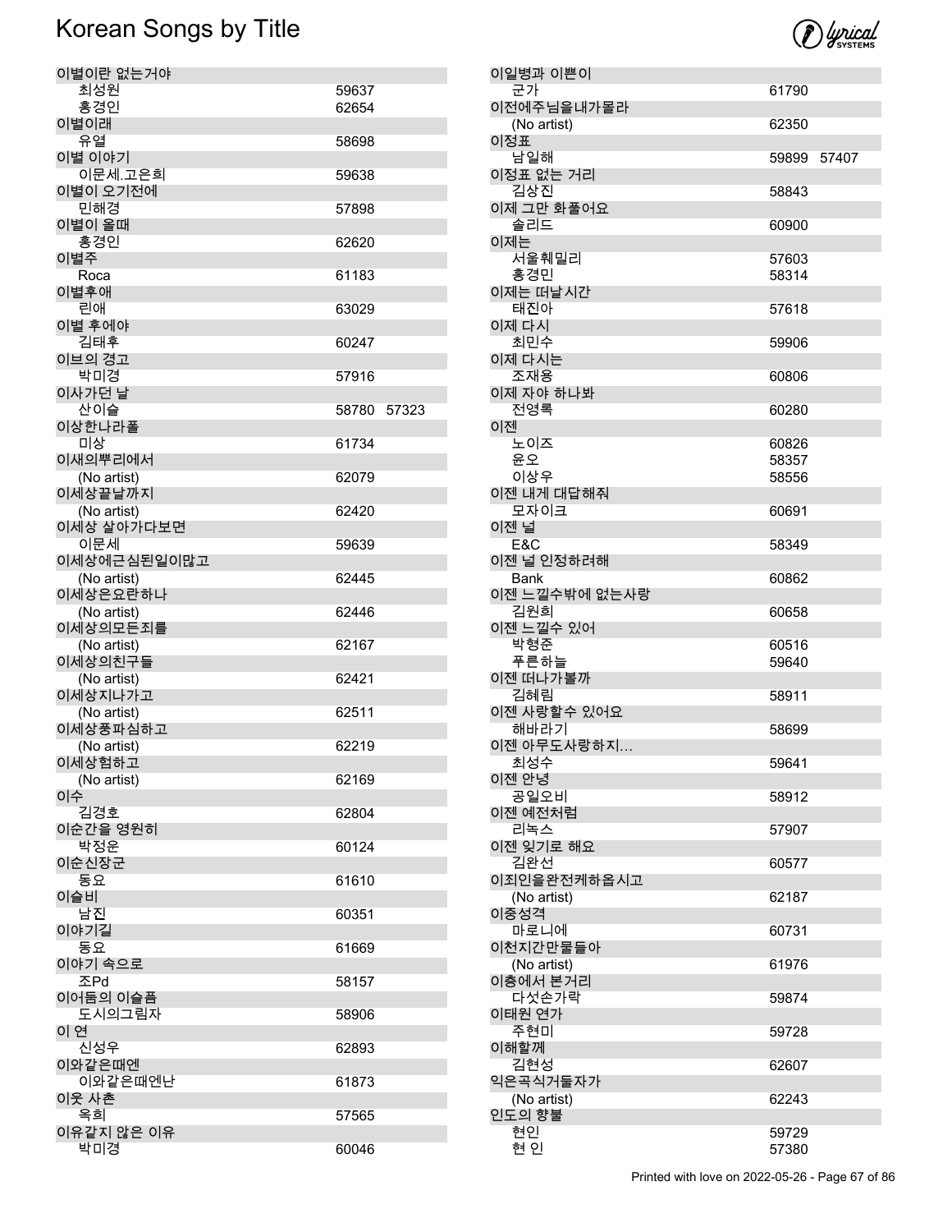# Korean Songs by Title

| Title | Artist | Number | Number |
|---|---|---|---|
| 이별이란 없는거야 | | | |
| | 최성원 | 59637 | |
| | 홍경인 | 62654 | |
| 이별이래 | | | |
| | 유열 | 58698 | |
| 이별 이야기 | | | |
| | 이문세.고은희 | 59638 | |
| 이별이 오기전에 | | | |
| | 민해경 | 57898 | |
| 이별이 올때 | | | |
| | 홍경인 | 62620 | |
| 이별주 | | | |
| | Roca | 61183 | |
| 이별후애 | | | |
| | 린애 | 63029 | |
| 이별 후에야 | | | |
| | 김태후 | 60247 | |
| 이브의 경고 | | | |
| | 박미경 | 57916 | |
| 이사가던 날 | | | |
| | 산이슬 | 58780 | 57323 |
| 이상한나라폴 | | | |
| | 미상 | 61734 | |
| 이새의뿌리에서 | | | |
| | (No artist) | 62079 | |
| 이세상끝날까지 | | | |
| | (No artist) | 62420 | |
| 이세상 살아가다보면 | | | |
| | 이문세 | 59639 | |
| 이세상에근심된일이많고 | | | |
| | (No artist) | 62445 | |
| 이세상은요란하나 | | | |
| | (No artist) | 62446 | |
| 이세상의모든죄를 | | | |
| | (No artist) | 62167 | |
| 이세상의친구들 | | | |
| | (No artist) | 62421 | |
| 이세상지나가고 | | | |
| | (No artist) | 62511 | |
| 이세상풍파심하고 | | | |
| | (No artist) | 62219 | |
| 이세상험하고 | | | |
| | (No artist) | 62169 | |
| 이수 | | | |
| | 김경호 | 62804 | |
| 이순간을 영원히 | | | |
| | 박정운 | 60124 | |
| 이순신장군 | | | |
| | 동요 | 61610 | |
| 이슬비 | | | |
| | 남진 | 60351 | |
| 이야기길 | | | |
| | 동요 | 61669 | |
| 이야기 속으로 | | | |
| | 조Pd | 58157 | |
| 이어둠의 이슬픔 | | | |
| | 도시의그림자 | 58906 | |
| 이 연 | | | |
| | 신성우 | 62893 | |
| 이와같은때엔 | | | |
| | 이와같은때엔난 | 61873 | |
| 이웃 사촌 | | | |
| | 옥희 | 57565 | |
| 이유같지 않은 이유 | | | |
| | 박미경 | 60046 | |
| 이일병과 이쁜이 | | | |
| | 군가 | 61790 | |
| 이전에주님을내가몰라 | | | |
| | (No artist) | 62350 | |
| 이정표 | | | |
| | 남일해 | 59899 | 57407 |
| 이정표 없는 거리 | | | |
| | 김상진 | 58843 | |
| 이제 그만 화풀어요 | | | |
| | 솔리드 | 60900 | |
| 이제는 | | | |
| | 서울훼밀리 | 57603 | |
| | 홍경민 | 58314 | |
| 이제는 떠날시간 | | | |
| | 태진아 | 57618 | |
| 이제 다시 | | | |
| | 최민수 | 59906 | |
| 이제 다시는 | | | |
| | 조재용 | 60806 | |
| 이제 자야 하나봐 | | | |
| | 전영록 | 60280 | |
| 이젠 | | | |
| | 노이즈 | 60826 | |
| | 윤오 | 58357 | |
| | 이상우 | 58556 | |
| 이젠 내게 대답해줘 | | | |
| | 모자이크 | 60691 | |
| 이젠 널 | | | |
| | E&C | 58349 | |
| 이젠 널 인정하려해 | | | |
| | Bank | 60862 | |
| 이젠 느낄수밖에 없는사랑 | | | |
| | 김원희 | 60658 | |
| 이젠 느낄수 있어 | | | |
| | 박형준 | 60516 | |
| | 푸른하늘 | 59640 | |
| 이젠 떠나가볼까 | | | |
| | 김혜림 | 58911 | |
| 이젠 사랑할수 있어요 | | | |
| | 해바라기 | 58699 | |
| 이젠 아무도사랑하지… | | | |
| | 최성수 | 59641 | |
| 이젠 안녕 | | | |
| | 공일오비 | 58912 | |
| 이젠 예전처럼 | | | |
| | 리녹스 | 57907 | |
| 이젠 잊기로 해요 | | | |
| | 김완선 | 60577 | |
| 이죄인을완전케하옵시고 | | | |
| | (No artist) | 62187 | |
| 이중성격 | | | |
| | 마로니에 | 60731 | |
| 이천지간만물들아 | | | |
| | (No artist) | 61976 | |
| 이층에서 본거리 | | | |
| | 다섯손가락 | 59874 | |
| 이태원 연가 | | | |
| | 주현미 | 59728 | |
| 이해할께 | | | |
| | 김현성 | 62607 | |
| 익은곡식거둘자가 | | | |
| | (No artist) | 62243 | |
| 인도의 향불 | | | |
| | 현인 | 59729 | |
| | 현 인 | 57380 | |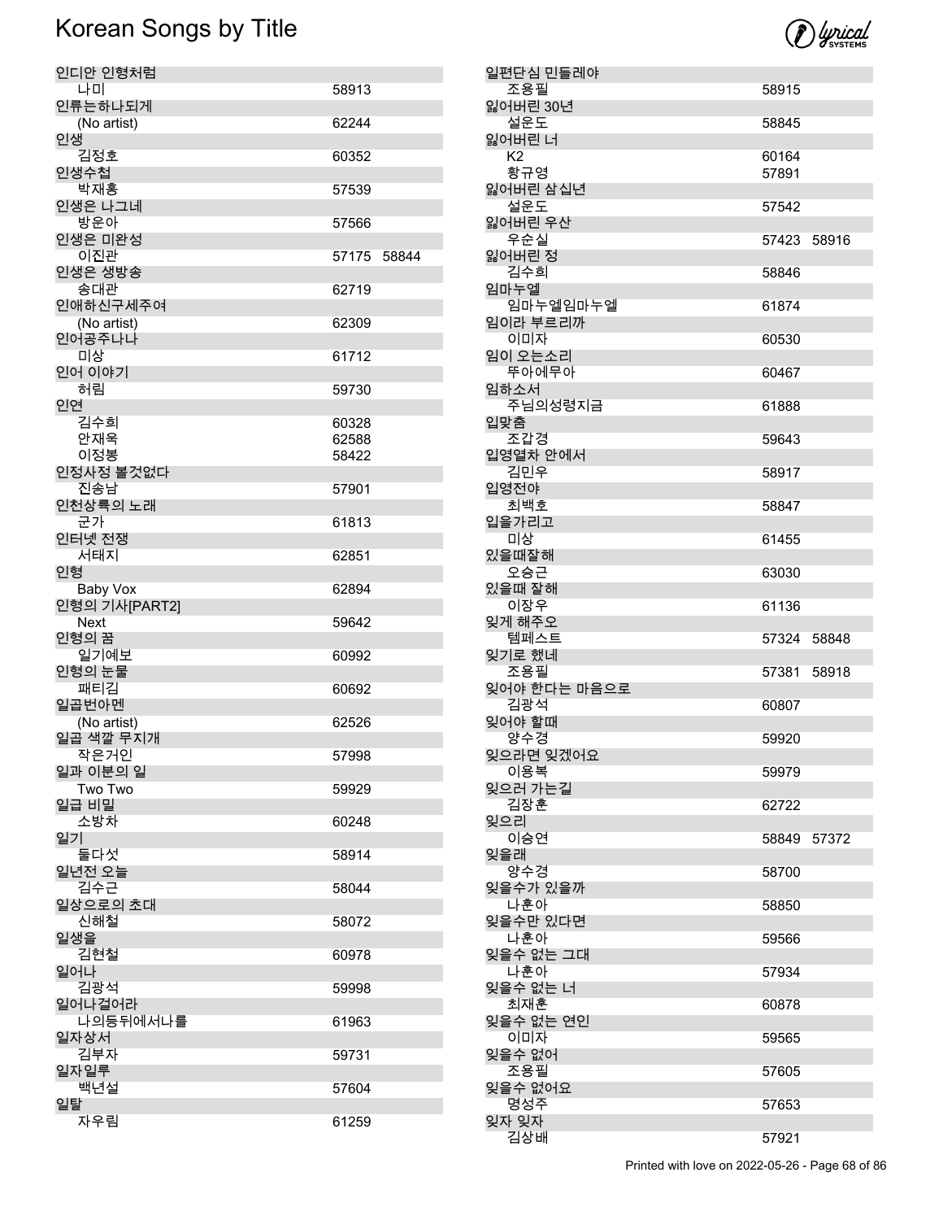# Korean Songs by Title

| Title / Artist | Number | Number |
|---|---|---|
| 인디안 인형처럼 | | |
| 나미 | 58913 | |
| 인류는하나되게 | | |
| (No artist) | 62244 | |
| 인생 | | |
| 김정호 | 60352 | |
| 인생수첩 | | |
| 박재홍 | 57539 | |
| 인생은 나그네 | | |
| 방운아 | 57566 | |
| 인생은 미완성 | | |
| 이진관 | 57175 | 58844 |
| 인생은 생방송 | | |
| 송대관 | 62719 | |
| 인애하신구세주여 | | |
| (No artist) | 62309 | |
| 인어공주나나 | | |
| 미상 | 61712 | |
| 인어 이야기 | | |
| 허림 | 59730 | |
| 인연 | | |
| 김수희 | 60328 | |
| 안재욱 | 62588 | |
| 이정봉 | 58422 | |
| 인정사정 볼것없다 | | |
| 진송남 | 57901 | |
| 인천상륙의 노래 | | |
| 군가 | 61813 | |
| 인터넷 전쟁 | | |
| 서태지 | 62851 | |
| 인형 | | |
| Baby Vox | 62894 | |
| 인형의 기사[PART2] | | |
| Next | 59642 | |
| 인형의 꿈 | | |
| 일기예보 | 60992 | |
| 인형의 눈물 | | |
| 패티김 | 60692 | |
| 일곱번아멘 | | |
| (No artist) | 62526 | |
| 일곱 색깔 무지개 | | |
| 작은거인 | 57998 | |
| 일과 이분의 일 | | |
| Two Two | 59929 | |
| 일급 비밀 | | |
| 소방차 | 60248 | |
| 일기 | | |
| 둘다섯 | 58914 | |
| 일년전 오늘 | | |
| 김수근 | 58044 | |
| 일상으로의 초대 | | |
| 신해철 | 58072 | |
| 일생을 | | |
| 김현철 | 60978 | |
| 일어나 | | |
| 김광석 | 59998 | |
| 일어나걸어라 | | |
| 나의등뒤에서나를 | 61963 | |
| 일자상서 | | |
| 김부자 | 59731 | |
| 일자일루 | | |
| 백년설 | 57604 | |
| 일탈 | | |
| 자우림 | 61259 | |
| 일편단심 민들레야 | | |
| 조용필 | 58915 | |
| 잃어버린 30년 | | |
| 설운도 | 58845 | |
| 잃어버린 너 | | |
| K2 | 60164 | |
| 황규영 | 57891 | |
| 잃어버린 삼십년 | | |
| 설운도 | 57542 | |
| 잃어버린 우산 | | |
| 우순실 | 57423 | 58916 |
| 잃어버린 정 | | |
| 김수희 | 58846 | |
| 임마누엘 | | |
| 임마누엘임마누엘 | 61874 | |
| 임이라 부르리까 | | |
| 이미자 | 60530 | |
| 임이 오는소리 | | |
| 뚜아에무아 | 60467 | |
| 임하소서 | | |
| 주님의성령지금 | 61888 | |
| 입맞춤 | | |
| 조갑경 | 59643 | |
| 입영열차 안에서 | | |
| 김민우 | 58917 | |
| 입영전야 | | |
| 최백호 | 58847 | |
| 입을가리고 | | |
| 미상 | 61455 | |
| 있을때잘해 | | |
| 오승근 | 63030 | |
| 있을때 잘해 | | |
| 이장우 | 61136 | |
| 잊게 해주오 | | |
| 템페스트 | 57324 | 58848 |
| 잊기로 했네 | | |
| 조용필 | 57381 | 58918 |
| 잊어야 한다는 마음으로 | | |
| 김광석 | 60807 | |
| 잊어야 할때 | | |
| 양수경 | 59920 | |
| 잊으라면 잊겠어요 | | |
| 이용복 | 59979 | |
| 잊으러 가는길 | | |
| 김장훈 | 62722 | |
| 잊으리 | | |
| 이승연 | 58849 | 57372 |
| 잊을래 | | |
| 양수경 | 58700 | |
| 잊을수가 있을까 | | |
| 나훈아 | 58850 | |
| 잊을수만 있다면 | | |
| 나훈아 | 59566 | |
| 잊을수 없는 그대 | | |
| 나훈아 | 57934 | |
| 잊을수 없는 너 | | |
| 최재훈 | 60878 | |
| 잊을수 없는 연인 | | |
| 이미자 | 59565 | |
| 잊을수 없어 | | |
| 조용필 | 57605 | |
| 잊을수 없어요 | | |
| 명성주 | 57653 | |
| 잊자 잊자 | | |
| 김상배 | 57921 | |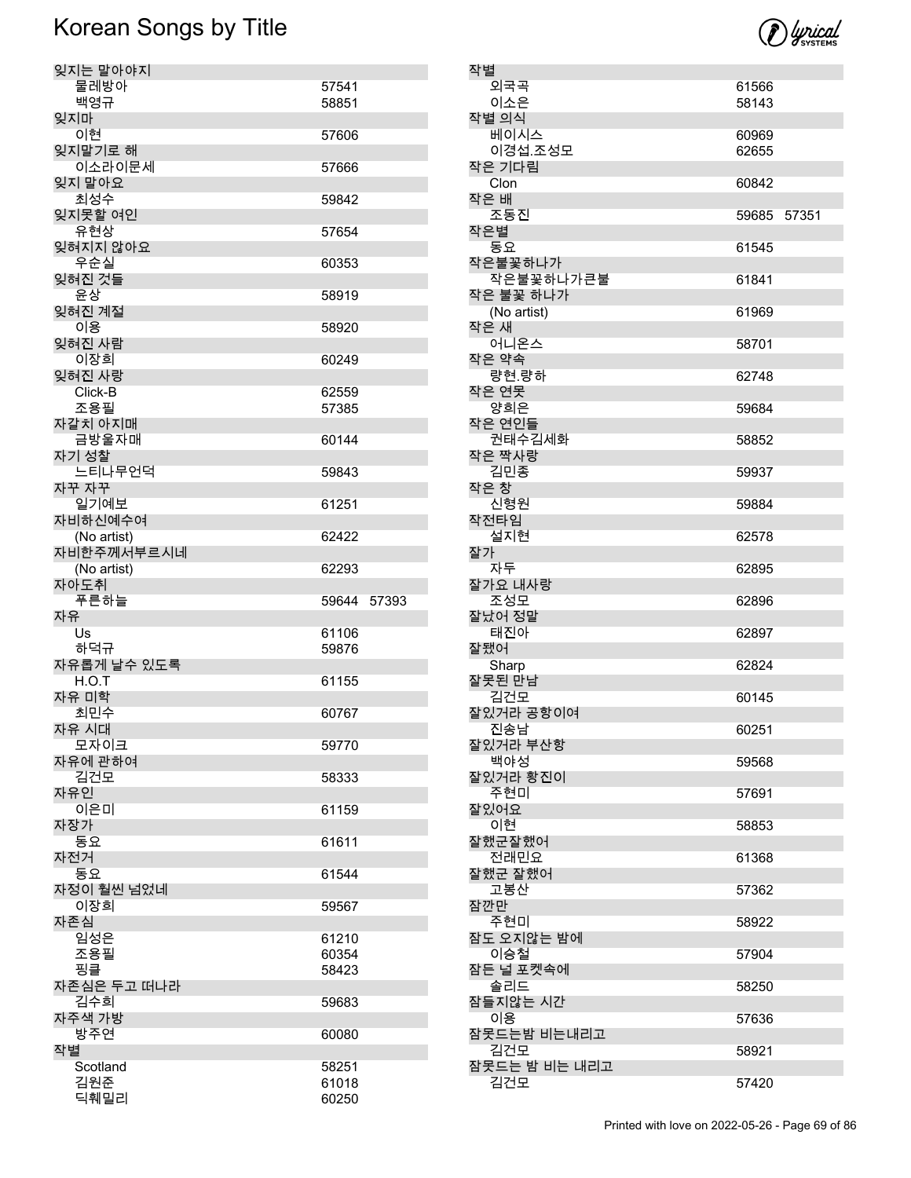# Korean Songs by Title

| Title / Artist | Number | Number |
|---|---|---|
| **잊지는 말아야지** | | |
| 물레방아 | 57541 | |
| 백영규 | 58851 | |
| **잊지마** | | |
| 이현 | 57606 | |
| **잊지말기로 해** | | |
| 이소라이문세 | 57666 | |
| **잊지 말아요** | | |
| 최성수 | 59842 | |
| **잊지못할 여인** | | |
| 유현상 | 57654 | |
| **잊혀지지 않아요** | | |
| 우순실 | 60353 | |
| **잊혀진 것들** | | |
| 윤상 | 58919 | |
| **잊혀진 계절** | | |
| 이용 | 58920 | |
| **잊혀진 사람** | | |
| 이장희 | 60249 | |
| **잊혀진 사랑** | | |
| Click-B | 62559 | |
| 조용필 | 57385 | |
| **자갈치 아지매** | | |
| 금방울자매 | 60144 | |
| **자기 성찰** | | |
| 느티나무언덕 | 59843 | |
| **자꾸 자꾸** | | |
| 일기예보 | 61251 | |
| **자비하신예수여** | | |
| (No artist) | 62422 | |
| **자비한주께서부르시네** | | |
| (No artist) | 62293 | |
| **자아도취** | | |
| 푸른하늘 | 59644 | 57393 |
| **자유** | | |
| Us | 61106 | |
| 하덕규 | 59876 | |
| **자유롭게 날수 있도록** | | |
| H.O.T | 61155 | |
| **자유 미학** | | |
| 최민수 | 60767 | |
| **자유 시대** | | |
| 모자이크 | 59770 | |
| **자유에 관하여** | | |
| 김건모 | 58333 | |
| **자유인** | | |
| 이은미 | 61159 | |
| **자장가** | | |
| 동요 | 61611 | |
| **자전거** | | |
| 동요 | 61544 | |
| **자정이 훨씬 넘었네** | | |
| 이장희 | 59567 | |
| **자존심** | | |
| 임성은 | 61210 | |
| 조용필 | 60354 | |
| 핑클 | 58423 | |
| **자존심은 두고 떠나라** | | |
| 김수희 | 59683 | |
| **자주색 가방** | | |
| 방주연 | 60080 | |
| **작별** | | |
| Scotland | 58251 | |
| 김원준 | 61018 | |
| 딕훼밀리 | 60250 | |
| **작별** | | |
| 외국곡 | 61566 | |
| 이소은 | 58143 | |
| **작별 의식** | | |
| 베이시스 | 60969 | |
| 이경섭.조성모 | 62655 | |
| **작은 기다림** | | |
| Clon | 60842 | |
| **작은 배** | | |
| 조동진 | 59685 | 57351 |
| **작은별** | | |
| 동요 | 61545 | |
| **작은불꽃하나가** | | |
| 작은불꽃하나가큰불 | 61841 | |
| **작은 불꽃 하나가** | | |
| (No artist) | 61969 | |
| **작은 새** | | |
| 어니온스 | 58701 | |
| **작은 약속** | | |
| 량현.량하 | 62748 | |
| **작은 연못** | | |
| 양희은 | 59684 | |
| **작은 연인들** | | |
| 권태수김세화 | 58852 | |
| **작은 짝사랑** | | |
| 김민종 | 59937 | |
| **작은 창** | | |
| 신형원 | 59884 | |
| **작전타임** | | |
| 설지현 | 62578 | |
| **잘가** | | |
| 자두 | 62895 | |
| **잘가요 내사랑** | | |
| 조성모 | 62896 | |
| **잘났어 정말** | | |
| 태진아 | 62897 | |
| **잘됐어** | | |
| Sharp | 62824 | |
| **잘못된 만남** | | |
| 김건모 | 60145 | |
| **잘있거라 공항이여** | | |
| 진송남 | 60251 | |
| **잘있거라 부산항** | | |
| 백야성 | 59568 | |
| **잘있거라 황진이** | | |
| 주현미 | 57691 | |
| **잘있어요** | | |
| 이현 | 58853 | |
| **잘했군잘했어** | | |
| 전래민요 | 61368 | |
| **잘했군 잘했어** | | |
| 고봉산 | 57362 | |
| **잠깐만** | | |
| 주현미 | 58922 | |
| **잠도 오지않는 밤에** | | |
| 이승철 | 57904 | |
| **잠든 널 포켓속에** | | |
| 솔리드 | 58250 | |
| **잠들지않는 시간** | | |
| 이용 | 57636 | |
| **잠못드는밤 비는내리고** | | |
| 김건모 | 58921 | |
| **잠못드는 밤 비는 내리고** | | |
| 김건모 | 57420 | |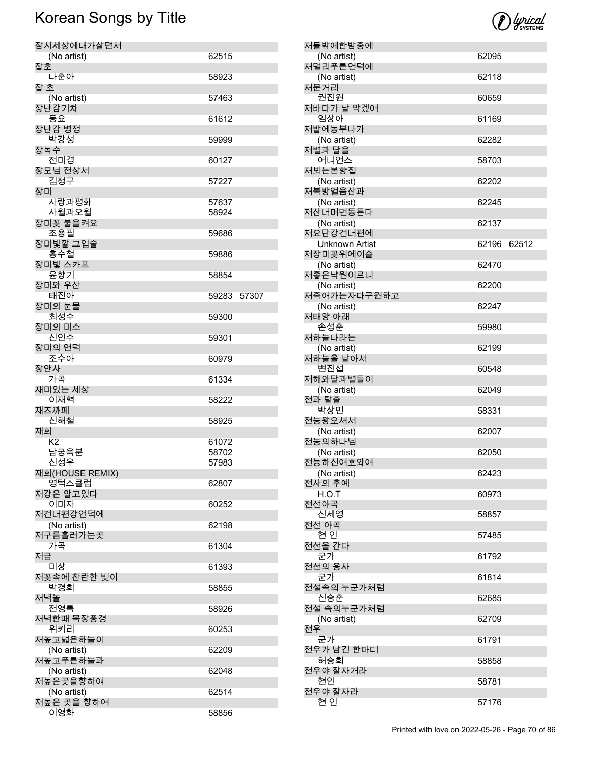# Korean Songs by Title

| Title / Artist | Numbers |
| --- | --- |
| 잠시세상에내가살면서 | |
| (No artist) | 62515 |
| 잡초 | |
| 나훈아 | 58923 |
| 잡 초 | |
| (No artist) | 57463 |
| 장난감기차 | |
| 동요 | 61612 |
| 장난감 병정 | |
| 박강성 | 59999 |
| 장녹수 | |
| 전미경 | 60127 |
| 장모님 전상서 | |
| 김정구 | 57227 |
| 장미 | |
| 사랑과평화 | 57637 |
| 사월과오월 | 58924 |
| 장미꽃 불을켜요 | |
| 조용필 | 59686 |
| 장미빛깔 그입술 | |
| 홍수철 | 59886 |
| 장미빛 스카프 | |
| 윤항기 | 58854 |
| 장미와 우산 | |
| 태진아 | 59283 57307 |
| 장미의 눈물 | |
| 최성수 | 59300 |
| 장미의 미소 | |
| 신인수 | 59301 |
| 장미의 언덕 | |
| 조수아 | 60979 |
| 장안사 | |
| 가곡 | 61334 |
| 재미있는 세상 | |
| 이재혁 | 58222 |
| 재즈까페 | |
| 신해철 | 58925 |
| 재회 | |
| K2 | 61072 |
| 남궁옥분 | 58702 |
| 신성우 | 57983 |
| 재회(HOUSE REMIX) | |
| 영턱스클럽 | 62807 |
| 저강은 알고있다 | |
| 이미자 | 60252 |
| 저건너편강언덕에 | |
| (No artist) | 62198 |
| 저구름흘러가는곳 | |
| 가곡 | 61304 |
| 저금 | |
| 미상 | 61393 |
| 저꽃속에 찬란한 빛이 | |
| 박경희 | 58855 |
| 저녁놀 | |
| 전영록 | 58926 |
| 저녁한때 목장풍경 | |
| 위키리 | 60253 |
| 저높고넓은하늘이 | |
| (No artist) | 62209 |
| 저높고푸른하늘과 | |
| (No artist) | 62048 |
| 저높은곳을향하여 | |
| (No artist) | 62514 |
| 저높은 곳을 향하여 | |
| 이영화 | 58856 |
| 저들밖에한밤중에 | |
| (No artist) | 62095 |
| 저멀리푸른언덕에 | |
| (No artist) | 62118 |
| 저문거리 | |
| 권진원 | 60659 |
| 저바다가 날 막겠어 | |
| 임상아 | 61169 |
| 저밭에농부나가 | |
| (No artist) | 62282 |
| 저별과 달을 | |
| 어니언스 | 58703 |
| 저뵈는본향집 | |
| (No artist) | 62202 |
| 저북방얼음산과 | |
| (No artist) | 62245 |
| 저산너머먼동튼다 | |
| (No artist) | 62137 |
| 저요단강건너편에 | |
| Unknown Artist | 62196 62512 |
| 저장미꽃위에이슬 | |
| (No artist) | 62470 |
| 저좋은낙원이르니 | |
| (No artist) | 62200 |
| 저죽어가는자다구원하고 | |
| (No artist) | 62247 |
| 저태양 아래 | |
| 손성훈 | 59980 |
| 저하늘나라는 | |
| (No artist) | 62199 |
| 저하늘을 날아서 | |
| 변진섭 | 60548 |
| 저해와달과별들이 | |
| (No artist) | 62049 |
| 전과 탈출 | |
| 박상민 | 58331 |
| 전능왕오셔서 | |
| (No artist) | 62007 |
| 전능의하나님 | |
| (No artist) | 62050 |
| 전능하신여호와여 | |
| (No artist) | 62423 |
| 전사의 후예 | |
| H.O.T | 60973 |
| 전선야곡 | |
| 신세영 | 58857 |
| 전선 야곡 | |
| 현 인 | 57485 |
| 전선을 간다 | |
| 군가 | 61792 |
| 전선의 용사 | |
| 군가 | 61814 |
| 전설속의 누군가처럼 | |
| 신승훈 | 62685 |
| 전설 속의누군가처럼 | |
| (No artist) | 62709 |
| 전우 | |
| 군가 | 61791 |
| 전우가 남긴 한마디 | |
| 허승희 | 58858 |
| 전우야 잘자거라 | |
| 현인 | 58781 |
| 전우야 잘자라 | |
| 현 인 | 57176 |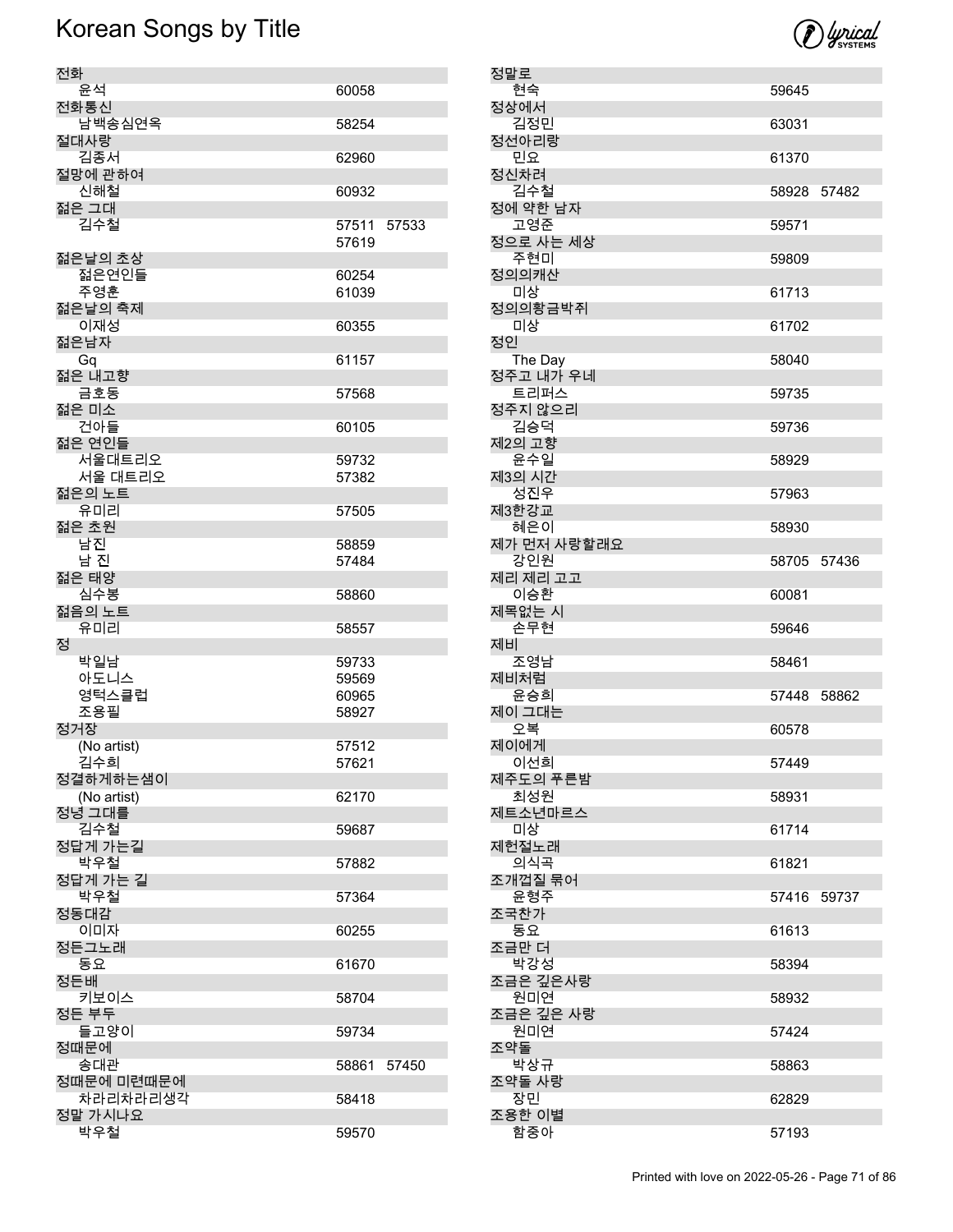# Korean Songs by Title

| Title / Artist | Numbers |
| --- | --- |
| **전화** | |
| 윤석 | 60058 |
| **전화통신** | |
| 남백송심연옥 | 58254 |
| **절대사랑** | |
| 김종서 | 62960 |
| **절망에 관하여** | |
| 신해철 | 60932 |
| **젊은 그대** | |
| 김수철 | 57511 57533 57619 |
| **젊은날의 초상** | |
| 젊은연인들 | 60254 |
| 주영훈 | 61039 |
| **젊은날의 축제** | |
| 이재성 | 60355 |
| **젊은남자** | |
| Gq | 61157 |
| **젊은 내고향** | |
| 금호동 | 57568 |
| **젊은 미소** | |
| 건아들 | 60105 |
| **젊은 연인들** | |
| 서울대트리오 | 59732 |
| 서울 대트리오 | 57382 |
| **젊은의 노트** | |
| 유미리 | 57505 |
| **젊은 초원** | |
| 남진 | 58859 |
| 남 진 | 57484 |
| **젊은 태양** | |
| 심수봉 | 58860 |
| **젊음의 노트** | |
| 유미리 | 58557 |
| **정** | |
| 박일남 | 59733 |
| 아도니스 | 59569 |
| 영턱스클럽 | 60965 |
| 조용필 | 58927 |
| **정거장** | |
| (No artist) | 57512 |
| 김수희 | 57621 |
| **정결하게하는샘이** | |
| (No artist) | 62170 |
| **정녕 그대를** | |
| 김수철 | 59687 |
| **정답게 가는길** | |
| 박우철 | 57882 |
| **정답게 가는 길** | |
| 박우철 | 57364 |
| **정동대감** | |
| 이미자 | 60255 |
| **정든그노래** | |
| 동요 | 61670 |
| **정든배** | |
| 키보이스 | 58704 |
| **정든 부두** | |
| 들고양이 | 59734 |
| **정때문에** | |
| 송대관 | 58861 57450 |
| **정때문에 미련때문에** | |
| 차라리차라리생각 | 58418 |
| **정말 가시나요** | |
| 박우철 | 59570 |
| **정말로** | |
| 현숙 | 59645 |
| **정상에서** | |
| 김정민 | 63031 |
| **정선아리랑** | |
| 민요 | 61370 |
| **정신차려** | |
| 김수철 | 58928 57482 |
| **정에 약한 남자** | |
| 고영준 | 59571 |
| **정으로 사는 세상** | |
| 주현미 | 59809 |
| **정의의캐산** | |
| 미상 | 61713 |
| **정의의황금박쥐** | |
| 미상 | 61702 |
| **정인** | |
| The Day | 58040 |
| **정주고 내가 우네** | |
| 트리퍼스 | 59735 |
| **정주지 않으리** | |
| 김승덕 | 59736 |
| **제2의 고향** | |
| 윤수일 | 58929 |
| **제3의 시간** | |
| 성진우 | 57963 |
| **제3한강교** | |
| 혜은이 | 58930 |
| **제가 먼저 사랑할래요** | |
| 강인원 | 58705 57436 |
| **제리 제리 고고** | |
| 이승환 | 60081 |
| **제목없는 시** | |
| 손무현 | 59646 |
| **제비** | |
| 조영남 | 58461 |
| **제비처럼** | |
| 윤승희 | 57448 58862 |
| **제이 그대는** | |
| 오복 | 60578 |
| **제이에게** | |
| 이선희 | 57449 |
| **제주도의 푸른밤** | |
| 최성원 | 58931 |
| **제트소년마르스** | |
| 미상 | 61714 |
| **제헌절노래** | |
| 의식곡 | 61821 |
| **조개껍질 묶어** | |
| 윤형주 | 57416 59737 |
| **조국찬가** | |
| 동요 | 61613 |
| **조금만 더** | |
| 박강성 | 58394 |
| **조금은 깊은사랑** | |
| 원미연 | 58932 |
| **조금은 깊은 사랑** | |
| 원미연 | 57424 |
| **조약돌** | |
| 박상규 | 58863 |
| **조약돌 사랑** | |
| 장민 | 62829 |
| **조용한 이별** | |
| 함중아 | 57193 |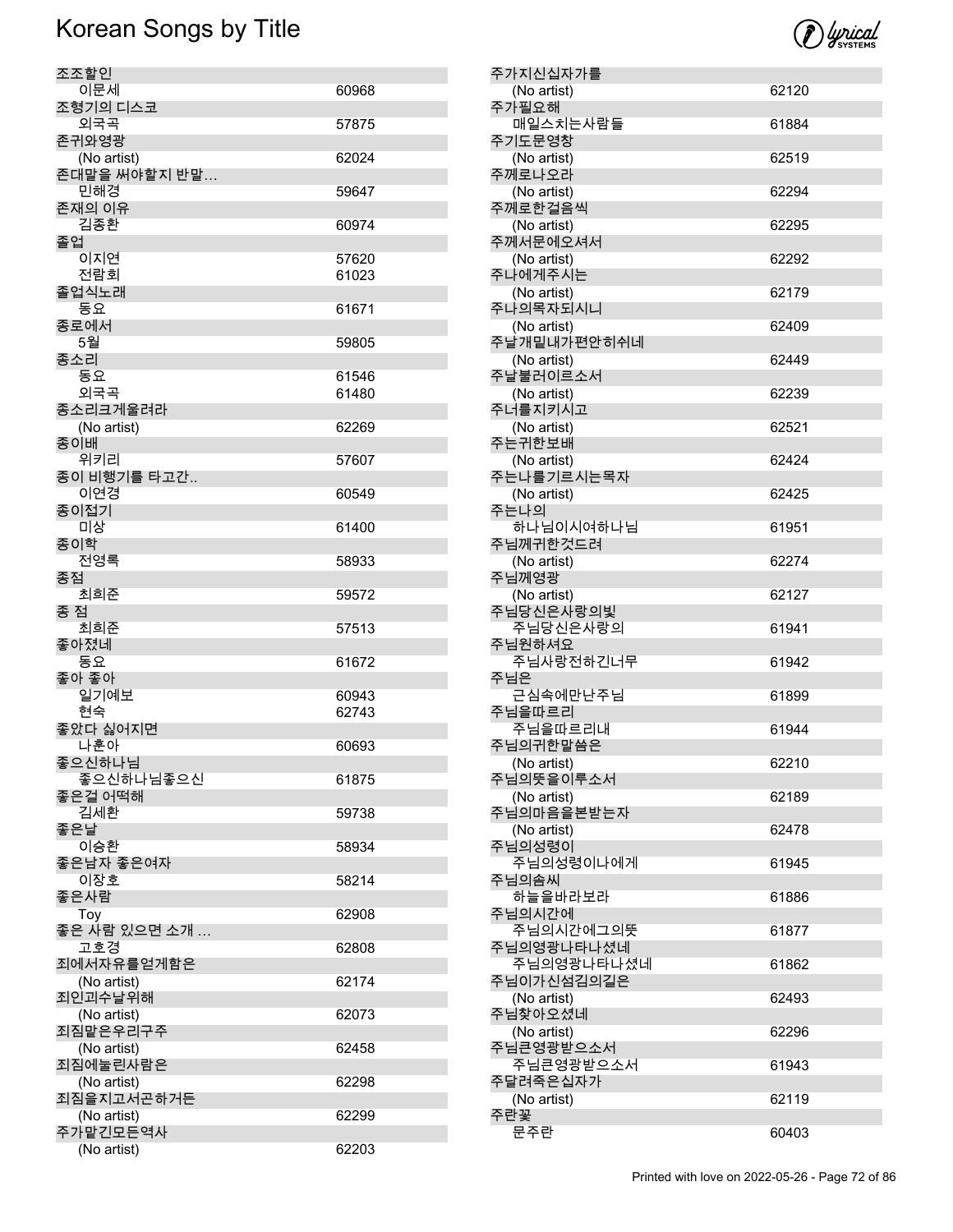# Korean Songs by Title

| Title / Artist | Number |
|---|---|
| **조조할인** | |
| 이문세 | 60968 |
| **조형기의 디스코** | |
| 외국곡 | 57875 |
| **존귀와영광** | |
| (No artist) | 62024 |
| **존대말을 써야할지 반말…** | |
| 민해경 | 59647 |
| **존재의 이유** | |
| 김종환 | 60974 |
| **졸업** | |
| 이지연 | 57620 |
| 전람회 | 61023 |
| **졸업식노래** | |
| 동요 | 61671 |
| **종로에서** | |
| 5월 | 59805 |
| **종소리** | |
| 동요 | 61546 |
| 외국곡 | 61480 |
| **종소리크게울려라** | |
| (No artist) | 62269 |
| **종이배** | |
| 위키리 | 57607 |
| **종이 비행기를 타고간..** | |
| 이연경 | 60549 |
| **종이접기** | |
| 미상 | 61400 |
| **종이학** | |
| 전영록 | 58933 |
| **종점** | |
| 최희준 | 59572 |
| **종 점** | |
| 최희준 | 57513 |
| **좋아졌네** | |
| 동요 | 61672 |
| **좋아 좋아** | |
| 일기예보 | 60943 |
| 현숙 | 62743 |
| **좋았다 싫어지면** | |
| 나훈아 | 60693 |
| **좋으신하나님** | |
| 좋으신하나님좋으신 | 61875 |
| **좋은걸 어떡해** | |
| 김세환 | 59738 |
| **좋은날** | |
| 이승환 | 58934 |
| **좋은남자 좋은여자** | |
| 이장호 | 58214 |
| **좋은사람** | |
| Toy | 62908 |
| **좋은 사람 있으면 소개 …** | |
| 고호경 | 62808 |
| **죄에서자유를얻게함은** | |
| (No artist) | 62174 |
| **죄인괴수날위해** | |
| (No artist) | 62073 |
| **죄짐맡은우리구주** | |
| (No artist) | 62458 |
| **죄짐에눌린사람은** | |
| (No artist) | 62298 |
| **죄짐을지고서곤하거든** | |
| (No artist) | 62299 |
| **주가맡긴모든역사** | |
| (No artist) | 62203 |
| **주가지신십자가를** | |
| (No artist) | 62120 |
| **주가필요해** | |
| 매일스치는사람들 | 61884 |
| **주기도문영창** | |
| (No artist) | 62519 |
| **주께로나오라** | |
| (No artist) | 62294 |
| **주께로한걸음씩** | |
| (No artist) | 62295 |
| **주께서문에오셔서** | |
| (No artist) | 62292 |
| **주나에게주시는** | |
| (No artist) | 62179 |
| **주나의목자되시니** | |
| (No artist) | 62409 |
| **주날개밑내가편안히쉬네** | |
| (No artist) | 62449 |
| **주날불러이르소서** | |
| (No artist) | 62239 |
| **주너를지키시고** | |
| (No artist) | 62521 |
| **주는귀한보배** | |
| (No artist) | 62424 |
| **주는나를기르시는목자** | |
| (No artist) | 62425 |
| **주는나의** | |
| 하나님이시여하나님 | 61951 |
| **주님께귀한것드려** | |
| (No artist) | 62274 |
| **주님께영광** | |
| (No artist) | 62127 |
| **주님당신은사랑의빛** | |
| 주님당신은사랑의 | 61941 |
| **주님원하셔요** | |
| 주님사랑전하긴너무 | 61942 |
| **주님은** | |
| 근심속에만난주님 | 61899 |
| **주님을따르리** | |
| 주님을따르리내 | 61944 |
| **주님의귀한말씀은** | |
| (No artist) | 62210 |
| **주님의뜻을이루소서** | |
| (No artist) | 62189 |
| **주님의마음을본받는자** | |
| (No artist) | 62478 |
| **주님의성령이** | |
| 주님의성령이나에게 | 61945 |
| **주님의솜씨** | |
| 하늘을바라보라 | 61886 |
| **주님의시간에** | |
| 주님의시간에그의뜻 | 61877 |
| **주님의영광나타나셨네** | |
| 주님의영광나타나셨네 | 61862 |
| **주님이가신섬김의길은** | |
| (No artist) | 62493 |
| **주님찾아오셨네** | |
| (No artist) | 62296 |
| **주님큰영광받으소서** | |
| 주님큰영광받으소서 | 61943 |
| **주달려죽은십자가** | |
| (No artist) | 62119 |
| **주란꽃** | |
| 문주란 | 60403 |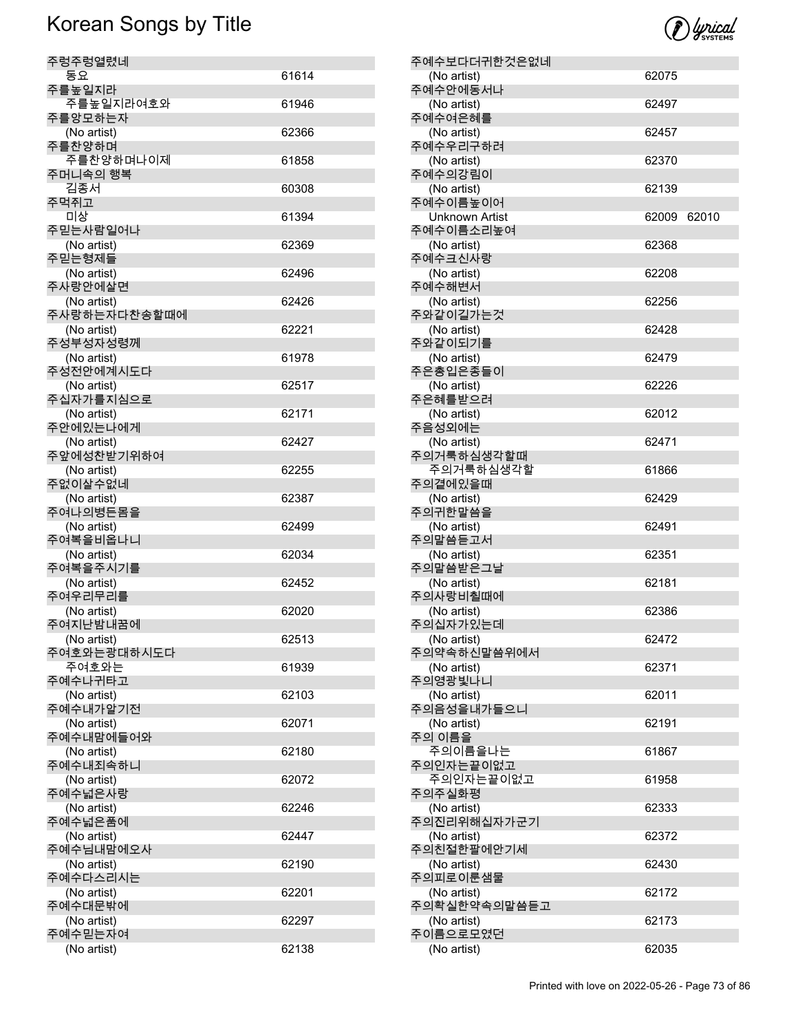# Korean Songs by Title

| Title | Artist | Number |
| --- | --- | --- |
| 주렁주렁열렸네 | 동요 | 61614 |
| 주를높일지라 | 주를높일지라여호와 | 61946 |
| 주를앙모하는자 | (No artist) | 62366 |
| 주를찬양하며 | 주를찬양하며나이제 | 61858 |
| 주머니속의 행복 | 김종서 | 60308 |
| 주먹쥐고 | 미상 | 61394 |
| 주믿는사람일어나 | (No artist) | 62369 |
| 주믿는형제들 | (No artist) | 62496 |
| 주사랑안에살면 | (No artist) | 62426 |
| 주사랑하는자다찬송할때에 | (No artist) | 62221 |
| 주성부성자성령께 | (No artist) | 61978 |
| 주성전안에계시도다 | (No artist) | 62517 |
| 주십자가를지심으로 | (No artist) | 62171 |
| 주안에있는나에게 | (No artist) | 62427 |
| 주앞에성찬받기위하여 | (No artist) | 62255 |
| 주없이살수없네 | (No artist) | 62387 |
| 주여나의병든몸을 | (No artist) | 62499 |
| 주여복을비옵나니 | (No artist) | 62034 |
| 주여복을주시기를 | (No artist) | 62452 |
| 주여우리무리를 | (No artist) | 62020 |
| 주여지난밤내꿈에 | (No artist) | 62513 |
| 주여호와는광대하시도다 | 주여호와는 | 61939 |
| 주예수나귀타고 | (No artist) | 62103 |
| 주예수내가알기전 | (No artist) | 62071 |
| 주예수내맘에들어와 | (No artist) | 62180 |
| 주예수내죄속하니 | (No artist) | 62072 |
| 주예수넓은사랑 | (No artist) | 62246 |
| 주예수넓은품에 | (No artist) | 62447 |
| 주예수님내맘에오사 | (No artist) | 62190 |
| 주예수다스리시는 | (No artist) | 62201 |
| 주예수대문밖에 | (No artist) | 62297 |
| 주예수믿는자여 | (No artist) | 62138 |
| 주예수보다더귀한것은없네 | (No artist) | 62075 |
| 주예수안에동서나 | (No artist) | 62497 |
| 주예수여은혜를 | (No artist) | 62457 |
| 주예수우리구하려 | (No artist) | 62370 |
| 주예수의강림이 | (No artist) | 62139 |
| 주예수이름높이어 | Unknown Artist | 62009 62010 |
| 주예수이름소리높여 | (No artist) | 62368 |
| 주예수크신사랑 | (No artist) | 62208 |
| 주예수해변서 | (No artist) | 62256 |
| 주와같이길가는것 | (No artist) | 62428 |
| 주와같이되기를 | (No artist) | 62479 |
| 주은총입은종들이 | (No artist) | 62226 |
| 주은혜를받으려 | (No artist) | 62012 |
| 주음성외에는 | (No artist) | 62471 |
| 주의거룩하심생각할때 | 주의거룩하심생각할 | 61866 |
| 주의곁에있을때 | (No artist) | 62429 |
| 주의귀한말씀을 | (No artist) | 62491 |
| 주의말씀듣고서 | (No artist) | 62351 |
| 주의말씀받은그날 | (No artist) | 62181 |
| 주의사랑비칠때에 | (No artist) | 62386 |
| 주의십자가있는데 | (No artist) | 62472 |
| 주의약속하신말씀위에서 | (No artist) | 62371 |
| 주의영광빛나니 | (No artist) | 62011 |
| 주의음성을내가들으니 | (No artist) | 62191 |
| 주의 이름을 | 주의이름을나는 | 61867 |
| 주의인자는끝이없고 | 주의인자는끝이없고 | 61958 |
| 주의주실화평 | (No artist) | 62333 |
| 주의진리위해십자가군기 | (No artist) | 62372 |
| 주의친절한팔에안기세 | (No artist) | 62430 |
| 주의피로이룬샘물 | (No artist) | 62172 |
| 주의확실한약속의말씀듣고 | (No artist) | 62173 |
| 주이름으로모였던 | (No artist) | 62035 |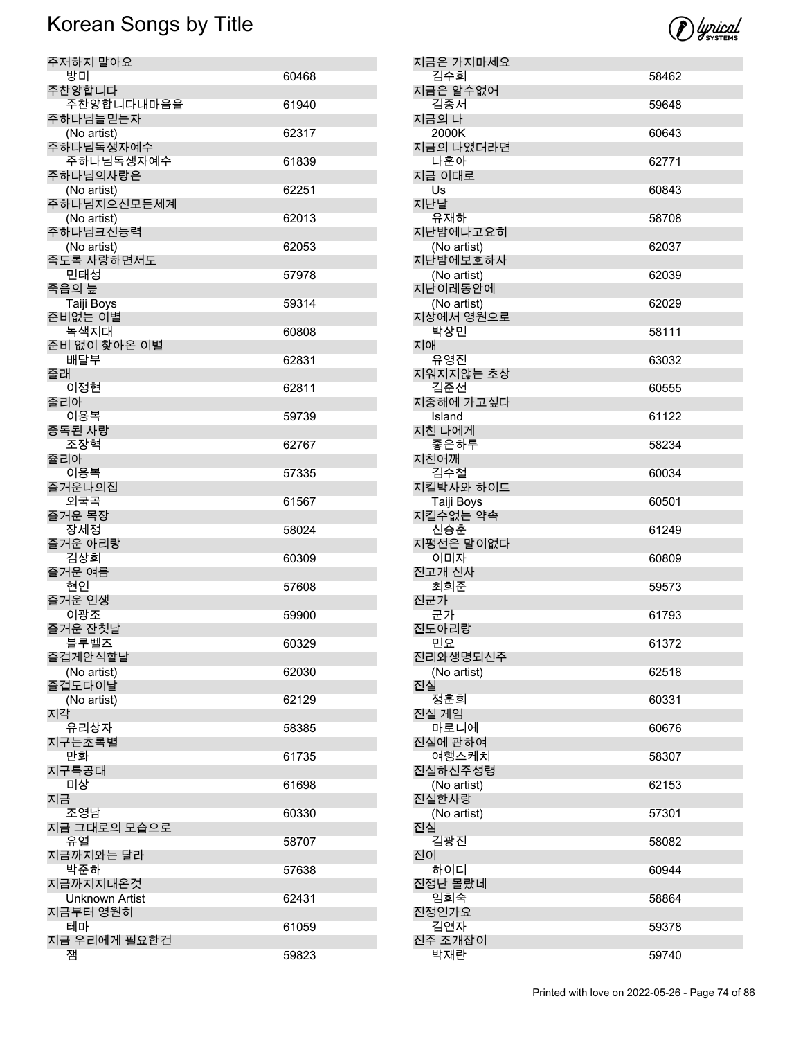# Korean Songs by Title

| Title | Artist | Number |
|---|---|---|
| 주저하지 말아요 | 방미 | 60468 |
| 주찬양합니다 | 주찬양합니다내마음을 | 61940 |
| 주하나님늘믿는자 | (No artist) | 62317 |
| 주하나님독생자예수 | 주하나님독생자예수 | 61839 |
| 주하나님의사랑은 | (No artist) | 62251 |
| 주하나님지으신모든세계 | (No artist) | 62013 |
| 주하나님크신능력 | (No artist) | 62053 |
| 죽도록 사랑하면서도 | 민태성 | 57978 |
| 죽음의 늪 | Taiji Boys | 59314 |
| 준비없는 이별 | 녹색지대 | 60808 |
| 준비 없이 찾아온 이별 | 배달부 | 62831 |
| 줄래 | 이정현 | 62811 |
| 줄리아 | 이용복 | 59739 |
| 중독된 사랑 | 조장혁 | 62767 |
| 쥴리아 | 이용복 | 57335 |
| 즐거운나의집 | 외국곡 | 61567 |
| 즐거운 목장 | 장세정 | 58024 |
| 즐거운 아리랑 | 김상희 | 60309 |
| 즐거운 여름 | 현인 | 57608 |
| 즐거운 인생 | 이광조 | 59900 |
| 즐거운 잔칫날 | 블루벨즈 | 60329 |
| 즐겁게안식할날 | (No artist) | 62030 |
| 즐겁도다이날 | (No artist) | 62129 |
| 지각 | 유리상자 | 58385 |
| 지구는초록별 | 만화 | 61735 |
| 지구특공대 | 미상 | 61698 |
| 지금 | 조영남 | 60330 |
| 지금 그대로의 모습으로 | 유열 | 58707 |
| 지금까지와는 달라 | 박준하 | 57638 |
| 지금까지지내온것 | Unknown Artist | 62431 |
| 지금부터 영원히 | 테마 | 61059 |
| 지금 우리에게 필요한건 | 잼 | 59823 |
| 지금은 가지마세요 | 김수희 | 58462 |
| 지금은 알수없어 | 김종서 | 59648 |
| 지금의 나 | 2000K | 60643 |
| 지금의 나였더라면 | 나훈아 | 62771 |
| 지금 이대로 | Us | 60843 |
| 지난날 | 유재하 | 58708 |
| 지난밤에나고요히 | (No artist) | 62037 |
| 지난밤에보호하사 | (No artist) | 62039 |
| 지난이레동안에 | (No artist) | 62029 |
| 지상에서 영원으로 | 박상민 | 58111 |
| 지애 | 유영진 | 63032 |
| 지워지지않는 초상 | 김준선 | 60555 |
| 지중해에 가고싶다 | Island | 61122 |
| 지친 나에게 | 좋은하루 | 58234 |
| 지친어깨 | 김수철 | 60034 |
| 지킬박사와 하이드 | Taiji Boys | 60501 |
| 지킬수없는 약속 | 신승훈 | 61249 |
| 지평선은 말이없다 | 이미자 | 60809 |
| 진고개 신사 | 최희준 | 59573 |
| 진군가 | 군가 | 61793 |
| 진도아리랑 | 민요 | 61372 |
| 진리와생명되신주 | (No artist) | 62518 |
| 진실 | 정훈희 | 60331 |
| 진실 게임 | 마로니에 | 60676 |
| 진실에 관하여 | 여행스케치 | 58307 |
| 진실하신주성령 | (No artist) | 62153 |
| 진실한사랑 | (No artist) | 57301 |
| 진심 | 김광진 | 58082 |
| 진이 | 하이디 | 60944 |
| 진정난 몰랐네 | 임희숙 | 58864 |
| 진정인가요 | 김연자 | 59378 |
| 진주 조개잡이 | 박재란 | 59740 |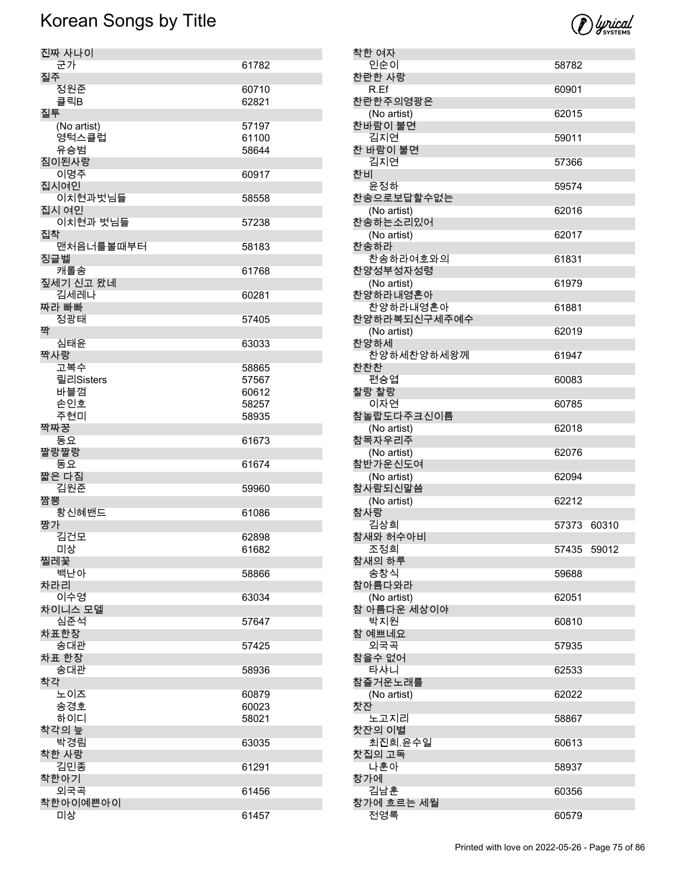# Korean Songs by Title

| Title / Artist | Number |
|---|---|
| **진짜 사나이** | |
| 군가 | 61782 |
| **질주** | |
| 정원준 | 60710 |
| 클릭B | 62821 |
| **질투** | |
| (No artist) | 57197 |
| 영턱스클럽 | 61100 |
| 유승범 | 58644 |
| **짐이된사랑** | |
| 이명주 | 60917 |
| **집시여인** | |
| 이치현과벗님들 | 58558 |
| **집시 여인** | |
| 이치현과 벗님들 | 57238 |
| **집착** | |
| 맨처음너를볼때부터 | 58183 |
| **징글벨** | |
| 캐롤송 | 61768 |
| **짚세기 신고 왔네** | |
| 김세레나 | 60281 |
| **짜라 빠빠** | |
| 정광태 | 57405 |
| **짝** | |
| 심태윤 | 63033 |
| **짝사랑** | |
| 고복수 | 58865 |
| 릴리Sisters | 57567 |
| 바블껌 | 60612 |
| 손인호 | 58257 |
| 주현미 | 58935 |
| **짝짜꿍** | |
| 동요 | 61673 |
| **짤랑짤랑** | |
| 동요 | 61674 |
| **짧은 다짐** | |
| 김원준 | 59960 |
| **짬뽕** | |
| 황신혜밴드 | 61086 |
| **짱가** | |
| 김건모 | 62898 |
| 미상 | 61682 |
| **찔레꽃** | |
| 백난아 | 58866 |
| **차라리** | |
| 이수영 | 63034 |
| **차이니스 모델** | |
| 심준석 | 57647 |
| **차표한장** | |
| 송대관 | 57425 |
| **차표 한장** | |
| 송대관 | 58936 |
| **착각** | |
| 노이즈 | 60879 |
| 송경호 | 60023 |
| 하이디 | 58021 |
| **착각의 늪** | |
| 박경림 | 63035 |
| **착한 사랑** | |
| 김민종 | 61291 |
| **착한아기** | |
| 외국곡 | 61456 |
| **착한아이예쁜아이** | |
| 미상 | 61457 |
| **착한 여자** | |
| 인순이 | 58782 |
| **찬란한 사랑** | |
| R.Ef | 60901 |
| **찬란한주의영광은** | |
| (No artist) | 62015 |
| **찬바람이 불면** | |
| 김지연 | 59011 |
| **찬 바람이 불면** | |
| 김지연 | 57366 |
| **찬비** | |
| 윤정하 | 59574 |
| **찬송으로보답할수없는** | |
| (No artist) | 62016 |
| **찬송하는소리있어** | |
| (No artist) | 62017 |
| **찬송하라** | |
| 찬송하라여호와의 | 61831 |
| **찬양성부성자성령** | |
| (No artist) | 61979 |
| **찬양하라내영혼아** | |
| 찬양하라내영혼아 | 61881 |
| **찬양하라복되신구세주예수** | |
| (No artist) | 62019 |
| **찬양하세** | |
| 찬양하세찬양하세왕께 | 61947 |
| **찬찬찬** | |
| 편승엽 | 60083 |
| **찰랑 찰랑** | |
| 이자연 | 60785 |
| **참놀랍도다주크신이름** | |
| (No artist) | 62018 |
| **참목자우리주** | |
| (No artist) | 62076 |
| **참반가운신도여** | |
| (No artist) | 62094 |
| **참사람되신말씀** | |
| (No artist) | 62212 |
| **참사랑** | |
| 김상희 | 57373 60310 |
| **참새와 허수아비** | |
| 조정희 | 57435 59012 |
| **참새의 하루** | |
| 송창식 | 59688 |
| **참아름다와라** | |
| (No artist) | 62051 |
| **참 아름다운 세상이야** | |
| 박지원 | 60810 |
| **참 예쁘네요** | |
| 외국곡 | 57935 |
| **참을수 없어** | |
| 타샤니 | 62533 |
| **참즐거운노래를** | |
| (No artist) | 62022 |
| **찻잔** | |
| 노고지리 | 58867 |
| **찻잔의 이별** | |
| 최진희.윤수일 | 60613 |
| **찻집의 고독** | |
| 나훈아 | 58937 |
| **창가에** | |
| 김남훈 | 60356 |
| **창가에 흐르는 세월** | |
| 전영록 | 60579 |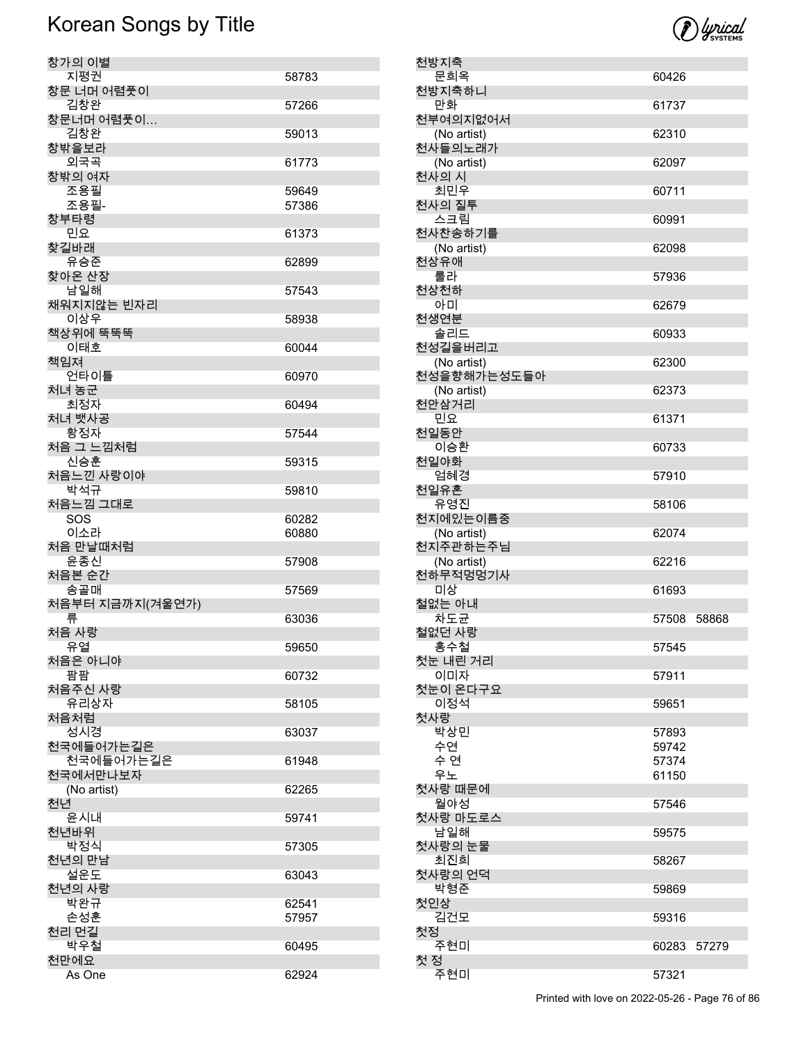# Korean Songs by Title

| Title / Artist | Number |
|---|---|
| **창가의 이별** | |
| 지평권 | 58783 |
| **창문 너머 어렴풋이** | |
| 김창완 | 57266 |
| **창문너머 어렴풋이...** | |
| 김창완 | 59013 |
| **창밖을보라** | |
| 외국곡 | 61773 |
| **창밖의 여자** | |
| 조용필 | 59649 |
| 조용필- | 57386 |
| **창부타령** | |
| 민요 | 61373 |
| **찾길바래** | |
| 유승준 | 62899 |
| **찾아온 산장** | |
| 남일해 | 57543 |
| **채워지지않는 빈자리** | |
| 이상우 | 58938 |
| **책상위에 뚝뚝뚝** | |
| 이태호 | 60044 |
| **책임져** | |
| 언타이틀 | 60970 |
| **처녀 농군** | |
| 최정자 | 60494 |
| **처녀 뱃사공** | |
| 황정자 | 57544 |
| **처음 그 느낌처럼** | |
| 신승훈 | 59315 |
| **처음느낀 사랑이야** | |
| 박석규 | 59810 |
| **처음느낌 그대로** | |
| SOS | 60282 |
| 이소라 | 60880 |
| **처음 만날때처럼** | |
| 윤종신 | 57908 |
| **처음본 순간** | |
| 송골매 | 57569 |
| **처음부터 지금까지(겨울연가)** | |
| 류 | 63036 |
| **처음 사랑** | |
| 유열 | 59650 |
| **처음은 아니야** | |
| 팜팜 | 60732 |
| **처음주신 사랑** | |
| 유리상자 | 58105 |
| **처음처럼** | |
| 성시경 | 63037 |
| **천국에들어가는길은** | |
| 천국에들어가는길은 | 61948 |
| **천국에서만나보자** | |
| (No artist) | 62265 |
| **천년** | |
| 윤시내 | 59741 |
| **천년바위** | |
| 박정식 | 57305 |
| **천년의 만남** | |
| 설운도 | 63043 |
| **천년의 사랑** | |
| 박완규 | 62541 |
| 손성훈 | 57957 |
| **천리 먼길** | |
| 박우철 | 60495 |
| **천만에요** | |
| As One | 62924 |
| **천방지축** | |
| 문희옥 | 60426 |
| **천방지축하니** | |
| 만화 | 61737 |
| **천부여의지없어서** | |
| (No artist) | 62310 |
| **천사들의노래가** | |
| (No artist) | 62097 |
| **천사의 시** | |
| 최민우 | 60711 |
| **천사의 질투** | |
| 스크림 | 60991 |
| **천사찬송하기를** | |
| (No artist) | 62098 |
| **천상유애** | |
| 룰라 | 57936 |
| **천상천하** | |
| 아미 | 62679 |
| **천생연분** | |
| 솔리드 | 60933 |
| **천성길을버리고** | |
| (No artist) | 62300 |
| **천성을향해가는성도들아** | |
| (No artist) | 62373 |
| **천안삼거리** | |
| 민요 | 61371 |
| **천일동안** | |
| 이승환 | 60733 |
| **천일야화** | |
| 엄혜경 | 57910 |
| **천일유혼** | |
| 유영진 | 58106 |
| **천지에있는이름중** | |
| (No artist) | 62074 |
| **천지주관하는주님** | |
| (No artist) | 62216 |
| **천하무적멍멍기사** | |
| 미상 | 61693 |
| **철없는 아내** | |
| 차도균 | 57508 58868 |
| **철없던 사랑** | |
| 홍수철 | 57545 |
| **첫눈 내린 거리** | |
| 이미자 | 57911 |
| **첫눈이 온다구요** | |
| 이정석 | 59651 |
| **첫사랑** | |
| 박상민 | 57893 |
| 수연 | 59742 |
| 수 연 | 57374 |
| 우노 | 61150 |
| **첫사랑 때문에** | |
| 월야성 | 57546 |
| **첫사랑 마도로스** | |
| 남일해 | 59575 |
| **첫사랑의 눈물** | |
| 최진희 | 58267 |
| **첫사랑의 언덕** | |
| 박형준 | 59869 |
| **첫인상** | |
| 김건모 | 59316 |
| **첫정** | |
| 주현미 | 60283 57279 |
| **첫 정** | |
| 주현미 | 57321 |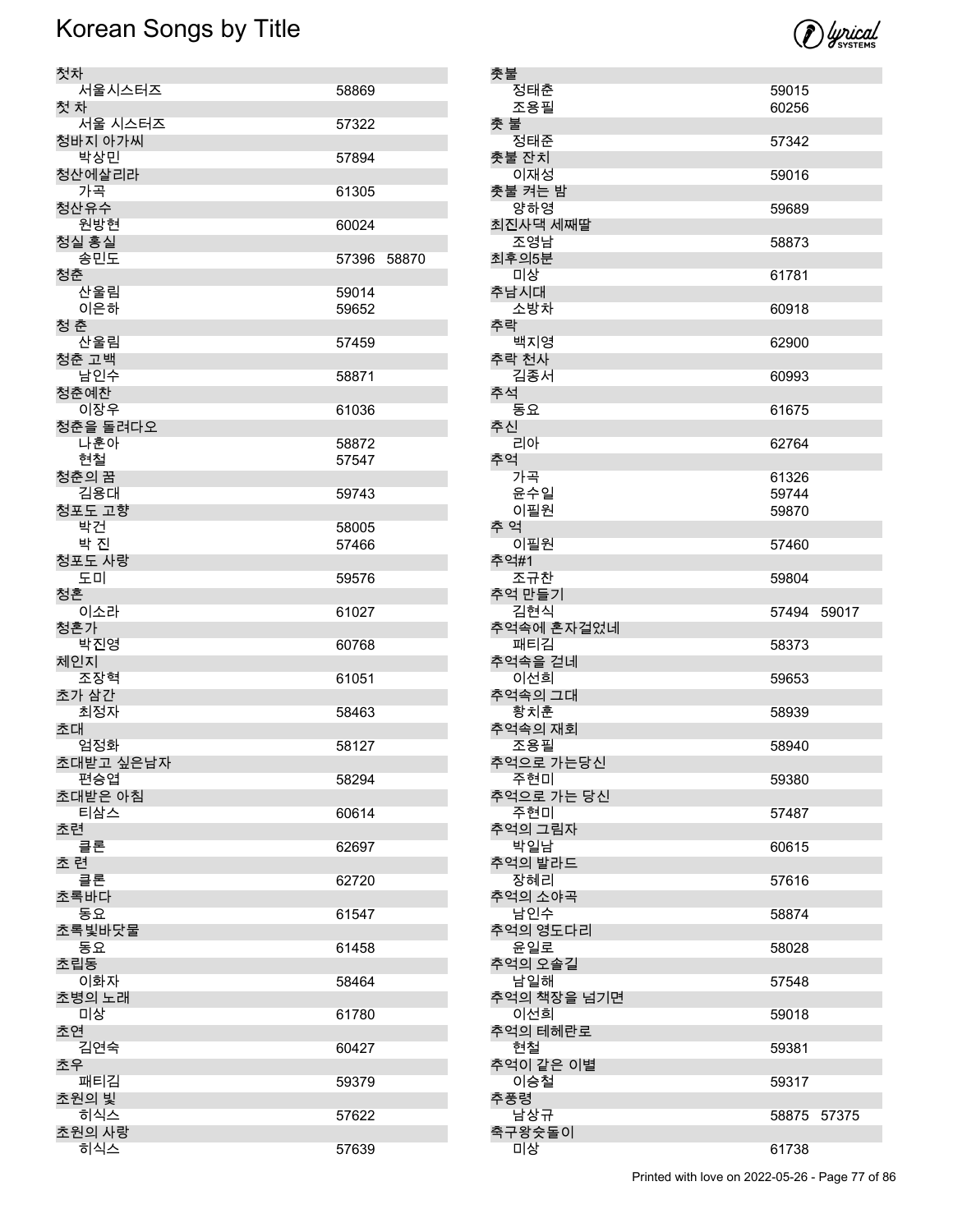# Korean Songs by Title

| Title / Artist | Number |
|---|---|
| **첫차** | |
| 서울시스터즈 | 58869 |
| **첫 차** | |
| 서울 시스터즈 | 57322 |
| **청바지 아가씨** | |
| 박상민 | 57894 |
| **청산에살리라** | |
| 가곡 | 61305 |
| **청산유수** | |
| 원방현 | 60024 |
| **청실 홍실** | |
| 송민도 | 57396 58870 |
| **청춘** | |
| 산울림 | 59014 |
| 이은하 | 59652 |
| **청 춘** | |
| 산울림 | 57459 |
| **청춘 고백** | |
| 남인수 | 58871 |
| **청춘예찬** | |
| 이장우 | 61036 |
| **청춘을 돌려다오** | |
| 나훈아 | 58872 |
| 현철 | 57547 |
| **청춘의 꿈** | |
| 김용대 | 59743 |
| **청포도 고향** | |
| 박건 | 58005 |
| 박 진 | 57466 |
| **청포도 사랑** | |
| 도미 | 59576 |
| **청혼** | |
| 이소라 | 61027 |
| **청혼가** | |
| 박진영 | 60768 |
| **체인지** | |
| 조장혁 | 61051 |
| **초가 삼간** | |
| 최정자 | 58463 |
| **초대** | |
| 엄정화 | 58127 |
| **초대받고 싶은남자** | |
| 편승엽 | 58294 |
| **초대받은 아침** | |
| 티삼스 | 60614 |
| **초련** | |
| 클론 | 62697 |
| **초 련** | |
| 클론 | 62720 |
| **초록바다** | |
| 동요 | 61547 |
| **초록빛바닷물** | |
| 동요 | 61458 |
| **초립동** | |
| 이화자 | 58464 |
| **초병의 노래** | |
| 미상 | 61780 |
| **초연** | |
| 김연숙 | 60427 |
| **초우** | |
| 패티김 | 59379 |
| **초원의 빛** | |
| 히식스 | 57622 |
| **초원의 사랑** | |
| 히식스 | 57639 |
| **촛불** | |
| 정태춘 | 59015 |
| 조용필 | 60256 |
| **촛 불** | |
| 정태준 | 57342 |
| **촛불 잔치** | |
| 이재성 | 59016 |
| **촛불 켜는 밤** | |
| 양하영 | 59689 |
| **최진사댁 세째딸** | |
| 조영남 | 58873 |
| **최후의5분** | |
| 미상 | 61781 |
| **추남시대** | |
| 소방차 | 60918 |
| **추락** | |
| 백지영 | 62900 |
| **추락 천사** | |
| 김종서 | 60993 |
| **추석** | |
| 동요 | 61675 |
| **추신** | |
| 리아 | 62764 |
| **추억** | |
| 가곡 | 61326 |
| 윤수일 | 59744 |
| 이필원 | 59870 |
| **추 억** | |
| 이필원 | 57460 |
| **추억#1** | |
| 조규찬 | 59804 |
| **추억 만들기** | |
| 김현식 | 57494 59017 |
| **추억속에 혼자걸었네** | |
| 패티김 | 58373 |
| **추억속을 걷네** | |
| 이선희 | 59653 |
| **추억속의 그대** | |
| 황치훈 | 58939 |
| **추억속의 재회** | |
| 조용필 | 58940 |
| **추억으로 가는당신** | |
| 주현미 | 59380 |
| **추억으로 가는 당신** | |
| 주현미 | 57487 |
| **추억의 그림자** | |
| 박일남 | 60615 |
| **추억의 발라드** | |
| 장혜리 | 57616 |
| **추억의 소야곡** | |
| 남인수 | 58874 |
| **추억의 영도다리** | |
| 윤일로 | 58028 |
| **추억의 오솔길** | |
| 남일해 | 57548 |
| **추억의 책장을 넘기면** | |
| 이선희 | 59018 |
| **추억의 테헤란로** | |
| 현철 | 59381 |
| **추억이 같은 이별** | |
| 이승철 | 59317 |
| **추풍령** | |
| 남상규 | 58875 57375 |
| **축구왕슛돌이** | |
| 미상 | 61738 |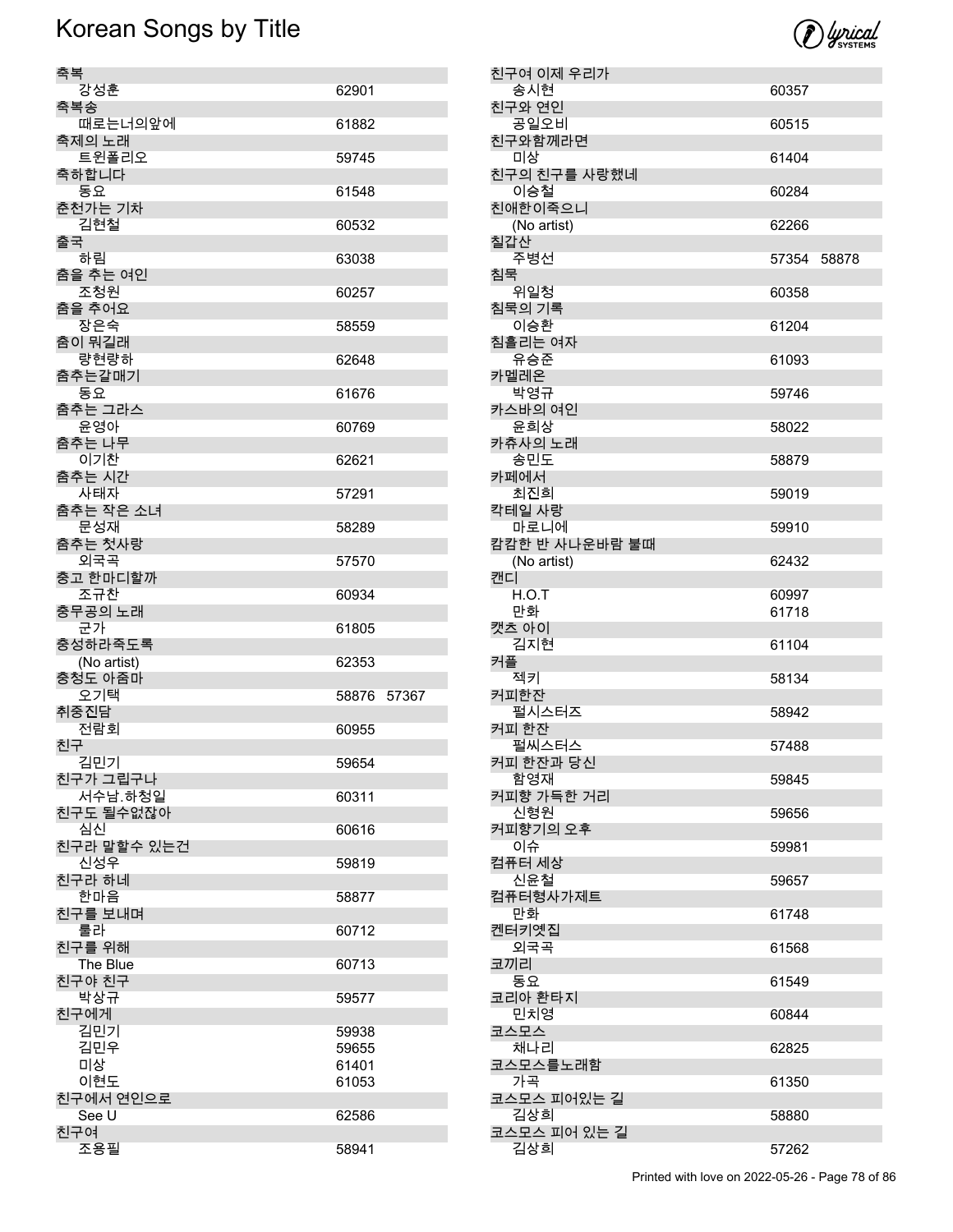# Korean Songs by Title

| Title / Artist | Number |
|---|---|
| **축복** | |
| 강성훈 | 62901 |
| **축복송** | |
| 때로는너의앞에 | 61882 |
| **축제의 노래** | |
| 트윈폴리오 | 59745 |
| **축하합니다** | |
| 동요 | 61548 |
| **춘천가는 기차** | |
| 김현철 | 60532 |
| **출국** | |
| 하림 | 63038 |
| **춤을 추는 여인** | |
| 조청원 | 60257 |
| **춤을 추어요** | |
| 장은숙 | 58559 |
| **춤이 뭐길래** | |
| 량현량하 | 62648 |
| **춤추는갈매기** | |
| 동요 | 61676 |
| **춤추는 그라스** | |
| 윤영아 | 60769 |
| **춤추는 나무** | |
| 이기찬 | 62621 |
| **춤추는 시간** | |
| 사태자 | 57291 |
| **춤추는 작은 소녀** | |
| 문성재 | 58289 |
| **춤추는 첫사랑** | |
| 외국곡 | 57570 |
| **충고 한마디할까** | |
| 조규찬 | 60934 |
| **충무공의 노래** | |
| 군가 | 61805 |
| **충성하라죽도록** | |
| (No artist) | 62353 |
| **충청도 아줌마** | |
| 오기택 | 58876 57367 |
| **취중진담** | |
| 전람회 | 60955 |
| **친구** | |
| 김민기 | 59654 |
| **친구가 그립구나** | |
| 서수남.하청일 | 60311 |
| **친구도 될수없잖아** | |
| 심신 | 60616 |
| **친구라 말할수 있는건** | |
| 신성우 | 59819 |
| **친구라 하네** | |
| 한마음 | 58877 |
| **친구를 보내며** | |
| 룰라 | 60712 |
| **친구를 위해** | |
| The Blue | 60713 |
| **친구야 친구** | |
| 박상규 | 59577 |
| **친구에게** | |
| 김민기 | 59938 |
| 김민우 | 59655 |
| 미상 | 61401 |
| 이현도 | 61053 |
| **친구에서 연인으로** | |
| See U | 62586 |
| **친구여** | |
| 조용필 | 58941 |
| **친구여 이제 우리가** | |
| 송시현 | 60357 |
| **친구와 연인** | |
| 공일오비 | 60515 |
| **친구와함께라면** | |
| 미상 | 61404 |
| **친구의 친구를 사랑했네** | |
| 이승철 | 60284 |
| **친애한이죽으니** | |
| (No artist) | 62266 |
| **칠갑산** | |
| 주병선 | 57354 58878 |
| **침묵** | |
| 위일청 | 60358 |
| **침묵의 기록** | |
| 이승환 | 61204 |
| **침흘리는 여자** | |
| 유승준 | 61093 |
| **카멜레온** | |
| 박영규 | 59746 |
| **카스바의 여인** | |
| 윤희상 | 58022 |
| **카츄사의 노래** | |
| 송민도 | 58879 |
| **카페에서** | |
| 최진희 | 59019 |
| **칵테일 사랑** | |
| 마로니에 | 59910 |
| **캄캄한 반 사나운바람 불때** | |
| (No artist) | 62432 |
| **캔디** | |
| H.O.T | 60997 |
| 만화 | 61718 |
| **캣츠 아이** | |
| 김지현 | 61104 |
| **커플** | |
| 젝키 | 58134 |
| **커피한잔** | |
| 펄시스터즈 | 58942 |
| **커피 한잔** | |
| 펄씨스터스 | 57488 |
| **커피 한잔과 당신** | |
| 함영재 | 59845 |
| **커피향 가득한 거리** | |
| 신형원 | 59656 |
| **커피향기의 오후** | |
| 이슈 | 59981 |
| **컴퓨터 세상** | |
| 신윤철 | 59657 |
| **컴퓨터형사가제트** | |
| 만화 | 61748 |
| **켄터키옛집** | |
| 외국곡 | 61568 |
| **코끼리** | |
| 동요 | 61549 |
| **코리아 환타지** | |
| 민치영 | 60844 |
| **코스모스** | |
| 채나리 | 62825 |
| **코스모스를노래함** | |
| 가곡 | 61350 |
| **코스모스 피어있는 길** | |
| 김상희 | 58880 |
| **코스모스 피어 있는 길** | |
| 김상희 | 57262 |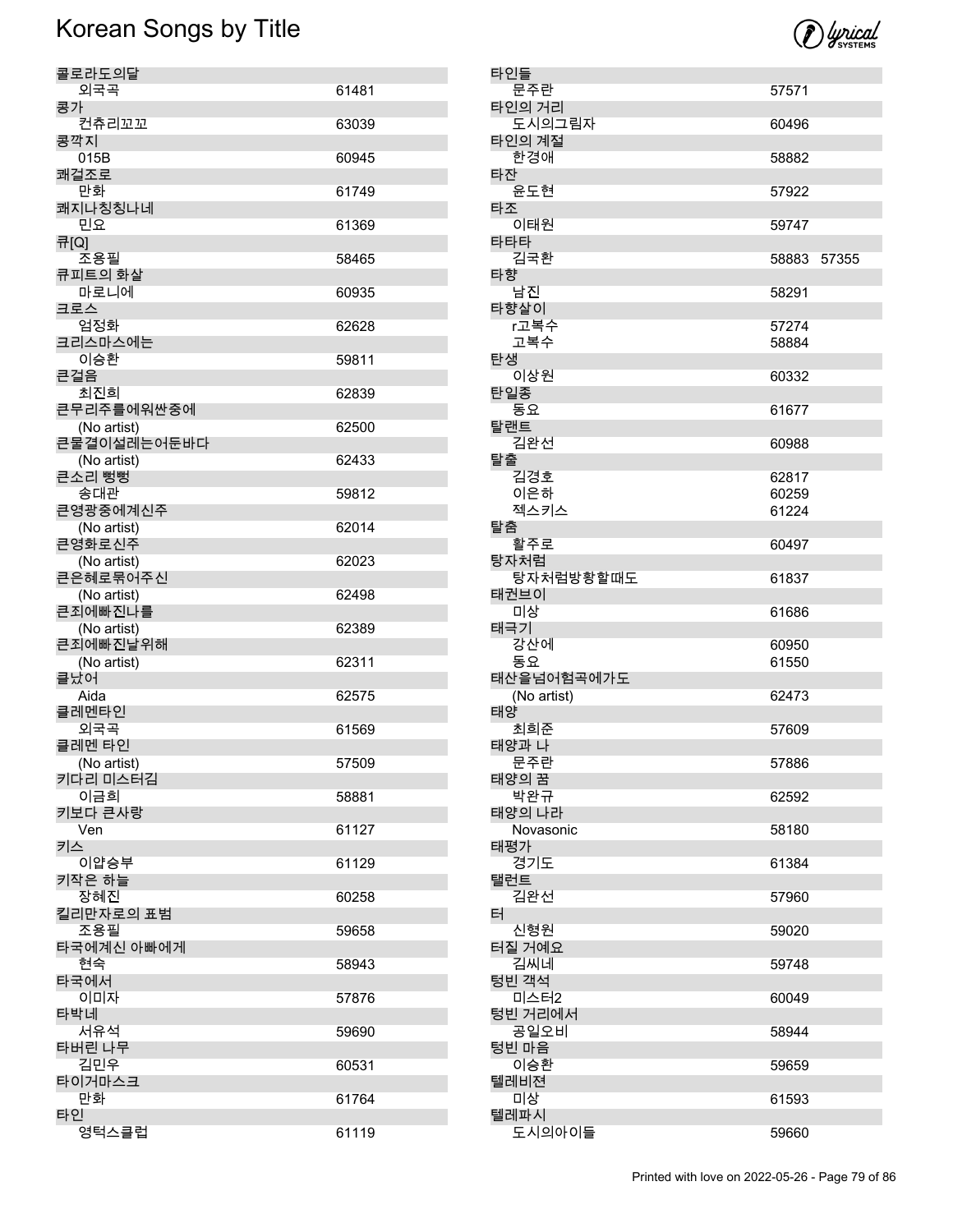# Korean Songs by Title

| Title / Artist | Number |
|---|---|
| **콜로라도의달** | |
| 외국곡 | 61481 |
| **콩가** | |
| 컨츄리꼬꼬 | 63039 |
| **콩깍지** | |
| 015B | 60945 |
| **쾌걸조로** | |
| 만화 | 61749 |
| **쾌지나칭칭나네** | |
| 민요 | 61369 |
| **큐[Q]** | |
| 조용필 | 58465 |
| **큐피트의 화살** | |
| 마로니에 | 60935 |
| **크로스** | |
| 엄정화 | 62628 |
| **크리스마스에는** | |
| 이승환 | 59811 |
| **큰걸음** | |
| 최진희 | 62839 |
| **큰무리주를에워싼중에** | |
| (No artist) | 62500 |
| **큰물결이설레는어둔바다** | |
| (No artist) | 62433 |
| **큰소리 뻥뻥** | |
| 송대관 | 59812 |
| **큰영광중에계신주** | |
| (No artist) | 62014 |
| **큰영화로신주** | |
| (No artist) | 62023 |
| **큰은혜로묶어주신** | |
| (No artist) | 62498 |
| **큰죄에빠진나를** | |
| (No artist) | 62389 |
| **큰죄에빠진날위해** | |
| (No artist) | 62311 |
| **클났어** | |
| Aida | 62575 |
| **클레멘타인** | |
| 외국곡 | 61569 |
| **클레멘 타인** | |
| (No artist) | 57509 |
| **키다리 미스터김** | |
| 이금희 | 58881 |
| **키보다 큰사랑** | |
| Ven | 61127 |
| **키스** | |
| 이압승부 | 61129 |
| **키작은 하늘** | |
| 장혜진 | 60258 |
| **킬리만자로의 표범** | |
| 조용필 | 59658 |
| **타국에계신 아빠에게** | |
| 현숙 | 58943 |
| **타국에서** | |
| 이미자 | 57876 |
| **타박네** | |
| 서유석 | 59690 |
| **타버린 나무** | |
| 김민우 | 60531 |
| **타이거마스크** | |
| 만화 | 61764 |
| **타인** | |
| 영턱스클럽 | 61119 |
| **타인들** | |
| 문주란 | 57571 |
| **타인의 거리** | |
| 도시의그림자 | 60496 |
| **타인의 계절** | |
| 한경애 | 58882 |
| **타잔** | |
| 윤도현 | 57922 |
| **타조** | |
| 이태원 | 59747 |
| **타타타** | |
| 김국환 | 58883 57355 |
| **타향** | |
| 남진 | 58291 |
| **타향살이** | |
| r고복수 | 57274 |
| 고복수 | 58884 |
| **탄생** | |
| 이상원 | 60332 |
| **탄일종** | |
| 동요 | 61677 |
| **탈랜트** | |
| 김완선 | 60988 |
| **탈출** | |
| 김경호 | 62817 |
| 이은하 | 60259 |
| 젝스키스 | 61224 |
| **탈춤** | |
| 활주로 | 60497 |
| **탕자처럼** | |
| 탕자처럼방황할때도 | 61837 |
| **태권브이** | |
| 미상 | 61686 |
| **태극기** | |
| 강산에 | 60950 |
| 동요 | 61550 |
| **태산을넘어험곡에가도** | |
| (No artist) | 62473 |
| **태양** | |
| 최희준 | 57609 |
| **태양과 나** | |
| 문주란 | 57886 |
| **태양의 꿈** | |
| 박완규 | 62592 |
| **태양의 나라** | |
| Novasonic | 58180 |
| **태평가** | |
| 경기도 | 61384 |
| **탤런트** | |
| 김완선 | 57960 |
| **터** | |
| 신형원 | 59020 |
| **터질 거예요** | |
| 김씨네 | 59748 |
| **텅빈 객석** | |
| 미스터2 | 60049 |
| **텅빈 거리에서** | |
| 공일오비 | 58944 |
| **텅빈 마음** | |
| 이승환 | 59659 |
| **텔레비젼** | |
| 미상 | 61593 |
| **텔레파시** | |
| 도시의아이들 | 59660 |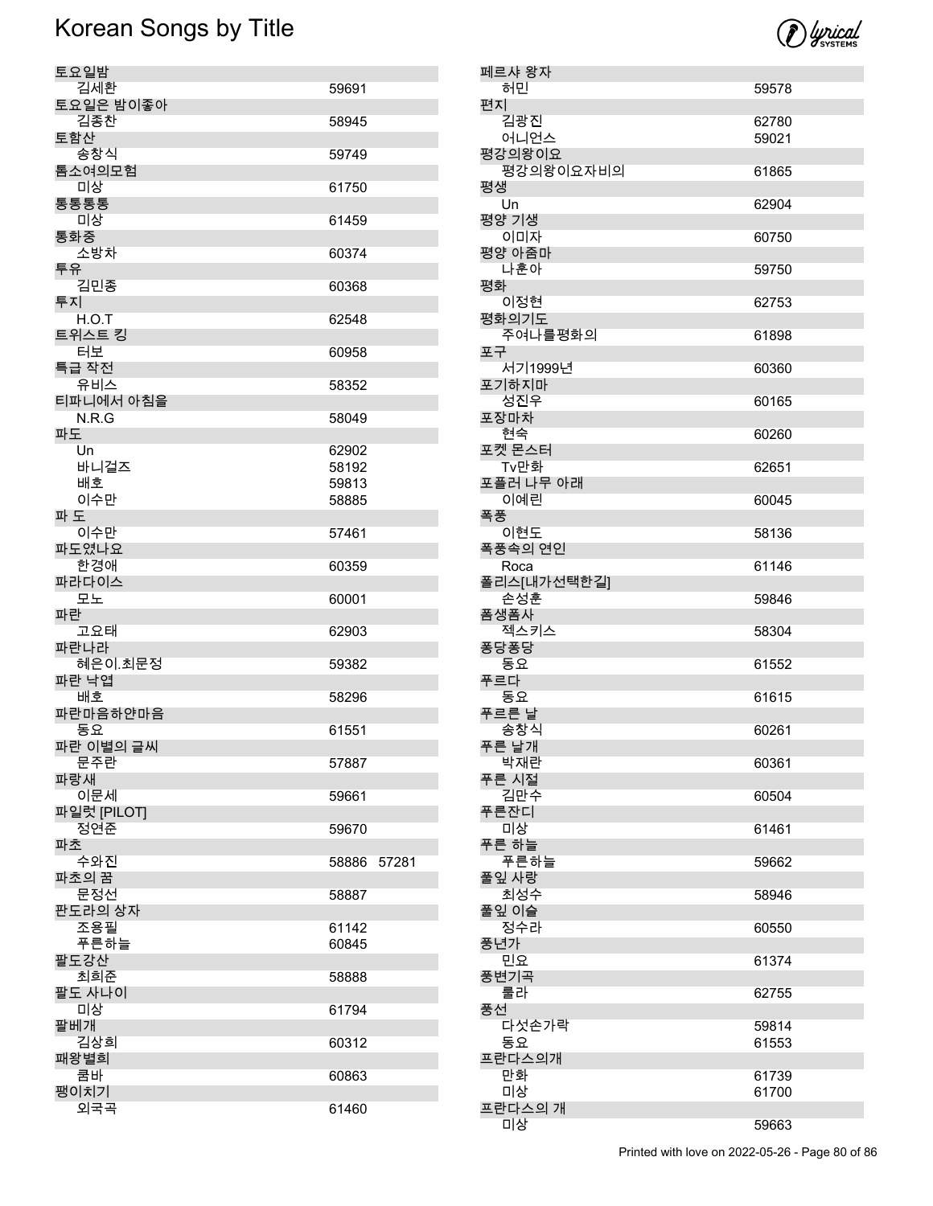# Korean Songs by Title

| Title / Artist | Number |
|---|---|
| **토요일밤** | |
| 김세환 | 59691 |
| **토요일은 밤이좋아** | |
| 김종찬 | 58945 |
| **토함산** | |
| 송창식 | 59749 |
| **톰소여의모험** | |
| 미상 | 61750 |
| **통통통통** | |
| 미상 | 61459 |
| **통화중** | |
| 소방차 | 60374 |
| **투유** | |
| 김민종 | 60368 |
| **투지** | |
| H.O.T | 62548 |
| **트위스트 킹** | |
| 터보 | 60958 |
| **특급 작전** | |
| 유비스 | 58352 |
| **티파니에서 아침을** | |
| N.R.G | 58049 |
| **파도** | |
| Un | 62902 |
| 바니걸즈 | 58192 |
| 배호 | 59813 |
| 이수만 | 58885 |
| **파 도** | |
| 이수만 | 57461 |
| **파도였나요** | |
| 한경애 | 60359 |
| **파라다이스** | |
| 모노 | 60001 |
| **파란** | |
| 고요태 | 62903 |
| **파란나라** | |
| 혜은이.최문정 | 59382 |
| **파란 낙엽** | |
| 배호 | 58296 |
| **파란마음하얀마음** | |
| 동요 | 61551 |
| **파란 이별의 글씨** | |
| 문주란 | 57887 |
| **파랑새** | |
| 이문세 | 59661 |
| **파일럿 [PILOT]** | |
| 정연준 | 59670 |
| **파초** | |
| 수와진 | 58886 57281 |
| **파초의 꿈** | |
| 문정선 | 58887 |
| **판도라의 상자** | |
| 조용필 | 61142 |
| 푸른하늘 | 60845 |
| **팔도강산** | |
| 최희준 | 58888 |
| **팔도 사나이** | |
| 미상 | 61794 |
| **팔베개** | |
| 김상희 | 60312 |
| **패왕별희** | |
| 쿰바 | 60863 |
| **팽이치기** | |
| 외국곡 | 61460 |
| **페르샤 왕자** | |
| 허민 | 59578 |
| **편지** | |
| 김광진 | 62780 |
| 어니언스 | 59021 |
| **평강의왕이요** | |
| 평강의왕이요자비의 | 61865 |
| **평생** | |
| Un | 62904 |
| **평양 기생** | |
| 이미자 | 60750 |
| **평양 아줌마** | |
| 나훈아 | 59750 |
| **평화** | |
| 이정현 | 62753 |
| **평화의기도** | |
| 주여나를평화의 | 61898 |
| **포구** | |
| 서기1999년 | 60360 |
| **포기하지마** | |
| 성진우 | 60165 |
| **포장마차** | |
| 현숙 | 60260 |
| **포켓 몬스터** | |
| Tv만화 | 62651 |
| **포플러 나무 아래** | |
| 이예린 | 60045 |
| **폭풍** | |
| 이현도 | 58136 |
| **폭풍속의 연인** | |
| Roca | 61146 |
| **폴리스[내가선택한길]** | |
| 손성훈 | 59846 |
| **폼생폼사** | |
| 젝스키스 | 58304 |
| **퐁당퐁당** | |
| 동요 | 61552 |
| **푸르다** | |
| 동요 | 61615 |
| **푸르른 날** | |
| 송창식 | 60261 |
| **푸른 날개** | |
| 박재란 | 60361 |
| **푸른 시절** | |
| 김만수 | 60504 |
| **푸른잔디** | |
| 미상 | 61461 |
| **푸른 하늘** | |
| 푸른하늘 | 59662 |
| **풀잎 사랑** | |
| 최성수 | 58946 |
| **풀잎 이슬** | |
| 정수라 | 60550 |
| **풍년가** | |
| 민요 | 61374 |
| **풍변기곡** | |
| 룰라 | 62755 |
| **풍선** | |
| 다섯손가락 | 59814 |
| 동요 | 61553 |
| **프란다스의개** | |
| 만화 | 61739 |
| 미상 | 61700 |
| **프란다스의 개** | |
| 미상 | 59663 |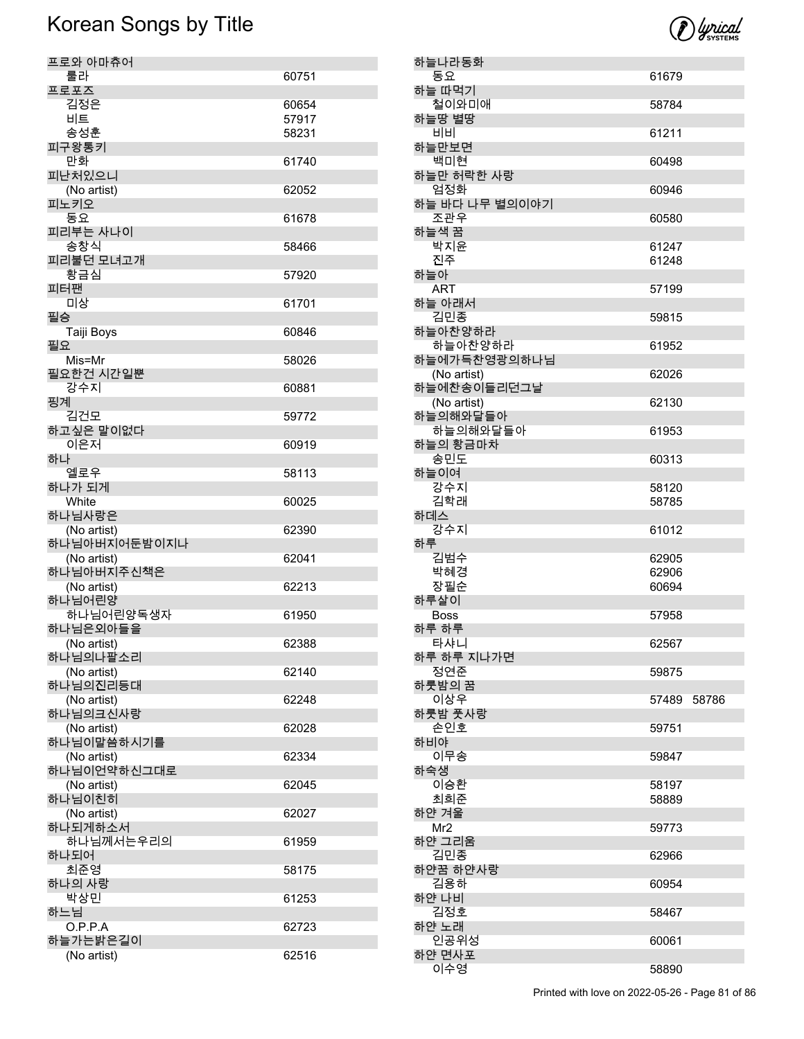# Korean Songs by Title

| Title / Artist | Number |
| --- | --- |
| **프로와 아마츄어** | |
| 룰라 | 60751 |
| **프로포즈** | |
| 김정은 | 60654 |
| 비트 | 57917 |
| 송성훈 | 58231 |
| **피구왕통키** | |
| 만화 | 61740 |
| **피난처있으니** | |
| (No artist) | 62052 |
| **피노키오** | |
| 동요 | 61678 |
| **피리부는 사나이** | |
| 송창식 | 58466 |
| **피리불던 모녀고개** | |
| 황금심 | 57920 |
| **피터팬** | |
| 미상 | 61701 |
| **필승** | |
| Taiji Boys | 60846 |
| **필요** | |
| Mis=Mr | 58026 |
| **필요한건 시간일뿐** | |
| 강수지 | 60881 |
| **핑계** | |
| 김건모 | 59772 |
| **하고싶은 말이없다** | |
| 이은저 | 60919 |
| **하나** | |
| 옐로우 | 58113 |
| **하나가 되게** | |
| White | 60025 |
| **하나님사랑은** | |
| (No artist) | 62390 |
| **하나님아버지어둔밤이지나** | |
| (No artist) | 62041 |
| **하나님아버지주신책은** | |
| (No artist) | 62213 |
| **하나님어린양** | |
| 하나님어린양독생자 | 61950 |
| **하나님은외아들을** | |
| (No artist) | 62388 |
| **하나님의나팔소리** | |
| (No artist) | 62140 |
| **하나님의진리등대** | |
| (No artist) | 62248 |
| **하나님의크신사랑** | |
| (No artist) | 62028 |
| **하나님이말씀하시기를** | |
| (No artist) | 62334 |
| **하나님이언약하신그대로** | |
| (No artist) | 62045 |
| **하나님이친히** | |
| (No artist) | 62027 |
| **하나되게하소서** | |
| 하나님께서는우리의 | 61959 |
| **하나되어** | |
| 최준영 | 58175 |
| **하나의 사랑** | |
| 박상민 | 61253 |
| **하느님** | |
| O.P.P.A | 62723 |
| **하늘가는밝은길이** | |
| (No artist) | 62516 |
| **하늘나라동화** | |
| 동요 | 61679 |
| **하늘 따먹기** | |
| 철이와미애 | 58784 |
| **하늘땅 별땅** | |
| 비비 | 61211 |
| **하늘만보면** | |
| 백미현 | 60498 |
| **하늘만 허락한 사랑** | |
| 엄정화 | 60946 |
| **하늘 바다 나무 별의이야기** | |
| 조관우 | 60580 |
| **하늘색 꿈** | |
| 박지윤 | 61247 |
| 진주 | 61248 |
| **하늘아** | |
| ART | 57199 |
| **하늘 아래서** | |
| 김민종 | 59815 |
| **하늘아찬양하라** | |
| 하늘아찬양하라 | 61952 |
| **하늘에가득찬영광의하나님** | |
| (No artist) | 62026 |
| **하늘에찬송이들리던그날** | |
| (No artist) | 62130 |
| **하늘의해와달들아** | |
| 하늘의해와달들아 | 61953 |
| **하늘의 황금마차** | |
| 송민도 | 60313 |
| **하늘이여** | |
| 강수지 | 58120 |
| 김학래 | 58785 |
| **하데스** | |
| 강수지 | 61012 |
| **하루** | |
| 김범수 | 62905 |
| 박혜경 | 62906 |
| 장필순 | 60694 |
| **하루살이** | |
| Boss | 57958 |
| **하루 하루** | |
| 타샤니 | 62567 |
| **하루 하루 지나가면** | |
| 정연준 | 59875 |
| **하룻밤의 꿈** | |
| 이상우 | 57489 58786 |
| **하룻밤 풋사랑** | |
| 손인호 | 59751 |
| **하비야** | |
| 이무송 | 59847 |
| **하숙생** | |
| 이승환 | 58197 |
| 최희준 | 58889 |
| **하얀 겨울** | |
| Mr2 | 59773 |
| **하얀 그리움** | |
| 김민종 | 62966 |
| **하얀꿈 하얀사랑** | |
| 김용하 | 60954 |
| **하얀 나비** | |
| 김정호 | 58467 |
| **하얀 노래** | |
| 인공위성 | 60061 |
| **하얀 면사포** | |
| 이수영 | 58890 |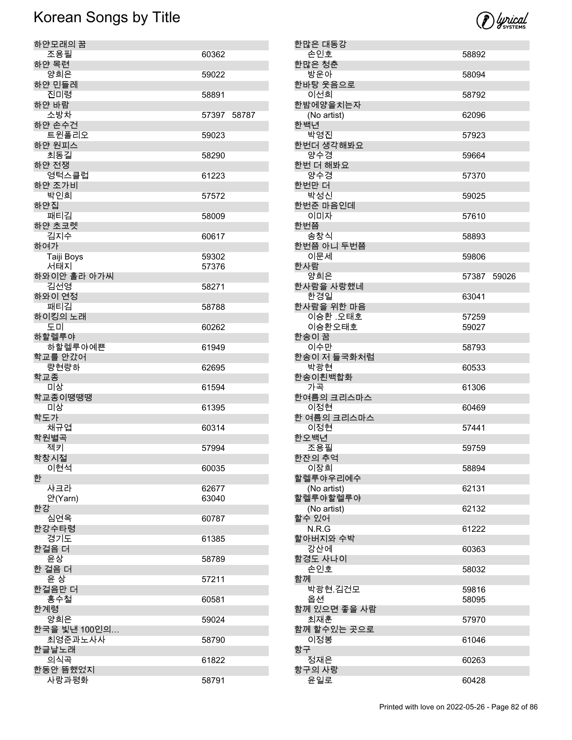# Korean Songs by Title

| Title / Artist | Number(s) |
|---|---|
| **하얀모래의 꿈** | |
| 조용필 | 60362 |
| **하얀 목련** | |
| 양희은 | 59022 |
| **하얀 민들레** | |
| 진미령 | 58891 |
| **하얀 바람** | |
| 소방차 | 57397 58787 |
| **하얀 손수건** | |
| 트윈폴리오 | 59023 |
| **하얀 원피스** | |
| 최동길 | 58290 |
| **하얀 전쟁** | |
| 영턱스클럽 | 61223 |
| **하얀 조가비** | |
| 박인희 | 57572 |
| **하얀집** | |
| 패티김 | 58009 |
| **하얀 초코렛** | |
| 김지수 | 60617 |
| **하여가** | |
| Taiji Boys | 59302 |
| 서태지 | 57376 |
| **하와이안 훌라 아가씨** | |
| 김선영 | 58271 |
| **하와이 연정** | |
| 패티김 | 58788 |
| **하이킹의 노래** | |
| 도미 | 60262 |
| **하할렐루야** | |
| 하할렐루야예쁜 | 61949 |
| **학교를 안갔어** | |
| 량현량하 | 62695 |
| **학교종** | |
| 미상 | 61594 |
| **학교종이땡땡땡** | |
| 미상 | 61395 |
| **학도가** | |
| 채규엽 | 60314 |
| **학원별곡** | |
| 젝키 | 57994 |
| **학창시절** | |
| 이현석 | 60035 |
| **한** | |
| 샤크라 | 62677 |
| 얀(Yarn) | 63040 |
| **한강** | |
| 심연옥 | 60787 |
| **한강수타령** | |
| 경기도 | 61385 |
| **한걸음 더** | |
| 윤상 | 58789 |
| **한 걸음 더** | |
| 윤 상 | 57211 |
| **한걸음만 더** | |
| 홍수철 | 60581 |
| **한계령** | |
| 양희은 | 59024 |
| **한국을 빛낸 100인의…** | |
| 최영준과노사사 | 58790 |
| **한글날노래** | |
| 의식곡 | 61822 |
| **한동안 뜸했었지** | |
| 사랑과평화 | 58791 |
| **한많은 대동강** | |
| 손인호 | 58892 |
| **한많은 청춘** | |
| 방운아 | 58094 |
| **한바탕 웃음으로** | |
| 이선희 | 58792 |
| **한밤에양을치는자** | |
| (No artist) | 62096 |
| **한백년** | |
| 박영진 | 57923 |
| **한번더 생각해봐요** | |
| 양수경 | 59664 |
| **한번 더 해봐요** | |
| 양수경 | 57370 |
| **한번만 더** | |
| 박성신 | 59025 |
| **한번준 마음인데** | |
| 이미자 | 57610 |
| **한번쯤** | |
| 송창식 | 58893 |
| **한번쯤 아니 두번쯤** | |
| 이문세 | 59806 |
| **한사람** | |
| 양희은 | 57387 59026 |
| **한사람을 사랑했네** | |
| 한경일 | 63041 |
| **한사람을 위한 마음** | |
| 이승환 .오태호 | 57259 |
| 이승환오태호 | 59027 |
| **한송이 꿈** | |
| 이수만 | 58793 |
| **한송이 저 들국화처럼** | |
| 박광현 | 60533 |
| **한송이흰백합화** | |
| 가곡 | 61306 |
| **한여름의 크리스마스** | |
| 이정현 | 60469 |
| **한 여름의 크리스마스** | |
| 이정현 | 57441 |
| **한오백년** | |
| 조용필 | 59759 |
| **한잔의 추억** | |
| 이장희 | 58894 |
| **할렐루야우리예수** | |
| (No artist) | 62131 |
| **할렐루야할렐루야** | |
| (No artist) | 62132 |
| **할수 있어** | |
| N.R.G | 61222 |
| **할아버지와 수박** | |
| 강산에 | 60363 |
| **함경도 사나이** | |
| 손인호 | 58032 |
| **함께** | |
| 박광현.김건모 | 59816 |
| 옵션 | 58095 |
| **함께 있으면 좋을 사람** | |
| 최재훈 | 57970 |
| **함께 할수있는 곳으로** | |
| 이정봉 | 61046 |
| **항구** | |
| 정재은 | 60263 |
| **항구의 사랑** | |
| 윤일로 | 60428 |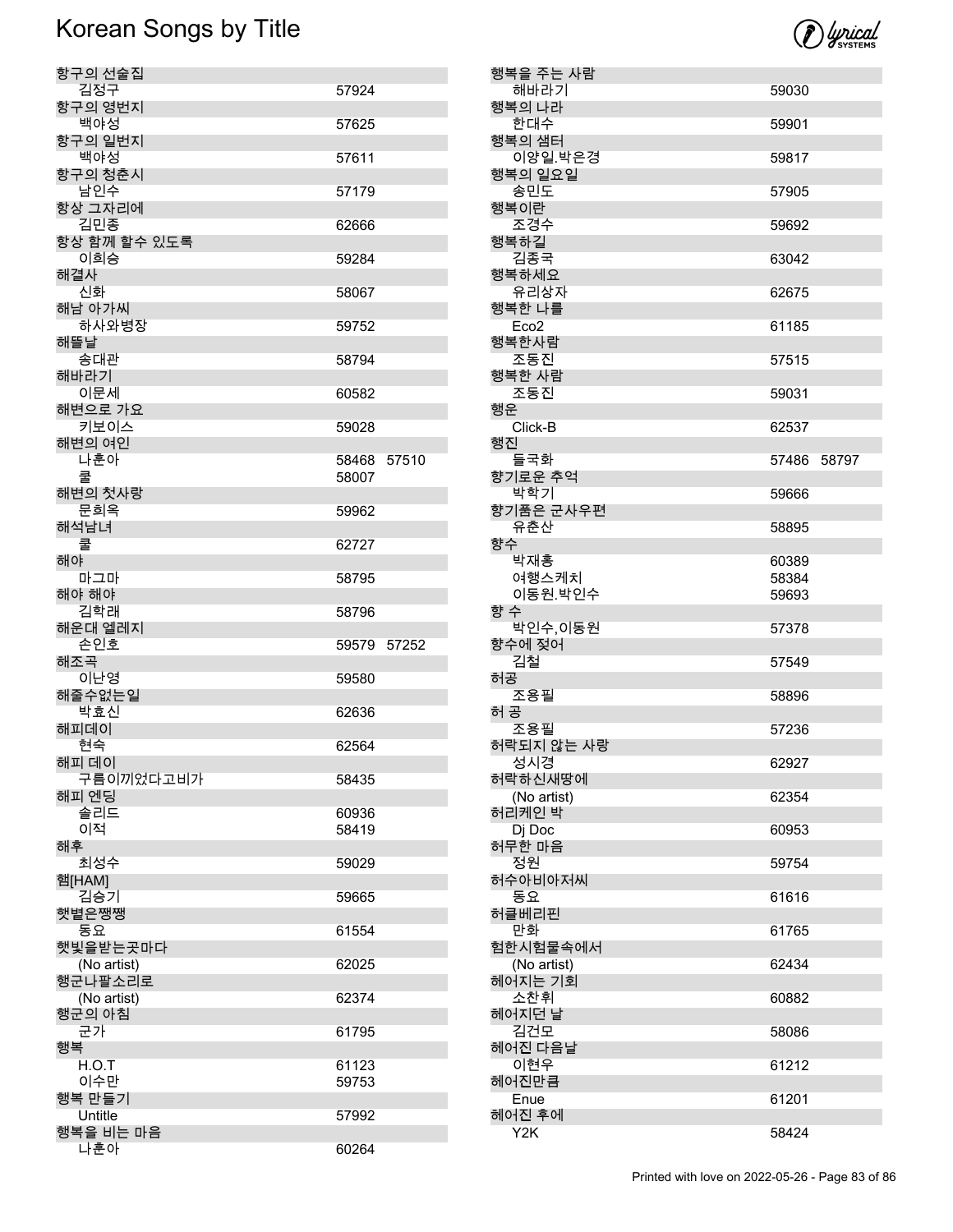# Korean Songs by Title

| Title / Artist | Number |
|---|---|
| **항구의 선술집** | |
| 김정구 | 57924 |
| **항구의 영번지** | |
| 백야성 | 57625 |
| **항구의 일번지** | |
| 백야성 | 57611 |
| **항구의 청춘시** | |
| 남인수 | 57179 |
| **항상 그자리에** | |
| 김민종 | 62666 |
| **항상 함께 할수 있도록** | |
| 이희승 | 59284 |
| **해결사** | |
| 신화 | 58067 |
| **해남 아가씨** | |
| 하사와병장 | 59752 |
| **해뜰날** | |
| 송대관 | 58794 |
| **해바라기** | |
| 이문세 | 60582 |
| **해변으로 가요** | |
| 키보이스 | 59028 |
| **해변의 여인** | |
| 나훈아 | 58468 57510 |
| 쿨 | 58007 |
| **해변의 첫사랑** | |
| 문희옥 | 59962 |
| **해석남녀** | |
| 쿨 | 62727 |
| **해야** | |
| 마그마 | 58795 |
| **해야 해야** | |
| 김학래 | 58796 |
| **해운대 엘레지** | |
| 손인호 | 59579 57252 |
| **해조곡** | |
| 이난영 | 59580 |
| **해줄수없는일** | |
| 박효신 | 62636 |
| **해피데이** | |
| 현숙 | 62564 |
| **해피 데이** | |
| 구름이끼었다고비가 | 58435 |
| **해피 엔딩** | |
| 솔리드 | 60936 |
| 이적 | 58419 |
| **해후** | |
| 최성수 | 59029 |
| **햄[HAM]** | |
| 김승기 | 59665 |
| **햇볕은쨍쨍** | |
| 동요 | 61554 |
| **햇빛을받는곳마다** | |
| (No artist) | 62025 |
| **행군나팔소리로** | |
| (No artist) | 62374 |
| **행군의 아침** | |
| 군가 | 61795 |
| **행복** | |
| H.O.T | 61123 |
| 이수만 | 59753 |
| **행복 만들기** | |
| Untitle | 57992 |
| **행복을 비는 마음** | |
| 나훈아 | 60264 |
| **행복을 주는 사람** | |
| 해바라기 | 59030 |
| **행복의 나라** | |
| 한대수 | 59901 |
| **행복의 샘터** | |
| 이양일.박은경 | 59817 |
| **행복의 일요일** | |
| 송민도 | 57905 |
| **행복이란** | |
| 조경수 | 59692 |
| **행복하길** | |
| 김종국 | 63042 |
| **행복하세요** | |
| 유리상자 | 62675 |
| **행복한 나를** | |
| Eco2 | 61185 |
| **행복한사람** | |
| 조동진 | 57515 |
| **행복한 사람** | |
| 조동진 | 59031 |
| **행운** | |
| Click-B | 62537 |
| **행진** | |
| 들국화 | 57486 58797 |
| **향기로운 추억** | |
| 박학기 | 59666 |
| **향기품은 군사우편** | |
| 유춘산 | 58895 |
| **향수** | |
| 박재홍 | 60389 |
| 여행스케치 | 58384 |
| 이동원.박인수 | 59693 |
| **향 수** | |
| 박인수,이동원 | 57378 |
| **향수에 젖어** | |
| 김철 | 57549 |
| **허공** | |
| 조용필 | 58896 |
| **허 공** | |
| 조용필 | 57236 |
| **허락되지 않는 사랑** | |
| 성시경 | 62927 |
| **허락하신새땅에** | |
| (No artist) | 62354 |
| **허리케인 박** | |
| Dj Doc | 60953 |
| **허무한 마음** | |
| 정원 | 59754 |
| **허수아비아저씨** | |
| 동요 | 61616 |
| **허클베리핀** | |
| 만화 | 61765 |
| **험한시험물속에서** | |
| (No artist) | 62434 |
| **헤어지는 기회** | |
| 소찬휘 | 60882 |
| **헤어지던 날** | |
| 김건모 | 58086 |
| **헤어진 다음날** | |
| 이현우 | 61212 |
| **헤어진만큼** | |
| Enue | 61201 |
| **헤어진 후에** | |
| Y2K | 58424 |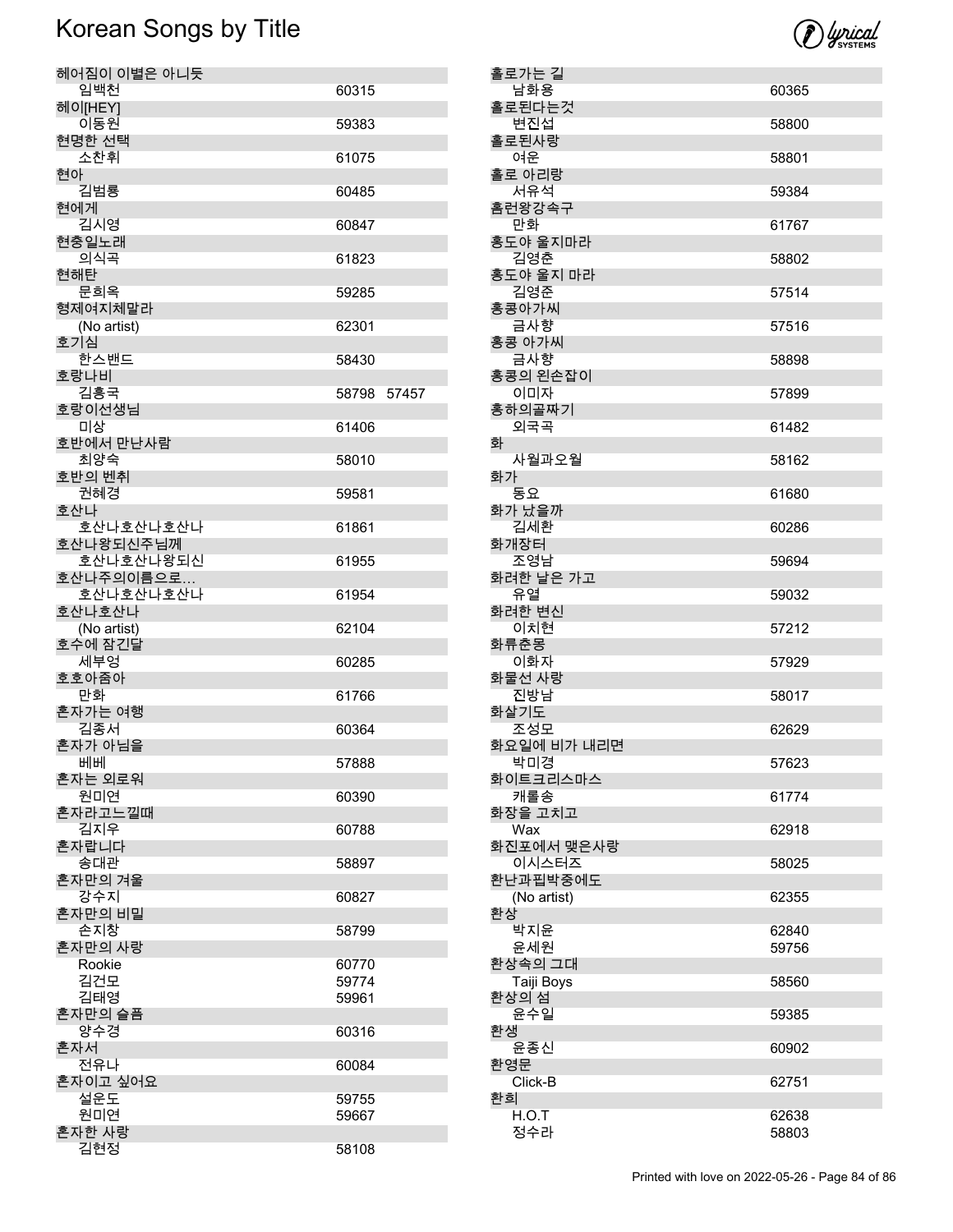# Korean Songs by Title

| Title / Artist | Number |
|---|---|
| 헤어짐이 이별은 아니듯 | |
| 임백천 | 60315 |
| 헤이[HEY] | |
| 이동원 | 59383 |
| 현명한 선택 | |
| 소찬휘 | 61075 |
| 현아 | |
| 김범룡 | 60485 |
| 현에게 | |
| 김시영 | 60847 |
| 현충일노래 | |
| 의식곡 | 61823 |
| 현해탄 | |
| 문희옥 | 59285 |
| 형제여지체말라 | |
| (No artist) | 62301 |
| 호기심 | |
| 한스밴드 | 58430 |
| 호랑나비 | |
| 김흥국 | 58798 57457 |
| 호랑이선생님 | |
| 미상 | 61406 |
| 호반에서 만난사람 | |
| 최양숙 | 58010 |
| 호반의 벤취 | |
| 권혜경 | 59581 |
| 호산나 | |
| 호산나호산나호산나 | 61861 |
| 호산나왕되신주님께 | |
| 호산나호산나왕되신 | 61955 |
| 호산나주의이름으로… | |
| 호산나호산나호산나 | 61954 |
| 호산나호산나 | |
| (No artist) | 62104 |
| 호수에 잠긴달 | |
| 세부엉 | 60285 |
| 호호아줌아 | |
| 만화 | 61766 |
| 혼자가는 여행 | |
| 김종서 | 60364 |
| 혼자가 아님을 | |
| 베베 | 57888 |
| 혼자는 외로워 | |
| 원미연 | 60390 |
| 혼자라고느낄때 | |
| 김지우 | 60788 |
| 혼자랍니다 | |
| 송대관 | 58897 |
| 혼자만의 겨울 | |
| 강수지 | 60827 |
| 혼자만의 비밀 | |
| 손지창 | 58799 |
| 혼자만의 사랑 | |
| Rookie | 60770 |
| 김건모 | 59774 |
| 김태영 | 59961 |
| 혼자만의 슬픔 | |
| 양수경 | 60316 |
| 혼자서 | |
| 전유나 | 60084 |
| 혼자이고 싶어요 | |
| 설운도 | 59755 |
| 원미연 | 59667 |
| 혼자한 사랑 | |
| 김현정 | 58108 |
| 홀로가는 길 | |
| 남화용 | 60365 |
| 홀로된다는것 | |
| 변진섭 | 58800 |
| 홀로된사랑 | |
| 여운 | 58801 |
| 홀로 아리랑 | |
| 서유석 | 59384 |
| 홈런왕강속구 | |
| 만화 | 61767 |
| 홍도야 울지마라 | |
| 김영춘 | 58802 |
| 홍도야 울지 마라 | |
| 김영준 | 57514 |
| 홍콩아가씨 | |
| 금사향 | 57516 |
| 홍콩 아가씨 | |
| 금사향 | 58898 |
| 홍콩의 왼손잡이 | |
| 이미자 | 57899 |
| 홍하의골짜기 | |
| 외국곡 | 61482 |
| 화 | |
| 사월과오월 | 58162 |
| 화가 | |
| 동요 | 61680 |
| 화가 났을까 | |
| 김세환 | 60286 |
| 화개장터 | |
| 조영남 | 59694 |
| 화려한 날은 가고 | |
| 유열 | 59032 |
| 화려한 변신 | |
| 이치현 | 57212 |
| 화류춘몽 | |
| 이화자 | 57929 |
| 화물선 사랑 | |
| 진방남 | 58017 |
| 화살기도 | |
| 조성모 | 62629 |
| 화요일에 비가 내리면 | |
| 박미경 | 57623 |
| 화이트크리스마스 | |
| 캐롤송 | 61774 |
| 화장을 고치고 | |
| Wax | 62918 |
| 화진포에서 맺은사랑 | |
| 이시스터즈 | 58025 |
| 환난과핍박중에도 | |
| (No artist) | 62355 |
| 환상 | |
| 박지윤 | 62840 |
| 윤세원 | 59756 |
| 환상속의 그대 | |
| Taiji Boys | 58560 |
| 환상의 섬 | |
| 윤수일 | 59385 |
| 환생 | |
| 윤종신 | 60902 |
| 환영문 | |
| Click-B | 62751 |
| 환희 | |
| H.O.T | 62638 |
| 정수라 | 58803 |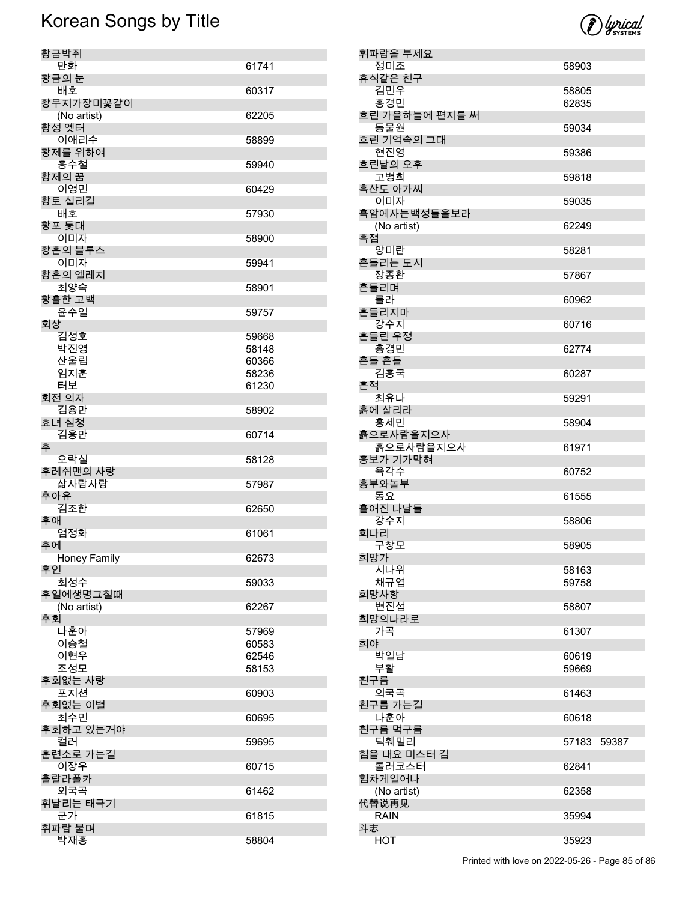# Korean Songs by Title

| Title / Artist | Number |
|---|---|
| **황금박쥐** | |
| 만화 | 61741 |
| **황금의 눈** | |
| 배호 | 60317 |
| **황무지가장미꽃같이** | |
| (No artist) | 62205 |
| **황성 옛터** | |
| 이애리수 | 58899 |
| **황제를 위하여** | |
| 홍수철 | 59940 |
| **황제의 꿈** | |
| 이영민 | 60429 |
| **황토 십리길** | |
| 배호 | 57930 |
| **황포 돛대** | |
| 이미자 | 58900 |
| **황혼의 블루스** | |
| 이미자 | 59941 |
| **황혼의 엘레지** | |
| 최양숙 | 58901 |
| **황홀한 고백** | |
| 윤수일 | 59757 |
| **회상** | |
| 김성호 | 59668 |
| 박진영 | 58148 |
| 산울림 | 60366 |
| 임지훈 | 58236 |
| 터보 | 61230 |
| **회전 의자** | |
| 김용만 | 58902 |
| **효녀 심청** | |
| 김용만 | 60714 |
| **후** | |
| 오락실 | 58128 |
| **후레쉬맨의 사랑** | |
| 삶사람사랑 | 57987 |
| **후아유** | |
| 김조한 | 62650 |
| **후애** | |
| 엄정화 | 61061 |
| **후에** | |
| Honey Family | 62673 |
| **후인** | |
| 최성수 | 59033 |
| **후일에생명그칠때** | |
| (No artist) | 62267 |
| **후회** | |
| 나훈아 | 57969 |
| 이승철 | 60583 |
| 이현우 | 62546 |
| 조성모 | 58153 |
| **후회없는 사랑** | |
| 포지션 | 60903 |
| **후회없는 이별** | |
| 최수민 | 60695 |
| **후회하고 있는거야** | |
| 컬러 | 59695 |
| **훈련소로 가는길** | |
| 이장우 | 60715 |
| **훌랄라폴카** | |
| 외국곡 | 61462 |
| **휘날리는 태극기** | |
| 군가 | 61815 |
| **휘파람 불며** | |
| 박재홍 | 58804 |
| **휘파람을 부세요** | |
| 정미조 | 58903 |
| **휴식같은 친구** | |
| 김민우 | 58805 |
| 홍경민 | 62835 |
| **흐린 가을하늘에 편지를 써** | |
| 동물원 | 59034 |
| **흐린 기억속의 그대** | |
| 현진영 | 59386 |
| **흐린날의 오후** | |
| 고병희 | 59818 |
| **흑산도 아가씨** | |
| 이미자 | 59035 |
| **흑암에사는백성들을보라** | |
| (No artist) | 62249 |
| **흑점** | |
| 양미란 | 58281 |
| **흔들리는 도시** | |
| 장종환 | 57867 |
| **흔들리며** | |
| 룰라 | 60962 |
| **흔들리지마** | |
| 강수지 | 60716 |
| **흔들린 우정** | |
| 홍경민 | 62774 |
| **흔들 흔들** | |
| 김흥국 | 60287 |
| **흔적** | |
| 최유나 | 59291 |
| **흙에 살리라** | |
| 홍세민 | 58904 |
| **흙으로사람을지으사** | |
| 흙으로사람을지으사 | 61971 |
| **흥보가 기가막혀** | |
| 육각수 | 60752 |
| **흥부와놀부** | |
| 동요 | 61555 |
| **흩어진 나날들** | |
| 강수지 | 58806 |
| **희나리** | |
| 구창모 | 58905 |
| **희망가** | |
| 시나위 | 58163 |
| 채규엽 | 59758 |
| **희망사항** | |
| 변진섭 | 58807 |
| **희망의나라로** | |
| 가곡 | 61307 |
| **희야** | |
| 박일남 | 60619 |
| 부활 | 59669 |
| **흰구름** | |
| 외국곡 | 61463 |
| **흰구름 가는길** | |
| 나훈아 | 60618 |
| **흰구름 먹구름** | |
| 딕훼밀리 | 57183 59387 |
| **힘을 내요 미스터 김** | |
| 롤러코스터 | 62841 |
| **힘차게일어나** | |
| (No artist) | 62358 |
| **代替说再见** | |
| RAIN | 35994 |
| **斗志** | |
| HOT | 35923 |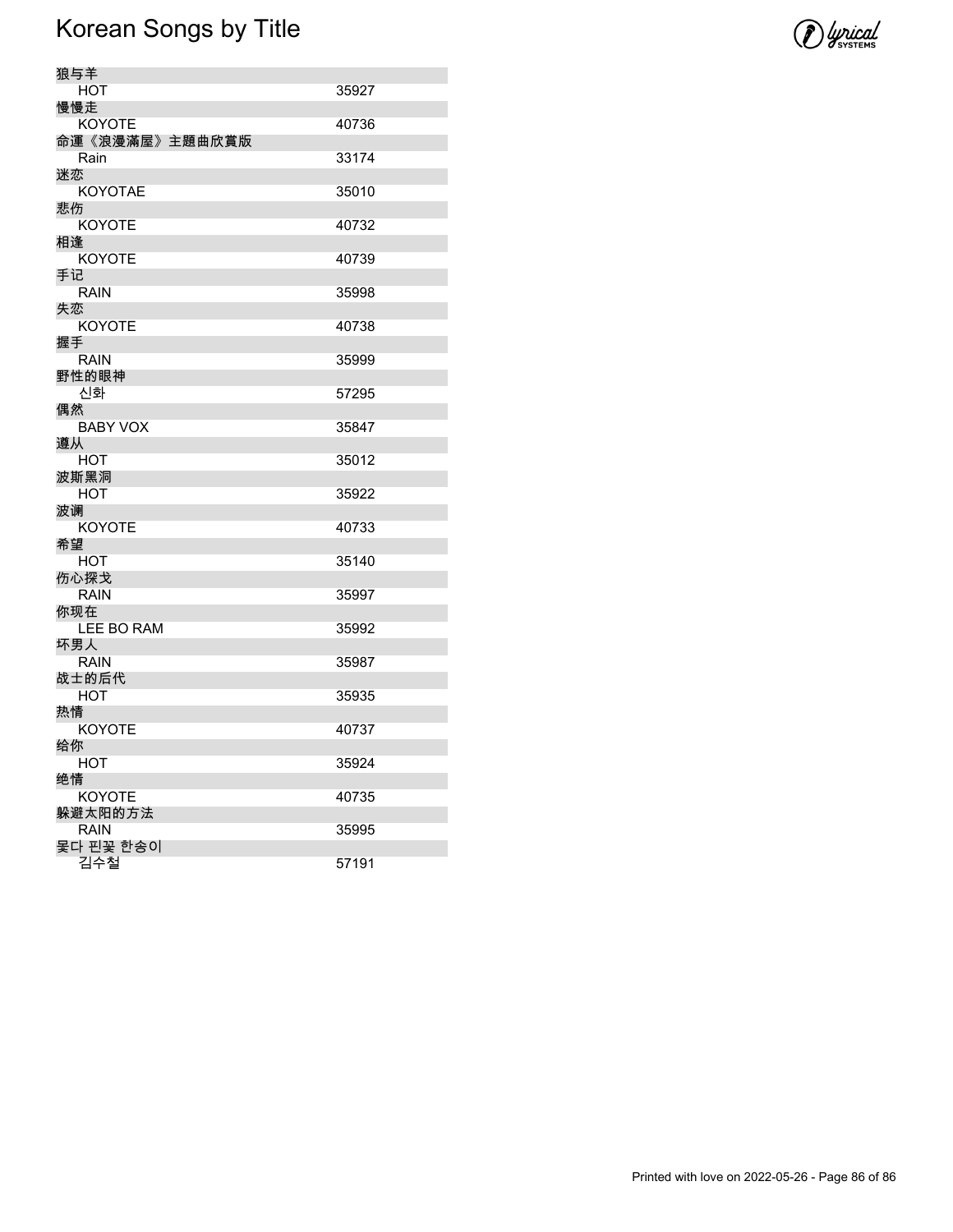# Korean Songs by Title

| | |
|---|---|
| 狼与羊 | |
| HOT | 35927 |
| 慢慢走 | |
| KOYOTE | 40736 |
| 命運《浪漫滿屋》主題曲欣賞版 | |
| Rain | 33174 |
| 迷恋 | |
| KOYOTAE | 35010 |
| 悲伤 | |
| KOYOTE | 40732 |
| 相逢 | |
| KOYOTE | 40739 |
| 手记 | |
| RAIN | 35998 |
| 失恋 | |
| KOYOTE | 40738 |
| 握手 | |
| RAIN | 35999 |
| 野性的眼神 | |
| 신화 | 57295 |
| 偶然 | |
| BABY VOX | 35847 |
| 遵从 | |
| HOT | 35012 |
| 波斯黑洞 | |
| HOT | 35922 |
| 波调 | |
| KOYOTE | 40733 |
| 希望 | |
| HOT | 35140 |
| 伤心探戈 | |
| RAIN | 35997 |
| 你现在 | |
| LEE BO RAM | 35992 |
| 坏男人 | |
| RAIN | 35987 |
| 战士的后代 | |
| HOT | 35935 |
| 热情 | |
| KOYOTE | 40737 |
| 给你 | |
| HOT | 35924 |
| 绝情 | |
| KOYOTE | 40735 |
| 躲避太阳的方法 | |
| RAIN | 35995 |
| 못다 핀꽃 한송이 | |
| 김수철 | 57191 |